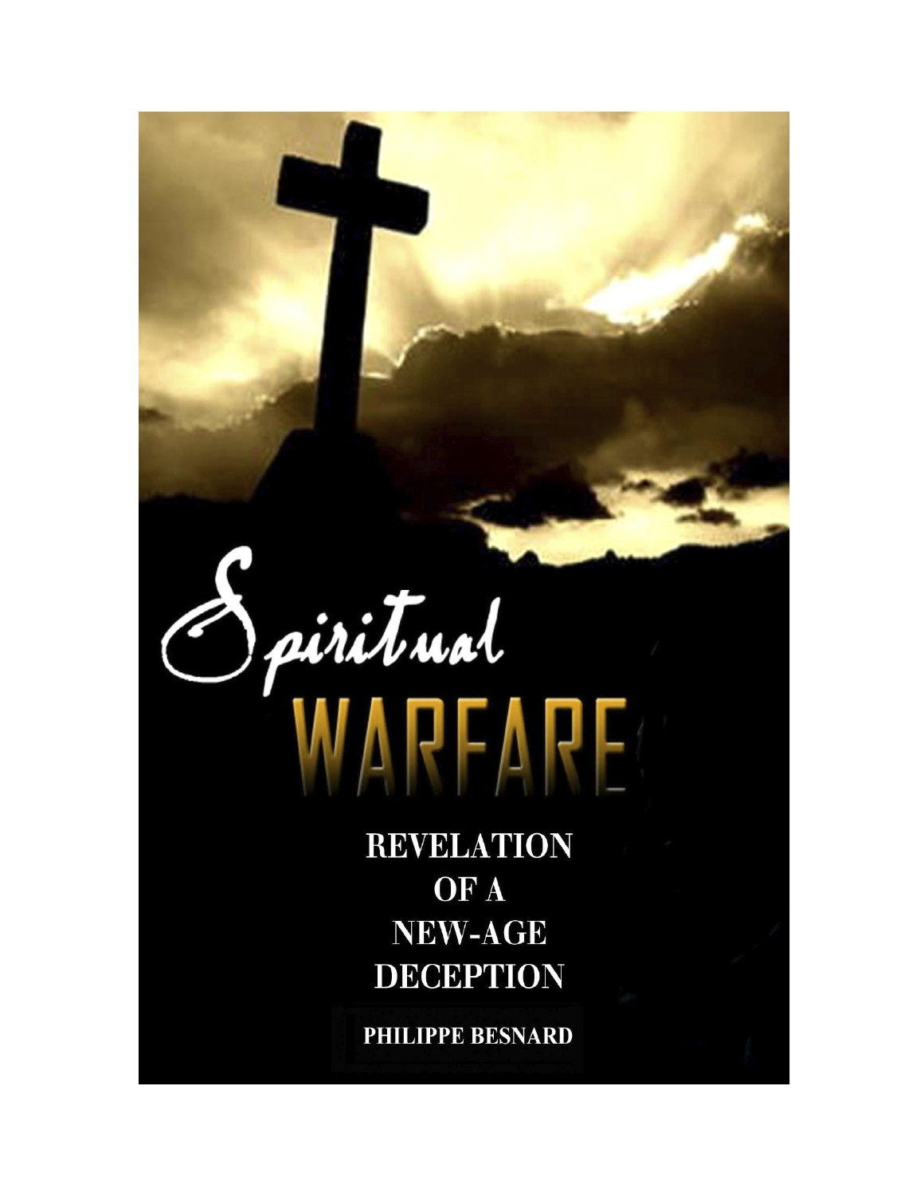# Spiritual WARFARE

## REVELATION OF A NEW-AGE DECEPTION

**PHILIPPE BESNARD**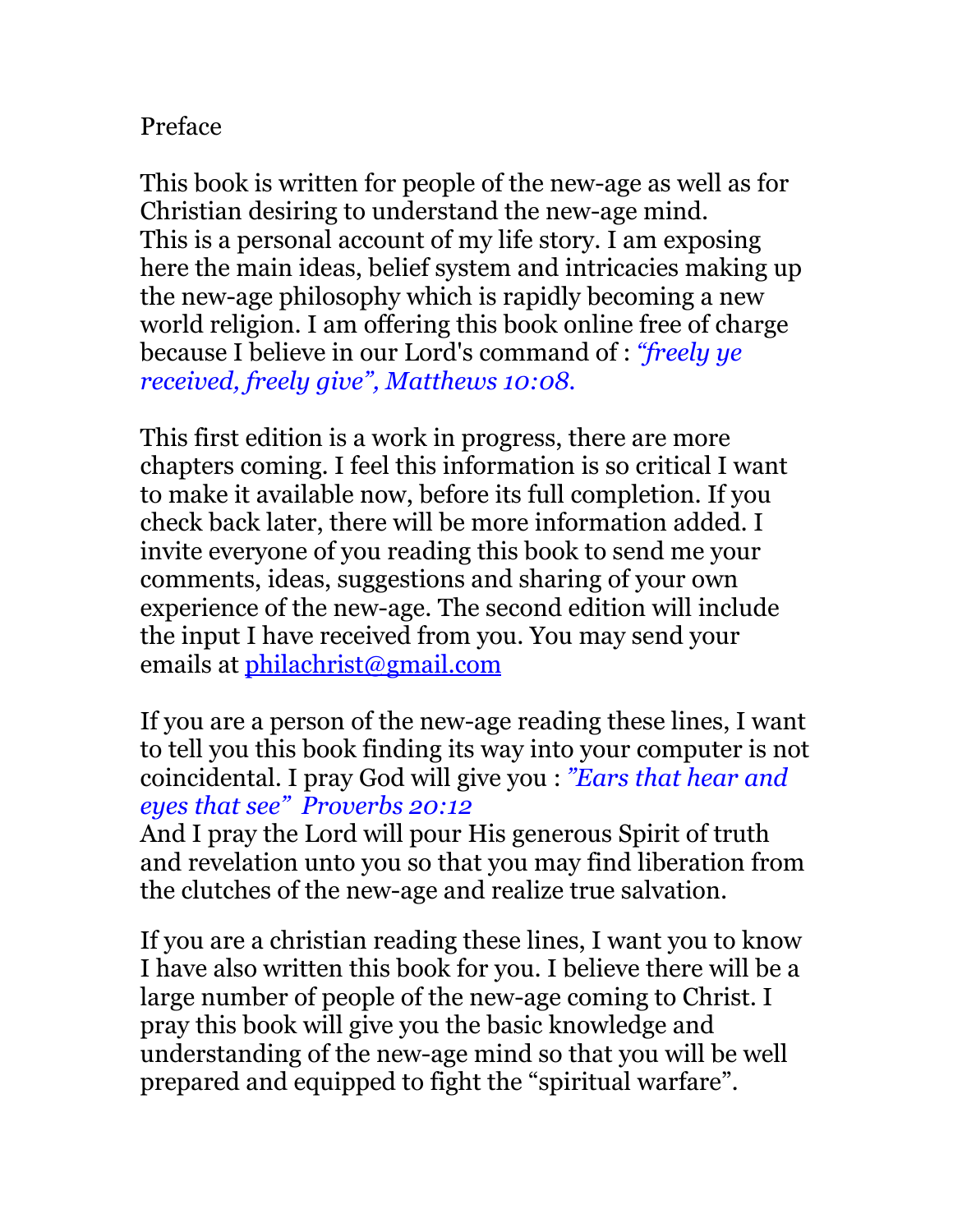# Preface

This book is written for people of the new-age as well as for Christian desiring to understand the new-age mind. This is a personal account of my life story. I am exposing here the main ideas, belief system and intricacies making up the new-age philosophy which is rapidly becoming a new world religion. I am offering this book online free of charge because I believe in our Lord's command of : *"freely ye received, freely give", Matthews 10:08.*

This first edition is a work in progress, there are more chapters coming. I feel this information is so critical I want to make it available now, before its full completion. If you check back later, there will be more information added. I invite everyone of you reading this book to send me your comments, ideas, suggestions and sharing of your own experience of the new-age. The second edition will include the input I have received from you. You may send your emails at philachrist@gmail.com

If you are a person of the new-age reading these lines, I want to tell you this book finding its way into your computer is not coincidental. I pray God will give you : *"Ears that hear and eyes that see" Proverbs 20:12*
And I pray the Lord will pour His generous Spirit of truth and revelation unto you so that you may find liberation from the clutches of the new-age and realize true salvation.

If you are a christian reading these lines, I want you to know I have also written this book for you. I believe there will be a large number of people of the new-age coming to Christ. I pray this book will give you the basic knowledge and understanding of the new-age mind so that you will be well prepared and equipped to fight the "spiritual warfare".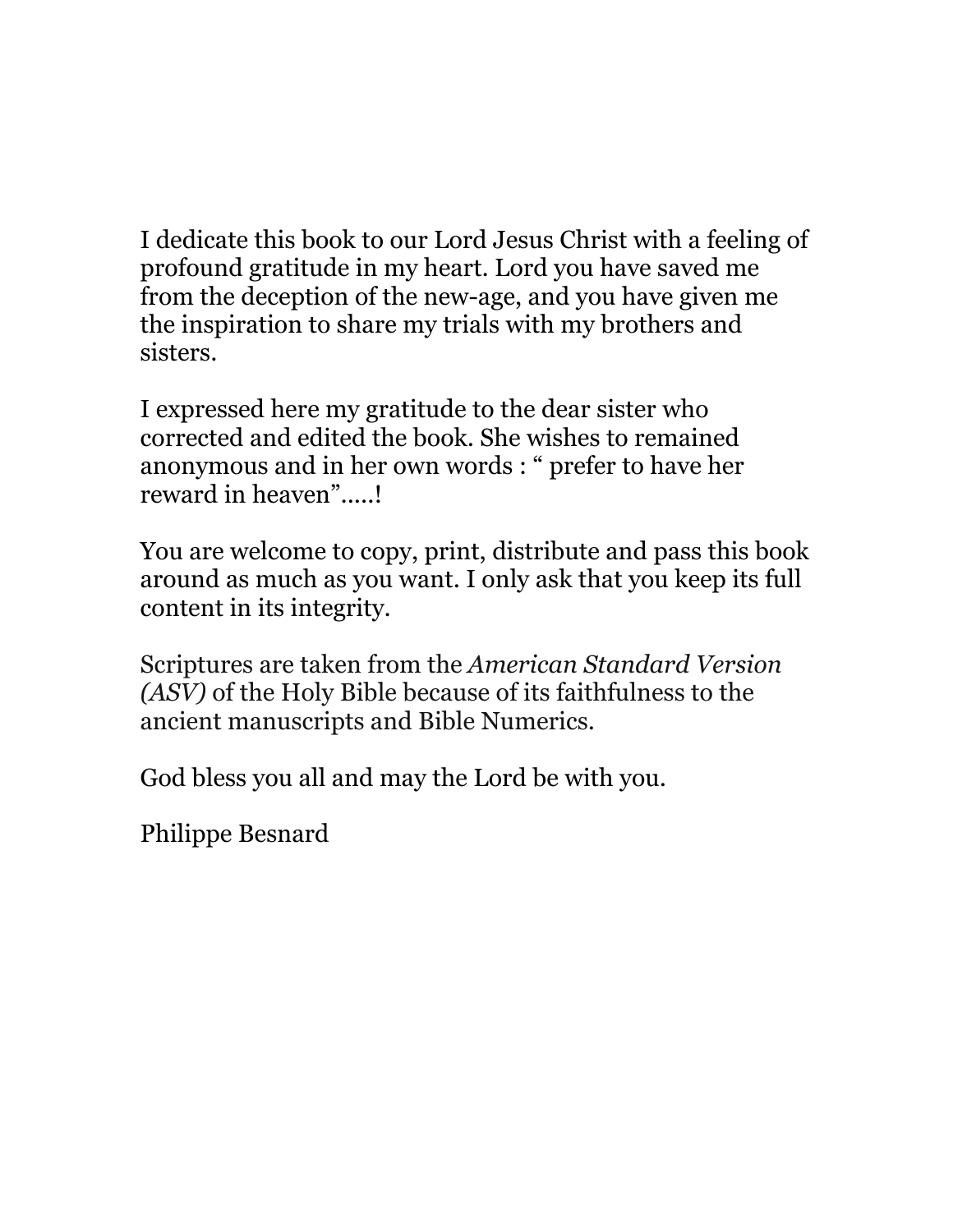I dedicate this book to our Lord Jesus Christ with a feeling of profound gratitude in my heart. Lord you have saved me from the deception of the new-age, and you have given me the inspiration to share my trials with my brothers and sisters.

I expressed here my gratitude to the dear sister who corrected and edited the book. She wishes to remained anonymous and in her own words : " prefer to have her reward in heaven"…..!

You are welcome to copy, print, distribute and pass this book around as much as you want. I only ask that you keep its full content in its integrity.

Scriptures are taken from the *American Standard Version (ASV)* of the Holy Bible because of its faithfulness to the ancient manuscripts and Bible Numerics.

God bless you all and may the Lord be with you.

Philippe Besnard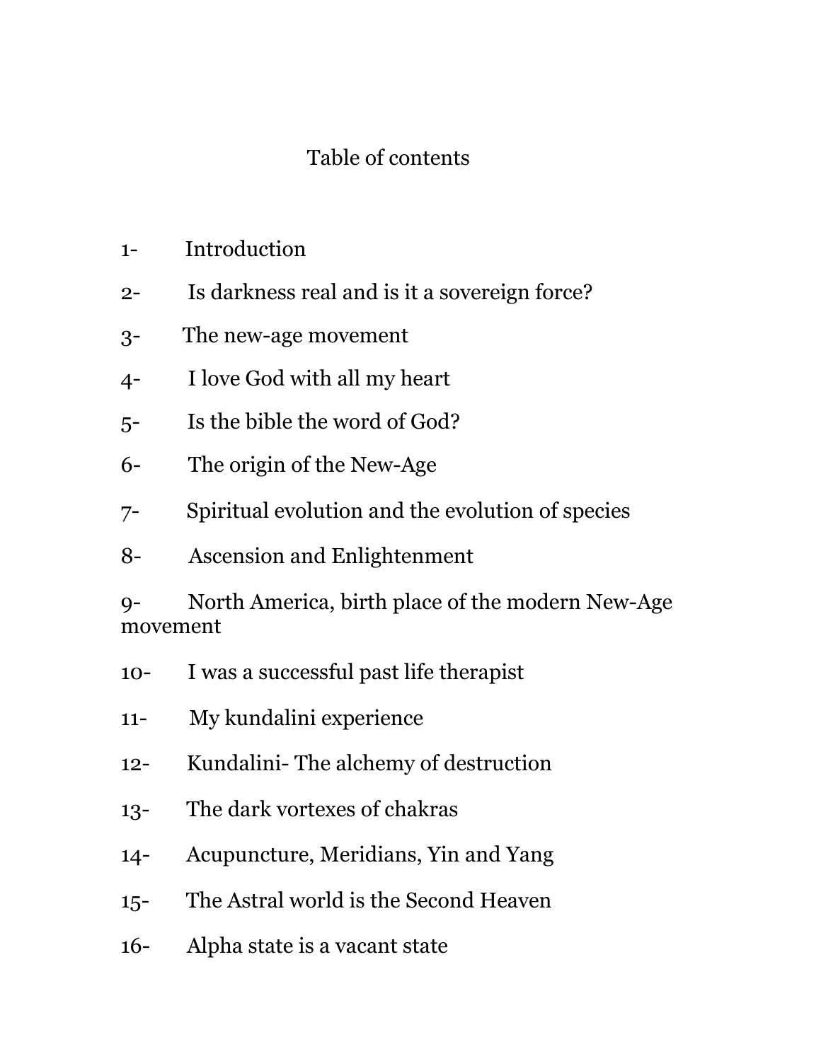# Table of contents

1- Introduction

2- Is darkness real and is it a sovereign force?

3- The new-age movement

4- I love God with all my heart

5- Is the bible the word of God?

6- The origin of the New-Age

7- Spiritual evolution and the evolution of species

8- Ascension and Enlightenment

9- North America, birth place of the modern New-Age movement

10- I was a successful past life therapist

11- My kundalini experience

12- Kundalini- The alchemy of destruction

13- The dark vortexes of chakras

14- Acupuncture, Meridians, Yin and Yang

15- The Astral world is the Second Heaven

16- Alpha state is a vacant state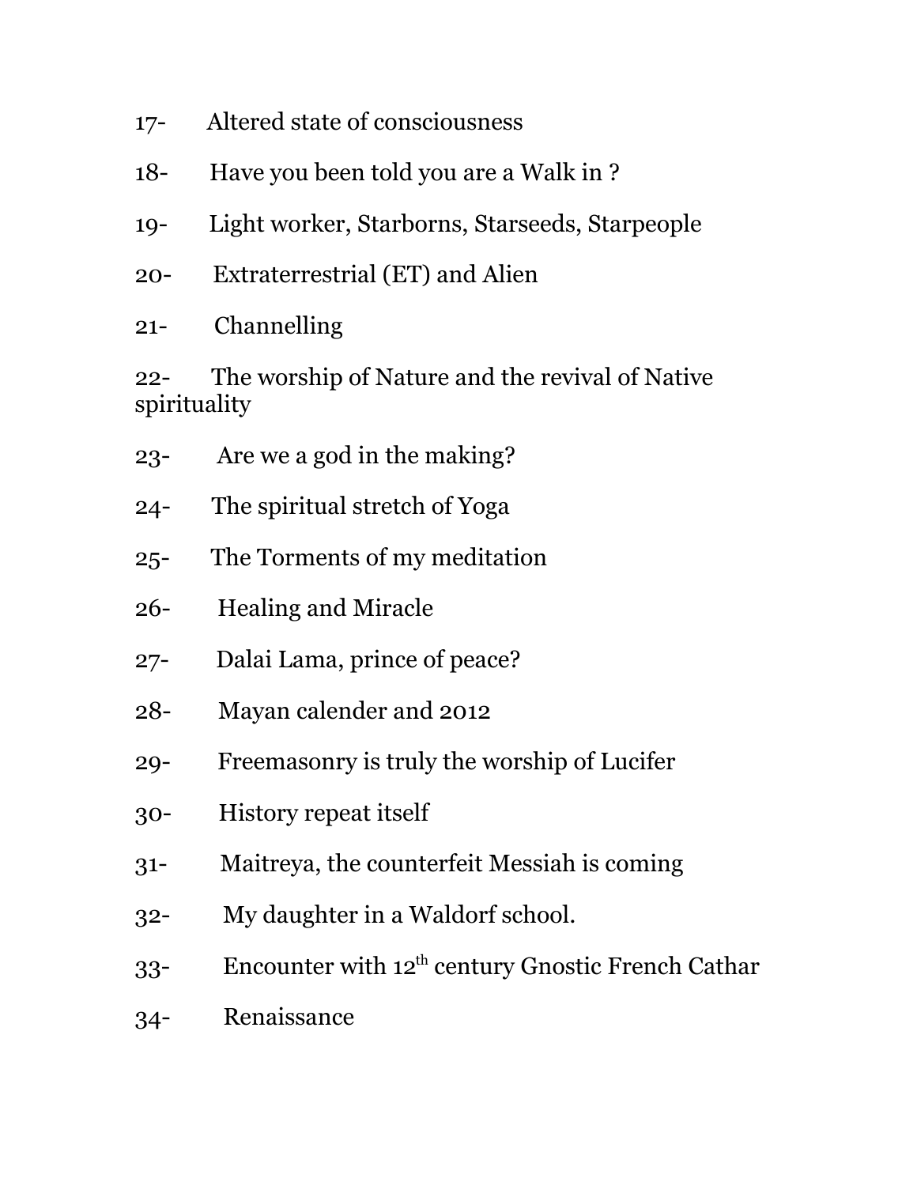17- Altered state of consciousness

18- Have you been told you are a Walk in ?

19- Light worker, Starborns, Starseeds, Starpeople

20- Extraterrestrial (ET) and Alien

21- Channelling

22- The worship of Nature and the revival of Native spirituality

23- Are we a god in the making?

24- The spiritual stretch of Yoga

25- The Torments of my meditation

26- Healing and Miracle

27- Dalai Lama, prince of peace?

28- Mayan calender and 2012

29- Freemasonry is truly the worship of Lucifer

30- History repeat itself

31- Maitreya, the counterfeit Messiah is coming

32- My daughter in a Waldorf school.

33- Encounter with 12th century Gnostic French Cathar

34- Renaissance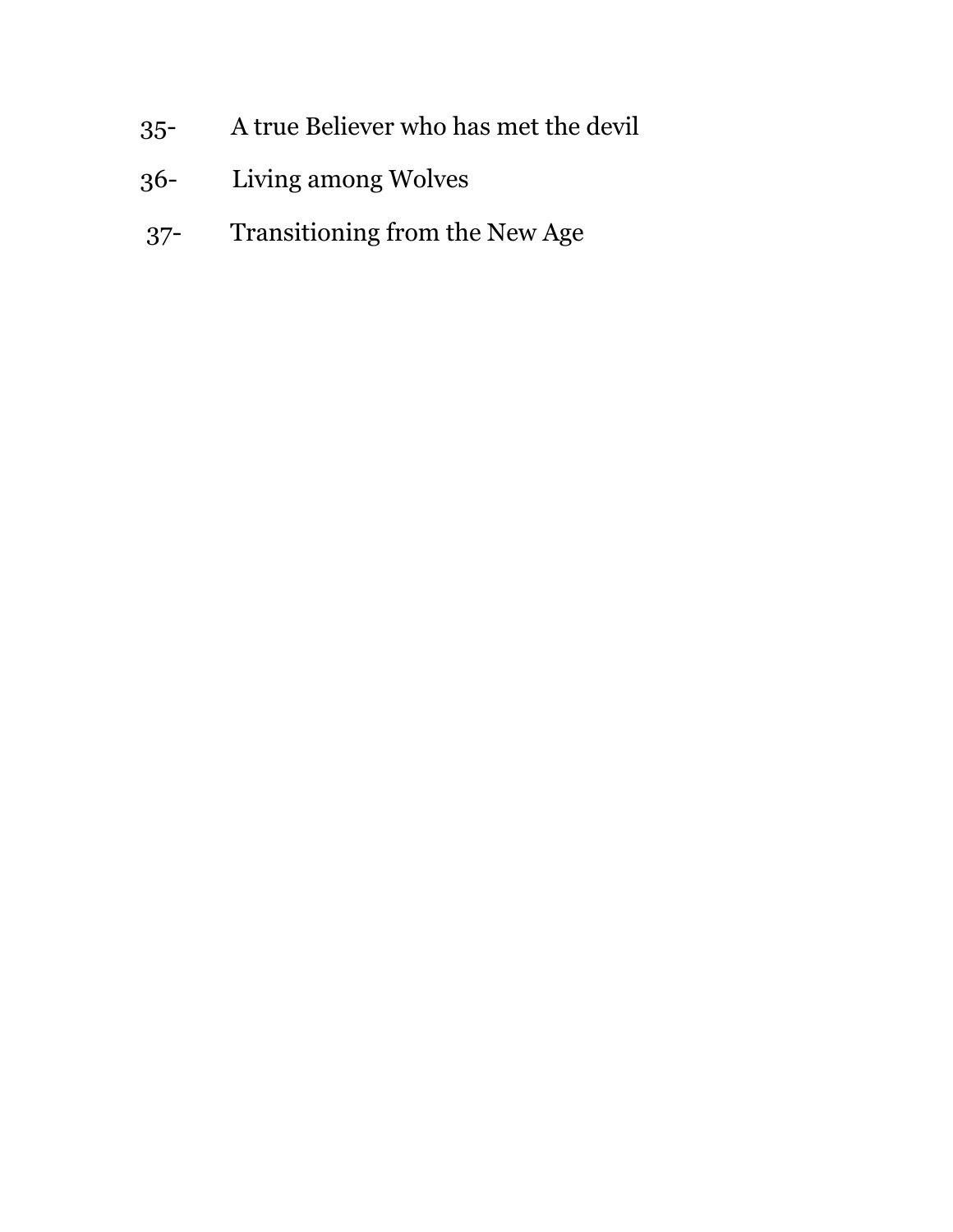35- A true Believer who has met the devil

36- Living among Wolves

37- Transitioning from the New Age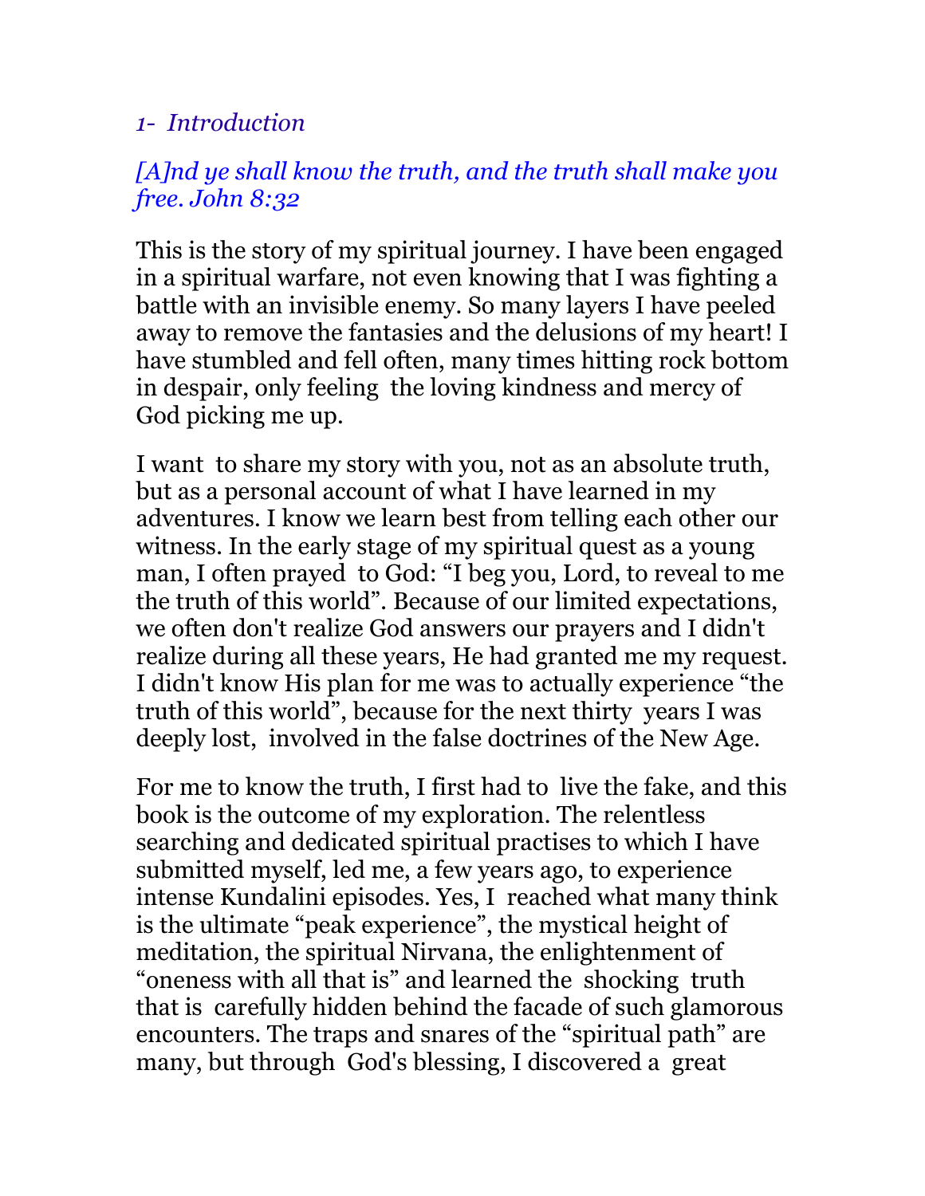## *1- Introduction*

*[A]nd ye shall know the truth, and the truth shall make you free. John 8:32*

This is the story of my spiritual journey. I have been engaged in a spiritual warfare, not even knowing that I was fighting a battle with an invisible enemy. So many layers I have peeled away to remove the fantasies and the delusions of my heart! I have stumbled and fell often, many times hitting rock bottom in despair, only feeling the loving kindness and mercy of God picking me up.

I want to share my story with you, not as an absolute truth, but as a personal account of what I have learned in my adventures. I know we learn best from telling each other our witness. In the early stage of my spiritual quest as a young man, I often prayed to God: "I beg you, Lord, to reveal to me the truth of this world". Because of our limited expectations, we often don't realize God answers our prayers and I didn't realize during all these years, He had granted me my request. I didn't know His plan for me was to actually experience "the truth of this world", because for the next thirty years I was deeply lost, involved in the false doctrines of the New Age.

For me to know the truth, I first had to live the fake, and this book is the outcome of my exploration. The relentless searching and dedicated spiritual practises to which I have submitted myself, led me, a few years ago, to experience intense Kundalini episodes. Yes, I reached what many think is the ultimate "peak experience", the mystical height of meditation, the spiritual Nirvana, the enlightenment of "oneness with all that is" and learned the shocking truth that is carefully hidden behind the facade of such glamorous encounters. The traps and snares of the "spiritual path" are many, but through God's blessing, I discovered a great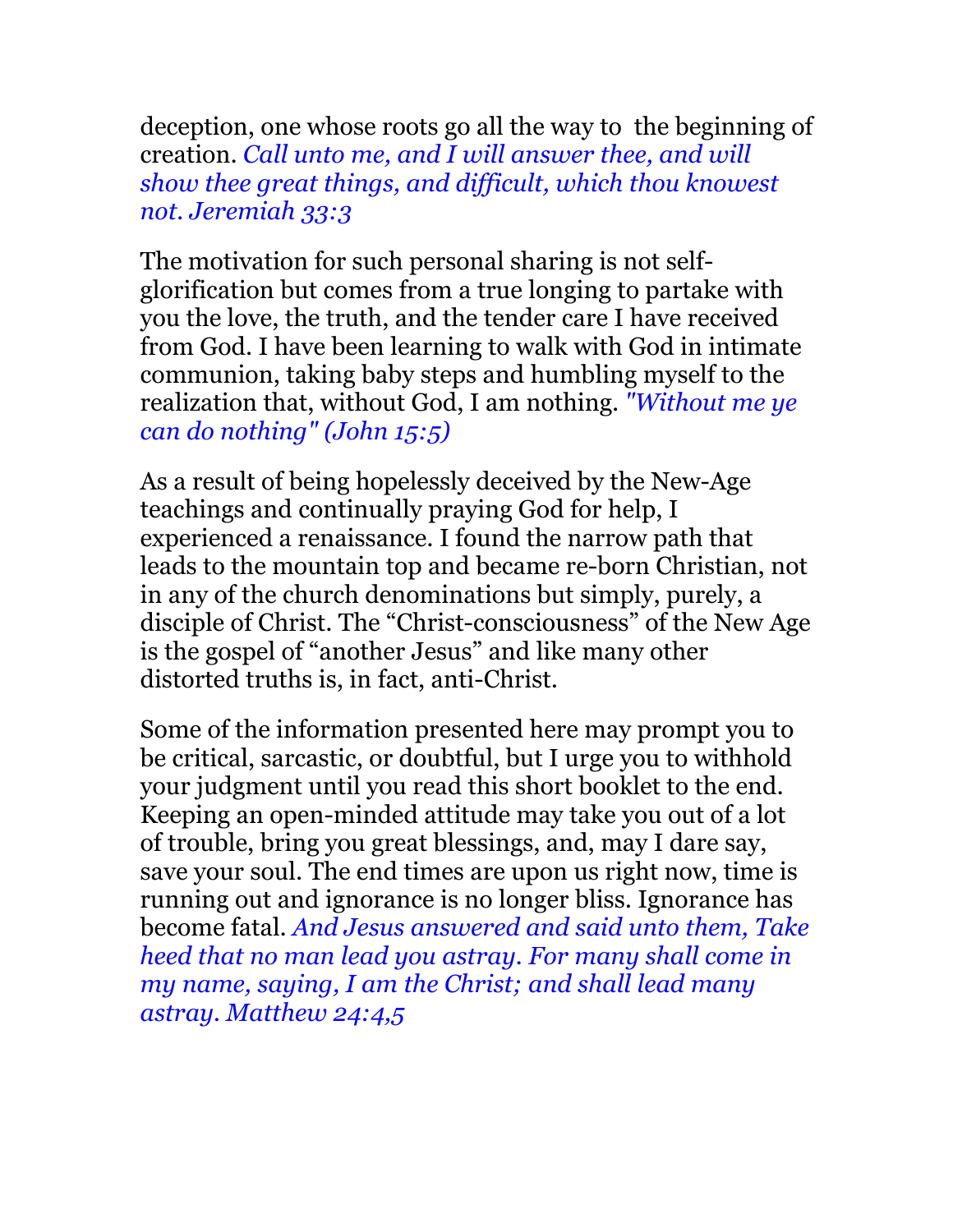deception, one whose roots go all the way to the beginning of creation. *Call unto me, and I will answer thee, and will show thee great things, and difficult, which thou knowest not. Jeremiah 33:3*

The motivation for such personal sharing is not self-glorification but comes from a true longing to partake with you the love, the truth, and the tender care I have received from God. I have been learning to walk with God in intimate communion, taking baby steps and humbling myself to the realization that, without God, I am nothing. *"Without me ye can do nothing" (John 15:5)*

As a result of being hopelessly deceived by the New-Age teachings and continually praying God for help, I experienced a renaissance. I found the narrow path that leads to the mountain top and became re-born Christian, not in any of the church denominations but simply, purely, a disciple of Christ. The "Christ-consciousness" of the New Age is the gospel of "another Jesus" and like many other distorted truths is, in fact, anti-Christ.

Some of the information presented here may prompt you to be critical, sarcastic, or doubtful, but I urge you to withhold your judgment until you read this short booklet to the end. Keeping an open-minded attitude may take you out of a lot of trouble, bring you great blessings, and, may I dare say, save your soul. The end times are upon us right now, time is running out and ignorance is no longer bliss. Ignorance has become fatal. *And Jesus answered and said unto them, Take heed that no man lead you astray. For many shall come in my name, saying, I am the Christ; and shall lead many astray. Matthew 24:4,5*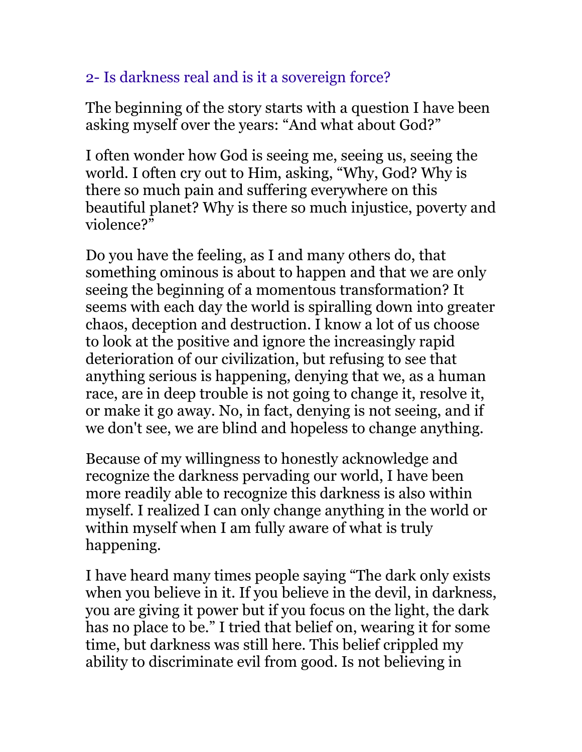## 2- Is darkness real and is it a sovereign force?

The beginning of the story starts with a question I have been asking myself over the years: "And what about God?"

I often wonder how God is seeing me, seeing us, seeing the world. I often cry out to Him, asking, "Why, God? Why is there so much pain and suffering everywhere on this beautiful planet? Why is there so much injustice, poverty and violence?"

Do you have the feeling, as I and many others do, that something ominous is about to happen and that we are only seeing the beginning of a momentous transformation? It seems with each day the world is spiralling down into greater chaos, deception and destruction. I know a lot of us choose to look at the positive and ignore the increasingly rapid deterioration of our civilization, but refusing to see that anything serious is happening, denying that we, as a human race, are in deep trouble is not going to change it, resolve it, or make it go away. No, in fact, denying is not seeing, and if we don't see, we are blind and hopeless to change anything.

Because of my willingness to honestly acknowledge and recognize the darkness pervading our world, I have been more readily able to recognize this darkness is also within myself. I realized I can only change anything in the world or within myself when I am fully aware of what is truly happening.

I have heard many times people saying "The dark only exists when you believe in it. If you believe in the devil, in darkness, you are giving it power but if you focus on the light, the dark has no place to be." I tried that belief on, wearing it for some time, but darkness was still here. This belief crippled my ability to discriminate evil from good. Is not believing in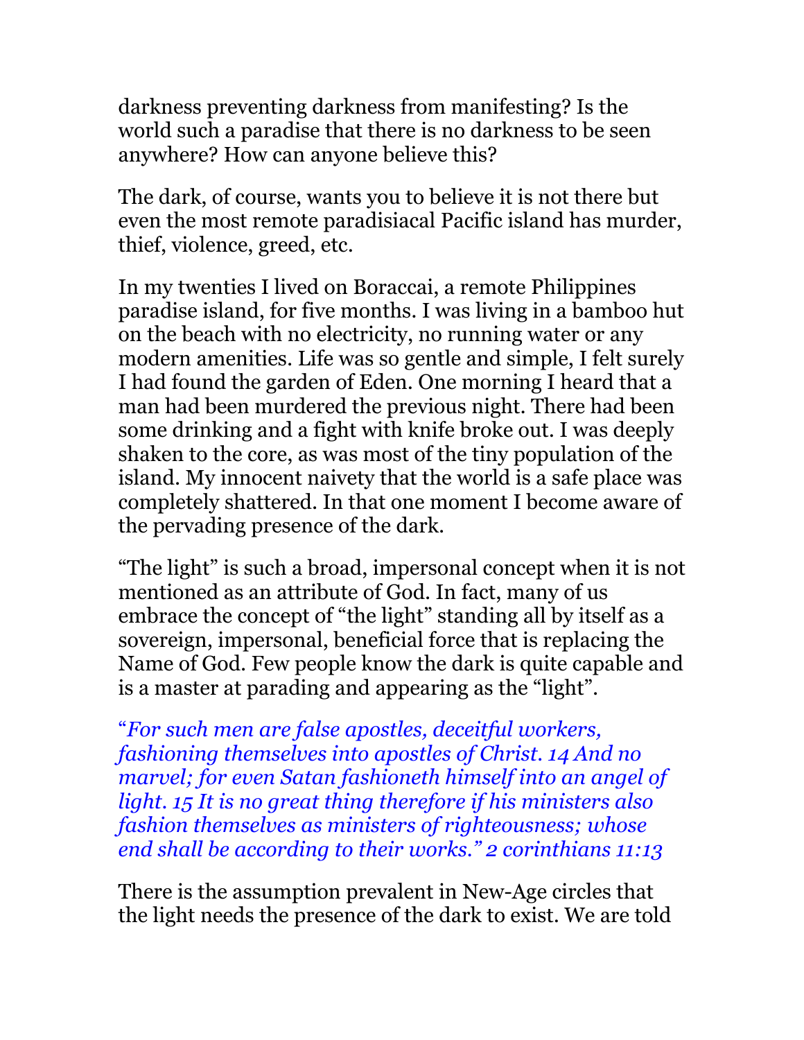darkness preventing darkness from manifesting? Is the world such a paradise that there is no darkness to be seen anywhere? How can anyone believe this?

The dark, of course, wants you to believe it is not there but even the most remote paradisiacal Pacific island has murder, thief, violence, greed, etc.

In my twenties I lived on Boraccai, a remote Philippines paradise island, for five months. I was living in a bamboo hut on the beach with no electricity, no running water or any modern amenities. Life was so gentle and simple, I felt surely I had found the garden of Eden. One morning I heard that a man had been murdered the previous night. There had been some drinking and a fight with knife broke out. I was deeply shaken to the core, as was most of the tiny population of the island. My innocent naivety that the world is a safe place was completely shattered. In that one moment I become aware of the pervading presence of the dark.

"The light" is such a broad, impersonal concept when it is not mentioned as an attribute of God. In fact, many of us embrace the concept of "the light" standing all by itself as a sovereign, impersonal, beneficial force that is replacing the Name of God. Few people know the dark is quite capable and is a master at parading and appearing as the "light".

"*For such men are false apostles, deceitful workers, fashioning themselves into apostles of Christ. 14 And no marvel; for even Satan fashioneth himself into an angel of light. 15 It is no great thing therefore if his ministers also fashion themselves as ministers of righteousness; whose end shall be according to their works." 2 corinthians 11:13*

There is the assumption prevalent in New-Age circles that the light needs the presence of the dark to exist. We are told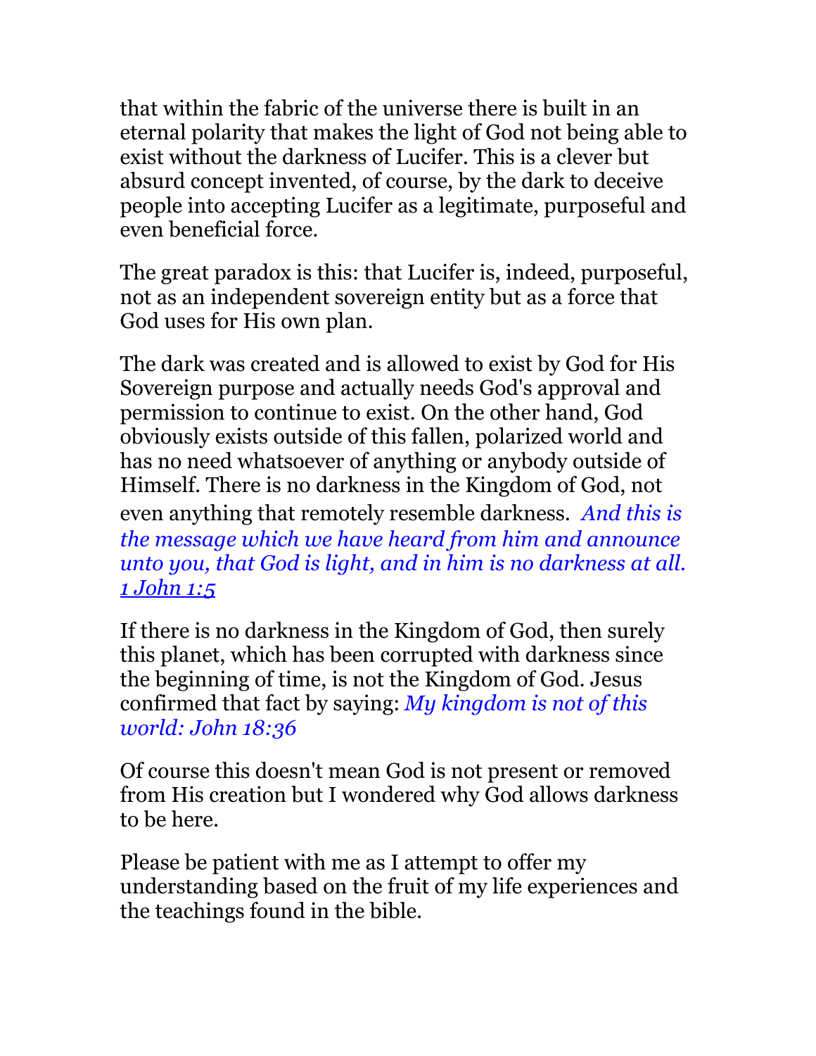that within the fabric of the universe there is built in an eternal polarity that makes the light of God not being able to exist without the darkness of Lucifer. This is a clever but absurd concept invented, of course, by the dark to deceive people into accepting Lucifer as a legitimate, purposeful and even beneficial force.

The great paradox is this: that Lucifer is, indeed, purposeful, not as an independent sovereign entity but as a force that God uses for His own plan.

The dark was created and is allowed to exist by God for His Sovereign purpose and actually needs God's approval and permission to continue to exist. On the other hand, God obviously exists outside of this fallen, polarized world and has no need whatsoever of anything or anybody outside of Himself. There is no darkness in the Kingdom of God, not even anything that remotely resemble darkness. *And this is the message which we have heard from him and announce unto you, that God is light, and in him is no darkness at all. 1 John 1:5*

If there is no darkness in the Kingdom of God, then surely this planet, which has been corrupted with darkness since the beginning of time, is not the Kingdom of God. Jesus confirmed that fact by saying: *My kingdom is not of this world: John 18:36*

Of course this doesn't mean God is not present or removed from His creation but I wondered why God allows darkness to be here.

Please be patient with me as I attempt to offer my understanding based on the fruit of my life experiences and the teachings found in the bible.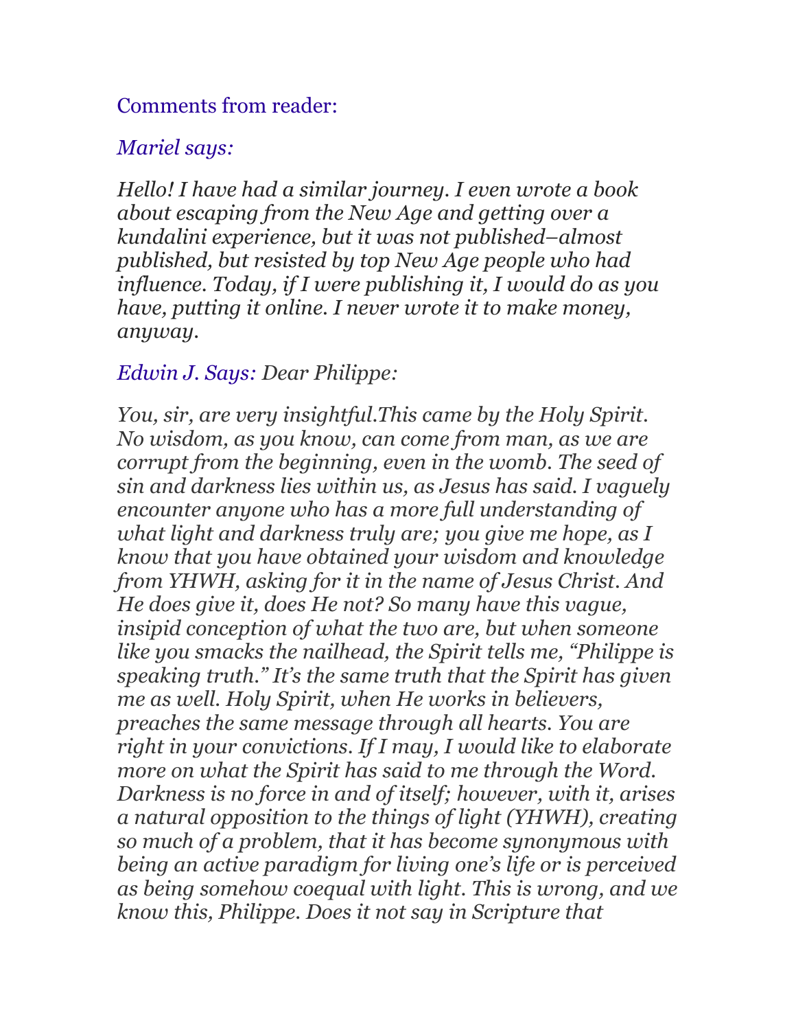Comments from reader:

*Mariel says:*

*Hello! I have had a similar journey. I even wrote a book about escaping from the New Age and getting over a kundalini experience, but it was not published–almost published, but resisted by top New Age people who had influence. Today, if I were publishing it, I would do as you have, putting it online. I never wrote it to make money, anyway.*

*Edwin J. Says: Dear Philippe:*

*You, sir, are very insightful.This came by the Holy Spirit. No wisdom, as you know, can come from man, as we are corrupt from the beginning, even in the womb. The seed of sin and darkness lies within us, as Jesus has said. I vaguely encounter anyone who has a more full understanding of what light and darkness truly are; you give me hope, as I know that you have obtained your wisdom and knowledge from YHWH, asking for it in the name of Jesus Christ. And He does give it, does He not? So many have this vague, insipid conception of what the two are, but when someone like you smacks the nailhead, the Spirit tells me, "Philippe is speaking truth." It's the same truth that the Spirit has given me as well. Holy Spirit, when He works in believers, preaches the same message through all hearts. You are right in your convictions. If I may, I would like to elaborate more on what the Spirit has said to me through the Word. Darkness is no force in and of itself; however, with it, arises a natural opposition to the things of light (YHWH), creating so much of a problem, that it has become synonymous with being an active paradigm for living one's life or is perceived as being somehow coequal with light. This is wrong, and we know this, Philippe. Does it not say in Scripture that*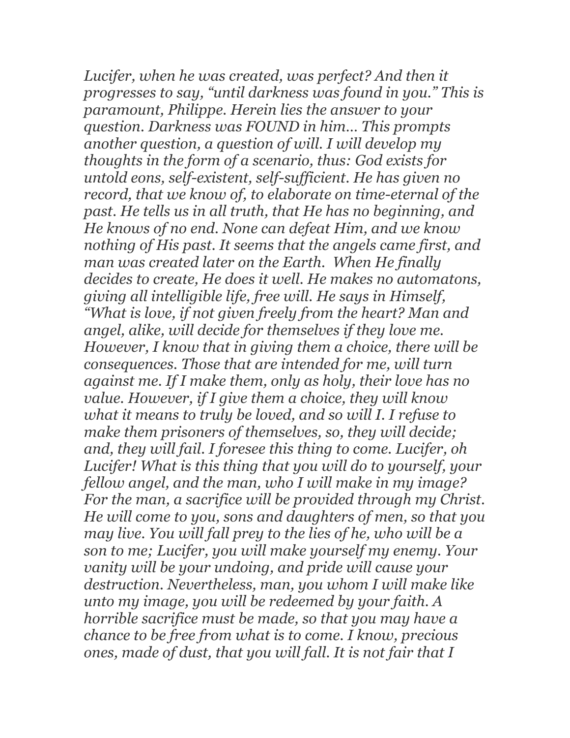*Lucifer, when he was created, was perfect? And then it progresses to say, "until darkness was found in you." This is paramount, Philippe. Herein lies the answer to your question. Darkness was FOUND in him… This prompts another question, a question of will. I will develop my thoughts in the form of a scenario, thus: God exists for untold eons, self-existent, self-sufficient. He has given no record, that we know of, to elaborate on time-eternal of the past. He tells us in all truth, that He has no beginning, and He knows of no end. None can defeat Him, and we know nothing of His past. It seems that the angels came first, and man was created later on the Earth. When He finally decides to create, He does it well. He makes no automatons, giving all intelligible life, free will. He says in Himself, "What is love, if not given freely from the heart? Man and angel, alike, will decide for themselves if they love me. However, I know that in giving them a choice, there will be consequences. Those that are intended for me, will turn against me. If I make them, only as holy, their love has no value. However, if I give them a choice, they will know what it means to truly be loved, and so will I. I refuse to make them prisoners of themselves, so, they will decide; and, they will fail. I foresee this thing to come. Lucifer, oh Lucifer! What is this thing that you will do to yourself, your fellow angel, and the man, who I will make in my image? For the man, a sacrifice will be provided through my Christ. He will come to you, sons and daughters of men, so that you may live. You will fall prey to the lies of he, who will be a son to me; Lucifer, you will make yourself my enemy. Your vanity will be your undoing, and pride will cause your destruction. Nevertheless, man, you whom I will make like unto my image, you will be redeemed by your faith. A horrible sacrifice must be made, so that you may have a chance to be free from what is to come. I know, precious ones, made of dust, that you will fall. It is not fair that I*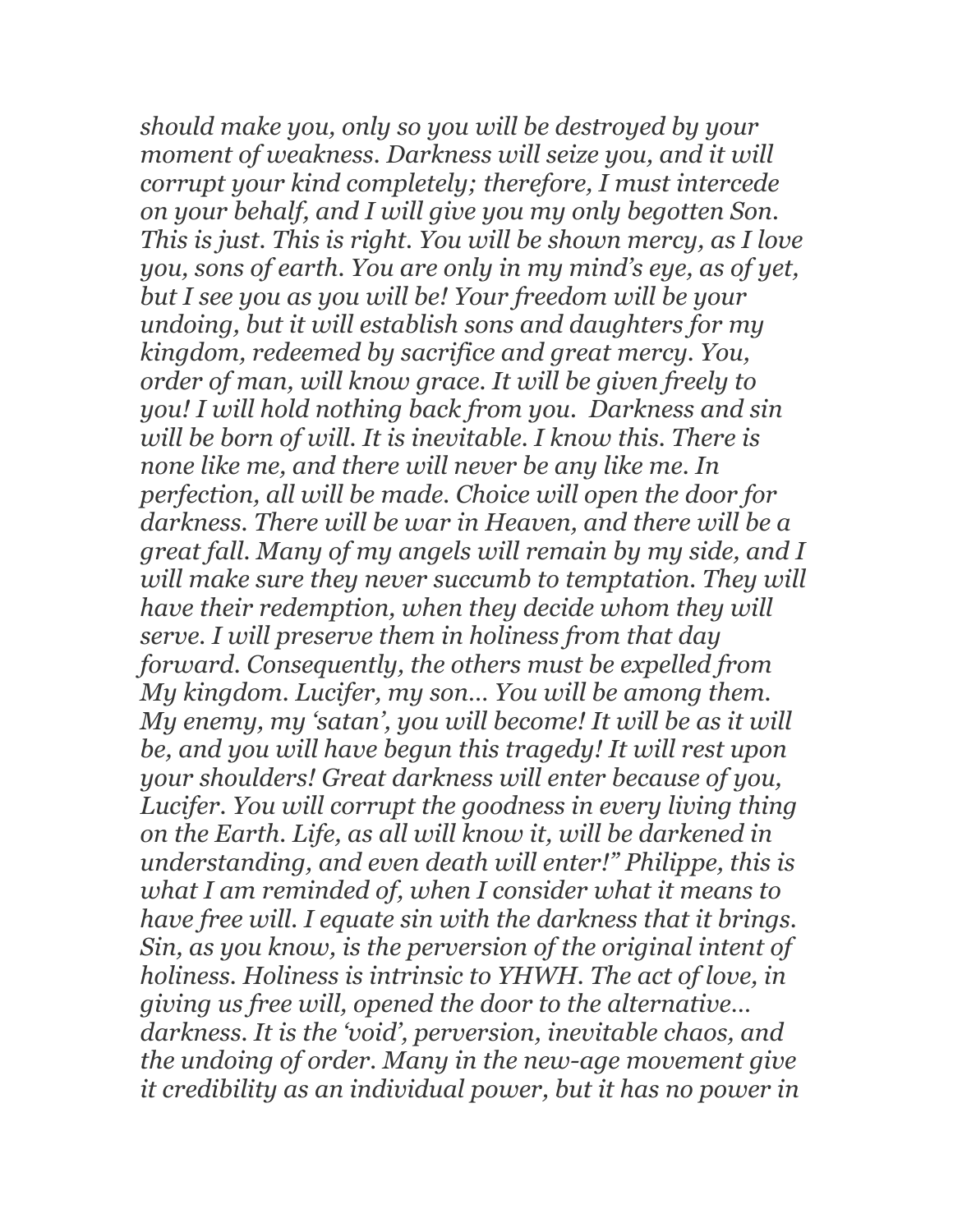*should make you, only so you will be destroyed by your moment of weakness. Darkness will seize you, and it will corrupt your kind completely; therefore, I must intercede on your behalf, and I will give you my only begotten Son. This is just. This is right. You will be shown mercy, as I love you, sons of earth. You are only in my mind's eye, as of yet, but I see you as you will be! Your freedom will be your undoing, but it will establish sons and daughters for my kingdom, redeemed by sacrifice and great mercy. You, order of man, will know grace. It will be given freely to you! I will hold nothing back from you. Darkness and sin will be born of will. It is inevitable. I know this. There is none like me, and there will never be any like me. In perfection, all will be made. Choice will open the door for darkness. There will be war in Heaven, and there will be a great fall. Many of my angels will remain by my side, and I will make sure they never succumb to temptation. They will have their redemption, when they decide whom they will serve. I will preserve them in holiness from that day forward. Consequently, the others must be expelled from My kingdom. Lucifer, my son… You will be among them. My enemy, my 'satan', you will become! It will be as it will be, and you will have begun this tragedy! It will rest upon your shoulders! Great darkness will enter because of you, Lucifer. You will corrupt the goodness in every living thing on the Earth. Life, as all will know it, will be darkened in understanding, and even death will enter!" Philippe, this is what I am reminded of, when I consider what it means to have free will. I equate sin with the darkness that it brings. Sin, as you know, is the perversion of the original intent of holiness. Holiness is intrinsic to YHWH. The act of love, in giving us free will, opened the door to the alternative… darkness. It is the 'void', perversion, inevitable chaos, and the undoing of order. Many in the new-age movement give it credibility as an individual power, but it has no power in*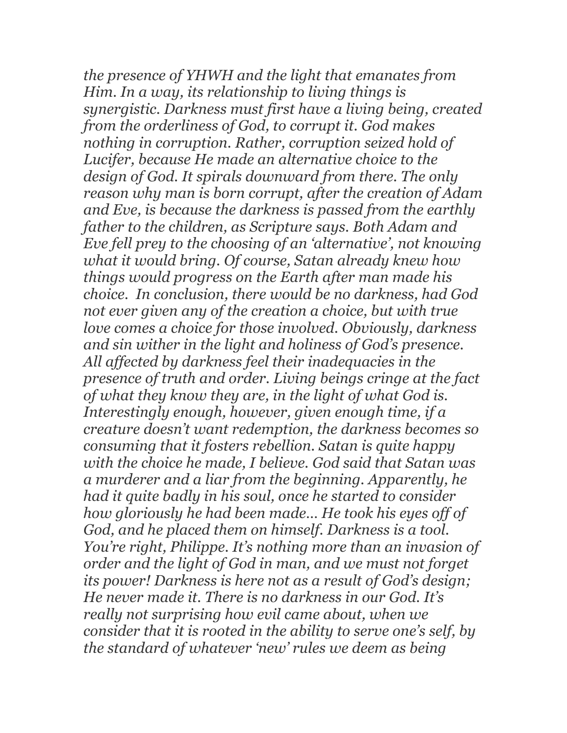*the presence of YHWH and the light that emanates from Him. In a way, its relationship to living things is synergistic. Darkness must first have a living being, created from the orderliness of God, to corrupt it. God makes nothing in corruption. Rather, corruption seized hold of Lucifer, because He made an alternative choice to the design of God. It spirals downward from there. The only reason why man is born corrupt, after the creation of Adam and Eve, is because the darkness is passed from the earthly father to the children, as Scripture says. Both Adam and Eve fell prey to the choosing of an 'alternative', not knowing what it would bring. Of course, Satan already knew how things would progress on the Earth after man made his choice. In conclusion, there would be no darkness, had God not ever given any of the creation a choice, but with true love comes a choice for those involved. Obviously, darkness and sin wither in the light and holiness of God's presence. All affected by darkness feel their inadequacies in the presence of truth and order. Living beings cringe at the fact of what they know they are, in the light of what God is. Interestingly enough, however, given enough time, if a creature doesn't want redemption, the darkness becomes so consuming that it fosters rebellion. Satan is quite happy with the choice he made, I believe. God said that Satan was a murderer and a liar from the beginning. Apparently, he had it quite badly in his soul, once he started to consider how gloriously he had been made… He took his eyes off of God, and he placed them on himself. Darkness is a tool. You're right, Philippe. It's nothing more than an invasion of order and the light of God in man, and we must not forget its power! Darkness is here not as a result of God's design; He never made it. There is no darkness in our God. It's really not surprising how evil came about, when we consider that it is rooted in the ability to serve one's self, by the standard of whatever 'new' rules we deem as being*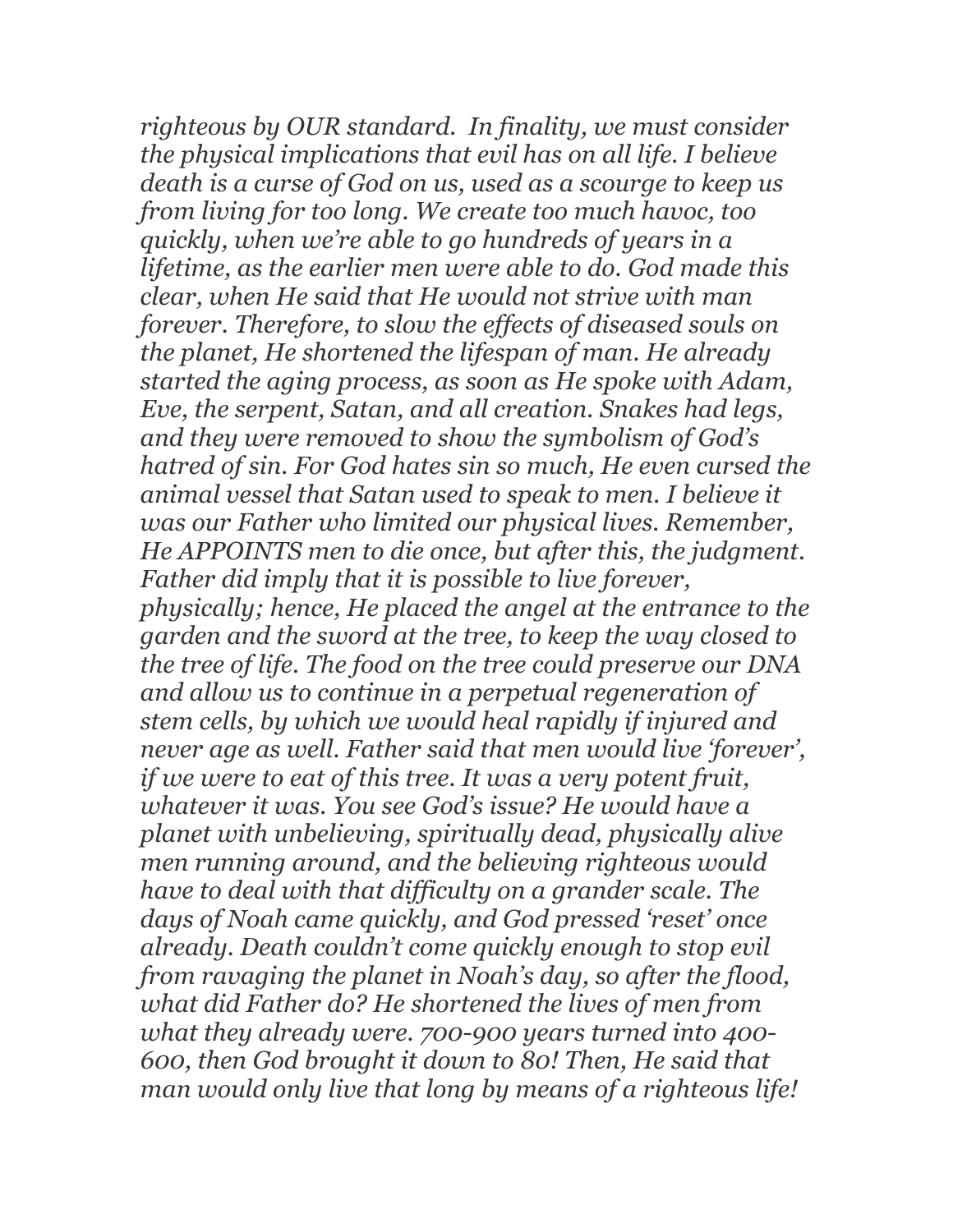*righteous by OUR standard. In finality, we must consider the physical implications that evil has on all life. I believe death is a curse of God on us, used as a scourge to keep us from living for too long. We create too much havoc, too quickly, when we're able to go hundreds of years in a lifetime, as the earlier men were able to do. God made this clear, when He said that He would not strive with man forever. Therefore, to slow the effects of diseased souls on the planet, He shortened the lifespan of man. He already started the aging process, as soon as He spoke with Adam, Eve, the serpent, Satan, and all creation. Snakes had legs, and they were removed to show the symbolism of God's hatred of sin. For God hates sin so much, He even cursed the animal vessel that Satan used to speak to men. I believe it was our Father who limited our physical lives. Remember, He APPOINTS men to die once, but after this, the judgment. Father did imply that it is possible to live forever, physically; hence, He placed the angel at the entrance to the garden and the sword at the tree, to keep the way closed to the tree of life. The food on the tree could preserve our DNA and allow us to continue in a perpetual regeneration of stem cells, by which we would heal rapidly if injured and never age as well. Father said that men would live 'forever', if we were to eat of this tree. It was a very potent fruit, whatever it was. You see God's issue? He would have a planet with unbelieving, spiritually dead, physically alive men running around, and the believing righteous would have to deal with that difficulty on a grander scale. The days of Noah came quickly, and God pressed 'reset' once already. Death couldn't come quickly enough to stop evil from ravaging the planet in Noah's day, so after the flood, what did Father do? He shortened the lives of men from what they already were. 700-900 years turned into 400-600, then God brought it down to 80! Then, He said that man would only live that long by means of a righteous life!*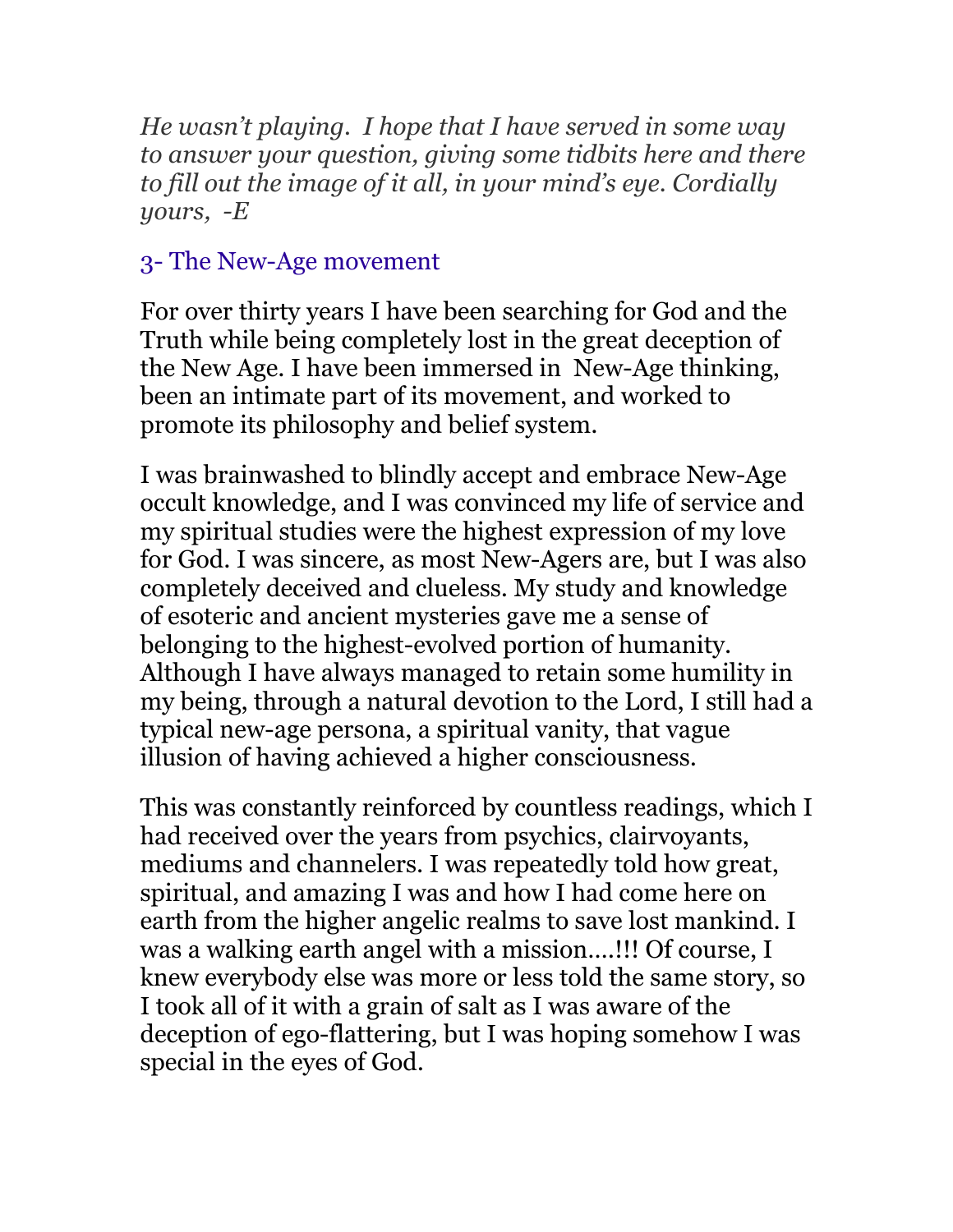*He wasn't playing. I hope that I have served in some way to answer your question, giving some tidbits here and there to fill out the image of it all, in your mind's eye. Cordially yours, -E*

## 3- The New-Age movement

For over thirty years I have been searching for God and the Truth while being completely lost in the great deception of the New Age. I have been immersed in New-Age thinking, been an intimate part of its movement, and worked to promote its philosophy and belief system.

I was brainwashed to blindly accept and embrace New-Age occult knowledge, and I was convinced my life of service and my spiritual studies were the highest expression of my love for God. I was sincere, as most New-Agers are, but I was also completely deceived and clueless. My study and knowledge of esoteric and ancient mysteries gave me a sense of belonging to the highest-evolved portion of humanity. Although I have always managed to retain some humility in my being, through a natural devotion to the Lord, I still had a typical new-age persona, a spiritual vanity, that vague illusion of having achieved a higher consciousness.

This was constantly reinforced by countless readings, which I had received over the years from psychics, clairvoyants, mediums and channelers. I was repeatedly told how great, spiritual, and amazing I was and how I had come here on earth from the higher angelic realms to save lost mankind. I was a walking earth angel with a mission....!!! Of course, I knew everybody else was more or less told the same story, so I took all of it with a grain of salt as I was aware of the deception of ego-flattering, but I was hoping somehow I was special in the eyes of God.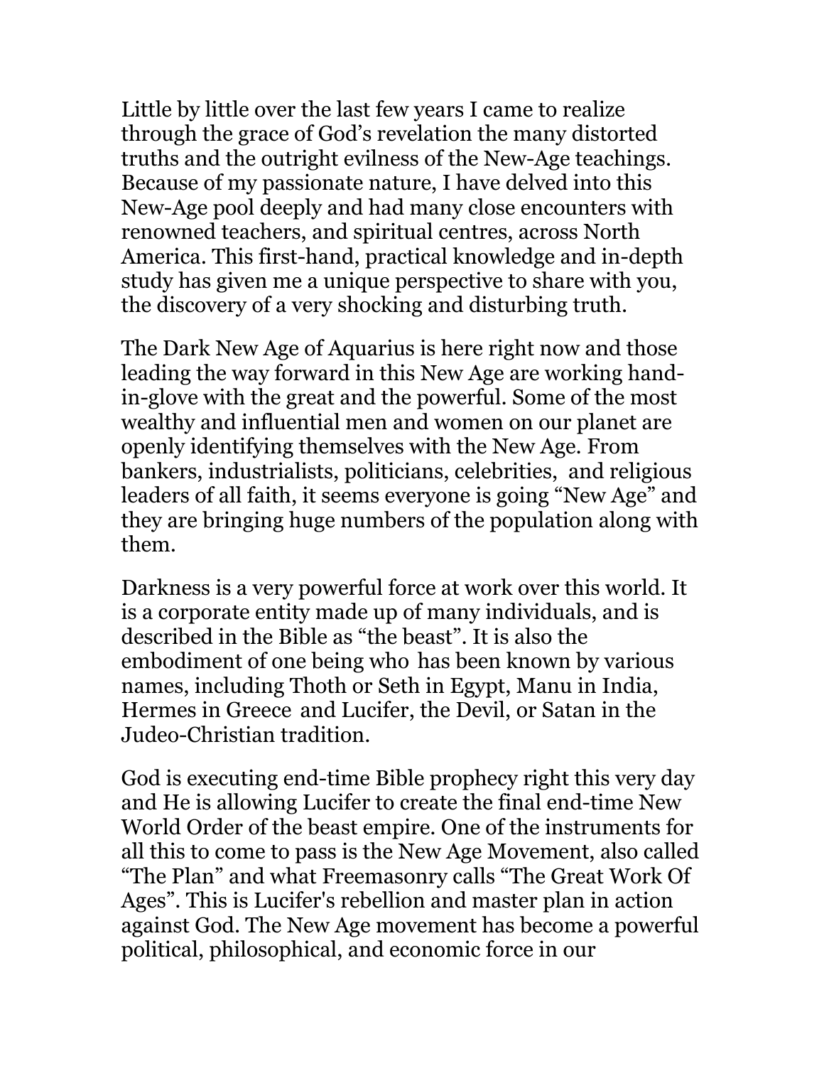Little by little over the last few years I came to realize through the grace of God's revelation the many distorted truths and the outright evilness of the New-Age teachings. Because of my passionate nature, I have delved into this New-Age pool deeply and had many close encounters with renowned teachers, and spiritual centres, across North America. This first-hand, practical knowledge and in-depth study has given me a unique perspective to share with you, the discovery of a very shocking and disturbing truth.

The Dark New Age of Aquarius is here right now and those leading the way forward in this New Age are working hand-in-glove with the great and the powerful. Some of the most wealthy and influential men and women on our planet are openly identifying themselves with the New Age. From bankers, industrialists, politicians, celebrities, and religious leaders of all faith, it seems everyone is going "New Age" and they are bringing huge numbers of the population along with them.

Darkness is a very powerful force at work over this world. It is a corporate entity made up of many individuals, and is described in the Bible as "the beast". It is also the embodiment of one being who has been known by various names, including Thoth or Seth in Egypt, Manu in India, Hermes in Greece and Lucifer, the Devil, or Satan in the Judeo-Christian tradition.

God is executing end-time Bible prophecy right this very day and He is allowing Lucifer to create the final end-time New World Order of the beast empire. One of the instruments for all this to come to pass is the New Age Movement, also called "The Plan" and what Freemasonry calls "The Great Work Of Ages". This is Lucifer's rebellion and master plan in action against God. The New Age movement has become a powerful political, philosophical, and economic force in our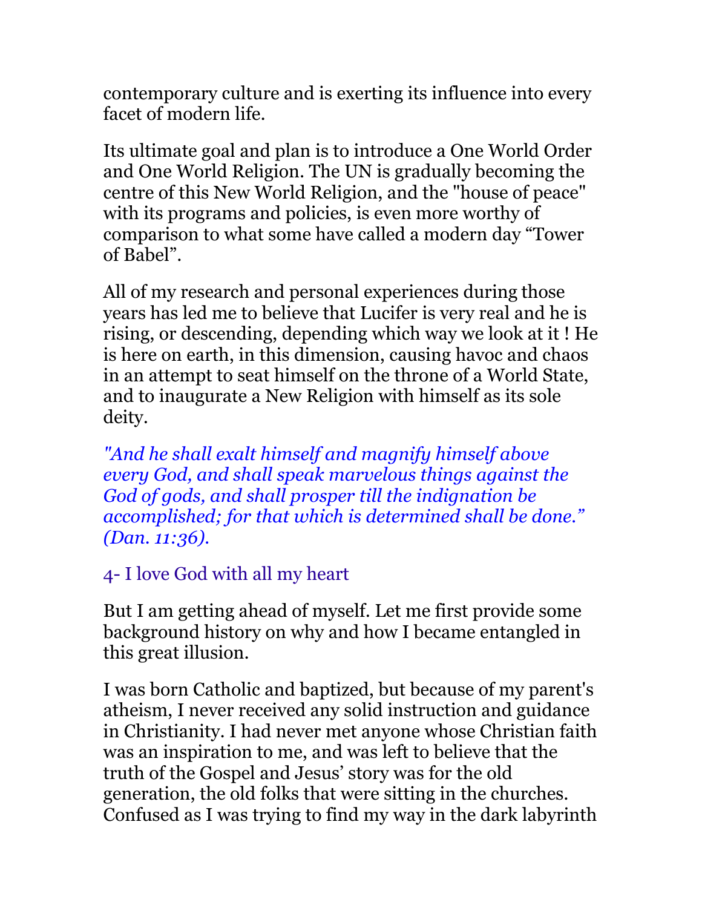contemporary culture and is exerting its influence into every facet of modern life.

Its ultimate goal and plan is to introduce a One World Order and One World Religion. The UN is gradually becoming the centre of this New World Religion, and the "house of peace" with its programs and policies, is even more worthy of comparison to what some have called a modern day “Tower of Babel”.

All of my research and personal experiences during those years has led me to believe that Lucifer is very real and he is rising, or descending, depending which way we look at it ! He is here on earth, in this dimension, causing havoc and chaos in an attempt to seat himself on the throne of a World State, and to inaugurate a New Religion with himself as its sole deity.

*"And he shall exalt himself and magnify himself above every God, and shall speak marvelous things against the God of gods, and shall prosper till the indignation be accomplished; for that which is determined shall be done.” (Dan. 11:36).*

## 4- I love God with all my heart

But I am getting ahead of myself. Let me first provide some background history on why and how I became entangled in this great illusion.

I was born Catholic and baptized, but because of my parent's atheism, I never received any solid instruction and guidance in Christianity. I had never met anyone whose Christian faith was an inspiration to me, and was left to believe that the truth of the Gospel and Jesus’ story was for the old generation, the old folks that were sitting in the churches. Confused as I was trying to find my way in the dark labyrinth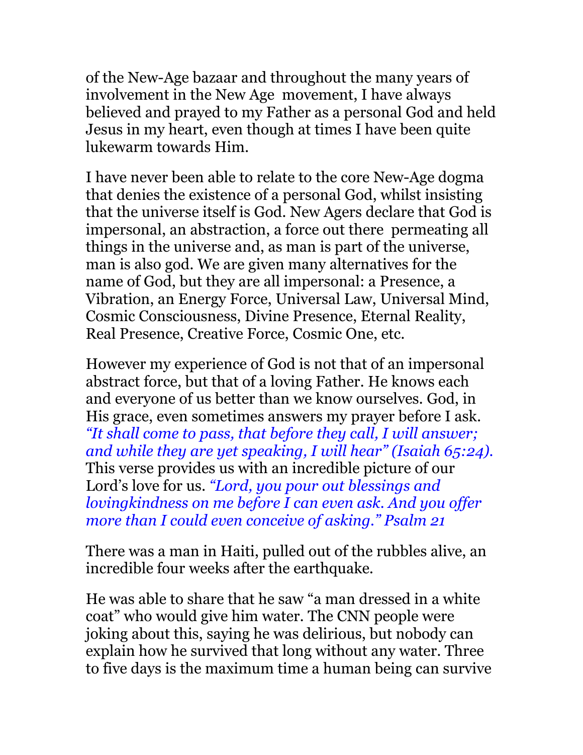of the New-Age bazaar and throughout the many years of involvement in the New Age movement, I have always believed and prayed to my Father as a personal God and held Jesus in my heart, even though at times I have been quite lukewarm towards Him.

I have never been able to relate to the core New-Age dogma that denies the existence of a personal God, whilst insisting that the universe itself is God. New Agers declare that God is impersonal, an abstraction, a force out there permeating all things in the universe and, as man is part of the universe, man is also god. We are given many alternatives for the name of God, but they are all impersonal: a Presence, a Vibration, an Energy Force, Universal Law, Universal Mind, Cosmic Consciousness, Divine Presence, Eternal Reality, Real Presence, Creative Force, Cosmic One, etc.

However my experience of God is not that of an impersonal abstract force, but that of a loving Father. He knows each and everyone of us better than we know ourselves. God, in His grace, even sometimes answers my prayer before I ask. *"It shall come to pass, that before they call, I will answer; and while they are yet speaking, I will hear" (Isaiah 65:24).* This verse provides us with an incredible picture of our Lord's love for us. *"Lord, you pour out blessings and lovingkindness on me before I can even ask. And you offer more than I could even conceive of asking." Psalm 21*

There was a man in Haiti, pulled out of the rubbles alive, an incredible four weeks after the earthquake.

He was able to share that he saw "a man dressed in a white coat" who would give him water. The CNN people were joking about this, saying he was delirious, but nobody can explain how he survived that long without any water. Three to five days is the maximum time a human being can survive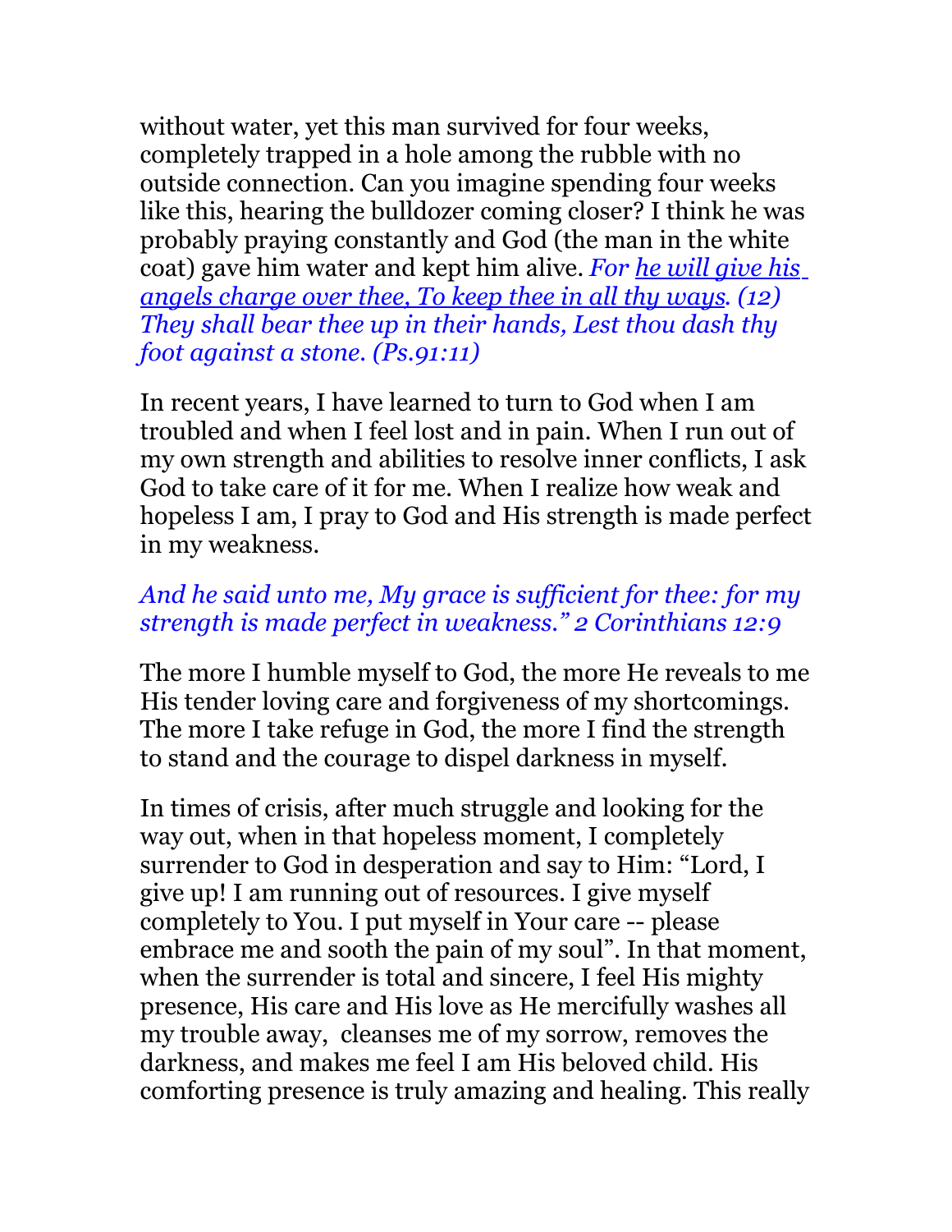without water, yet this man survived for four weeks, completely trapped in a hole among the rubble with no outside connection. Can you imagine spending four weeks like this, hearing the bulldozer coming closer? I think he was probably praying constantly and God (the man in the white coat) gave him water and kept him alive. *For he will give his angels charge over thee, To keep thee in all thy ways. (12) They shall bear thee up in their hands, Lest thou dash thy foot against a stone. (Ps.91:11)*

In recent years, I have learned to turn to God when I am troubled and when I feel lost and in pain. When I run out of my own strength and abilities to resolve inner conflicts, I ask God to take care of it for me. When I realize how weak and hopeless I am, I pray to God and His strength is made perfect in my weakness.

*And he said unto me, My grace is sufficient for thee: for my strength is made perfect in weakness." 2 Corinthians 12:9*

The more I humble myself to God, the more He reveals to me His tender loving care and forgiveness of my shortcomings. The more I take refuge in God, the more I find the strength to stand and the courage to dispel darkness in myself.

In times of crisis, after much struggle and looking for the way out, when in that hopeless moment, I completely surrender to God in desperation and say to Him: "Lord, I give up! I am running out of resources. I give myself completely to You. I put myself in Your care -- please embrace me and sooth the pain of my soul". In that moment, when the surrender is total and sincere, I feel His mighty presence, His care and His love as He mercifully washes all my trouble away, cleanses me of my sorrow, removes the darkness, and makes me feel I am His beloved child. His comforting presence is truly amazing and healing. This really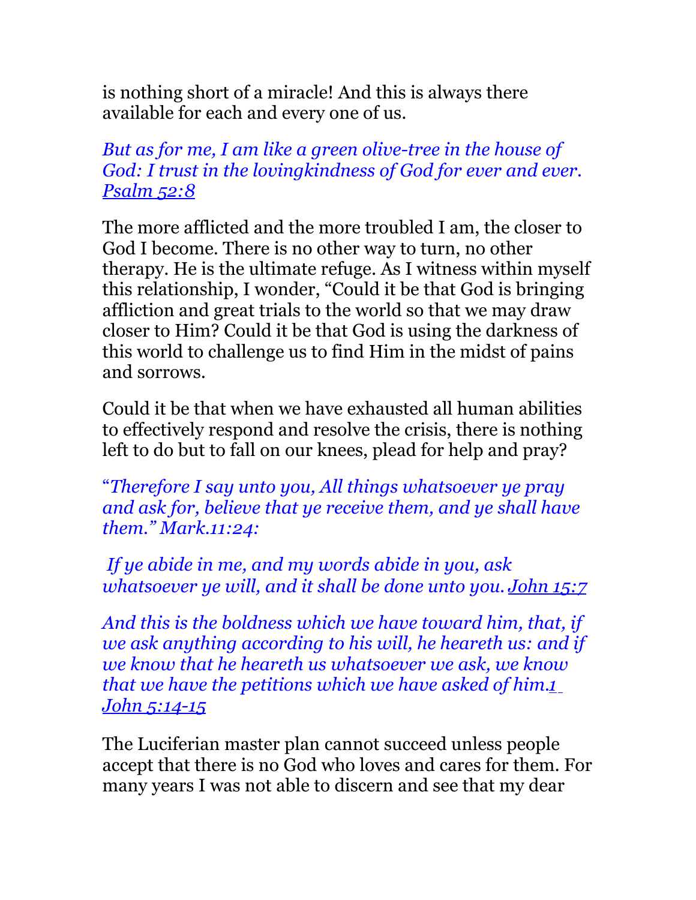is nothing short of a miracle! And this is always there available for each and every one of us.

*But as for me, I am like a green olive-tree in the house of God: I trust in the lovingkindness of God for ever and ever. Psalm 52:8*

The more afflicted and the more troubled I am, the closer to God I become. There is no other way to turn, no other therapy. He is the ultimate refuge. As I witness within myself this relationship, I wonder, "Could it be that God is bringing affliction and great trials to the world so that we may draw closer to Him? Could it be that God is using the darkness of this world to challenge us to find Him in the midst of pains and sorrows.

Could it be that when we have exhausted all human abilities to effectively respond and resolve the crisis, there is nothing left to do but to fall on our knees, plead for help and pray?

"*Therefore I say unto you, All things whatsoever ye pray and ask for, believe that ye receive them, and ye shall have them." Mark.11:24:*

*If ye abide in me, and my words abide in you, ask whatsoever ye will, and it shall be done unto you. John 15:7*

*And this is the boldness which we have toward him, that, if we ask anything according to his will, he heareth us: and if we know that he heareth us whatsoever we ask, we know that we have the petitions which we have asked of him. 1 John 5:14-15*

The Luciferian master plan cannot succeed unless people accept that there is no God who loves and cares for them. For many years I was not able to discern and see that my dear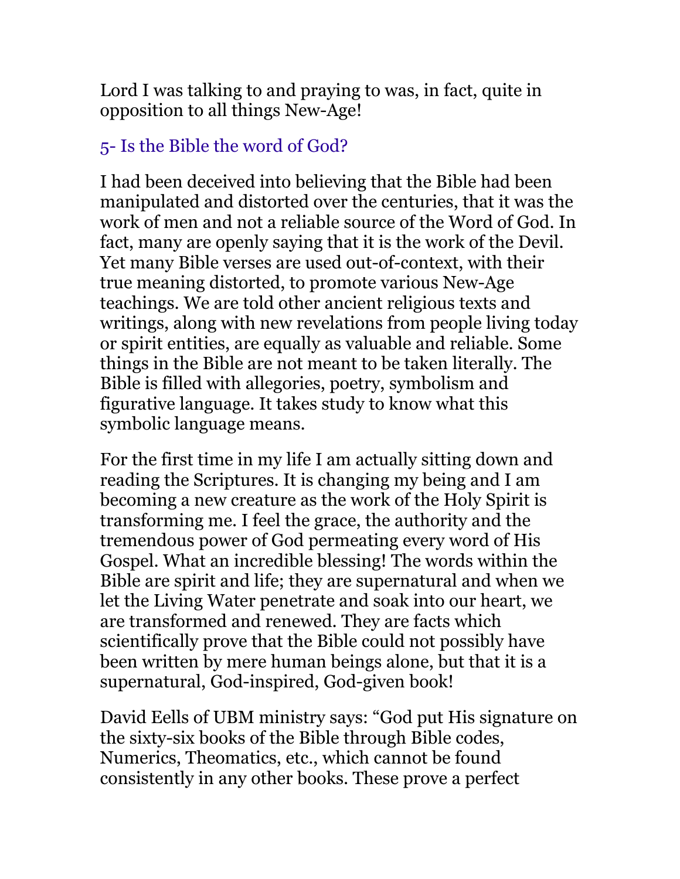Lord I was talking to and praying to was, in fact, quite in opposition to all things New-Age!

## 5- Is the Bible the word of God?

I had been deceived into believing that the Bible had been manipulated and distorted over the centuries, that it was the work of men and not a reliable source of the Word of God. In fact, many are openly saying that it is the work of the Devil. Yet many Bible verses are used out-of-context, with their true meaning distorted, to promote various New-Age teachings. We are told other ancient religious texts and writings, along with new revelations from people living today or spirit entities, are equally as valuable and reliable. Some things in the Bible are not meant to be taken literally. The Bible is filled with allegories, poetry, symbolism and figurative language. It takes study to know what this symbolic language means.

For the first time in my life I am actually sitting down and reading the Scriptures. It is changing my being and I am becoming a new creature as the work of the Holy Spirit is transforming me. I feel the grace, the authority and the tremendous power of God permeating every word of His Gospel. What an incredible blessing! The words within the Bible are spirit and life; they are supernatural and when we let the Living Water penetrate and soak into our heart, we are transformed and renewed. They are facts which scientifically prove that the Bible could not possibly have been written by mere human beings alone, but that it is a supernatural, God-inspired, God-given book!

David Eells of UBM ministry says: "God put His signature on the sixty-six books of the Bible through Bible codes, Numerics, Theomatics, etc., which cannot be found consistently in any other books. These prove a perfect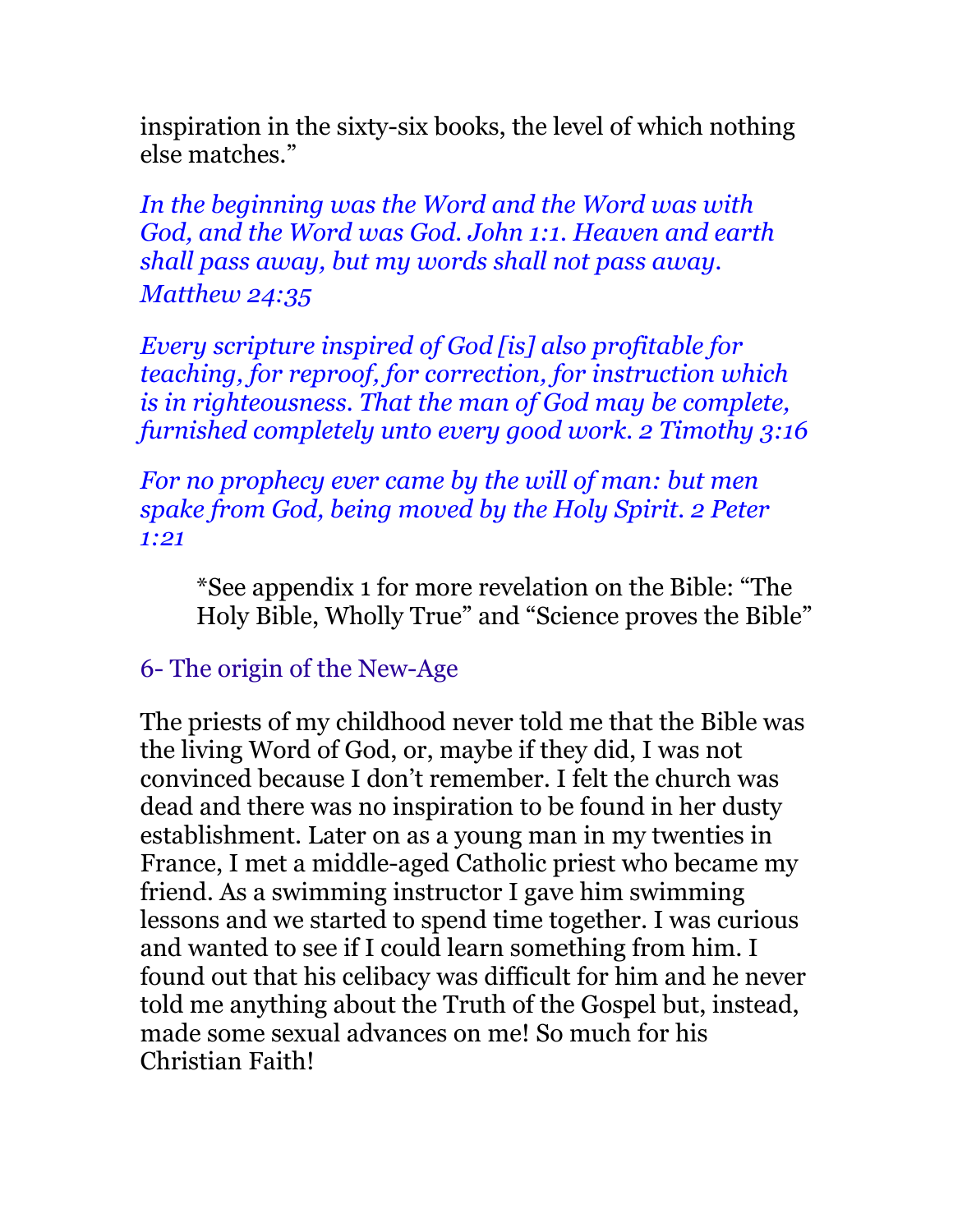inspiration in the sixty-six books, the level of which nothing else matches."

*In the beginning was the Word and the Word was with God, and the Word was God. John 1:1. Heaven and earth shall pass away, but my words shall not pass away. Matthew 24:35*

*Every scripture inspired of God [is] also profitable for teaching, for reproof, for correction, for instruction which is in righteousness. That the man of God may be complete, furnished completely unto every good work. 2 Timothy 3:16*

*For no prophecy ever came by the will of man: but men spake from God, being moved by the Holy Spirit. 2 Peter 1:21*

> *See appendix 1 for more revelation on the Bible: "The Holy Bible, Wholly True" and "Science proves the Bible"

## 6- The origin of the New-Age

The priests of my childhood never told me that the Bible was the living Word of God, or, maybe if they did, I was not convinced because I don't remember. I felt the church was dead and there was no inspiration to be found in her dusty establishment. Later on as a young man in my twenties in France, I met a middle-aged Catholic priest who became my friend. As a swimming instructor I gave him swimming lessons and we started to spend time together. I was curious and wanted to see if I could learn something from him. I found out that his celibacy was difficult for him and he never told me anything about the Truth of the Gospel but, instead, made some sexual advances on me! So much for his Christian Faith!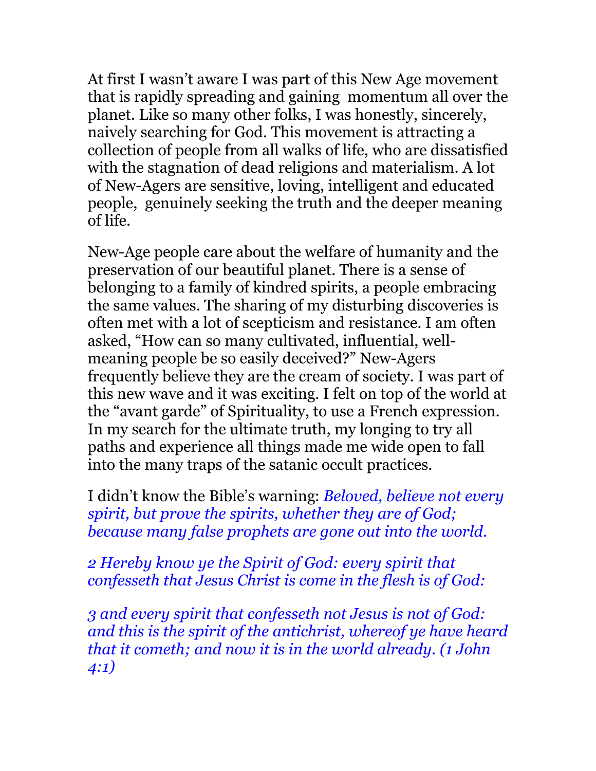At first I wasn't aware I was part of this New Age movement that is rapidly spreading and gaining momentum all over the planet. Like so many other folks, I was honestly, sincerely, naively searching for God. This movement is attracting a collection of people from all walks of life, who are dissatisfied with the stagnation of dead religions and materialism. A lot of New-Agers are sensitive, loving, intelligent and educated people, genuinely seeking the truth and the deeper meaning of life.

New-Age people care about the welfare of humanity and the preservation of our beautiful planet. There is a sense of belonging to a family of kindred spirits, a people embracing the same values. The sharing of my disturbing discoveries is often met with a lot of scepticism and resistance. I am often asked, "How can so many cultivated, influential, well-meaning people be so easily deceived?" New-Agers frequently believe they are the cream of society. I was part of this new wave and it was exciting. I felt on top of the world at the "avant garde" of Spirituality, to use a French expression. In my search for the ultimate truth, my longing to try all paths and experience all things made me wide open to fall into the many traps of the satanic occult practices.

I didn't know the Bible's warning: *Beloved, believe not every spirit, but prove the spirits, whether they are of God; because many false prophets are gone out into the world.*

*2 Hereby know ye the Spirit of God: every spirit that confesseth that Jesus Christ is come in the flesh is of God:*

*3 and every spirit that confesseth not Jesus is not of God: and this is the spirit of the antichrist, whereof ye have heard that it cometh; and now it is in the world already. (1 John 4:1)*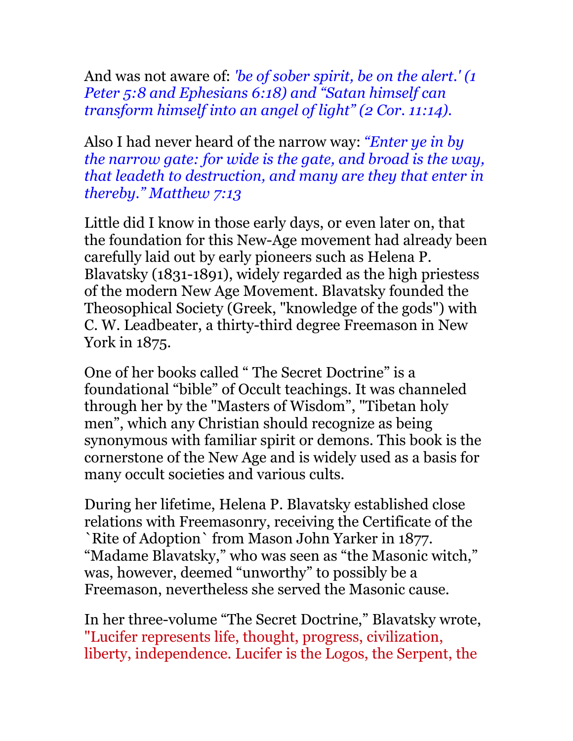And was not aware of: *'be of sober spirit, be on the alert.' (1 Peter 5:8 and Ephesians 6:18) and "Satan himself can transform himself into an angel of light" (2 Cor. 11:14).*

Also I had never heard of the narrow way: *"Enter ye in by the narrow gate: for wide is the gate, and broad is the way, that leadeth to destruction, and many are they that enter in thereby." Matthew 7:13*

Little did I know in those early days, or even later on, that the foundation for this New-Age movement had already been carefully laid out by early pioneers such as Helena P. Blavatsky (1831-1891), widely regarded as the high priestess of the modern New Age Movement. Blavatsky founded the Theosophical Society (Greek, "knowledge of the gods") with C. W. Leadbeater, a thirty-third degree Freemason in New York in 1875.

One of her books called " The Secret Doctrine" is a foundational "bible" of Occult teachings. It was channeled through her by the "Masters of Wisdom", "Tibetan holy men", which any Christian should recognize as being synonymous with familiar spirit or demons. This book is the cornerstone of the New Age and is widely used as a basis for many occult societies and various cults.

During her lifetime, Helena P. Blavatsky established close relations with Freemasonry, receiving the Certificate of the `Rite of Adoption` from Mason John Yarker in 1877. "Madame Blavatsky," who was seen as "the Masonic witch," was, however, deemed "unworthy" to possibly be a Freemason, nevertheless she served the Masonic cause.

In her three-volume "The Secret Doctrine," Blavatsky wrote, "Lucifer represents life, thought, progress, civilization, liberty, independence. Lucifer is the Logos, the Serpent, the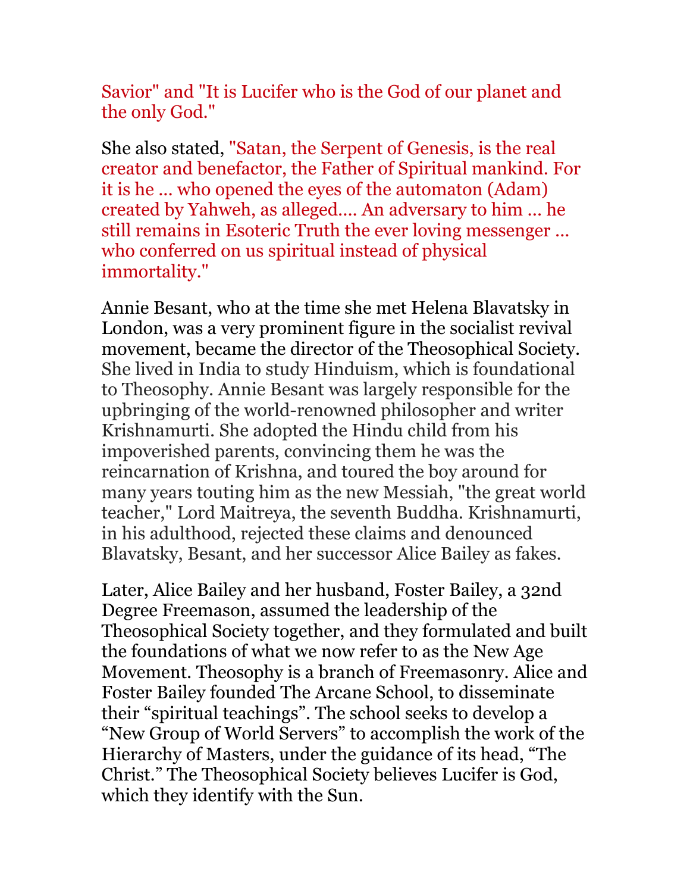Savior" and "It is Lucifer who is the God of our planet and the only God."

She also stated, "Satan, the Serpent of Genesis, is the real creator and benefactor, the Father of Spiritual mankind. For it is he ... who opened the eyes of the automaton (Adam) created by Yahweh, as alleged.... An adversary to him ... he still remains in Esoteric Truth the ever loving messenger ... who conferred on us spiritual instead of physical immortality."

Annie Besant, who at the time she met Helena Blavatsky in London, was a very prominent figure in the socialist revival movement, became the director of the Theosophical Society. She lived in India to study Hinduism, which is foundational to Theosophy. Annie Besant was largely responsible for the upbringing of the world-renowned philosopher and writer Krishnamurti. She adopted the Hindu child from his impoverished parents, convincing them he was the reincarnation of Krishna, and toured the boy around for many years touting him as the new Messiah, "the great world teacher," Lord Maitreya, the seventh Buddha. Krishnamurti, in his adulthood, rejected these claims and denounced Blavatsky, Besant, and her successor Alice Bailey as fakes.

Later, Alice Bailey and her husband, Foster Bailey, a 32nd Degree Freemason, assumed the leadership of the Theosophical Society together, and they formulated and built the foundations of what we now refer to as the New Age Movement. Theosophy is a branch of Freemasonry. Alice and Foster Bailey founded The Arcane School, to disseminate their "spiritual teachings". The school seeks to develop a "New Group of World Servers" to accomplish the work of the Hierarchy of Masters, under the guidance of its head, "The Christ." The Theosophical Society believes Lucifer is God, which they identify with the Sun.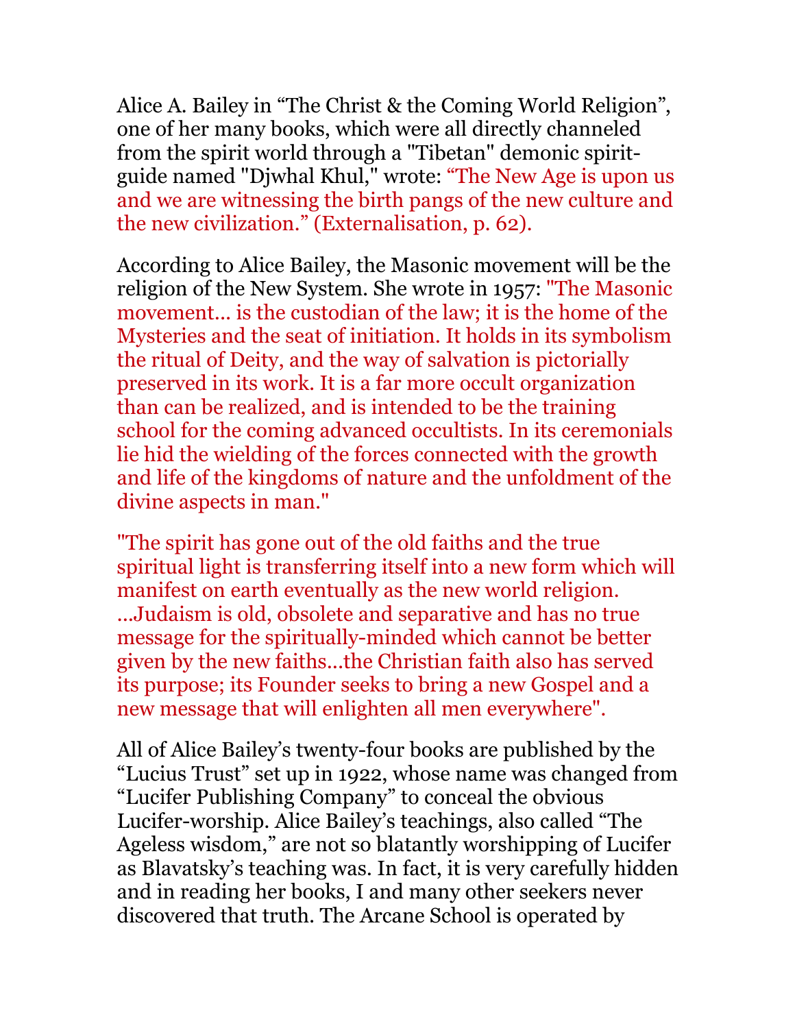Alice A. Bailey in “The Christ & the Coming World Religion”, one of her many books, which were all directly channeled from the spirit world through a "Tibetan" demonic spirit-guide named "Djwhal Khul," wrote: “The New Age is upon us and we are witnessing the birth pangs of the new culture and the new civilization.” (Externalisation, p. 62).

According to Alice Bailey, the Masonic movement will be the religion of the New System. She wrote in 1957: "The Masonic movement… is the custodian of the law; it is the home of the Mysteries and the seat of initiation. It holds in its symbolism the ritual of Deity, and the way of salvation is pictorially preserved in its work. It is a far more occult organization than can be realized, and is intended to be the training school for the coming advanced occultists. In its ceremonials lie hid the wielding of the forces connected with the growth and life of the kingdoms of nature and the unfoldment of the divine aspects in man."

"The spirit has gone out of the old faiths and the true spiritual light is transferring itself into a new form which will manifest on earth eventually as the new world religion. …Judaism is old, obsolete and separative and has no true message for the spiritually-minded which cannot be better given by the new faiths…the Christian faith also has served its purpose; its Founder seeks to bring a new Gospel and a new message that will enlighten all men everywhere".

All of Alice Bailey’s twenty-four books are published by the “Lucius Trust” set up in 1922, whose name was changed from “Lucifer Publishing Company” to conceal the obvious Lucifer-worship. Alice Bailey’s teachings, also called “The Ageless wisdom,” are not so blatantly worshipping of Lucifer as Blavatsky’s teaching was. In fact, it is very carefully hidden and in reading her books, I and many other seekers never discovered that truth. The Arcane School is operated by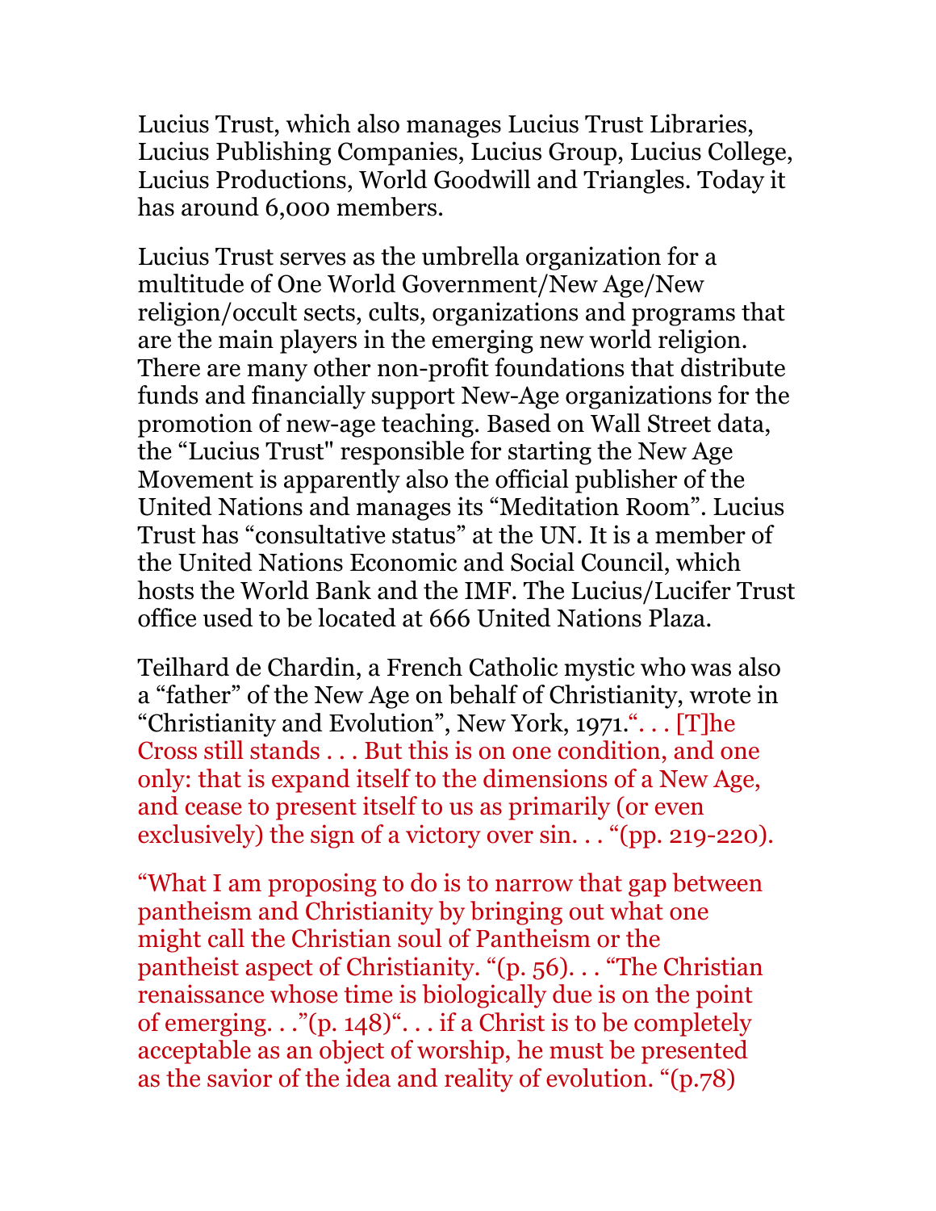Lucius Trust, which also manages Lucius Trust Libraries, Lucius Publishing Companies, Lucius Group, Lucius College, Lucius Productions, World Goodwill and Triangles. Today it has around 6,000 members.

Lucius Trust serves as the umbrella organization for a multitude of One World Government/New Age/New religion/occult sects, cults, organizations and programs that are the main players in the emerging new world religion. There are many other non-profit foundations that distribute funds and financially support New-Age organizations for the promotion of new-age teaching. Based on Wall Street data, the "Lucius Trust" responsible for starting the New Age Movement is apparently also the official publisher of the United Nations and manages its "Meditation Room". Lucius Trust has "consultative status" at the UN. It is a member of the United Nations Economic and Social Council, which hosts the World Bank and the IMF. The Lucius/Lucifer Trust office used to be located at 666 United Nations Plaza.

Teilhard de Chardin, a French Catholic mystic who was also a "father" of the New Age on behalf of Christianity, wrote in "Christianity and Evolution", New York, 1971."... [T]he Cross still stands . . . But this is on one condition, and one only: that is expand itself to the dimensions of a New Age, and cease to present itself to us as primarily (or even exclusively) the sign of a victory over sin. . . "(pp. 219-220).

"What I am proposing to do is to narrow that gap between pantheism and Christianity by bringing out what one might call the Christian soul of Pantheism or the pantheist aspect of Christianity. "(p. 56). . . "The Christian renaissance whose time is biologically due is on the point of emerging. . ."(p. 148)". . . if a Christ is to be completely acceptable as an object of worship, he must be presented as the savior of the idea and reality of evolution. "(p.78)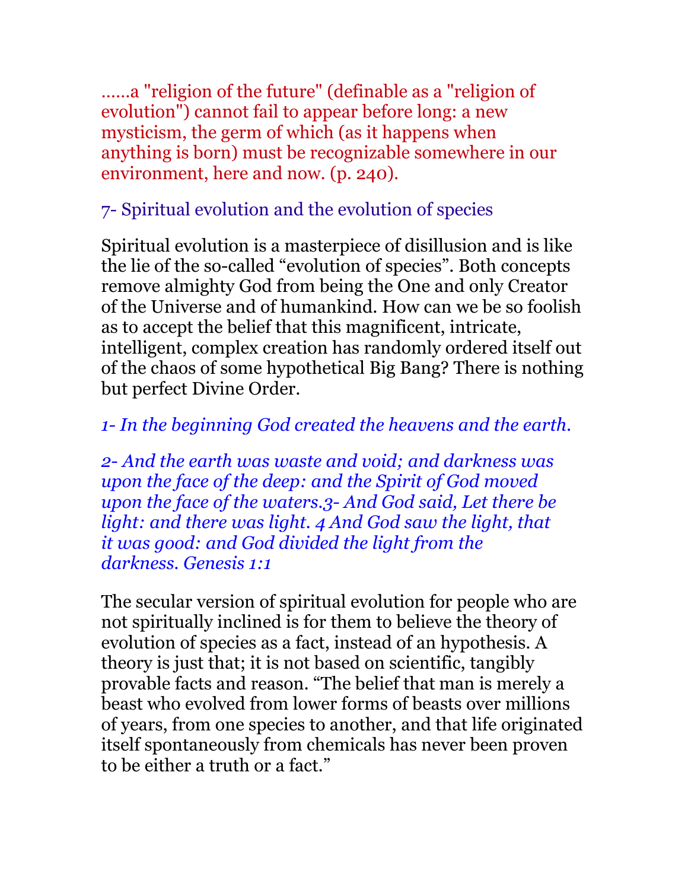……a "religion of the future" (definable as a "religion of evolution") cannot fail to appear before long: a new mysticism, the germ of which (as it happens when anything is born) must be recognizable somewhere in our environment, here and now. (p. 240).

## 7- Spiritual evolution and the evolution of species

Spiritual evolution is a masterpiece of disillusion and is like the lie of the so-called "evolution of species". Both concepts remove almighty God from being the One and only Creator of the Universe and of humankind. How can we be so foolish as to accept the belief that this magnificent, intricate, intelligent, complex creation has randomly ordered itself out of the chaos of some hypothetical Big Bang? There is nothing but perfect Divine Order.

*1- In the beginning God created the heavens and the earth.*

*2- And the earth was waste and void; and darkness was upon the face of the deep: and the Spirit of God moved upon the face of the waters.3- And God said, Let there be light: and there was light. 4 And God saw the light, that it was good: and God divided the light from the darkness. Genesis 1:1*

The secular version of spiritual evolution for people who are not spiritually inclined is for them to believe the theory of evolution of species as a fact, instead of an hypothesis. A theory is just that; it is not based on scientific, tangibly provable facts and reason. "The belief that man is merely a beast who evolved from lower forms of beasts over millions of years, from one species to another, and that life originated itself spontaneously from chemicals has never been proven to be either a truth or a fact."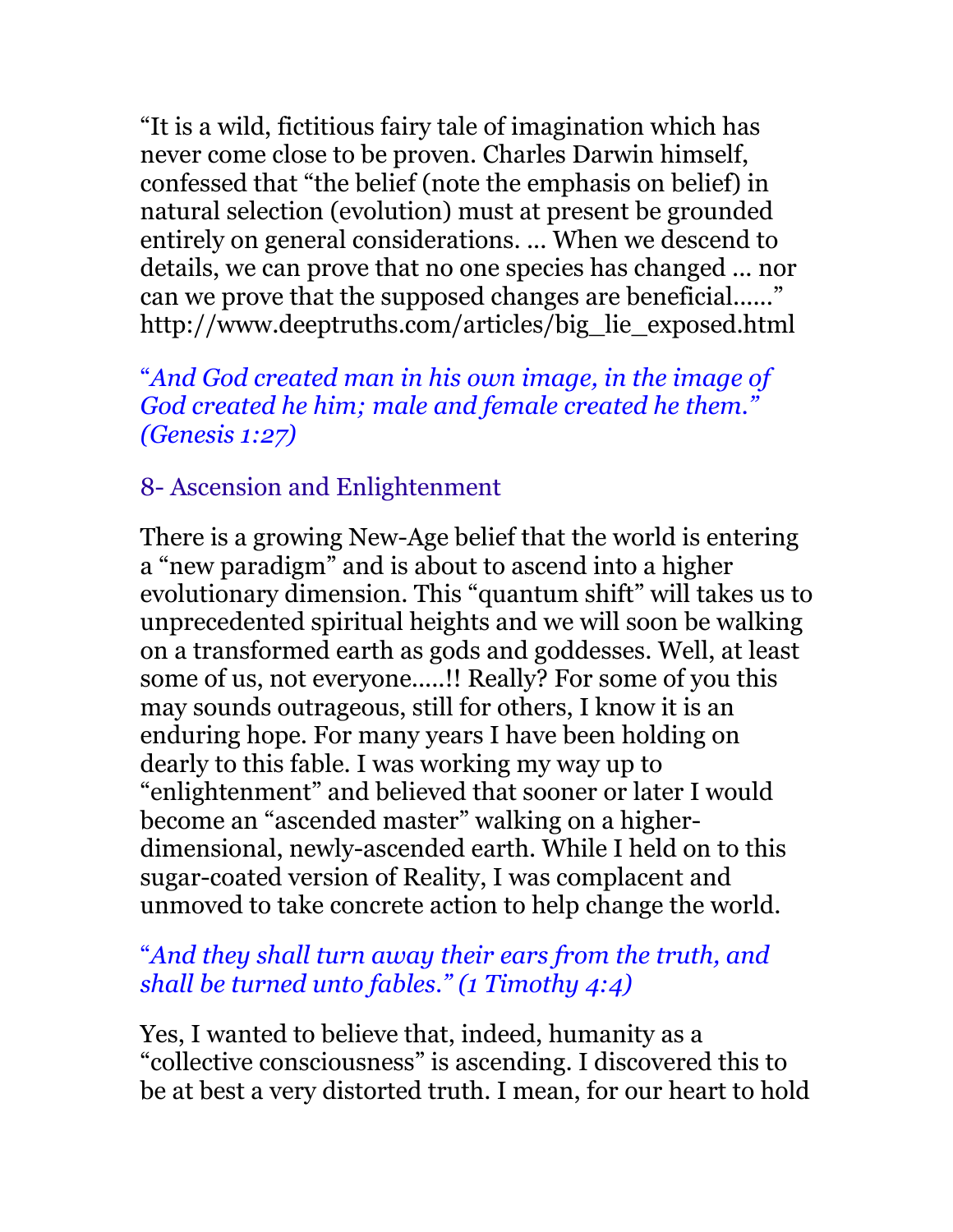"It is a wild, fictitious fairy tale of imagination which has never come close to be proven. Charles Darwin himself, confessed that "the belief (note the emphasis on belief) in natural selection (evolution) must at present be grounded entirely on general considerations. ... When we descend to details, we can prove that no one species has changed ... nor can we prove that the supposed changes are beneficial......" http://www.deeptruths.com/articles/big_lie_exposed.html

"*And God created man in his own image, in the image of God created he him; male and female created he them." (Genesis 1:27)*

## 8- Ascension and Enlightenment

There is a growing New-Age belief that the world is entering a "new paradigm" and is about to ascend into a higher evolutionary dimension. This "quantum shift" will takes us to unprecedented spiritual heights and we will soon be walking on a transformed earth as gods and goddesses. Well, at least some of us, not everyone.....!! Really? For some of you this may sounds outrageous, still for others, I know it is an enduring hope. For many years I have been holding on dearly to this fable. I was working my way up to "enlightenment" and believed that sooner or later I would become an "ascended master" walking on a higher-dimensional, newly-ascended earth. While I held on to this sugar-coated version of Reality, I was complacent and unmoved to take concrete action to help change the world.

"*And they shall turn away their ears from the truth, and shall be turned unto fables." (1 Timothy 4:4)*

Yes, I wanted to believe that, indeed, humanity as a "collective consciousness" is ascending. I discovered this to be at best a very distorted truth. I mean, for our heart to hold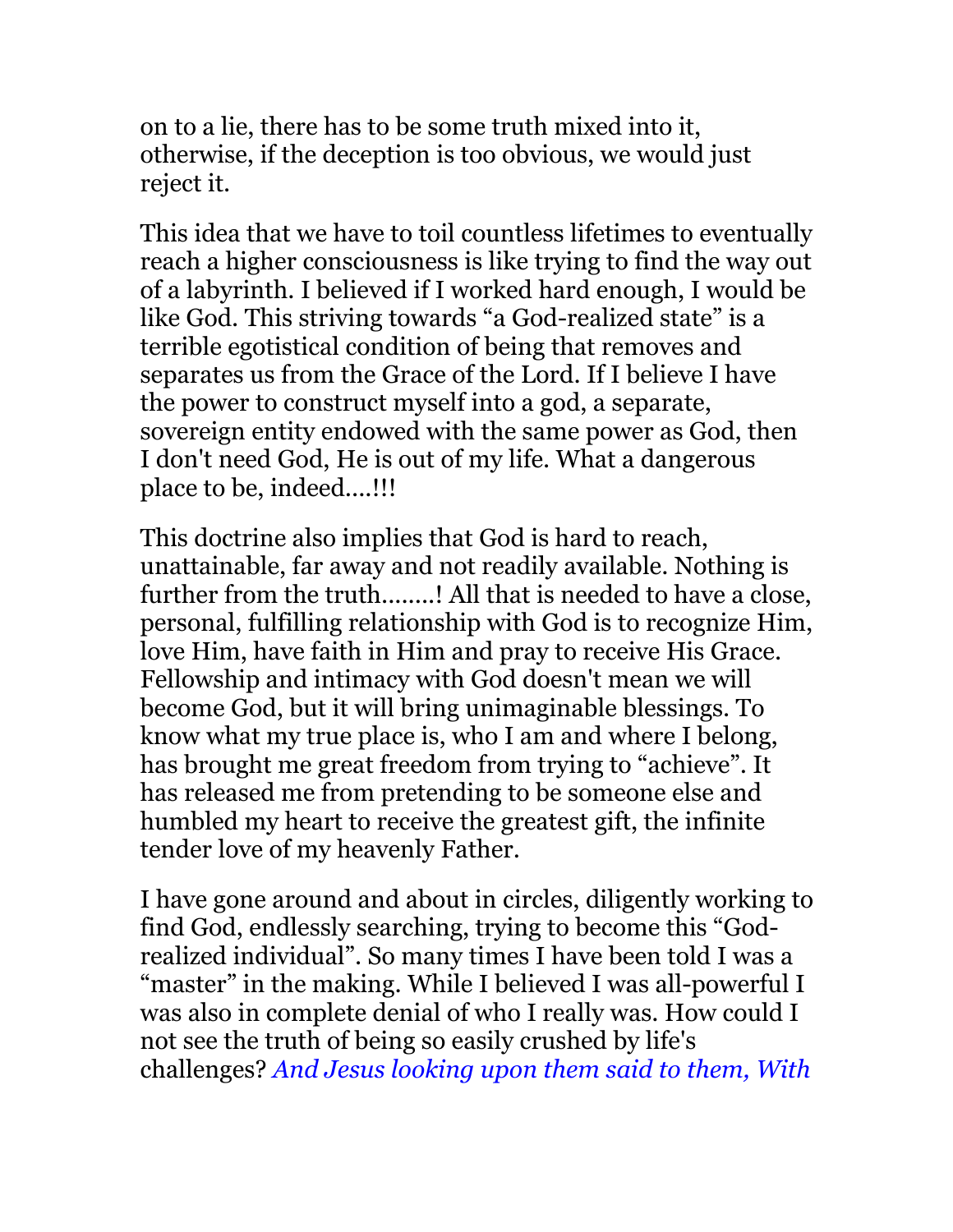on to a lie, there has to be some truth mixed into it, otherwise, if the deception is too obvious, we would just reject it.

This idea that we have to toil countless lifetimes to eventually reach a higher consciousness is like trying to find the way out of a labyrinth. I believed if I worked hard enough, I would be like God. This striving towards "a God-realized state" is a terrible egotistical condition of being that removes and separates us from the Grace of the Lord. If I believe I have the power to construct myself into a god, a separate, sovereign entity endowed with the same power as God, then I don't need God, He is out of my life. What a dangerous place to be, indeed....!!!

This doctrine also implies that God is hard to reach, unattainable, far away and not readily available. Nothing is further from the truth........! All that is needed to have a close, personal, fulfilling relationship with God is to recognize Him, love Him, have faith in Him and pray to receive His Grace. Fellowship and intimacy with God doesn't mean we will become God, but it will bring unimaginable blessings. To know what my true place is, who I am and where I belong, has brought me great freedom from trying to "achieve". It has released me from pretending to be someone else and humbled my heart to receive the greatest gift, the infinite tender love of my heavenly Father.

I have gone around and about in circles, diligently working to find God, endlessly searching, trying to become this "God-realized individual". So many times I have been told I was a "master" in the making. While I believed I was all-powerful I was also in complete denial of who I really was. How could I not see the truth of being so easily crushed by life's challenges? *And Jesus looking upon them said to them, With*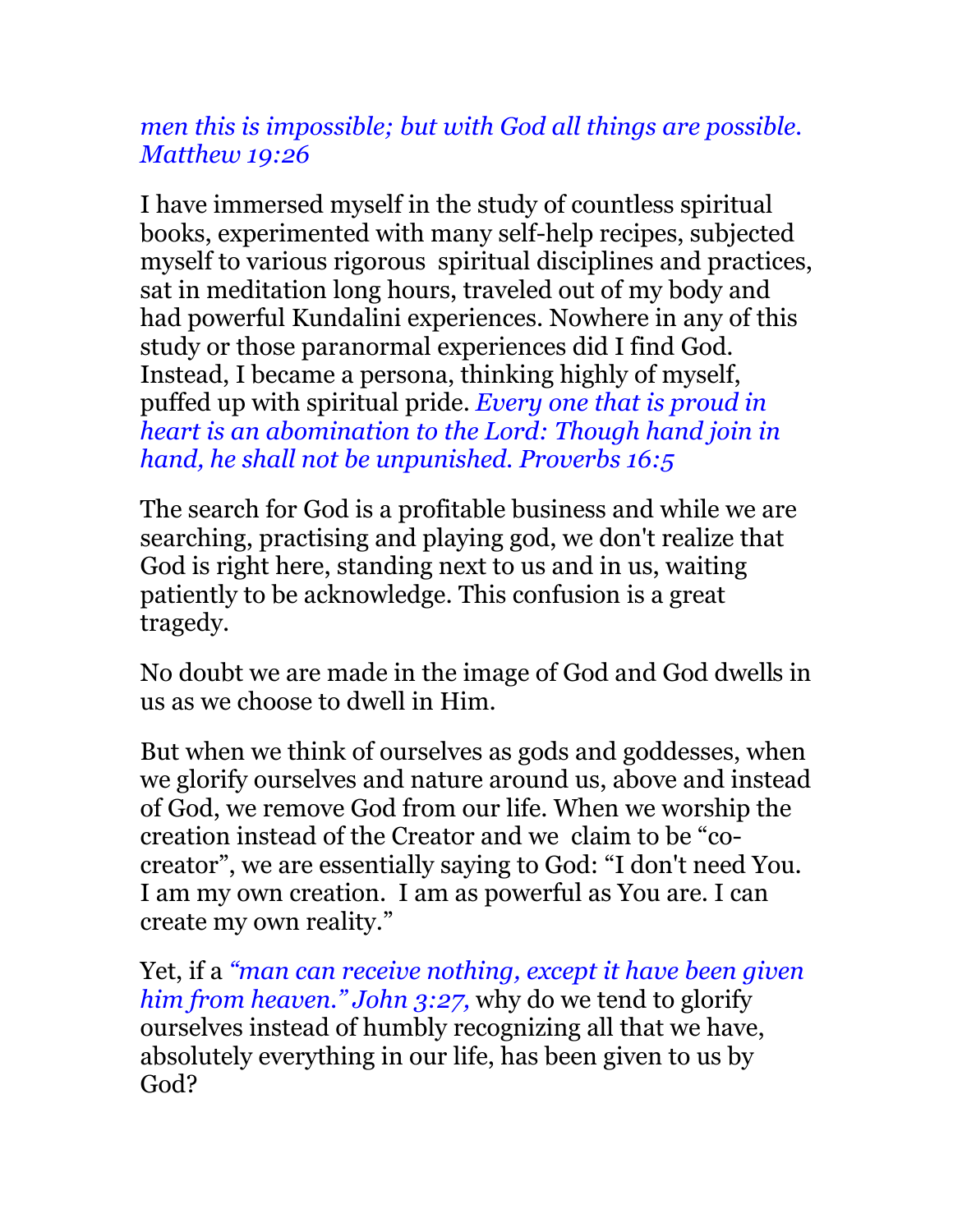*men this is impossible; but with God all things are possible. Matthew 19:26*

I have immersed myself in the study of countless spiritual books, experimented with many self-help recipes, subjected myself to various rigorous spiritual disciplines and practices, sat in meditation long hours, traveled out of my body and had powerful Kundalini experiences. Nowhere in any of this study or those paranormal experiences did I find God. Instead, I became a persona, thinking highly of myself, puffed up with spiritual pride. *Every one that is proud in heart is an abomination to the Lord: Though hand join in hand, he shall not be unpunished. Proverbs 16:5*

The search for God is a profitable business and while we are searching, practising and playing god, we don't realize that God is right here, standing next to us and in us, waiting patiently to be acknowledge. This confusion is a great tragedy.

No doubt we are made in the image of God and God dwells in us as we choose to dwell in Him.

But when we think of ourselves as gods and goddesses, when we glorify ourselves and nature around us, above and instead of God, we remove God from our life. When we worship the creation instead of the Creator and we claim to be "co-creator", we are essentially saying to God: "I don't need You. I am my own creation. I am as powerful as You are. I can create my own reality."

Yet, if a *"man can receive nothing, except it have been given him from heaven." John 3:27,* why do we tend to glorify ourselves instead of humbly recognizing all that we have, absolutely everything in our life, has been given to us by God?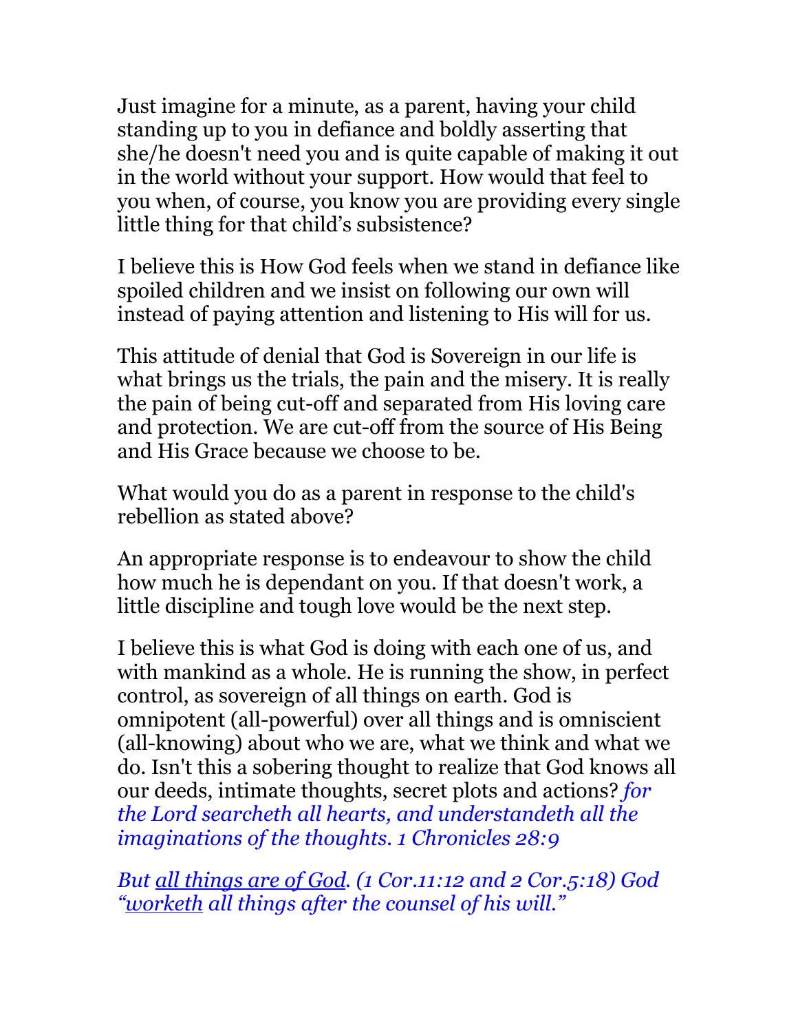Just imagine for a minute, as a parent, having your child standing up to you in defiance and boldly asserting that she/he doesn't need you and is quite capable of making it out in the world without your support. How would that feel to you when, of course, you know you are providing every single little thing for that child's subsistence?

I believe this is How God feels when we stand in defiance like spoiled children and we insist on following our own will instead of paying attention and listening to His will for us.

This attitude of denial that God is Sovereign in our life is what brings us the trials, the pain and the misery. It is really the pain of being cut-off and separated from His loving care and protection. We are cut-off from the source of His Being and His Grace because we choose to be.

What would you do as a parent in response to the child's rebellion as stated above?

An appropriate response is to endeavour to show the child how much he is dependant on you. If that doesn't work, a little discipline and tough love would be the next step.

I believe this is what God is doing with each one of us, and with mankind as a whole. He is running the show, in perfect control, as sovereign of all things on earth. God is omnipotent (all-powerful) over all things and is omniscient (all-knowing) about who we are, what we think and what we do. Isn't this a sobering thought to realize that God knows all our deeds, intimate thoughts, secret plots and actions? *for the Lord searcheth all hearts, and understandeth all the imaginations of the thoughts. 1 Chronicles 28:9*

*But all things are of God. (1 Cor.11:12 and 2 Cor.5:18) God "worketh all things after the counsel of his will."*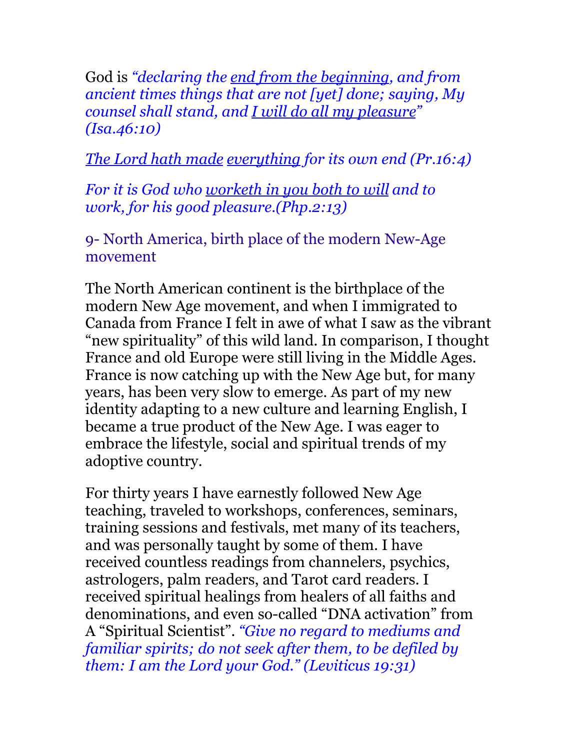God is *"declaring the end from the beginning, and from ancient times things that are not [yet] done; saying, My counsel shall stand, and I will do all my pleasure" (Isa.46:10)*

*The Lord hath made everything for its own end (Pr.16:4)*

*For it is God who worketh in you both to will and to work, for his good pleasure.(Php.2:13)*

## 9- North America, birth place of the modern New-Age movement

The North American continent is the birthplace of the modern New Age movement, and when I immigrated to Canada from France I felt in awe of what I saw as the vibrant "new spirituality" of this wild land. In comparison, I thought France and old Europe were still living in the Middle Ages. France is now catching up with the New Age but, for many years, has been very slow to emerge. As part of my new identity adapting to a new culture and learning English, I became a true product of the New Age. I was eager to embrace the lifestyle, social and spiritual trends of my adoptive country.

For thirty years I have earnestly followed New Age teaching, traveled to workshops, conferences, seminars, training sessions and festivals, met many of its teachers, and was personally taught by some of them. I have received countless readings from channelers, psychics, astrologers, palm readers, and Tarot card readers. I received spiritual healings from healers of all faiths and denominations, and even so-called "DNA activation" from A "Spiritual Scientist". *"Give no regard to mediums and familiar spirits; do not seek after them, to be defiled by them: I am the Lord your God." (Leviticus 19:31)*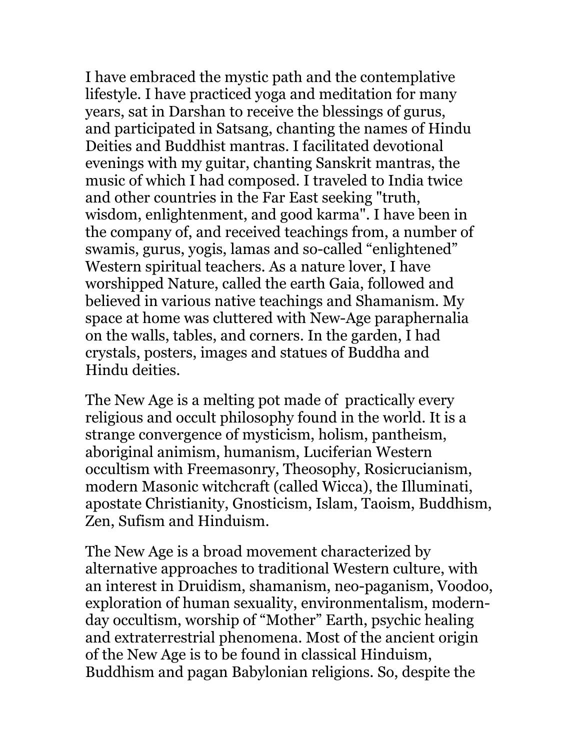I have embraced the mystic path and the contemplative lifestyle. I have practiced yoga and meditation for many years, sat in Darshan to receive the blessings of gurus, and participated in Satsang, chanting the names of Hindu Deities and Buddhist mantras. I facilitated devotional evenings with my guitar, chanting Sanskrit mantras, the music of which I had composed. I traveled to India twice and other countries in the Far East seeking "truth, wisdom, enlightenment, and good karma". I have been in the company of, and received teachings from, a number of swamis, gurus, yogis, lamas and so-called “enlightened” Western spiritual teachers. As a nature lover, I have worshipped Nature, called the earth Gaia, followed and believed in various native teachings and Shamanism. My space at home was cluttered with New-Age paraphernalia on the walls, tables, and corners. In the garden, I had crystals, posters, images and statues of Buddha and Hindu deities.

The New Age is a melting pot made of practically every religious and occult philosophy found in the world. It is a strange convergence of mysticism, holism, pantheism, aboriginal animism, humanism, Luciferian Western occultism with Freemasonry, Theosophy, Rosicrucianism, modern Masonic witchcraft (called Wicca), the Illuminati, apostate Christianity, Gnosticism, Islam, Taoism, Buddhism, Zen, Sufism and Hinduism.

The New Age is a broad movement characterized by alternative approaches to traditional Western culture, with an interest in Druidism, shamanism, neo-paganism, Voodoo, exploration of human sexuality, environmentalism, modern-day occultism, worship of “Mother” Earth, psychic healing and extraterrestrial phenomena. Most of the ancient origin of the New Age is to be found in classical Hinduism, Buddhism and pagan Babylonian religions. So, despite the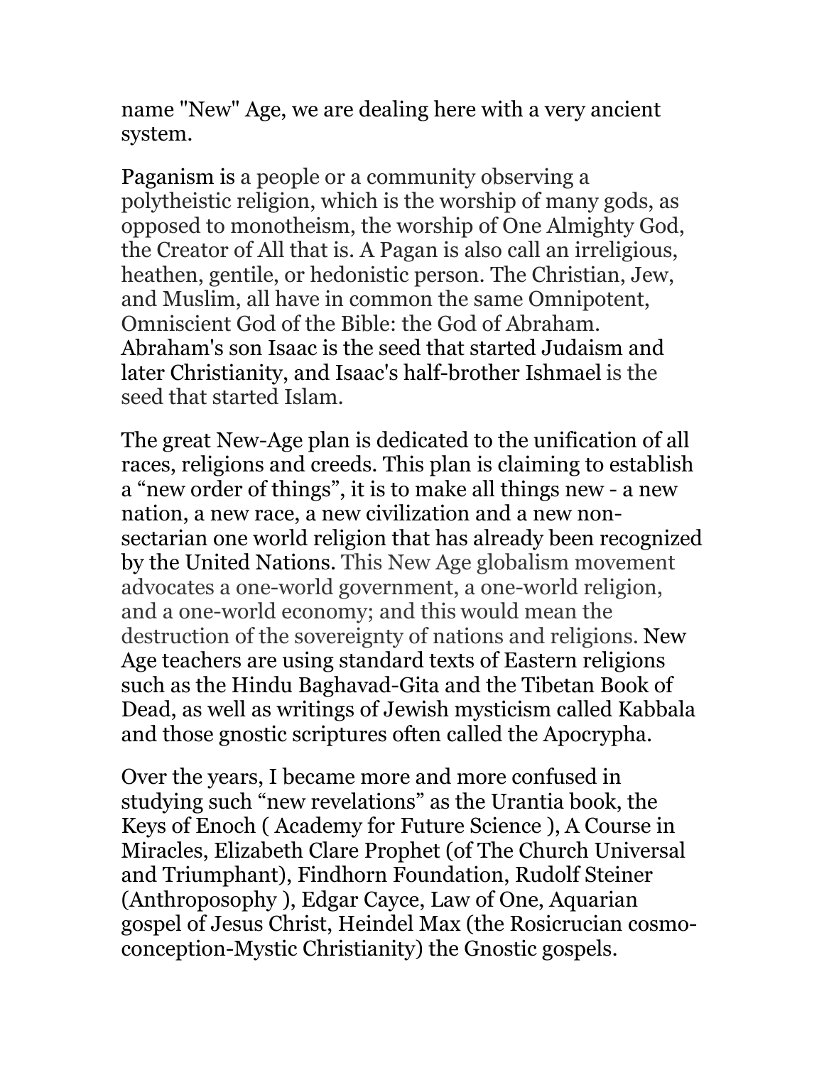name "New" Age, we are dealing here with a very ancient system.

Paganism is a people or a community observing a polytheistic religion, which is the worship of many gods, as opposed to monotheism, the worship of One Almighty God, the Creator of All that is. A Pagan is also call an irreligious, heathen, gentile, or hedonistic person. The Christian, Jew, and Muslim, all have in common the same Omnipotent, Omniscient God of the Bible: the God of Abraham. Abraham's son Isaac is the seed that started Judaism and later Christianity, and Isaac's half-brother Ishmael is the seed that started Islam.

The great New-Age plan is dedicated to the unification of all races, religions and creeds. This plan is claiming to establish a "new order of things", it is to make all things new - a new nation, a new race, a new civilization and a new non-sectarian one world religion that has already been recognized by the United Nations. This New Age globalism movement advocates a one-world government, a one-world religion, and a one-world economy; and this would mean the destruction of the sovereignty of nations and religions. New Age teachers are using standard texts of Eastern religions such as the Hindu Baghavad-Gita and the Tibetan Book of Dead, as well as writings of Jewish mysticism called Kabbala and those gnostic scriptures often called the Apocrypha.

Over the years, I became more and more confused in studying such "new revelations" as the Urantia book, the Keys of Enoch ( Academy for Future Science ), A Course in Miracles, Elizabeth Clare Prophet (of The Church Universal and Triumphant), Findhorn Foundation, Rudolf Steiner (Anthroposophy ), Edgar Cayce, Law of One, Aquarian gospel of Jesus Christ, Heindel Max (the Rosicrucian cosmo-conception-Mystic Christianity) the Gnostic gospels.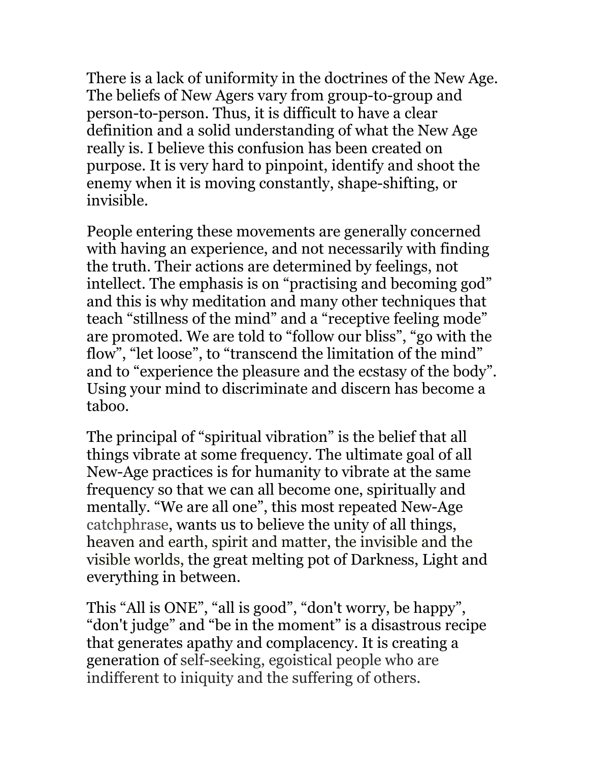There is a lack of uniformity in the doctrines of the New Age. The beliefs of New Agers vary from group-to-group and person-to-person. Thus, it is difficult to have a clear definition and a solid understanding of what the New Age really is. I believe this confusion has been created on purpose. It is very hard to pinpoint, identify and shoot the enemy when it is moving constantly, shape-shifting, or invisible.

People entering these movements are generally concerned with having an experience, and not necessarily with finding the truth. Their actions are determined by feelings, not intellect. The emphasis is on "practising and becoming god" and this is why meditation and many other techniques that teach "stillness of the mind" and a "receptive feeling mode" are promoted. We are told to "follow our bliss", "go with the flow", "let loose", to "transcend the limitation of the mind" and to "experience the pleasure and the ecstasy of the body". Using your mind to discriminate and discern has become a taboo.

The principal of "spiritual vibration" is the belief that all things vibrate at some frequency. The ultimate goal of all New-Age practices is for humanity to vibrate at the same frequency so that we can all become one, spiritually and mentally. "We are all one", this most repeated New-Age catchphrase, wants us to believe the unity of all things, heaven and earth, spirit and matter, the invisible and the visible worlds, the great melting pot of Darkness, Light and everything in between.

This "All is ONE", "all is good", "don't worry, be happy", "don't judge" and "be in the moment" is a disastrous recipe that generates apathy and complacency. It is creating a generation of self-seeking, egoistical people who are indifferent to iniquity and the suffering of others.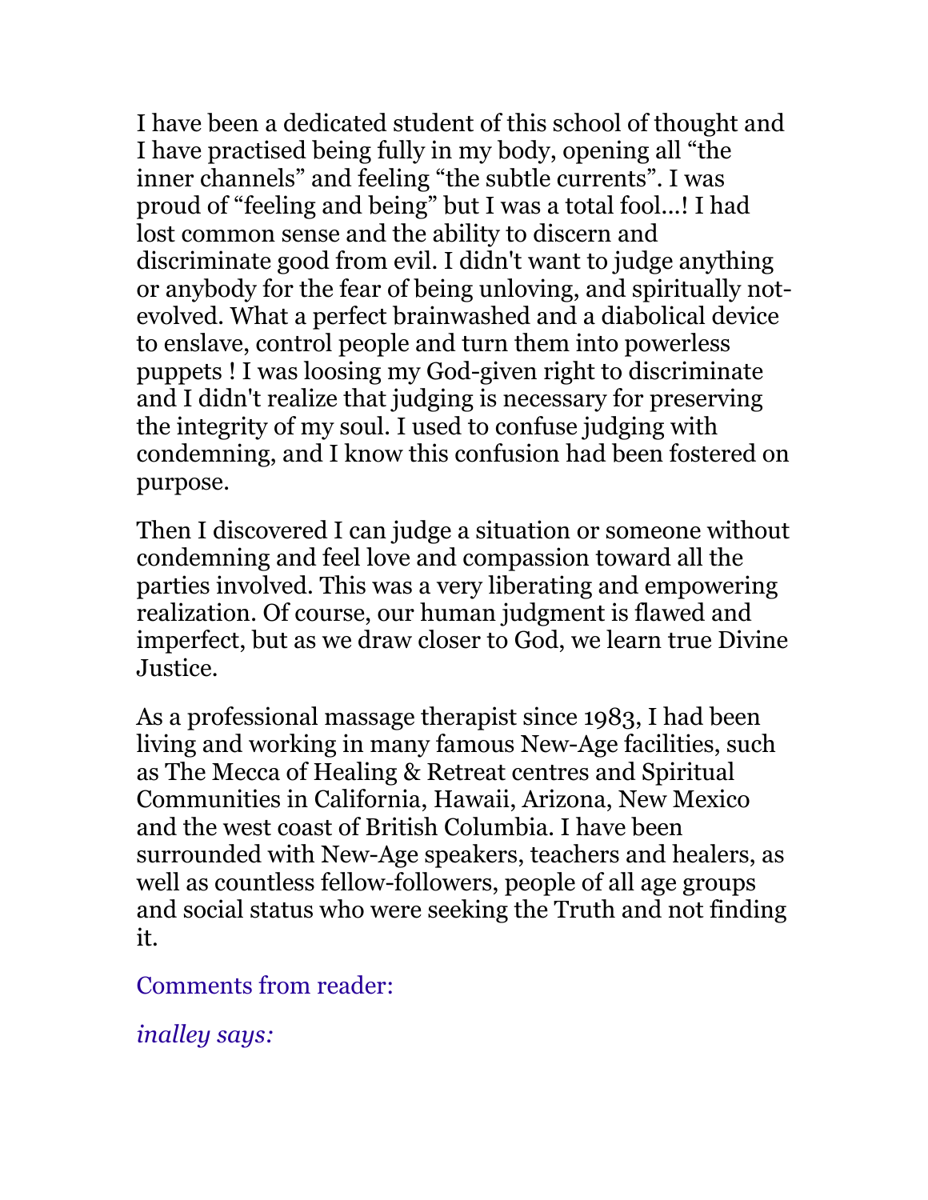I have been a dedicated student of this school of thought and I have practised being fully in my body, opening all “the inner channels” and feeling “the subtle currents”. I was proud of “feeling and being” but I was a total fool...! I had lost common sense and the ability to discern and discriminate good from evil. I didn't want to judge anything or anybody for the fear of being unloving, and spiritually not-evolved. What a perfect brainwashed and a diabolical device to enslave, control people and turn them into powerless puppets ! I was loosing my God-given right to discriminate and I didn't realize that judging is necessary for preserving the integrity of my soul. I used to confuse judging with condemning, and I know this confusion had been fostered on purpose.

Then I discovered I can judge a situation or someone without condemning and feel love and compassion toward all the parties involved. This was a very liberating and empowering realization. Of course, our human judgment is flawed and imperfect, but as we draw closer to God, we learn true Divine Justice.

As a professional massage therapist since 1983, I had been living and working in many famous New-Age facilities, such as The Mecca of Healing & Retreat centres and Spiritual Communities in California, Hawaii, Arizona, New Mexico and the west coast of British Columbia. I have been surrounded with New-Age speakers, teachers and healers, as well as countless fellow-followers, people of all age groups and social status who were seeking the Truth and not finding it.

Comments from reader:

*inalley says:*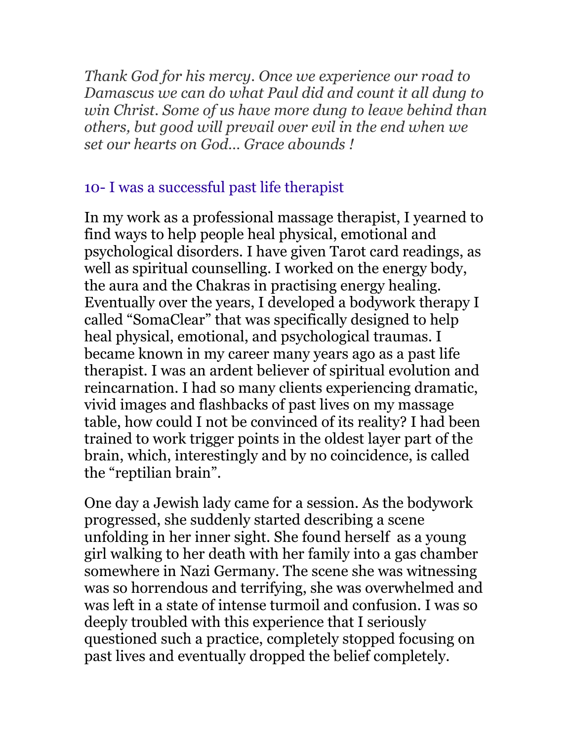*Thank God for his mercy. Once we experience our road to Damascus we can do what Paul did and count it all dung to win Christ. Some of us have more dung to leave behind than others, but good will prevail over evil in the end when we set our hearts on God… Grace abounds !*

## 10- I was a successful past life therapist

In my work as a professional massage therapist, I yearned to find ways to help people heal physical, emotional and psychological disorders. I have given Tarot card readings, as well as spiritual counselling. I worked on the energy body, the aura and the Chakras in practising energy healing. Eventually over the years, I developed a bodywork therapy I called "SomaClear" that was specifically designed to help heal physical, emotional, and psychological traumas. I became known in my career many years ago as a past life therapist. I was an ardent believer of spiritual evolution and reincarnation. I had so many clients experiencing dramatic, vivid images and flashbacks of past lives on my massage table, how could I not be convinced of its reality? I had been trained to work trigger points in the oldest layer part of the brain, which, interestingly and by no coincidence, is called the "reptilian brain".

One day a Jewish lady came for a session. As the bodywork progressed, she suddenly started describing a scene unfolding in her inner sight. She found herself as a young girl walking to her death with her family into a gas chamber somewhere in Nazi Germany. The scene she was witnessing was so horrendous and terrifying, she was overwhelmed and was left in a state of intense turmoil and confusion. I was so deeply troubled with this experience that I seriously questioned such a practice, completely stopped focusing on past lives and eventually dropped the belief completely.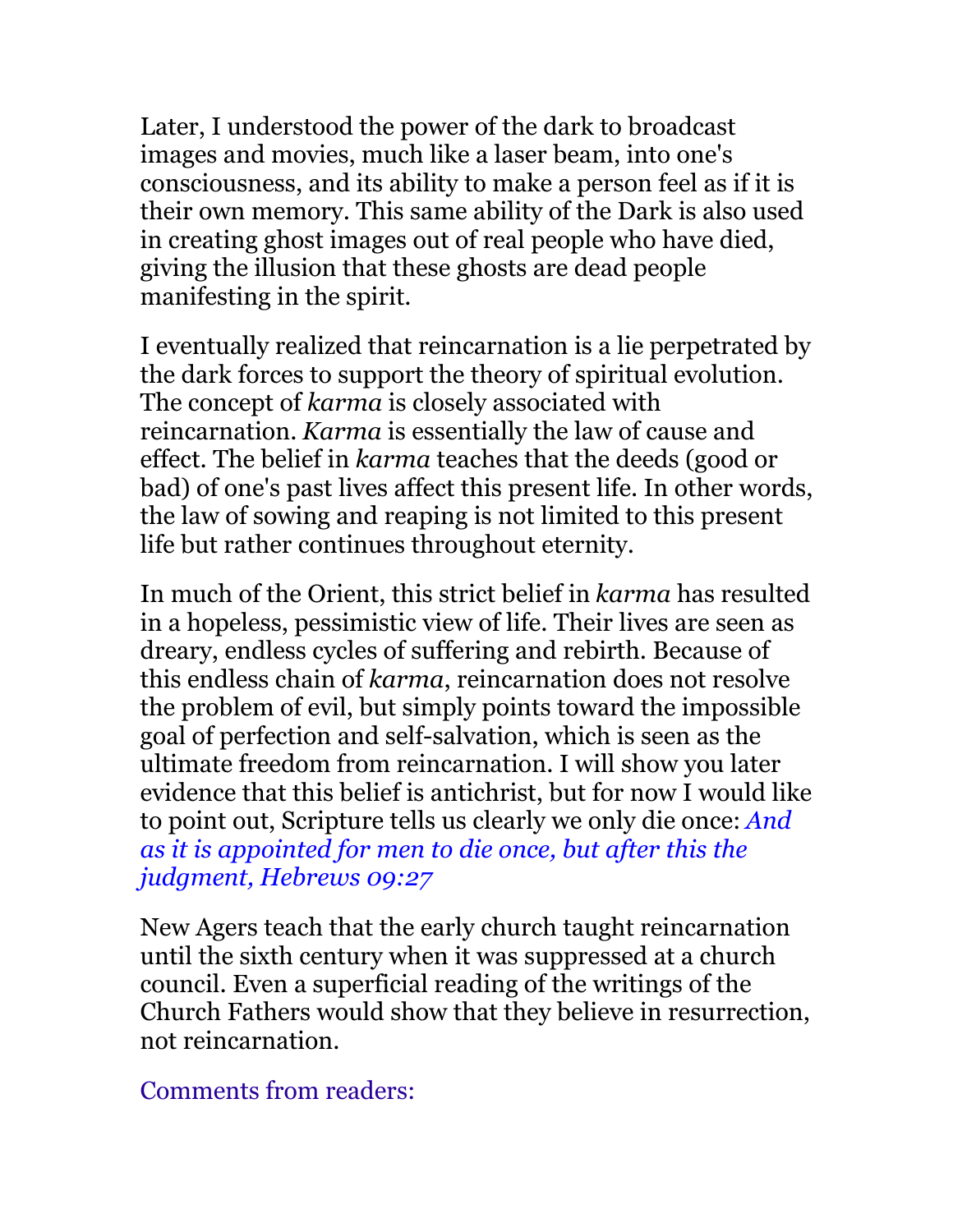Later, I understood the power of the dark to broadcast images and movies, much like a laser beam, into one's consciousness, and its ability to make a person feel as if it is their own memory. This same ability of the Dark is also used in creating ghost images out of real people who have died, giving the illusion that these ghosts are dead people manifesting in the spirit.

I eventually realized that reincarnation is a lie perpetrated by the dark forces to support the theory of spiritual evolution. The concept of *karma* is closely associated with reincarnation. *Karma* is essentially the law of cause and effect. The belief in *karma* teaches that the deeds (good or bad) of one's past lives affect this present life. In other words, the law of sowing and reaping is not limited to this present life but rather continues throughout eternity.

In much of the Orient, this strict belief in *karma* has resulted in a hopeless, pessimistic view of life. Their lives are seen as dreary, endless cycles of suffering and rebirth. Because of this endless chain of *karma*, reincarnation does not resolve the problem of evil, but simply points toward the impossible goal of perfection and self-salvation, which is seen as the ultimate freedom from reincarnation. I will show you later evidence that this belief is antichrist, but for now I would like to point out, Scripture tells us clearly we only die once: *And as it is appointed for men to die once, but after this the judgment, Hebrews 09:27*

New Agers teach that the early church taught reincarnation until the sixth century when it was suppressed at a church council. Even a superficial reading of the writings of the Church Fathers would show that they believe in resurrection, not reincarnation.

Comments from readers: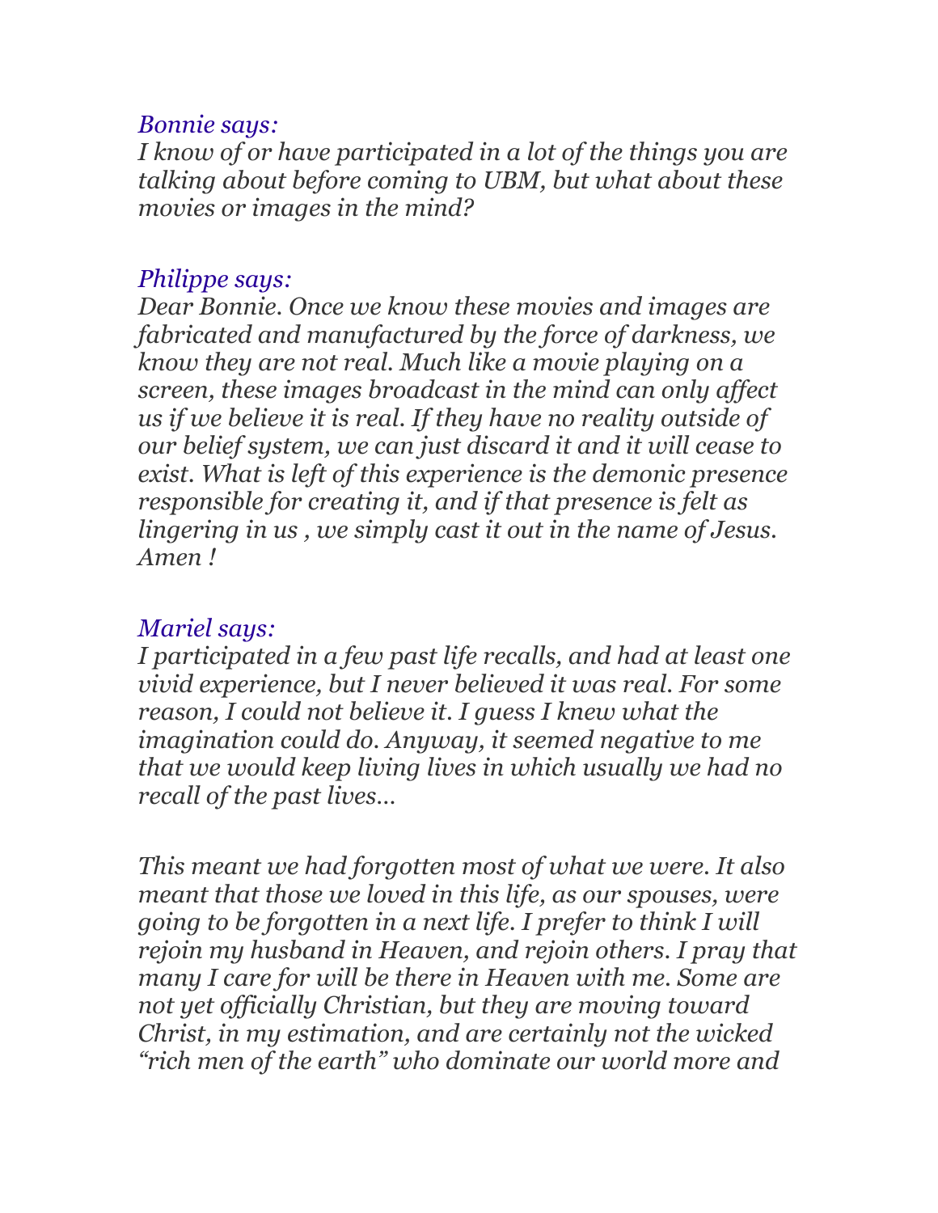*Bonnie says:*
*I know of or have participated in a lot of the things you are talking about before coming to UBM, but what about these movies or images in the mind?*

*Philippe says:*
*Dear Bonnie. Once we know these movies and images are fabricated and manufactured by the force of darkness, we know they are not real. Much like a movie playing on a screen, these images broadcast in the mind can only affect us if we believe it is real. If they have no reality outside of our belief system, we can just discard it and it will cease to exist. What is left of this experience is the demonic presence responsible for creating it, and if that presence is felt as lingering in us , we simply cast it out in the name of Jesus. Amen !*

*Mariel says:*
*I participated in a few past life recalls, and had at least one vivid experience, but I never believed it was real. For some reason, I could not believe it. I guess I knew what the imagination could do. Anyway, it seemed negative to me that we would keep living lives in which usually we had no recall of the past lives…*

*This meant we had forgotten most of what we were. It also meant that those we loved in this life, as our spouses, were going to be forgotten in a next life. I prefer to think I will rejoin my husband in Heaven, and rejoin others. I pray that many I care for will be there in Heaven with me. Some are not yet officially Christian, but they are moving toward Christ, in my estimation, and are certainly not the wicked "rich men of the earth" who dominate our world more and*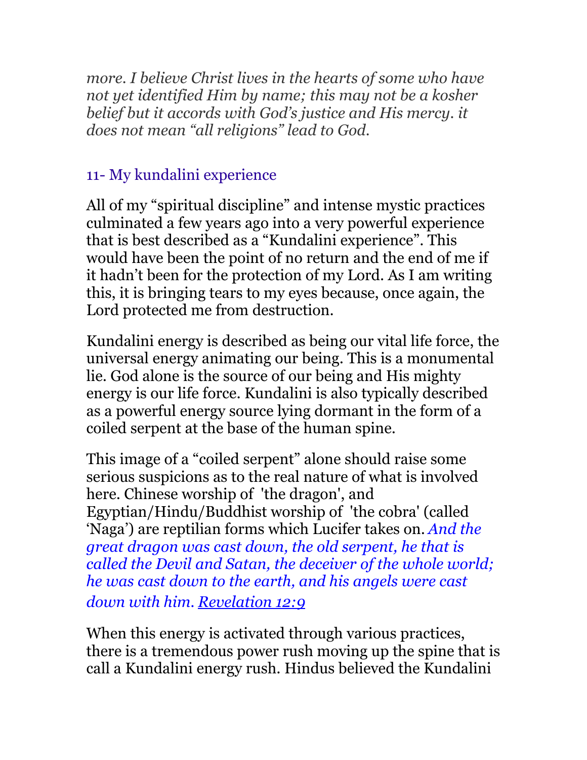*more. I believe Christ lives in the hearts of some who have not yet identified Him by name; this may not be a kosher belief but it accords with God's justice and His mercy. it does not mean "all religions" lead to God.*

## 11- My kundalini experience

All of my "spiritual discipline" and intense mystic practices culminated a few years ago into a very powerful experience that is best described as a "Kundalini experience". This would have been the point of no return and the end of me if it hadn't been for the protection of my Lord. As I am writing this, it is bringing tears to my eyes because, once again, the Lord protected me from destruction.

Kundalini energy is described as being our vital life force, the universal energy animating our being. This is a monumental lie. God alone is the source of our being and His mighty energy is our life force. Kundalini is also typically described as a powerful energy source lying dormant in the form of a coiled serpent at the base of the human spine.

This image of a "coiled serpent" alone should raise some serious suspicions as to the real nature of what is involved here. Chinese worship of 'the dragon', and Egyptian/Hindu/Buddhist worship of 'the cobra' (called 'Naga') are reptilian forms which Lucifer takes on. *And the great dragon was cast down, the old serpent, he that is called the Devil and Satan, the deceiver of the whole world; he was cast down to the earth, and his angels were cast down with him. Revelation 12:9*

When this energy is activated through various practices, there is a tremendous power rush moving up the spine that is call a Kundalini energy rush. Hindus believed the Kundalini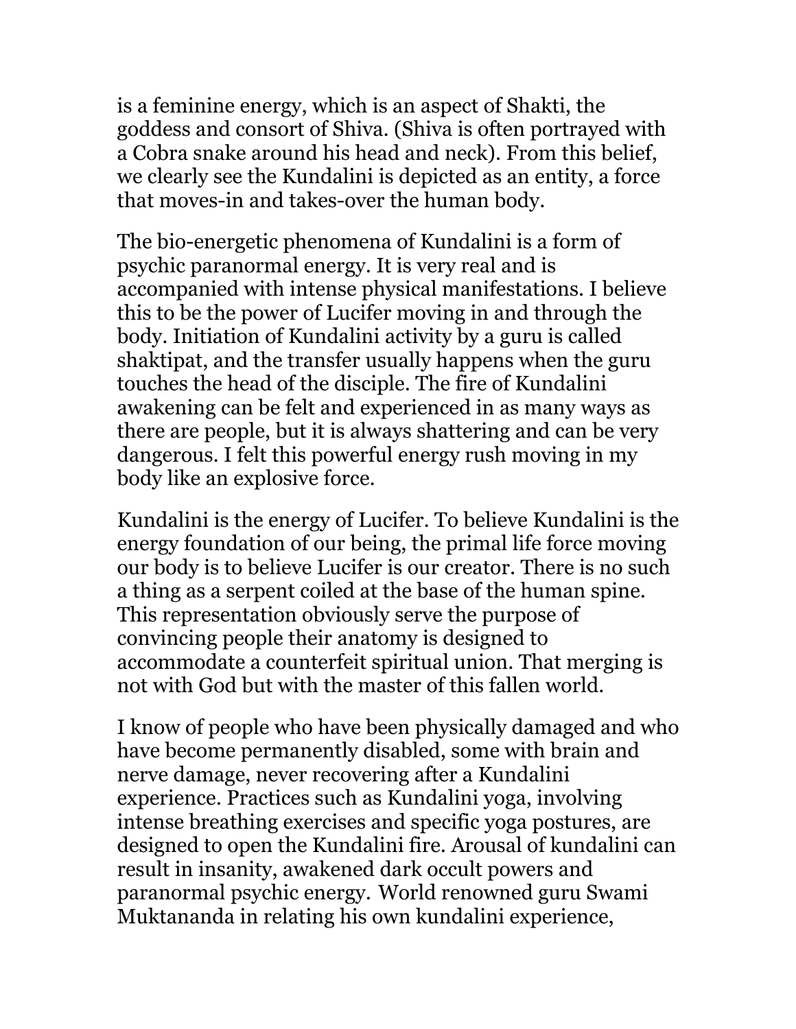is a feminine energy, which is an aspect of Shakti, the goddess and consort of Shiva. (Shiva is often portrayed with a Cobra snake around his head and neck). From this belief, we clearly see the Kundalini is depicted as an entity, a force that moves-in and takes-over the human body.

The bio-energetic phenomena of Kundalini is a form of psychic paranormal energy. It is very real and is accompanied with intense physical manifestations. I believe this to be the power of Lucifer moving in and through the body. Initiation of Kundalini activity by a guru is called shaktipat, and the transfer usually happens when the guru touches the head of the disciple. The fire of Kundalini awakening can be felt and experienced in as many ways as there are people, but it is always shattering and can be very dangerous. I felt this powerful energy rush moving in my body like an explosive force.

Kundalini is the energy of Lucifer. To believe Kundalini is the energy foundation of our being, the primal life force moving our body is to believe Lucifer is our creator. There is no such a thing as a serpent coiled at the base of the human spine. This representation obviously serve the purpose of convincing people their anatomy is designed to accommodate a counterfeit spiritual union. That merging is not with God but with the master of this fallen world.

I know of people who have been physically damaged and who have become permanently disabled, some with brain and nerve damage, never recovering after a Kundalini experience. Practices such as Kundalini yoga, involving intense breathing exercises and specific yoga postures, are designed to open the Kundalini fire. Arousal of kundalini can result in insanity, awakened dark occult powers and paranormal psychic energy. World renowned guru Swami Muktananda in relating his own kundalini experience,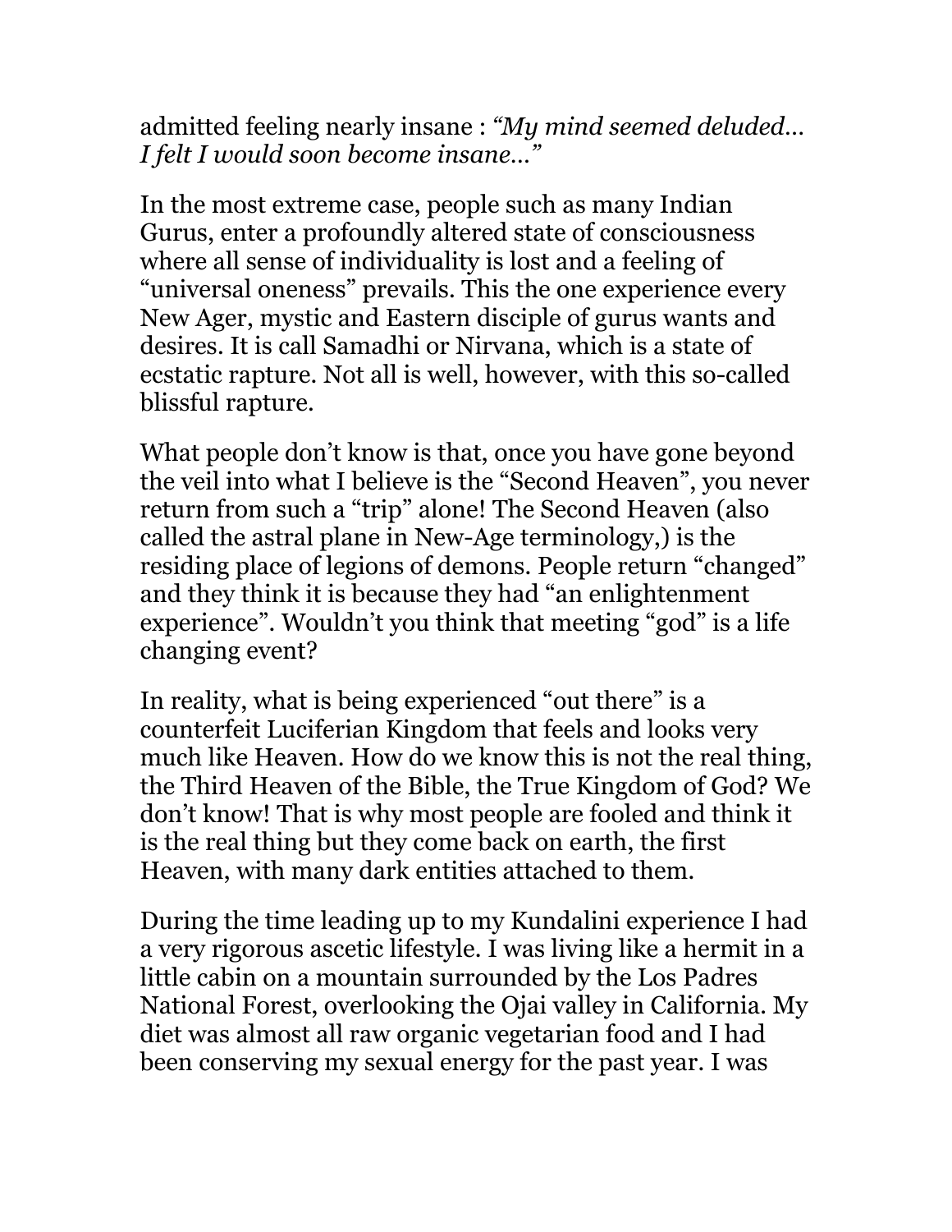admitted feeling nearly insane : *"My mind seemed deluded... I felt I would soon become insane..."*

In the most extreme case, people such as many Indian Gurus, enter a profoundly altered state of consciousness where all sense of individuality is lost and a feeling of "universal oneness" prevails. This the one experience every New Ager, mystic and Eastern disciple of gurus wants and desires. It is call Samadhi or Nirvana, which is a state of ecstatic rapture. Not all is well, however, with this so-called blissful rapture.

What people don't know is that, once you have gone beyond the veil into what I believe is the "Second Heaven", you never return from such a "trip" alone! The Second Heaven (also called the astral plane in New-Age terminology,) is the residing place of legions of demons. People return "changed" and they think it is because they had "an enlightenment experience". Wouldn't you think that meeting "god" is a life changing event?

In reality, what is being experienced "out there" is a counterfeit Luciferian Kingdom that feels and looks very much like Heaven. How do we know this is not the real thing, the Third Heaven of the Bible, the True Kingdom of God? We don't know! That is why most people are fooled and think it is the real thing but they come back on earth, the first Heaven, with many dark entities attached to them.

During the time leading up to my Kundalini experience I had a very rigorous ascetic lifestyle. I was living like a hermit in a little cabin on a mountain surrounded by the Los Padres National Forest, overlooking the Ojai valley in California. My diet was almost all raw organic vegetarian food and I had been conserving my sexual energy for the past year. I was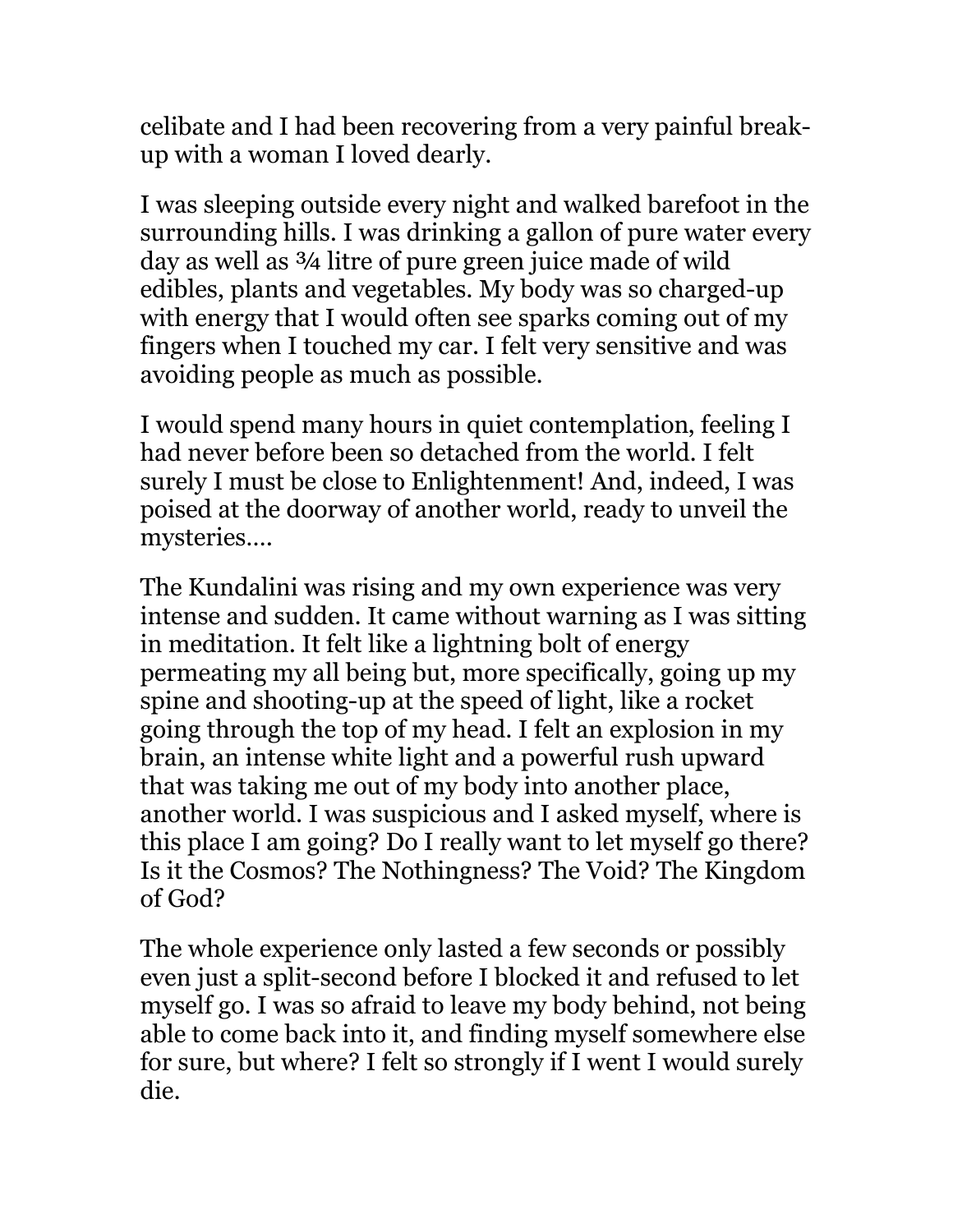celibate and I had been recovering from a very painful break-up with a woman I loved dearly.

I was sleeping outside every night and walked barefoot in the surrounding hills. I was drinking a gallon of pure water every day as well as ¾ litre of pure green juice made of wild edibles, plants and vegetables. My body was so charged-up with energy that I would often see sparks coming out of my fingers when I touched my car. I felt very sensitive and was avoiding people as much as possible.

I would spend many hours in quiet contemplation, feeling I had never before been so detached from the world. I felt surely I must be close to Enlightenment! And, indeed, I was poised at the doorway of another world, ready to unveil the mysteries….

The Kundalini was rising and my own experience was very intense and sudden. It came without warning as I was sitting in meditation. It felt like a lightning bolt of energy permeating my all being but, more specifically, going up my spine and shooting-up at the speed of light, like a rocket going through the top of my head. I felt an explosion in my brain, an intense white light and a powerful rush upward that was taking me out of my body into another place, another world. I was suspicious and I asked myself, where is this place I am going? Do I really want to let myself go there? Is it the Cosmos? The Nothingness? The Void? The Kingdom of God?

The whole experience only lasted a few seconds or possibly even just a split-second before I blocked it and refused to let myself go. I was so afraid to leave my body behind, not being able to come back into it, and finding myself somewhere else for sure, but where? I felt so strongly if I went I would surely die.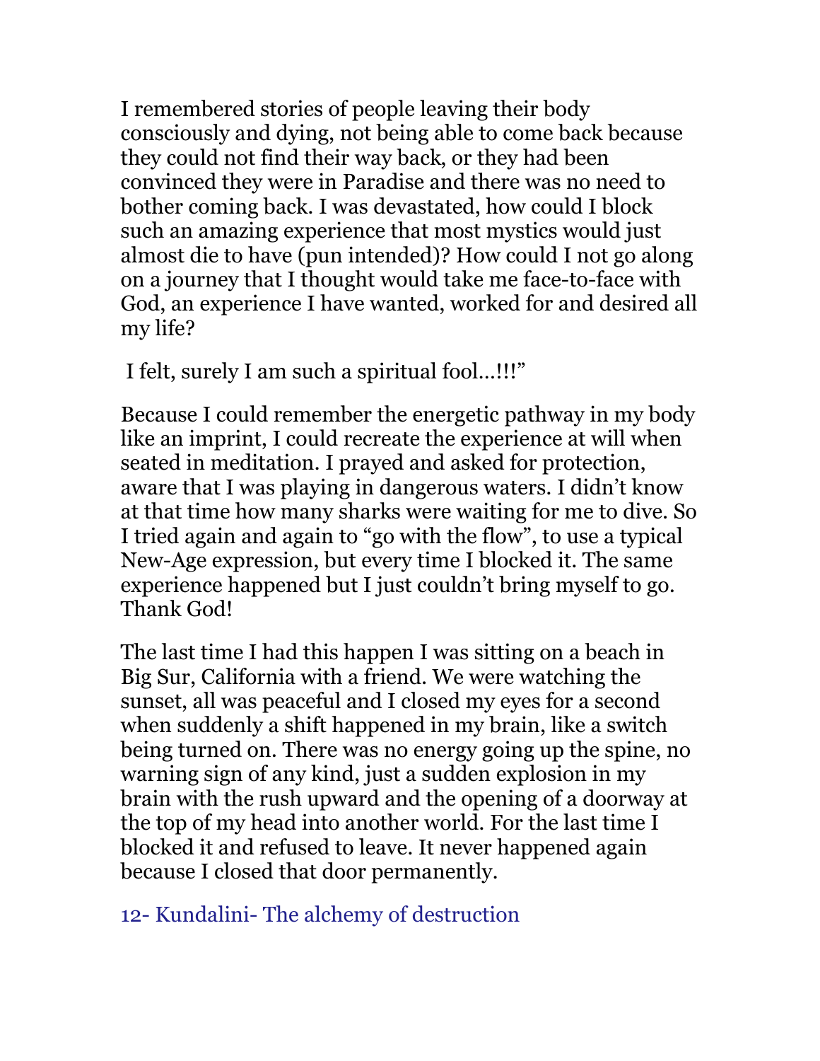I remembered stories of people leaving their body consciously and dying, not being able to come back because they could not find their way back, or they had been convinced they were in Paradise and there was no need to bother coming back. I was devastated, how could I block such an amazing experience that most mystics would just almost die to have (pun intended)? How could I not go along on a journey that I thought would take me face-to-face with God, an experience I have wanted, worked for and desired all my life?

I felt, surely I am such a spiritual fool…!!!"

Because I could remember the energetic pathway in my body like an imprint, I could recreate the experience at will when seated in meditation. I prayed and asked for protection, aware that I was playing in dangerous waters. I didn't know at that time how many sharks were waiting for me to dive. So I tried again and again to "go with the flow", to use a typical New-Age expression, but every time I blocked it. The same experience happened but I just couldn't bring myself to go. Thank God!

The last time I had this happen I was sitting on a beach in Big Sur, California with a friend. We were watching the sunset, all was peaceful and I closed my eyes for a second when suddenly a shift happened in my brain, like a switch being turned on. There was no energy going up the spine, no warning sign of any kind, just a sudden explosion in my brain with the rush upward and the opening of a doorway at the top of my head into another world. For the last time I blocked it and refused to leave. It never happened again because I closed that door permanently.

## 12- Kundalini- The alchemy of destruction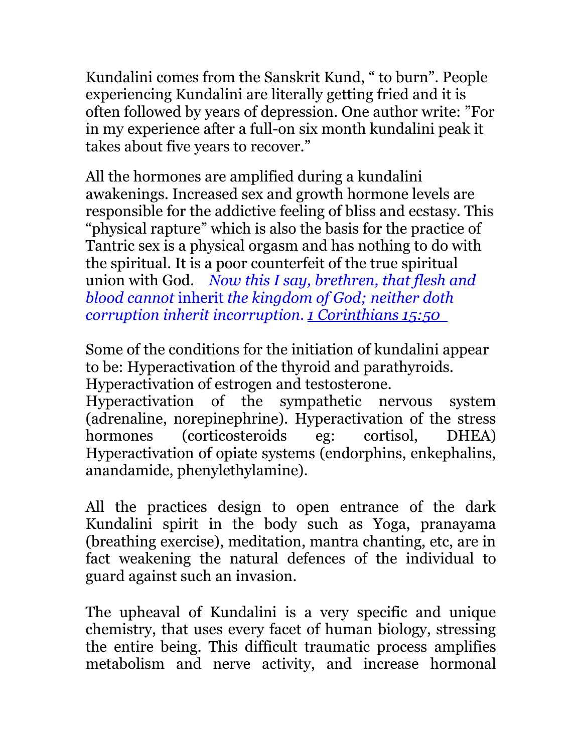Kundalini comes from the Sanskrit Kund, " to burn". People experiencing Kundalini are literally getting fried and it is often followed by years of depression. One author write: "For in my experience after a full-on six month kundalini peak it takes about five years to recover."

All the hormones are amplified during a kundalini awakenings. Increased sex and growth hormone levels are responsible for the addictive feeling of bliss and ecstasy. This "physical rapture" which is also the basis for the practice of Tantric sex is a physical orgasm and has nothing to do with the spiritual. It is a poor counterfeit of the true spiritual union with God. *Now this I say, brethren, that flesh and blood cannot* inherit *the kingdom of God; neither doth corruption inherit incorruption.* 1 Corinthians 15:50

Some of the conditions for the initiation of kundalini appear to be: Hyperactivation of the thyroid and parathyroids. Hyperactivation of estrogen and testosterone.
Hyperactivation of the sympathetic nervous system (adrenaline, norepinephrine). Hyperactivation of the stress hormones (corticosteroids eg: cortisol, DHEA) Hyperactivation of opiate systems (endorphins, enkephalins, anandamide, phenylethylamine).

All the practices design to open entrance of the dark Kundalini spirit in the body such as Yoga, pranayama (breathing exercise), meditation, mantra chanting, etc, are in fact weakening the natural defences of the individual to guard against such an invasion.

The upheaval of Kundalini is a very specific and unique chemistry, that uses every facet of human biology, stressing the entire being. This difficult traumatic process amplifies metabolism and nerve activity, and increase hormonal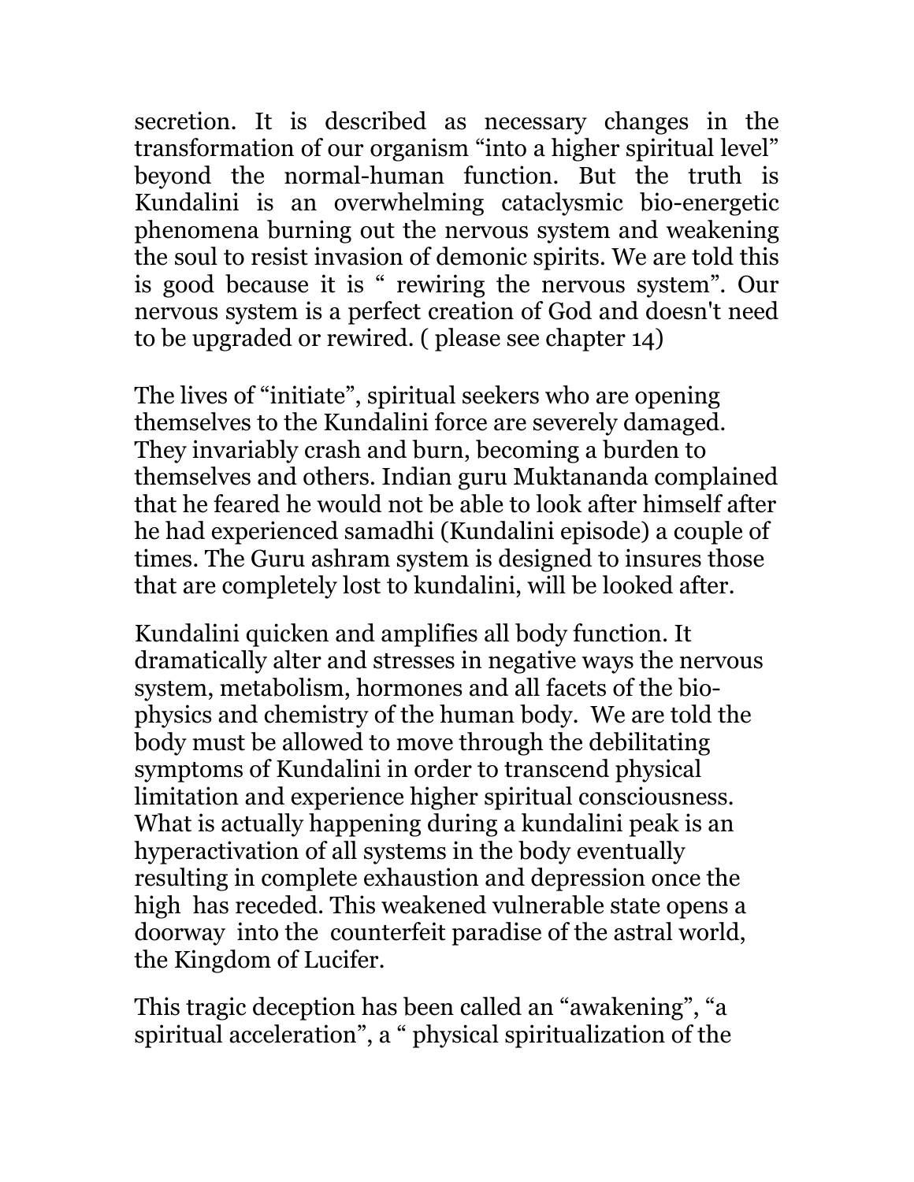secretion. It is described as necessary changes in the transformation of our organism "into a higher spiritual level" beyond the normal-human function. But the truth is Kundalini is an overwhelming cataclysmic bio-energetic phenomena burning out the nervous system and weakening the soul to resist invasion of demonic spirits. We are told this is good because it is " rewiring the nervous system". Our nervous system is a perfect creation of God and doesn't need to be upgraded or rewired. ( please see chapter 14)

The lives of "initiate", spiritual seekers who are opening themselves to the Kundalini force are severely damaged. They invariably crash and burn, becoming a burden to themselves and others. Indian guru Muktananda complained that he feared he would not be able to look after himself after he had experienced samadhi (Kundalini episode) a couple of times. The Guru ashram system is designed to insures those that are completely lost to kundalini, will be looked after.

Kundalini quicken and amplifies all body function. It dramatically alter and stresses in negative ways the nervous system, metabolism, hormones and all facets of the bio-physics and chemistry of the human body. We are told the body must be allowed to move through the debilitating symptoms of Kundalini in order to transcend physical limitation and experience higher spiritual consciousness. What is actually happening during a kundalini peak is an hyperactivation of all systems in the body eventually resulting in complete exhaustion and depression once the high has receded. This weakened vulnerable state opens a doorway into the counterfeit paradise of the astral world, the Kingdom of Lucifer.

This tragic deception has been called an "awakening", "a spiritual acceleration", a " physical spiritualization of the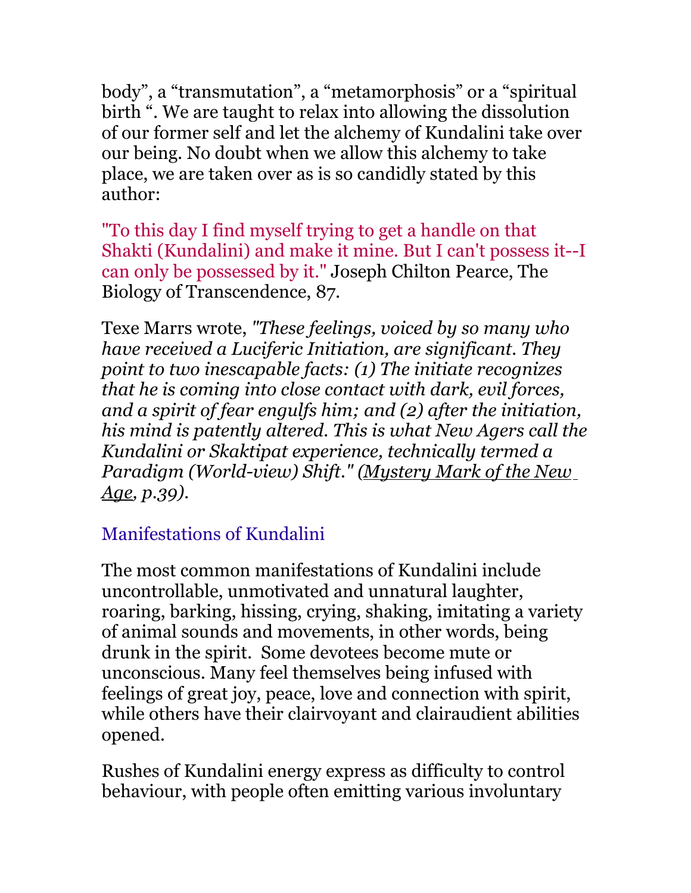body", a "transmutation", a "metamorphosis" or a "spiritual birth ". We are taught to relax into allowing the dissolution of our former self and let the alchemy of Kundalini take over our being. No doubt when we allow this alchemy to take place, we are taken over as is so candidly stated by this author:

"To this day I find myself trying to get a handle on that Shakti (Kundalini) and make it mine. But I can't possess it--I can only be possessed by it." Joseph Chilton Pearce, The Biology of Transcendence, 87.

Texe Marrs wrote, *"These feelings, voiced by so many who have received a Luciferic Initiation, are significant. They point to two inescapable facts: (1) The initiate recognizes that he is coming into close contact with dark, evil forces, and a spirit of fear engulfs him; and (2) after the initiation, his mind is patently altered. This is what New Agers call the Kundalini or Skaktipat experience, technically termed a Paradigm (World-view) Shift." (Mystery Mark of the New Age, p.39).*

## Manifestations of Kundalini

The most common manifestations of Kundalini include uncontrollable, unmotivated and unnatural laughter, roaring, barking, hissing, crying, shaking, imitating a variety of animal sounds and movements, in other words, being drunk in the spirit. Some devotees become mute or unconscious. Many feel themselves being infused with feelings of great joy, peace, love and connection with spirit, while others have their clairvoyant and clairaudient abilities opened.

Rushes of Kundalini energy express as difficulty to control behaviour, with people often emitting various involuntary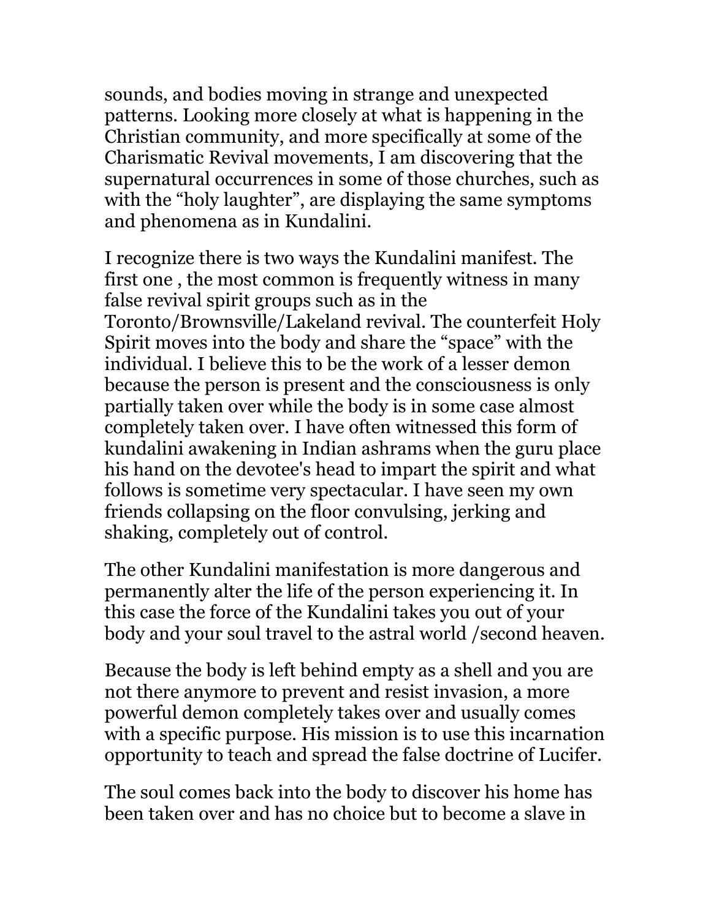sounds, and bodies moving in strange and unexpected patterns. Looking more closely at what is happening in the Christian community, and more specifically at some of the Charismatic Revival movements, I am discovering that the supernatural occurrences in some of those churches, such as with the "holy laughter", are displaying the same symptoms and phenomena as in Kundalini.

I recognize there is two ways the Kundalini manifest. The first one , the most common is frequently witness in many false revival spirit groups such as in the Toronto/Brownsville/Lakeland revival. The counterfeit Holy Spirit moves into the body and share the "space" with the individual. I believe this to be the work of a lesser demon because the person is present and the consciousness is only partially taken over while the body is in some case almost completely taken over. I have often witnessed this form of kundalini awakening in Indian ashrams when the guru place his hand on the devotee's head to impart the spirit and what follows is sometime very spectacular. I have seen my own friends collapsing on the floor convulsing, jerking and shaking, completely out of control.

The other Kundalini manifestation is more dangerous and permanently alter the life of the person experiencing it. In this case the force of the Kundalini takes you out of your body and your soul travel to the astral world /second heaven.

Because the body is left behind empty as a shell and you are not there anymore to prevent and resist invasion, a more powerful demon completely takes over and usually comes with a specific purpose. His mission is to use this incarnation opportunity to teach and spread the false doctrine of Lucifer.

The soul comes back into the body to discover his home has been taken over and has no choice but to become a slave in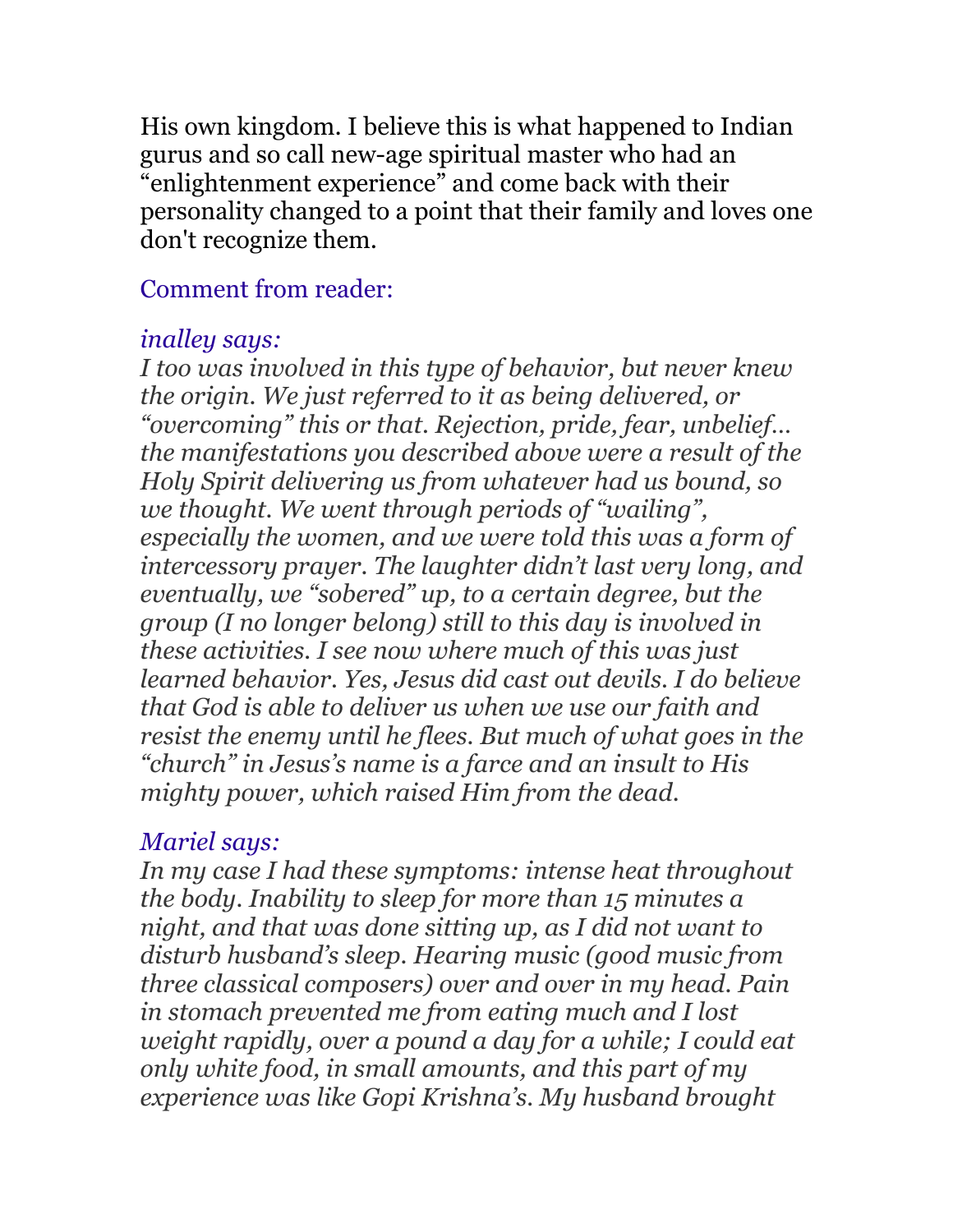His own kingdom. I believe this is what happened to Indian gurus and so call new-age spiritual master who had an "enlightenment experience" and come back with their personality changed to a point that their family and loves one don't recognize them.

Comment from reader:

*inalley says:*
*I too was involved in this type of behavior, but never knew the origin. We just referred to it as being delivered, or "overcoming" this or that. Rejection, pride, fear, unbelief… the manifestations you described above were a result of the Holy Spirit delivering us from whatever had us bound, so we thought. We went through periods of "wailing", especially the women, and we were told this was a form of intercessory prayer. The laughter didn't last very long, and eventually, we "sobered" up, to a certain degree, but the group (I no longer belong) still to this day is involved in these activities. I see now where much of this was just learned behavior. Yes, Jesus did cast out devils. I do believe that God is able to deliver us when we use our faith and resist the enemy until he flees. But much of what goes in the "church" in Jesus's name is a farce and an insult to His mighty power, which raised Him from the dead.*

*Mariel says:*
*In my case I had these symptoms: intense heat throughout the body. Inability to sleep for more than 15 minutes a night, and that was done sitting up, as I did not want to disturb husband's sleep. Hearing music (good music from three classical composers) over and over in my head. Pain in stomach prevented me from eating much and I lost weight rapidly, over a pound a day for a while; I could eat only white food, in small amounts, and this part of my experience was like Gopi Krishna's. My husband brought*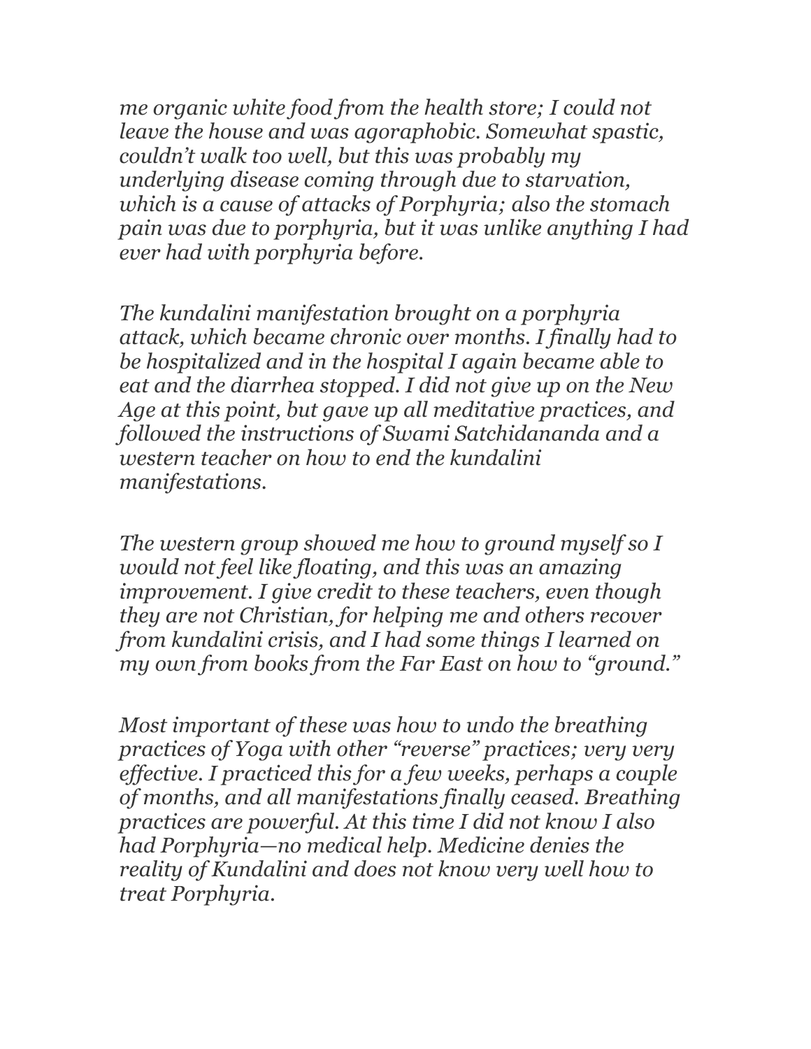*me organic white food from the health store; I could not leave the house and was agoraphobic. Somewhat spastic, couldn't walk too well, but this was probably my underlying disease coming through due to starvation, which is a cause of attacks of Porphyria; also the stomach pain was due to porphyria, but it was unlike anything I had ever had with porphyria before.*

*The kundalini manifestation brought on a porphyria attack, which became chronic over months. I finally had to be hospitalized and in the hospital I again became able to eat and the diarrhea stopped. I did not give up on the New Age at this point, but gave up all meditative practices, and followed the instructions of Swami Satchidananda and a western teacher on how to end the kundalini manifestations.*

*The western group showed me how to ground myself so I would not feel like floating, and this was an amazing improvement. I give credit to these teachers, even though they are not Christian, for helping me and others recover from kundalini crisis, and I had some things I learned on my own from books from the Far East on how to "ground."*

*Most important of these was how to undo the breathing practices of Yoga with other "reverse" practices; very very effective. I practiced this for a few weeks, perhaps a couple of months, and all manifestations finally ceased. Breathing practices are powerful. At this time I did not know I also had Porphyria—no medical help. Medicine denies the reality of Kundalini and does not know very well how to treat Porphyria.*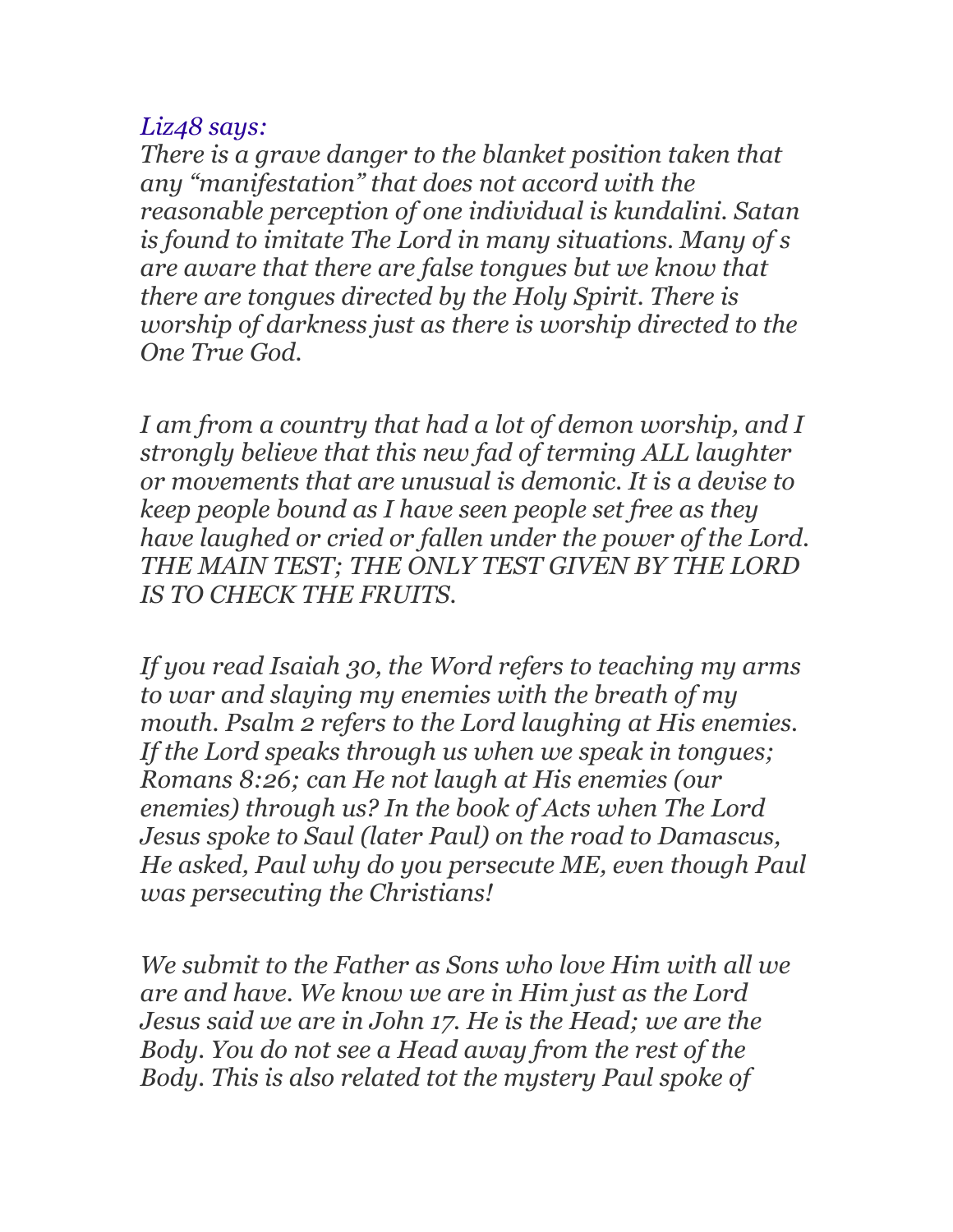*Liz48 says:*

*There is a grave danger to the blanket position taken that any "manifestation" that does not accord with the reasonable perception of one individual is kundalini. Satan is found to imitate The Lord in many situations. Many of s are aware that there are false tongues but we know that there are tongues directed by the Holy Spirit. There is worship of darkness just as there is worship directed to the One True God.*

*I am from a country that had a lot of demon worship, and I strongly believe that this new fad of terming ALL laughter or movements that are unusual is demonic. It is a devise to keep people bound as I have seen people set free as they have laughed or cried or fallen under the power of the Lord. THE MAIN TEST; THE ONLY TEST GIVEN BY THE LORD IS TO CHECK THE FRUITS.*

*If you read Isaiah 30, the Word refers to teaching my arms to war and slaying my enemies with the breath of my mouth. Psalm 2 refers to the Lord laughing at His enemies. If the Lord speaks through us when we speak in tongues; Romans 8:26; can He not laugh at His enemies (our enemies) through us? In the book of Acts when The Lord Jesus spoke to Saul (later Paul) on the road to Damascus, He asked, Paul why do you persecute ME, even though Paul was persecuting the Christians!*

*We submit to the Father as Sons who love Him with all we are and have. We know we are in Him just as the Lord Jesus said we are in John 17. He is the Head; we are the Body. You do not see a Head away from the rest of the Body. This is also related tot the mystery Paul spoke of*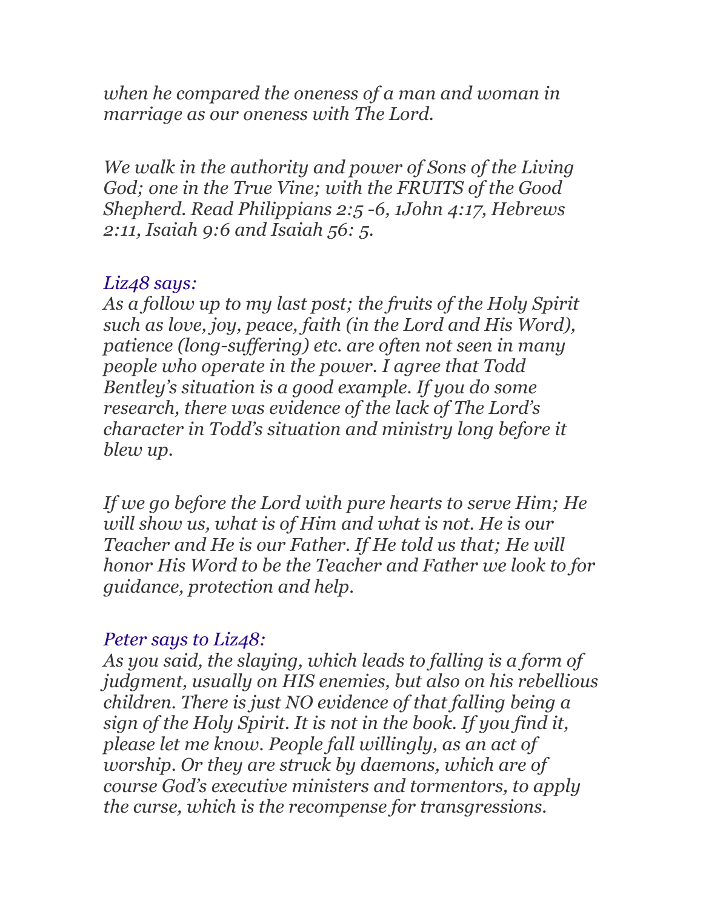*when he compared the oneness of a man and woman in marriage as our oneness with The Lord.*

*We walk in the authority and power of Sons of the Living God; one in the True Vine; with the FRUITS of the Good Shepherd. Read Philippians 2:5 -6, 1John 4:17, Hebrews 2:11, Isaiah 9:6 and Isaiah 56: 5.*

*Liz48 says:*
*As a follow up to my last post; the fruits of the Holy Spirit such as love, joy, peace, faith (in the Lord and His Word), patience (long-suffering) etc. are often not seen in many people who operate in the power. I agree that Todd Bentley's situation is a good example. If you do some research, there was evidence of the lack of The Lord's character in Todd's situation and ministry long before it blew up.*

*If we go before the Lord with pure hearts to serve Him; He will show us, what is of Him and what is not. He is our Teacher and He is our Father. If He told us that; He will honor His Word to be the Teacher and Father we look to for guidance, protection and help.*

*Peter says to Liz48:*
*As you said, the slaying, which leads to falling is a form of judgment, usually on HIS enemies, but also on his rebellious children. There is just NO evidence of that falling being a sign of the Holy Spirit. It is not in the book. If you find it, please let me know. People fall willingly, as an act of worship. Or they are struck by daemons, which are of course God's executive ministers and tormentors, to apply the curse, which is the recompense for transgressions.*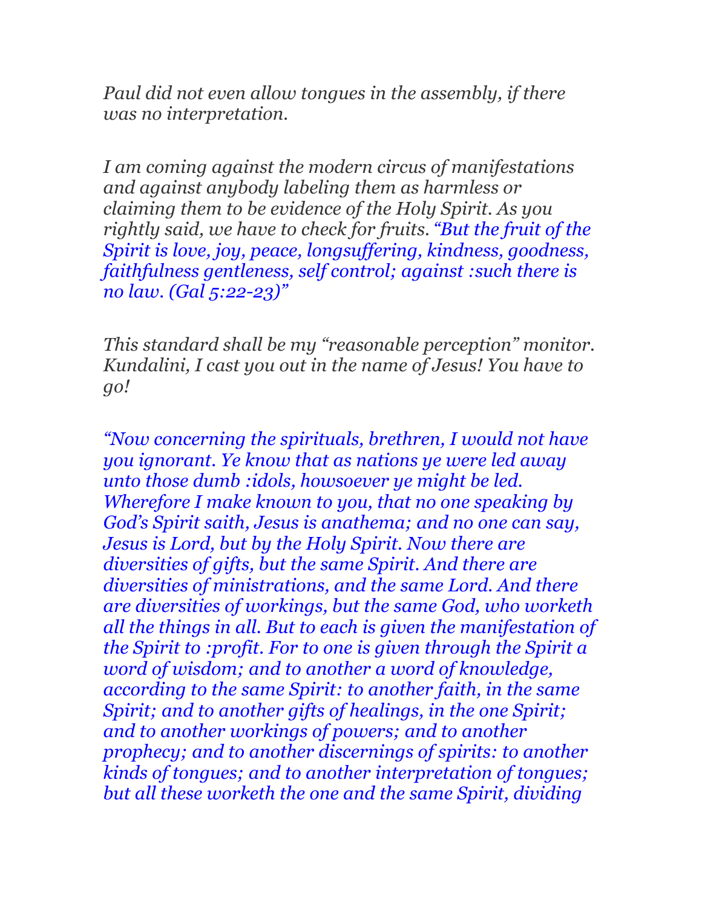*Paul did not even allow tongues in the assembly, if there was no interpretation.*

*I am coming against the modern circus of manifestations and against anybody labeling them as harmless or claiming them to be evidence of the Holy Spirit. As you rightly said, we have to check for fruits. "But the fruit of the Spirit is love, joy, peace, longsuffering, kindness, goodness, faithfulness gentleness, self control; against :such there is no law. (Gal 5:22-23)"*

*This standard shall be my "reasonable perception" monitor. Kundalini, I cast you out in the name of Jesus! You have to go!*

*"Now concerning the spirituals, brethren, I would not have you ignorant. Ye know that as nations ye were led away unto those dumb :idols, howsoever ye might be led. Wherefore I make known to you, that no one speaking by God's Spirit saith, Jesus is anathema; and no one can say, Jesus is Lord, but by the Holy Spirit. Now there are diversities of gifts, but the same Spirit. And there are diversities of ministrations, and the same Lord. And there are diversities of workings, but the same God, who worketh all the things in all. But to each is given the manifestation of the Spirit to :profit. For to one is given through the Spirit a word of wisdom; and to another a word of knowledge, according to the same Spirit: to another faith, in the same Spirit; and to another gifts of healings, in the one Spirit; and to another workings of powers; and to another prophecy; and to another discernings of spirits: to another kinds of tongues; and to another interpretation of tongues; but all these worketh the one and the same Spirit, dividing*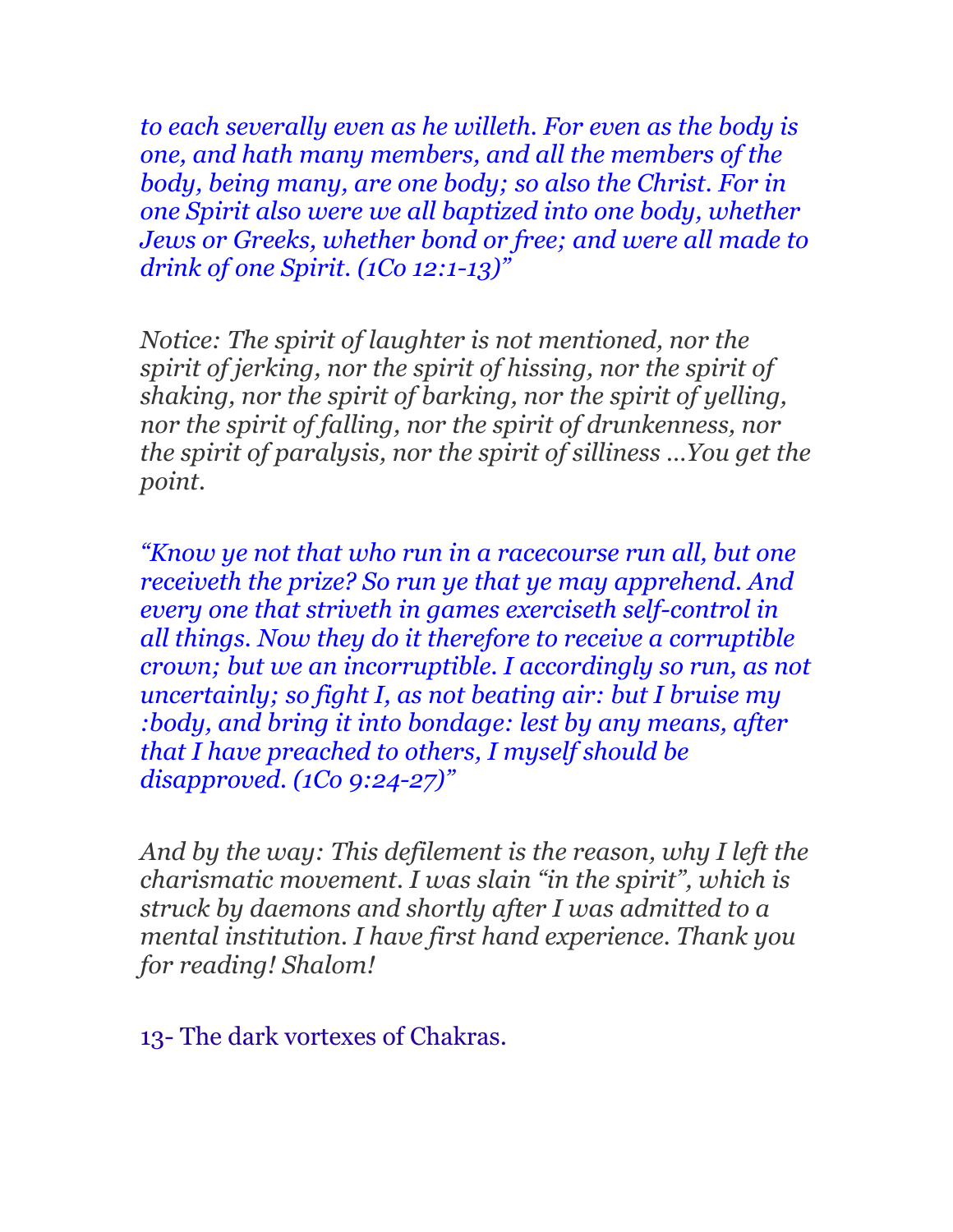*to each severally even as he willeth. For even as the body is one, and hath many members, and all the members of the body, being many, are one body; so also the Christ. For in one Spirit also were we all baptized into one body, whether Jews or Greeks, whether bond or free; and were all made to drink of one Spirit. (1Co 12:1-13)"*

*Notice: The spirit of laughter is not mentioned, nor the spirit of jerking, nor the spirit of hissing, nor the spirit of shaking, nor the spirit of barking, nor the spirit of yelling, nor the spirit of falling, nor the spirit of drunkenness, nor the spirit of paralysis, nor the spirit of silliness …You get the point.*

*"Know ye not that who run in a racecourse run all, but one receiveth the prize? So run ye that ye may apprehend. And every one that striveth in games exerciseth self-control in all things. Now they do it therefore to receive a corruptible crown; but we an incorruptible. I accordingly so run, as not uncertainly; so fight I, as not beating air: but I bruise my :body, and bring it into bondage: lest by any means, after that I have preached to others, I myself should be disapproved. (1Co 9:24-27)"*

*And by the way: This defilement is the reason, why I left the charismatic movement. I was slain "in the spirit", which is struck by daemons and shortly after I was admitted to a mental institution. I have first hand experience. Thank you for reading! Shalom!*

## 13- The dark vortexes of Chakras.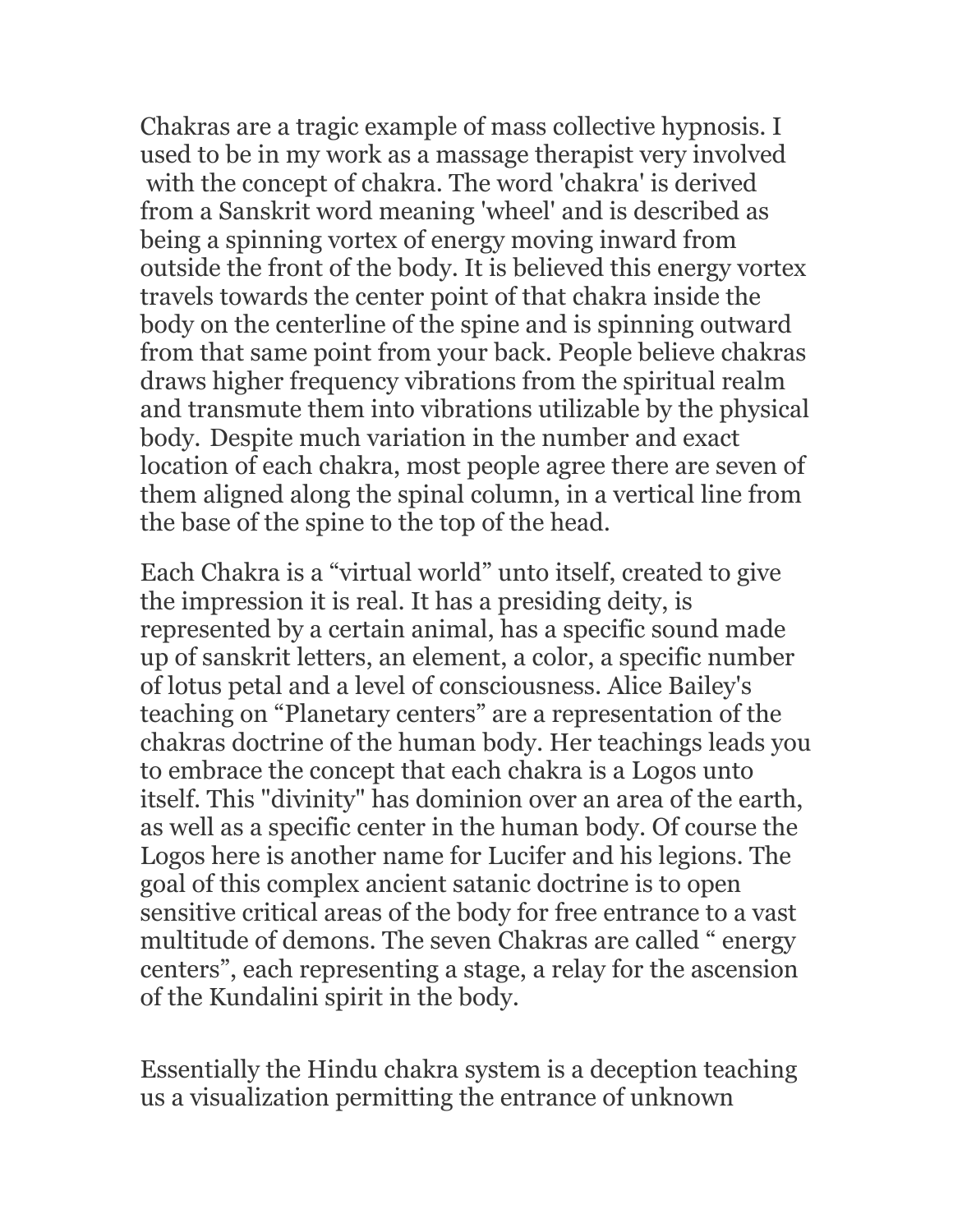Chakras are a tragic example of mass collective hypnosis. I used to be in my work as a massage therapist very involved with the concept of chakra. The word 'chakra' is derived from a Sanskrit word meaning 'wheel' and is described as being a spinning vortex of energy moving inward from outside the front of the body. It is believed this energy vortex travels towards the center point of that chakra inside the body on the centerline of the spine and is spinning outward from that same point from your back. People believe chakras draws higher frequency vibrations from the spiritual realm and transmute them into vibrations utilizable by the physical body. Despite much variation in the number and exact location of each chakra, most people agree there are seven of them aligned along the spinal column, in a vertical line from the base of the spine to the top of the head.

Each Chakra is a "virtual world" unto itself, created to give the impression it is real. It has a presiding deity, is represented by a certain animal, has a specific sound made up of sanskrit letters, an element, a color, a specific number of lotus petal and a level of consciousness. Alice Bailey's teaching on "Planetary centers" are a representation of the chakras doctrine of the human body. Her teachings leads you to embrace the concept that each chakra is a Logos unto itself. This "divinity" has dominion over an area of the earth, as well as a specific center in the human body. Of course the Logos here is another name for Lucifer and his legions. The goal of this complex ancient satanic doctrine is to open sensitive critical areas of the body for free entrance to a vast multitude of demons. The seven Chakras are called " energy centers", each representing a stage, a relay for the ascension of the Kundalini spirit in the body.

Essentially the Hindu chakra system is a deception teaching us a visualization permitting the entrance of unknown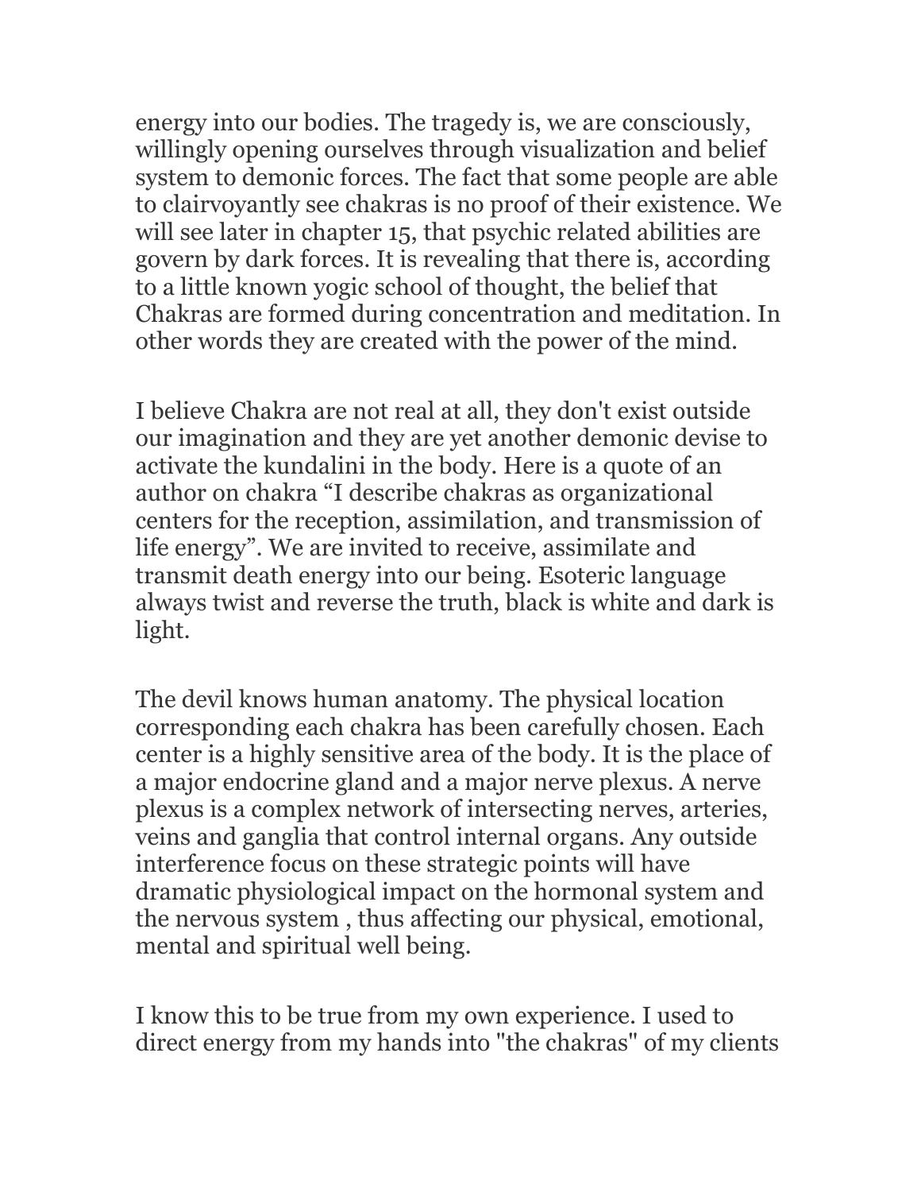energy into our bodies. The tragedy is, we are consciously, willingly opening ourselves through visualization and belief system to demonic forces. The fact that some people are able to clairvoyantly see chakras is no proof of their existence. We will see later in chapter 15, that psychic related abilities are govern by dark forces. It is revealing that there is, according to a little known yogic school of thought, the belief that Chakras are formed during concentration and meditation. In other words they are created with the power of the mind.

I believe Chakra are not real at all, they don't exist outside our imagination and they are yet another demonic devise to activate the kundalini in the body. Here is a quote of an author on chakra "I describe chakras as organizational centers for the reception, assimilation, and transmission of life energy". We are invited to receive, assimilate and transmit death energy into our being. Esoteric language always twist and reverse the truth, black is white and dark is light.

The devil knows human anatomy. The physical location corresponding each chakra has been carefully chosen. Each center is a highly sensitive area of the body. It is the place of a major endocrine gland and a major nerve plexus. A nerve plexus is a complex network of intersecting nerves, arteries, veins and ganglia that control internal organs. Any outside interference focus on these strategic points will have dramatic physiological impact on the hormonal system and the nervous system , thus affecting our physical, emotional, mental and spiritual well being.

I know this to be true from my own experience. I used to direct energy from my hands into "the chakras" of my clients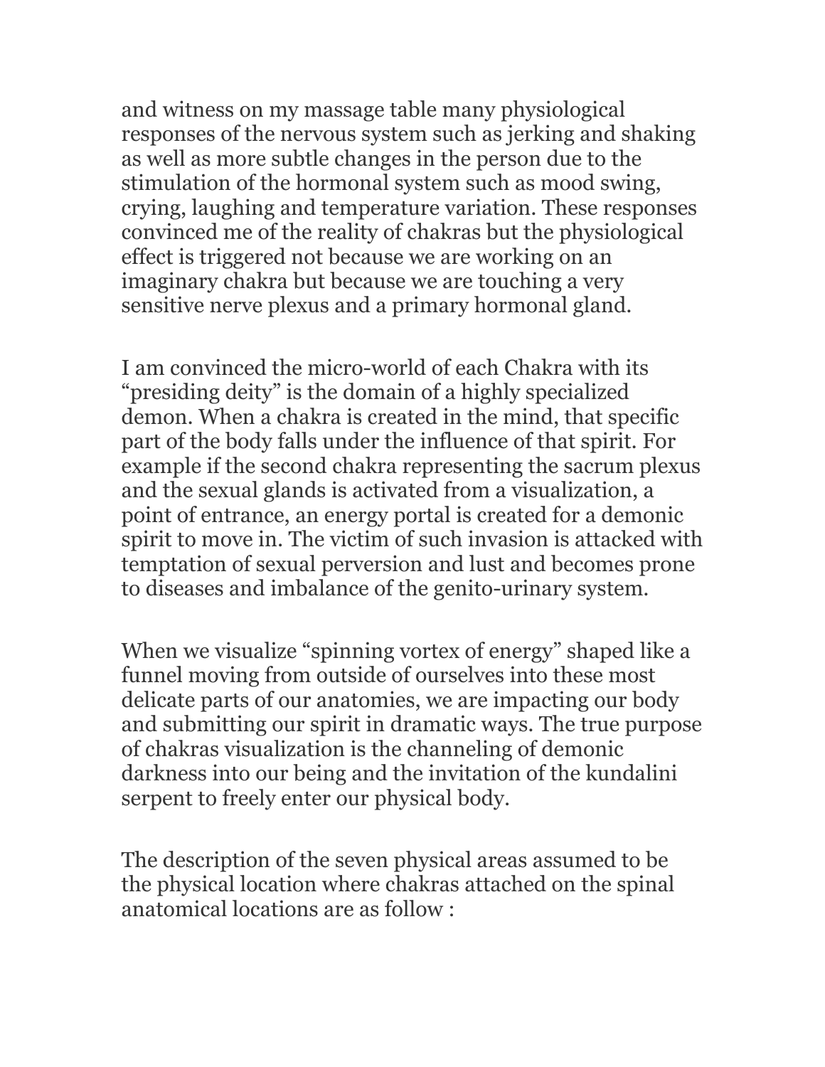and witness on my massage table many physiological responses of the nervous system such as jerking and shaking as well as more subtle changes in the person due to the stimulation of the hormonal system such as mood swing, crying, laughing and temperature variation. These responses convinced me of the reality of chakras but the physiological effect is triggered not because we are working on an imaginary chakra but because we are touching a very sensitive nerve plexus and a primary hormonal gland.

I am convinced the micro-world of each Chakra with its "presiding deity" is the domain of a highly specialized demon. When a chakra is created in the mind, that specific part of the body falls under the influence of that spirit. For example if the second chakra representing the sacrum plexus and the sexual glands is activated from a visualization, a point of entrance, an energy portal is created for a demonic spirit to move in. The victim of such invasion is attacked with temptation of sexual perversion and lust and becomes prone to diseases and imbalance of the genito-urinary system.

When we visualize "spinning vortex of energy" shaped like a funnel moving from outside of ourselves into these most delicate parts of our anatomies, we are impacting our body and submitting our spirit in dramatic ways. The true purpose of chakras visualization is the channeling of demonic darkness into our being and the invitation of the kundalini serpent to freely enter our physical body.

The description of the seven physical areas assumed to be the physical location where chakras attached on the spinal anatomical locations are as follow :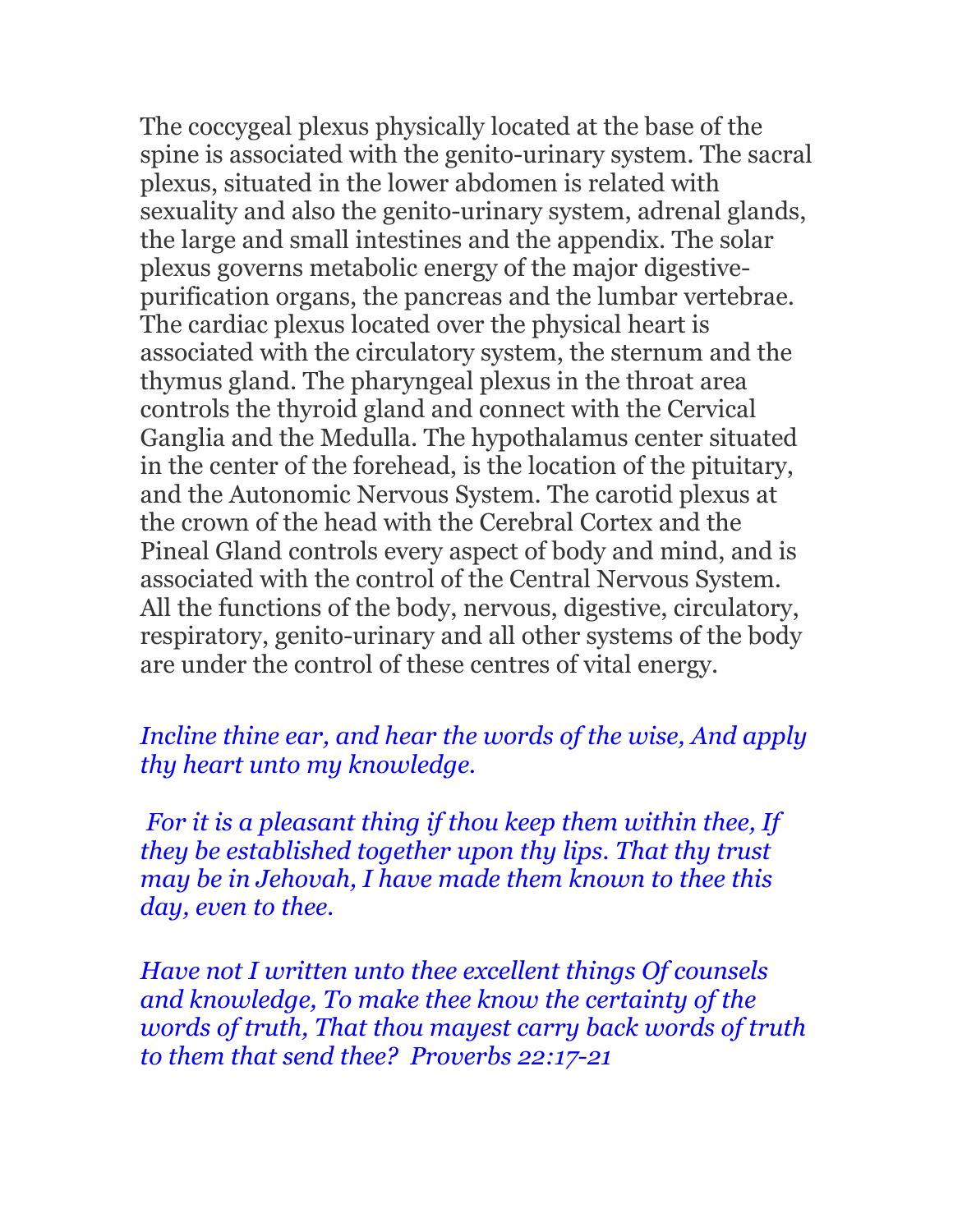The coccygeal plexus physically located at the base of the spine is associated with the genito-urinary system. The sacral plexus, situated in the lower abdomen is related with sexuality and also the genito-urinary system, adrenal glands, the large and small intestines and the appendix. The solar plexus governs metabolic energy of the major digestive-purification organs, the pancreas and the lumbar vertebrae. The cardiac plexus located over the physical heart is associated with the circulatory system, the sternum and the thymus gland. The pharyngeal plexus in the throat area controls the thyroid gland and connect with the Cervical Ganglia and the Medulla. The hypothalamus center situated in the center of the forehead, is the location of the pituitary, and the Autonomic Nervous System. The carotid plexus at the crown of the head with the Cerebral Cortex and the Pineal Gland controls every aspect of body and mind, and is associated with the control of the Central Nervous System. All the functions of the body, nervous, digestive, circulatory, respiratory, genito-urinary and all other systems of the body are under the control of these centres of vital energy.

*Incline thine ear, and hear the words of the wise, And apply thy heart unto my knowledge.*

*For it is a pleasant thing if thou keep them within thee, If they be established together upon thy lips. That thy trust may be in Jehovah, I have made them known to thee this day, even to thee.*

*Have not I written unto thee excellent things Of counsels and knowledge, To make thee know the certainty of the words of truth, That thou mayest carry back words of truth to them that send thee? Proverbs 22:17-21*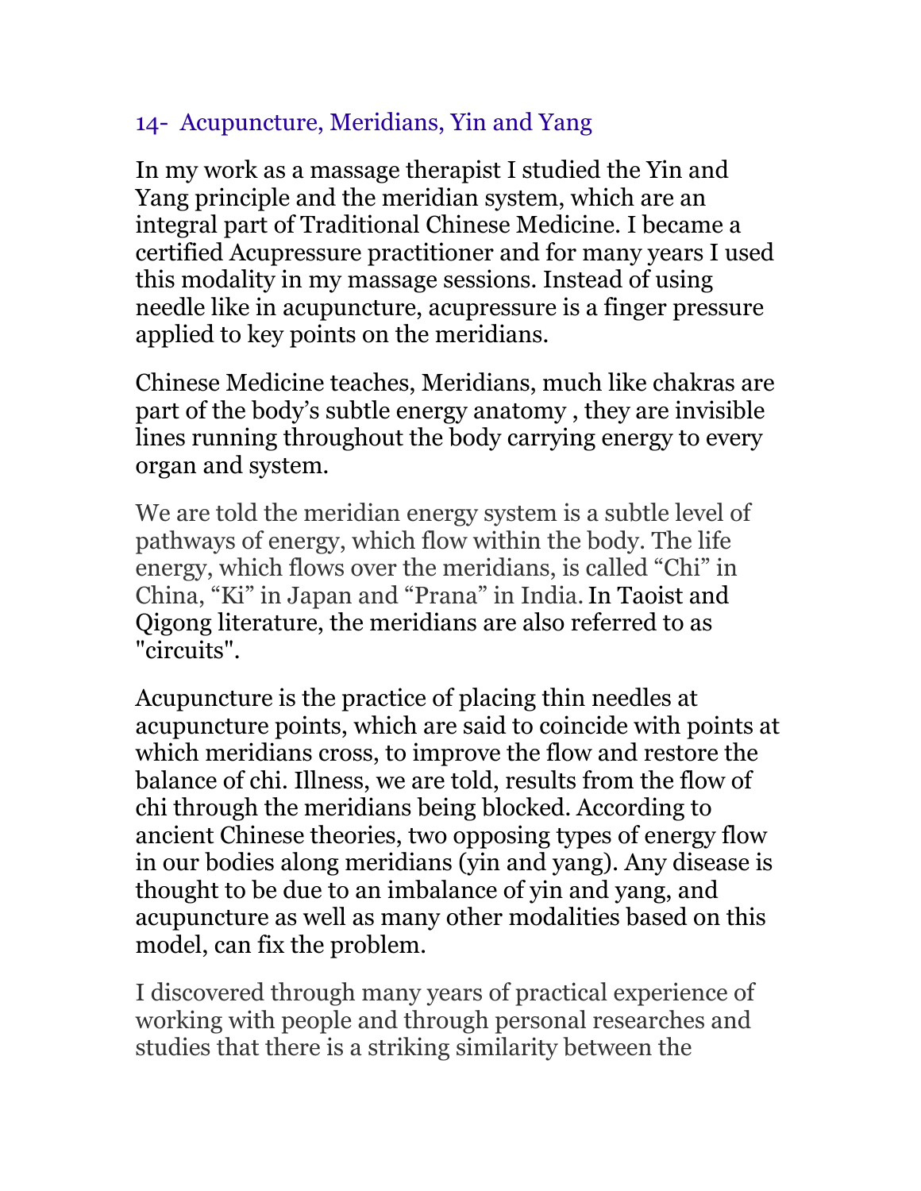## 14- Acupuncture, Meridians, Yin and Yang

In my work as a massage therapist I studied the Yin and Yang principle and the meridian system, which are an integral part of Traditional Chinese Medicine. I became a certified Acupressure practitioner and for many years I used this modality in my massage sessions. Instead of using needle like in acupuncture, acupressure is a finger pressure applied to key points on the meridians.

Chinese Medicine teaches, Meridians, much like chakras are part of the body's subtle energy anatomy , they are invisible lines running throughout the body carrying energy to every organ and system.

We are told the meridian energy system is a subtle level of pathways of energy, which flow within the body. The life energy, which flows over the meridians, is called "Chi" in China, "Ki" in Japan and "Prana" in India. In Taoist and Qigong literature, the meridians are also referred to as "circuits".

Acupuncture is the practice of placing thin needles at acupuncture points, which are said to coincide with points at which meridians cross, to improve the flow and restore the balance of chi. Illness, we are told, results from the flow of chi through the meridians being blocked. According to ancient Chinese theories, two opposing types of energy flow in our bodies along meridians (yin and yang). Any disease is thought to be due to an imbalance of yin and yang, and acupuncture as well as many other modalities based on this model, can fix the problem.

I discovered through many years of practical experience of working with people and through personal researches and studies that there is a striking similarity between the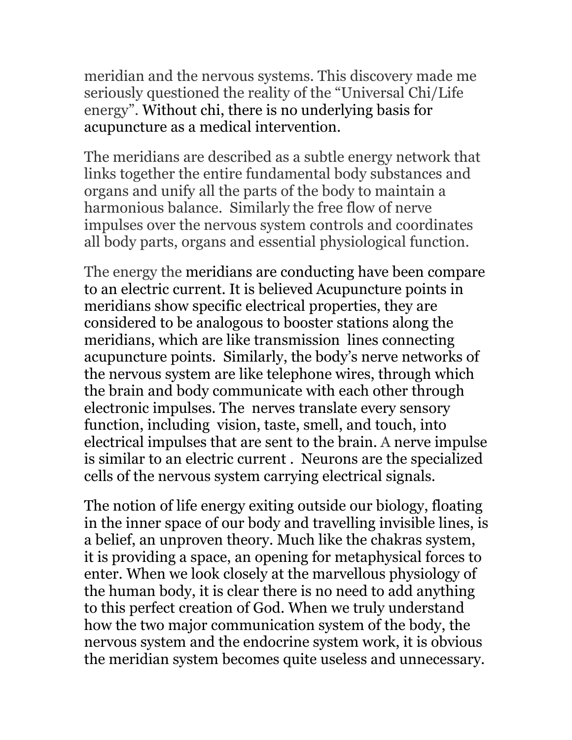meridian and the nervous systems. This discovery made me seriously questioned the reality of the "Universal Chi/Life energy". Without chi, there is no underlying basis for acupuncture as a medical intervention.

The meridians are described as a subtle energy network that links together the entire fundamental body substances and organs and unify all the parts of the body to maintain a harmonious balance. Similarly the free flow of nerve impulses over the nervous system controls and coordinates all body parts, organs and essential physiological function.

The energy the meridians are conducting have been compare to an electric current. It is believed Acupuncture points in meridians show specific electrical properties, they are considered to be analogous to booster stations along the meridians, which are like transmission lines connecting acupuncture points. Similarly, the body's nerve networks of the nervous system are like telephone wires, through which the brain and body communicate with each other through electronic impulses. The nerves translate every sensory function, including vision, taste, smell, and touch, into electrical impulses that are sent to the brain. A nerve impulse is similar to an electric current . Neurons are the specialized cells of the nervous system carrying electrical signals.

The notion of life energy exiting outside our biology, floating in the inner space of our body and travelling invisible lines, is a belief, an unproven theory. Much like the chakras system, it is providing a space, an opening for metaphysical forces to enter. When we look closely at the marvellous physiology of the human body, it is clear there is no need to add anything to this perfect creation of God. When we truly understand how the two major communication system of the body, the nervous system and the endocrine system work, it is obvious the meridian system becomes quite useless and unnecessary.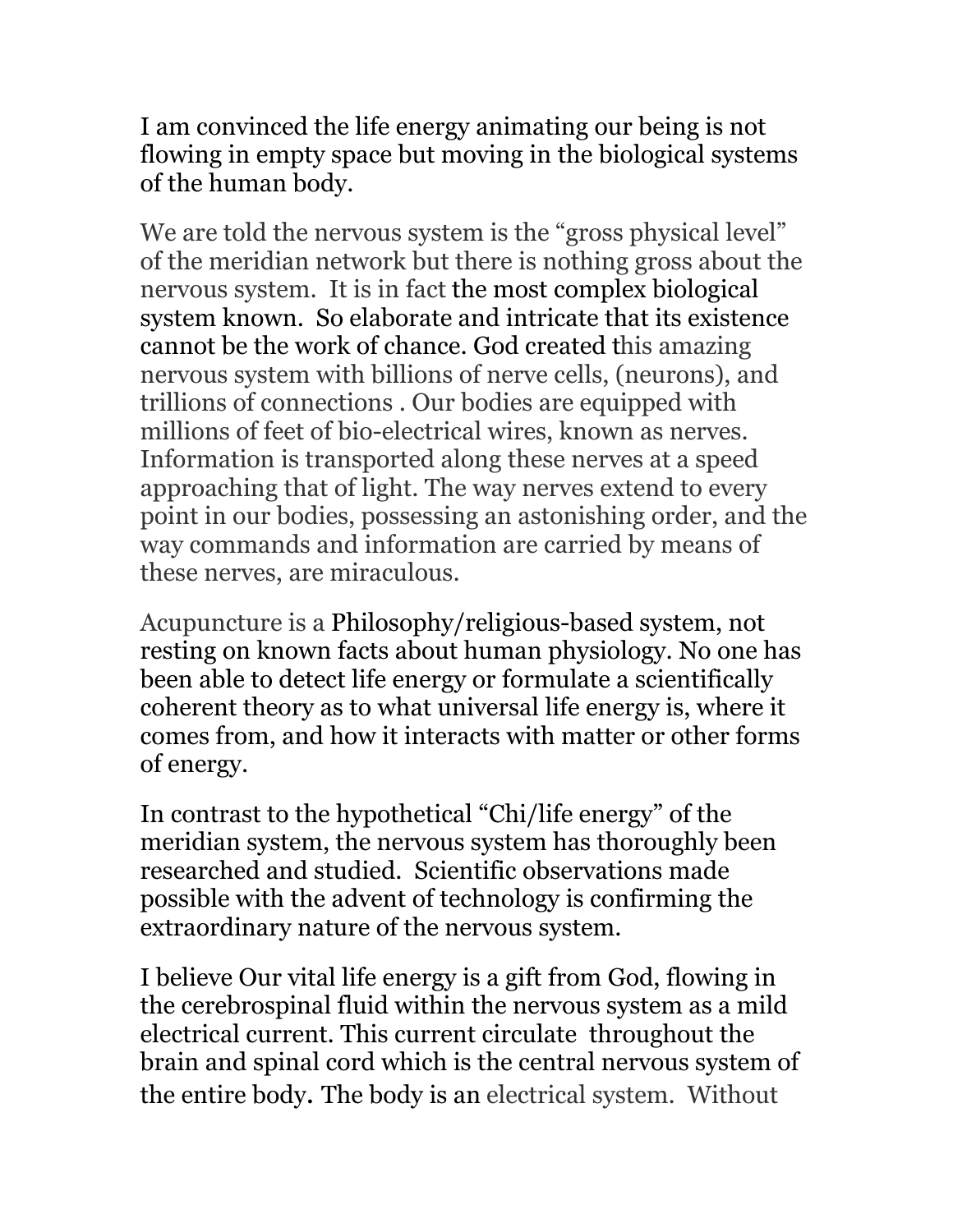I am convinced the life energy animating our being is not flowing in empty space but moving in the biological systems of the human body.

We are told the nervous system is the "gross physical level" of the meridian network but there is nothing gross about the nervous system. It is in fact the most complex biological system known. So elaborate and intricate that its existence cannot be the work of chance. God created this amazing nervous system with billions of nerve cells, (neurons), and trillions of connections . Our bodies are equipped with millions of feet of bio-electrical wires, known as nerves. Information is transported along these nerves at a speed approaching that of light. The way nerves extend to every point in our bodies, possessing an astonishing order, and the way commands and information are carried by means of these nerves, are miraculous.

Acupuncture is a Philosophy/religious-based system, not resting on known facts about human physiology. No one has been able to detect life energy or formulate a scientifically coherent theory as to what universal life energy is, where it comes from, and how it interacts with matter or other forms of energy.

In contrast to the hypothetical "Chi/life energy" of the meridian system, the nervous system has thoroughly been researched and studied. Scientific observations made possible with the advent of technology is confirming the extraordinary nature of the nervous system.

I believe Our vital life energy is a gift from God, flowing in the cerebrospinal fluid within the nervous system as a mild electrical current. This current circulate throughout the brain and spinal cord which is the central nervous system of the entire body. The body is an electrical system. Without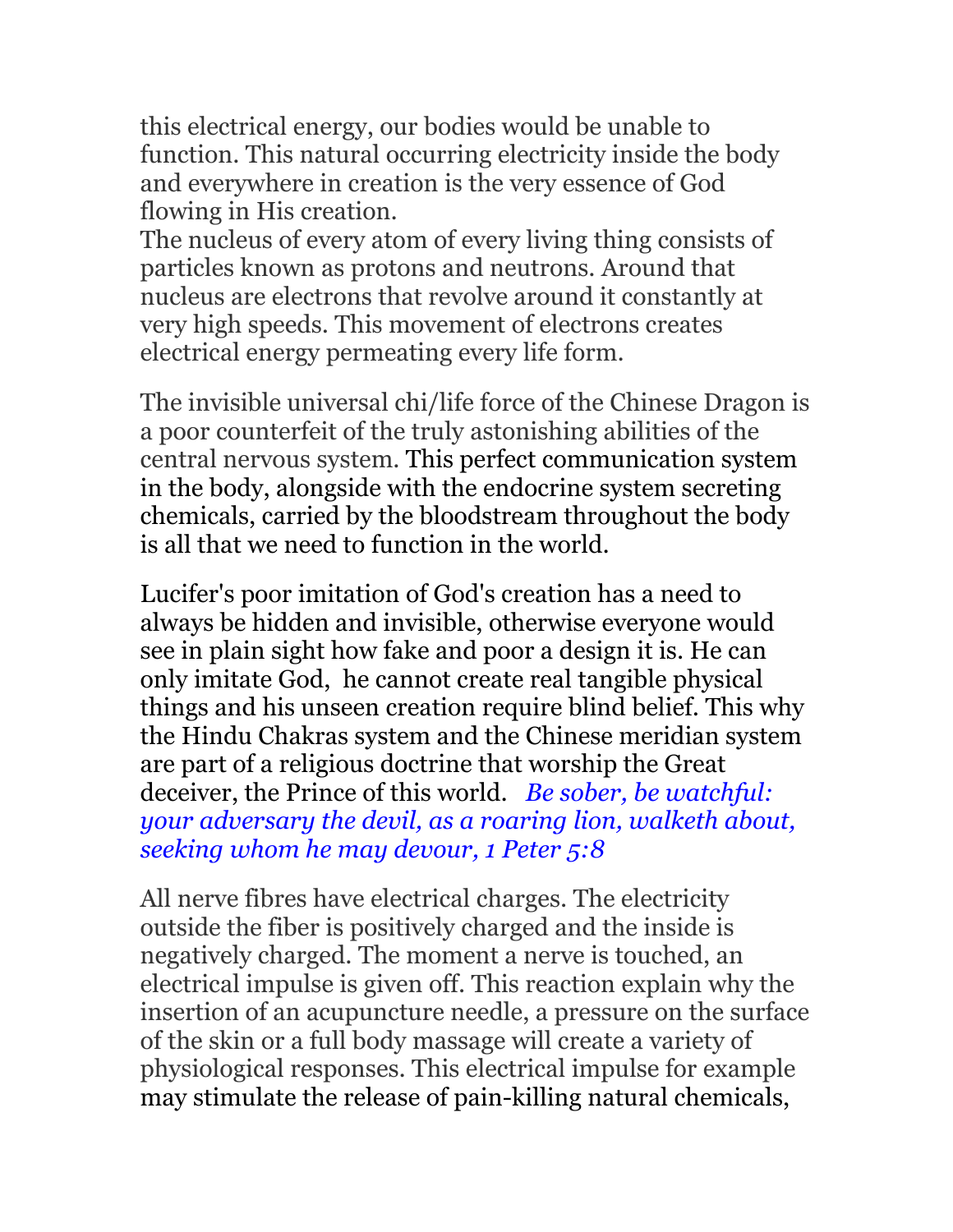this electrical energy, our bodies would be unable to function. This natural occurring electricity inside the body and everywhere in creation is the very essence of God flowing in His creation.
The nucleus of every atom of every living thing consists of particles known as protons and neutrons. Around that nucleus are electrons that revolve around it constantly at very high speeds. This movement of electrons creates electrical energy permeating every life form.

The invisible universal chi/life force of the Chinese Dragon is a poor counterfeit of the truly astonishing abilities of the central nervous system. This perfect communication system in the body, alongside with the endocrine system secreting chemicals, carried by the bloodstream throughout the body is all that we need to function in the world.

Lucifer's poor imitation of God's creation has a need to always be hidden and invisible, otherwise everyone would see in plain sight how fake and poor a design it is. He can only imitate God, he cannot create real tangible physical things and his unseen creation require blind belief. This why the Hindu Chakras system and the Chinese meridian system are part of a religious doctrine that worship the Great deceiver, the Prince of this world. *Be sober, be watchful: your adversary the devil, as a roaring lion, walketh about, seeking whom he may devour, 1 Peter 5:8*

All nerve fibres have electrical charges. The electricity outside the fiber is positively charged and the inside is negatively charged. The moment a nerve is touched, an electrical impulse is given off. This reaction explain why the insertion of an acupuncture needle, a pressure on the surface of the skin or a full body massage will create a variety of physiological responses. This electrical impulse for example may stimulate the release of pain-killing natural chemicals,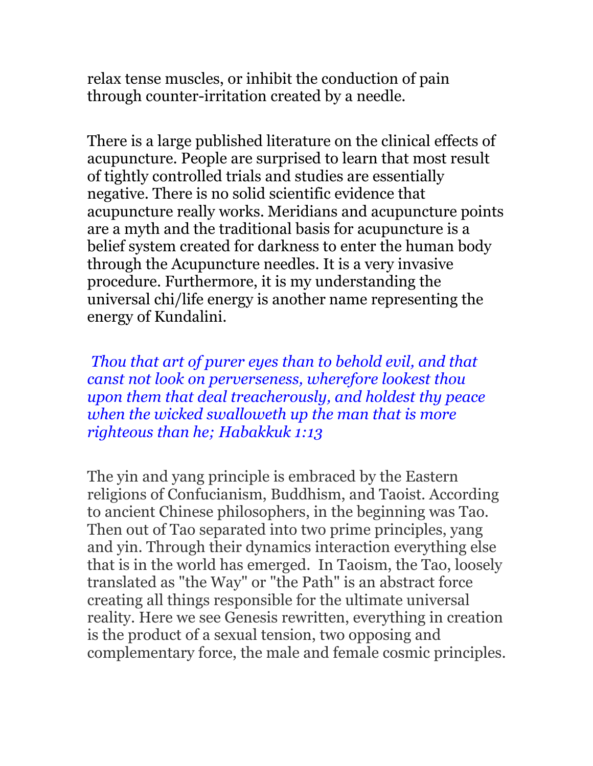relax tense muscles, or inhibit the conduction of pain through counter-irritation created by a needle.

There is a large published literature on the clinical effects of acupuncture. People are surprised to learn that most result of tightly controlled trials and studies are essentially negative. There is no solid scientific evidence that acupuncture really works. Meridians and acupuncture points are a myth and the traditional basis for acupuncture is a belief system created for darkness to enter the human body through the Acupuncture needles. It is a very invasive procedure. Furthermore, it is my understanding the universal chi/life energy is another name representing the energy of Kundalini.

*Thou that art of purer eyes than to behold evil, and that canst not look on perverseness, wherefore lookest thou upon them that deal treacherously, and holdest thy peace when the wicked swalloweth up the man that is more righteous than he; Habakkuk 1:13*

The yin and yang principle is embraced by the Eastern religions of Confucianism, Buddhism, and Taoist. According to ancient Chinese philosophers, in the beginning was Tao. Then out of Tao separated into two prime principles, yang and yin. Through their dynamics interaction everything else that is in the world has emerged. In Taoism, the Tao, loosely translated as "the Way" or "the Path" is an abstract force creating all things responsible for the ultimate universal reality. Here we see Genesis rewritten, everything in creation is the product of a sexual tension, two opposing and complementary force, the male and female cosmic principles.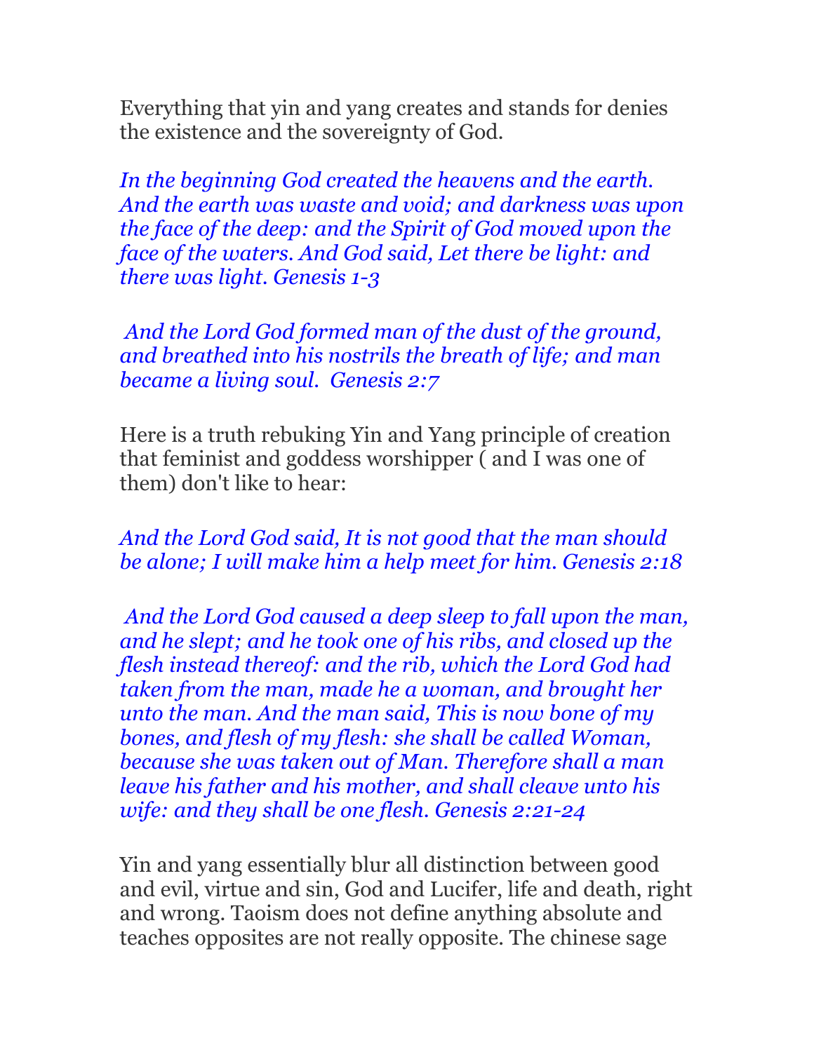Everything that yin and yang creates and stands for denies the existence and the sovereignty of God.

*In the beginning God created the heavens and the earth. And the earth was waste and void; and darkness was upon the face of the deep: and the Spirit of God moved upon the face of the waters. And God said, Let there be light: and there was light. Genesis 1-3*

*And the Lord God formed man of the dust of the ground, and breathed into his nostrils the breath of life; and man became a living soul. Genesis 2:7*

Here is a truth rebuking Yin and Yang principle of creation that feminist and goddess worshipper ( and I was one of them) don't like to hear:

*And the Lord God said, It is not good that the man should be alone; I will make him a help meet for him. Genesis 2:18*

*And the Lord God caused a deep sleep to fall upon the man, and he slept; and he took one of his ribs, and closed up the flesh instead thereof: and the rib, which the Lord God had taken from the man, made he a woman, and brought her unto the man. And the man said, This is now bone of my bones, and flesh of my flesh: she shall be called Woman, because she was taken out of Man. Therefore shall a man leave his father and his mother, and shall cleave unto his wife: and they shall be one flesh. Genesis 2:21-24*

Yin and yang essentially blur all distinction between good and evil, virtue and sin, God and Lucifer, life and death, right and wrong. Taoism does not define anything absolute and teaches opposites are not really opposite. The chinese sage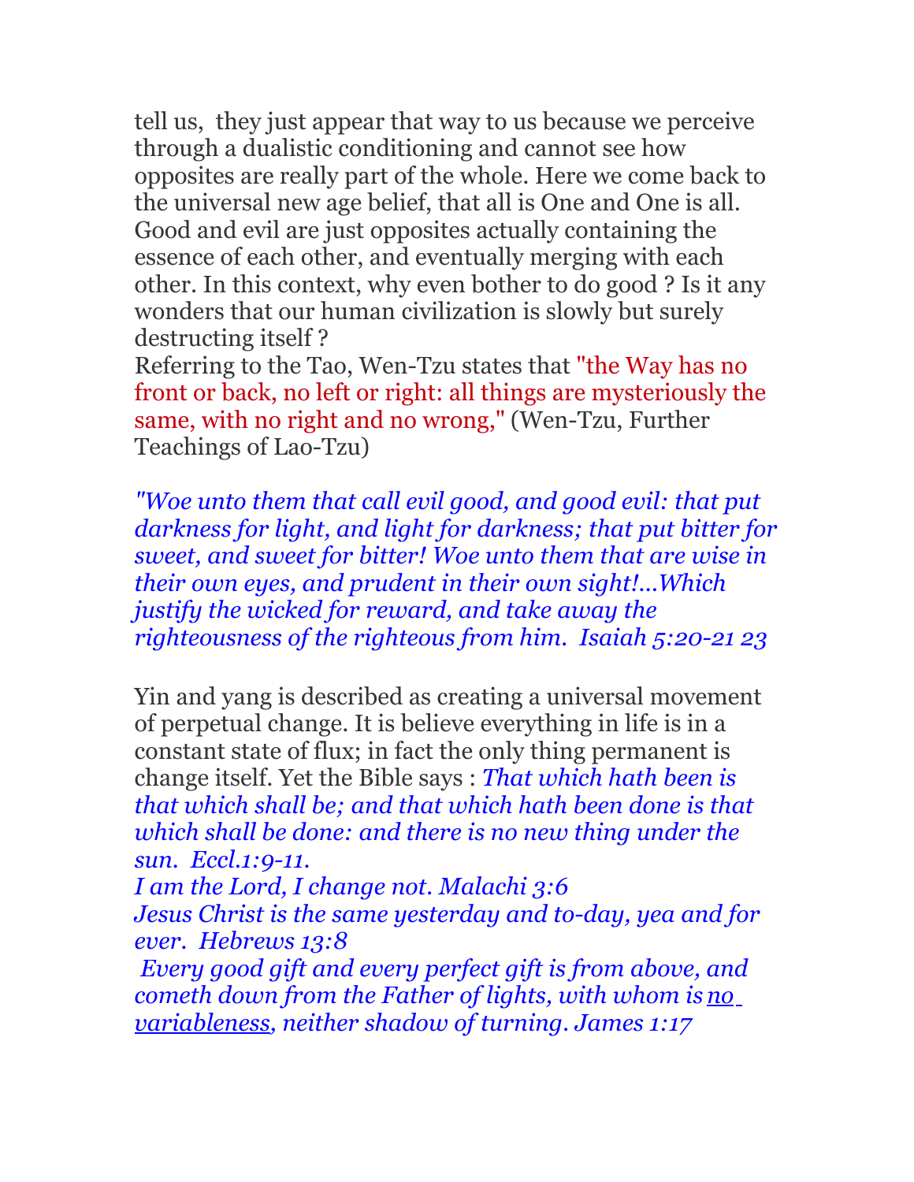tell us, they just appear that way to us because we perceive through a dualistic conditioning and cannot see how opposites are really part of the whole. Here we come back to the universal new age belief, that all is One and One is all. Good and evil are just opposites actually containing the essence of each other, and eventually merging with each other. In this context, why even bother to do good ? Is it any wonders that our human civilization is slowly but surely destructing itself ?
Referring to the Tao, Wen-Tzu states that "the Way has no front or back, no left or right: all things are mysteriously the same, with no right and no wrong," (Wen-Tzu, Further Teachings of Lao-Tzu)

*"Woe unto them that call evil good, and good evil: that put darkness for light, and light for darkness; that put bitter for sweet, and sweet for bitter! Woe unto them that are wise in their own eyes, and prudent in their own sight!...Which justify the wicked for reward, and take away the righteousness of the righteous from him. Isaiah 5:20-21 23*

Yin and yang is described as creating a universal movement of perpetual change. It is believe everything in life is in a constant state of flux; in fact the only thing permanent is change itself. Yet the Bible says : *That which hath been is that which shall be; and that which hath been done is that which shall be done: and there is no new thing under the sun. Eccl.1:9-11.*
*I am the Lord, I change not. Malachi 3:6*
*Jesus Christ is the same yesterday and to-day, yea and for ever. Hebrews 13:8*
*Every good gift and every perfect gift is from above, and cometh down from the Father of lights, with whom is <u>no variableness</u>, neither shadow of turning. James 1:17*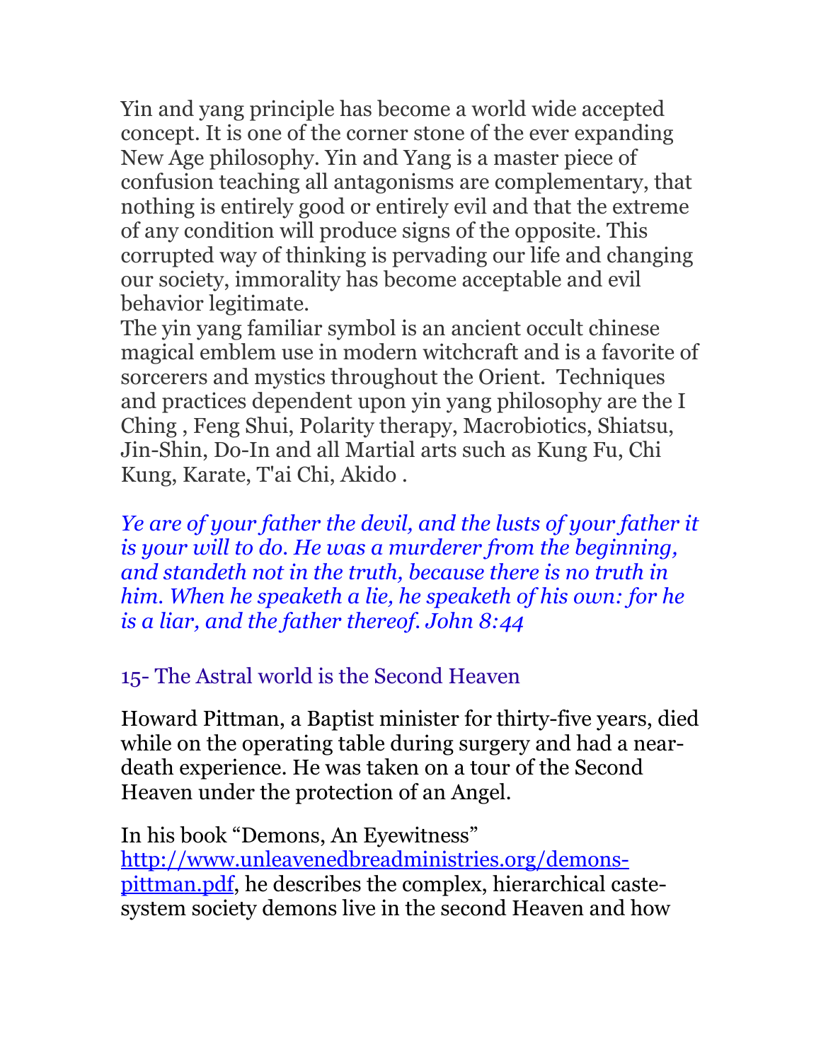Yin and yang principle has become a world wide accepted concept. It is one of the corner stone of the ever expanding New Age philosophy. Yin and Yang is a master piece of confusion teaching all antagonisms are complementary, that nothing is entirely good or entirely evil and that the extreme of any condition will produce signs of the opposite. This corrupted way of thinking is pervading our life and changing our society, immorality has become acceptable and evil behavior legitimate.
The yin yang familiar symbol is an ancient occult chinese magical emblem use in modern witchcraft and is a favorite of sorcerers and mystics throughout the Orient. Techniques and practices dependent upon yin yang philosophy are the I Ching , Feng Shui, Polarity therapy, Macrobiotics, Shiatsu, Jin-Shin, Do-In and all Martial arts such as Kung Fu, Chi Kung, Karate, T'ai Chi, Akido .

*Ye are of your father the devil, and the lusts of your father it is your will to do. He was a murderer from the beginning, and standeth not in the truth, because there is no truth in him. When he speaketh a lie, he speaketh of his own: for he is a liar, and the father thereof. John 8:44*

## 15- The Astral world is the Second Heaven

Howard Pittman, a Baptist minister for thirty-five years, died while on the operating table during surgery and had a near-death experience. He was taken on a tour of the Second Heaven under the protection of an Angel.

In his book "Demons, An Eyewitness" [http://www.unleavenedbreadministries.org/demons-pittman.pdf](http://www.unleavenedbreadministries.org/demons-pittman.pdf), he describes the complex, hierarchical caste-system society demons live in the second Heaven and how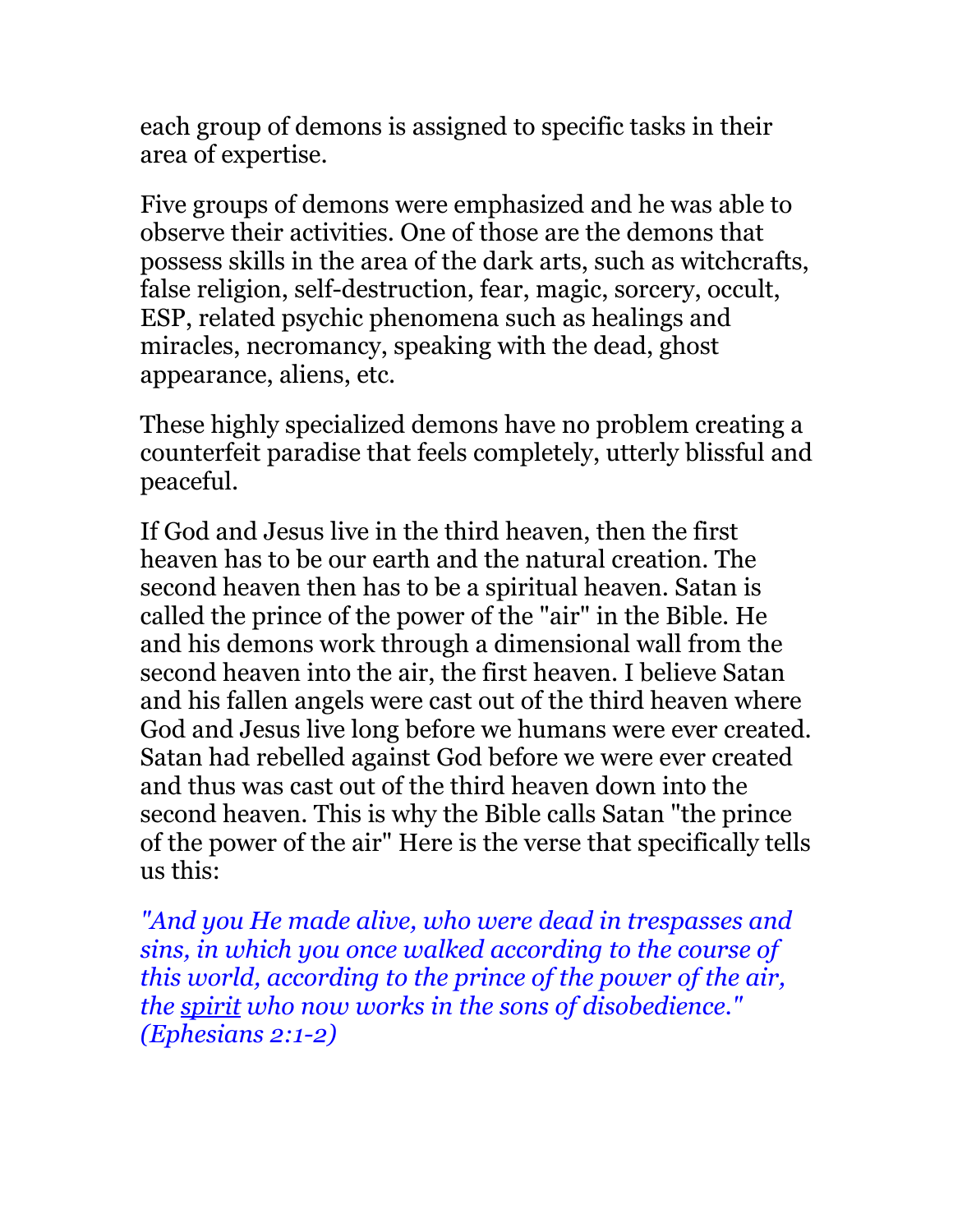each group of demons is assigned to specific tasks in their area of expertise.

Five groups of demons were emphasized and he was able to observe their activities. One of those are the demons that possess skills in the area of the dark arts, such as witchcrafts, false religion, self-destruction, fear, magic, sorcery, occult, ESP, related psychic phenomena such as healings and miracles, necromancy, speaking with the dead, ghost appearance, aliens, etc.

These highly specialized demons have no problem creating a counterfeit paradise that feels completely, utterly blissful and peaceful.

If God and Jesus live in the third heaven, then the first heaven has to be our earth and the natural creation. The second heaven then has to be a spiritual heaven. Satan is called the prince of the power of the "air" in the Bible. He and his demons work through a dimensional wall from the second heaven into the air, the first heaven. I believe Satan and his fallen angels were cast out of the third heaven where God and Jesus live long before we humans were ever created. Satan had rebelled against God before we were ever created and thus was cast out of the third heaven down into the second heaven. This is why the Bible calls Satan "the prince of the power of the air" Here is the verse that specifically tells us this:

*"And you He made alive, who were dead in trespasses and sins, in which you once walked according to the course of this world, according to the prince of the power of the air, the spirit who now works in the sons of disobedience." (Ephesians 2:1-2)*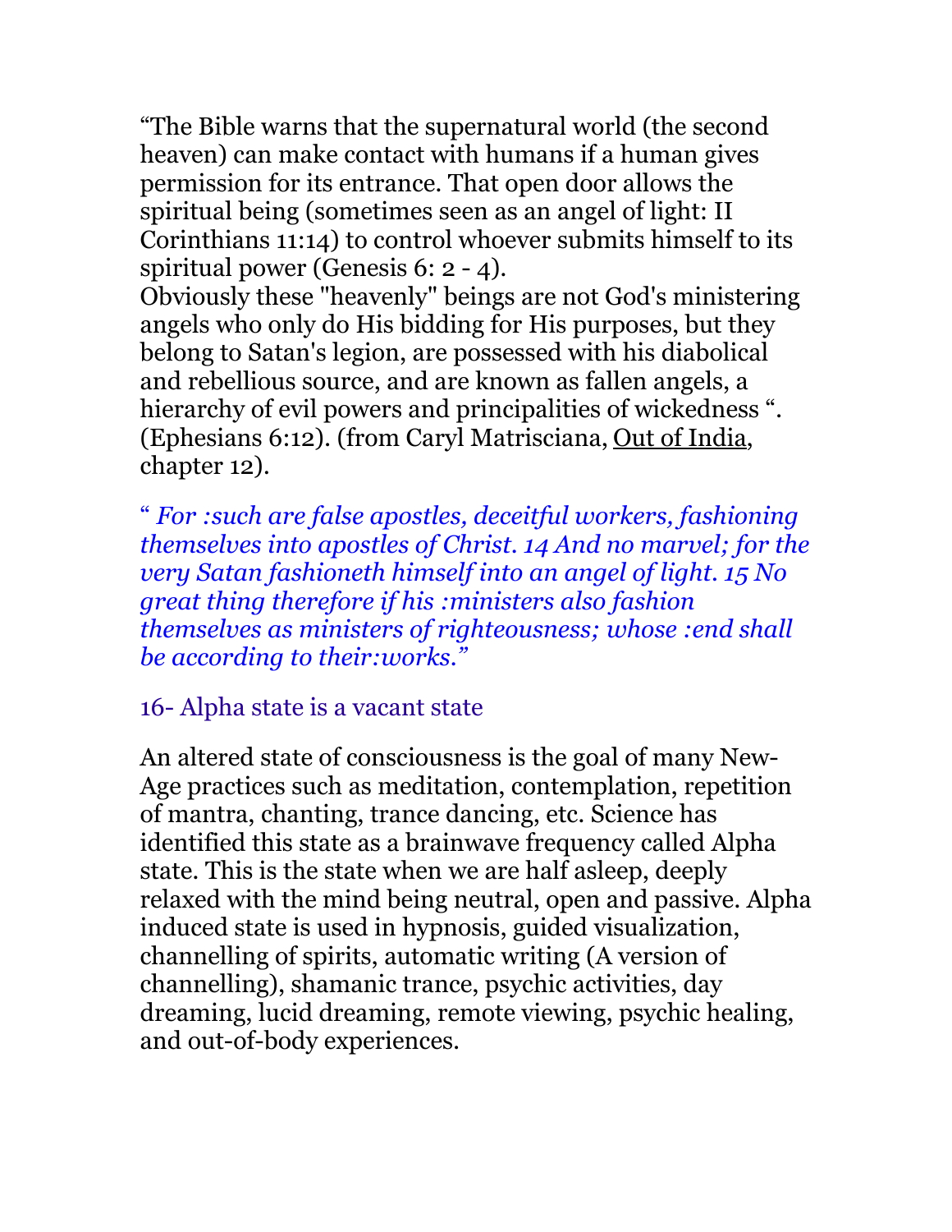“The Bible warns that the supernatural world (the second heaven) can make contact with humans if a human gives permission for its entrance. That open door allows the spiritual being (sometimes seen as an angel of light: II Corinthians 11:14) to control whoever submits himself to its spiritual power (Genesis 6: 2 - 4).
Obviously these "heavenly" beings are not God's ministering angels who only do His bidding for His purposes, but they belong to Satan's legion, are possessed with his diabolical and rebellious source, and are known as fallen angels, a hierarchy of evil powers and principalities of wickedness “. (Ephesians 6:12). (from Caryl Matrisciana, Out of India, chapter 12).

“ *For :such are false apostles, deceitful workers, fashioning themselves into apostles of Christ. 14 And no marvel; for the very Satan fashioneth himself into an angel of light. 15 No great thing therefore if his :ministers also fashion themselves as ministers of righteousness; whose :end shall be according to their:works.”*

16- Alpha state is a vacant state

An altered state of consciousness is the goal of many New-Age practices such as meditation, contemplation, repetition of mantra, chanting, trance dancing, etc. Science has identified this state as a brainwave frequency called Alpha state. This is the state when we are half asleep, deeply relaxed with the mind being neutral, open and passive. Alpha induced state is used in hypnosis, guided visualization, channelling of spirits, automatic writing (A version of channelling), shamanic trance, psychic activities, day dreaming, lucid dreaming, remote viewing, psychic healing, and out-of-body experiences.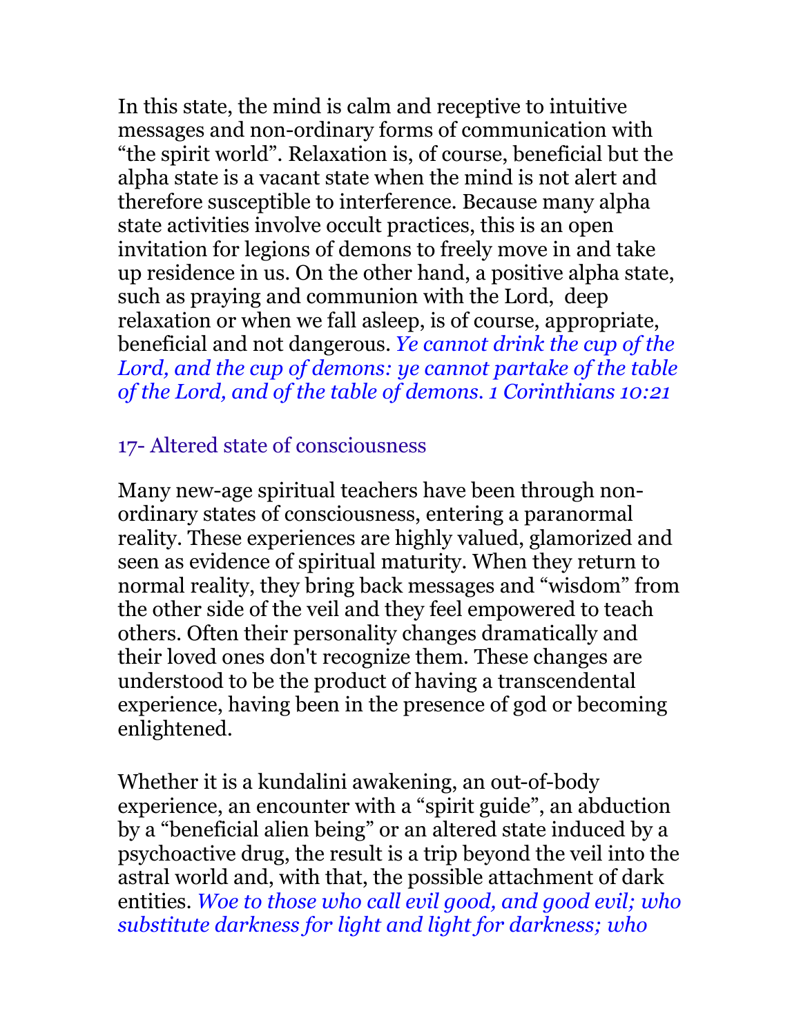In this state, the mind is calm and receptive to intuitive messages and non-ordinary forms of communication with “the spirit world”. Relaxation is, of course, beneficial but the alpha state is a vacant state when the mind is not alert and therefore susceptible to interference. Because many alpha state activities involve occult practices, this is an open invitation for legions of demons to freely move in and take up residence in us. On the other hand, a positive alpha state, such as praying and communion with the Lord, deep relaxation or when we fall asleep, is of course, appropriate, beneficial and not dangerous. *Ye cannot drink the cup of the Lord, and the cup of demons: ye cannot partake of the table of the Lord, and of the table of demons. 1 Corinthians 10:21*

## 17- Altered state of consciousness

Many new-age spiritual teachers have been through non-ordinary states of consciousness, entering a paranormal reality. These experiences are highly valued, glamorized and seen as evidence of spiritual maturity. When they return to normal reality, they bring back messages and “wisdom” from the other side of the veil and they feel empowered to teach others. Often their personality changes dramatically and their loved ones don't recognize them. These changes are understood to be the product of having a transcendental experience, having been in the presence of god or becoming enlightened.

Whether it is a kundalini awakening, an out-of-body experience, an encounter with a “spirit guide”, an abduction by a “beneficial alien being” or an altered state induced by a psychoactive drug, the result is a trip beyond the veil into the astral world and, with that, the possible attachment of dark entities. *Woe to those who call evil good, and good evil; who substitute darkness for light and light for darkness; who*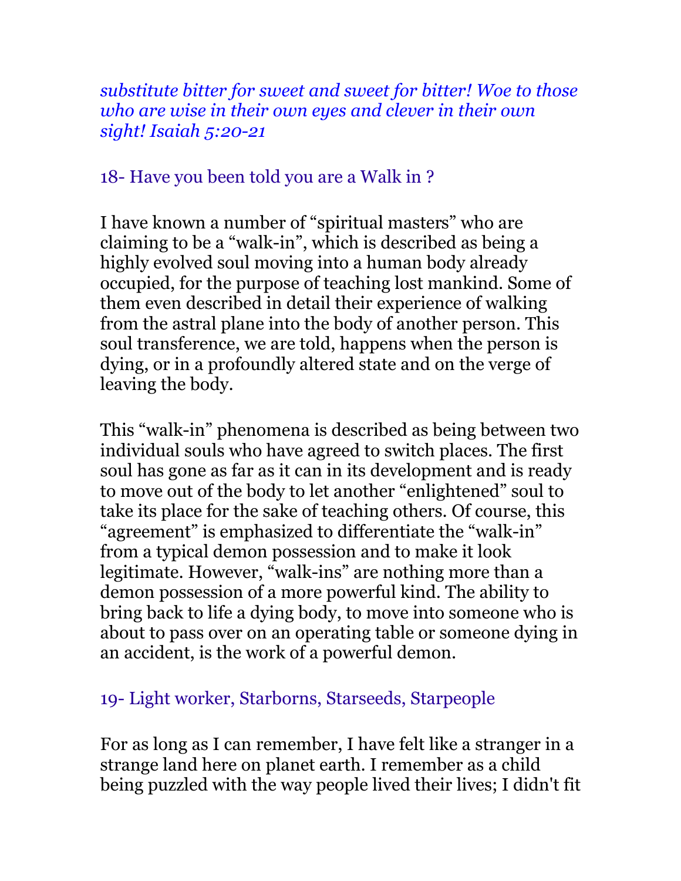*substitute bitter for sweet and sweet for bitter! Woe to those who are wise in their own eyes and clever in their own sight! Isaiah 5:20-21*

## 18- Have you been told you are a Walk in ?

I have known a number of “spiritual masters” who are claiming to be a “walk-in”, which is described as being a highly evolved soul moving into a human body already occupied, for the purpose of teaching lost mankind. Some of them even described in detail their experience of walking from the astral plane into the body of another person. This soul transference, we are told, happens when the person is dying, or in a profoundly altered state and on the verge of leaving the body.

This “walk-in” phenomena is described as being between two individual souls who have agreed to switch places. The first soul has gone as far as it can in its development and is ready to move out of the body to let another “enlightened” soul to take its place for the sake of teaching others. Of course, this “agreement” is emphasized to differentiate the “walk-in” from a typical demon possession and to make it look legitimate. However, “walk-ins” are nothing more than a demon possession of a more powerful kind. The ability to bring back to life a dying body, to move into someone who is about to pass over on an operating table or someone dying in an accident, is the work of a powerful demon.

## 19- Light worker, Starborns, Starseeds, Starpeople

For as long as I can remember, I have felt like a stranger in a strange land here on planet earth. I remember as a child being puzzled with the way people lived their lives; I didn't fit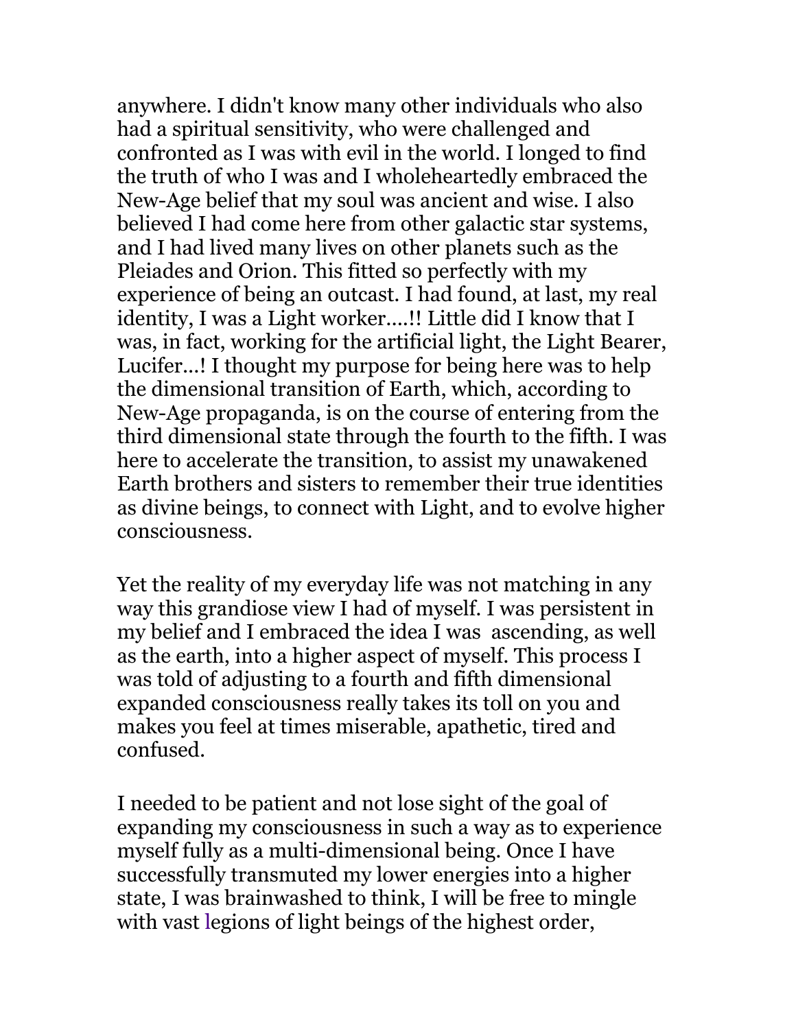anywhere. I didn't know many other individuals who also had a spiritual sensitivity, who were challenged and confronted as I was with evil in the world. I longed to find the truth of who I was and I wholeheartedly embraced the New-Age belief that my soul was ancient and wise. I also believed I had come here from other galactic star systems, and I had lived many lives on other planets such as the Pleiades and Orion. This fitted so perfectly with my experience of being an outcast. I had found, at last, my real identity, I was a Light worker....!! Little did I know that I was, in fact, working for the artificial light, the Light Bearer, Lucifer...! I thought my purpose for being here was to help the dimensional transition of Earth, which, according to New-Age propaganda, is on the course of entering from the third dimensional state through the fourth to the fifth. I was here to accelerate the transition, to assist my unawakened Earth brothers and sisters to remember their true identities as divine beings, to connect with Light, and to evolve higher consciousness.

Yet the reality of my everyday life was not matching in any way this grandiose view I had of myself. I was persistent in my belief and I embraced the idea I was ascending, as well as the earth, into a higher aspect of myself. This process I was told of adjusting to a fourth and fifth dimensional expanded consciousness really takes its toll on you and makes you feel at times miserable, apathetic, tired and confused.

I needed to be patient and not lose sight of the goal of expanding my consciousness in such a way as to experience myself fully as a multi-dimensional being. Once I have successfully transmuted my lower energies into a higher state, I was brainwashed to think, I will be free to mingle with vast legions of light beings of the highest order,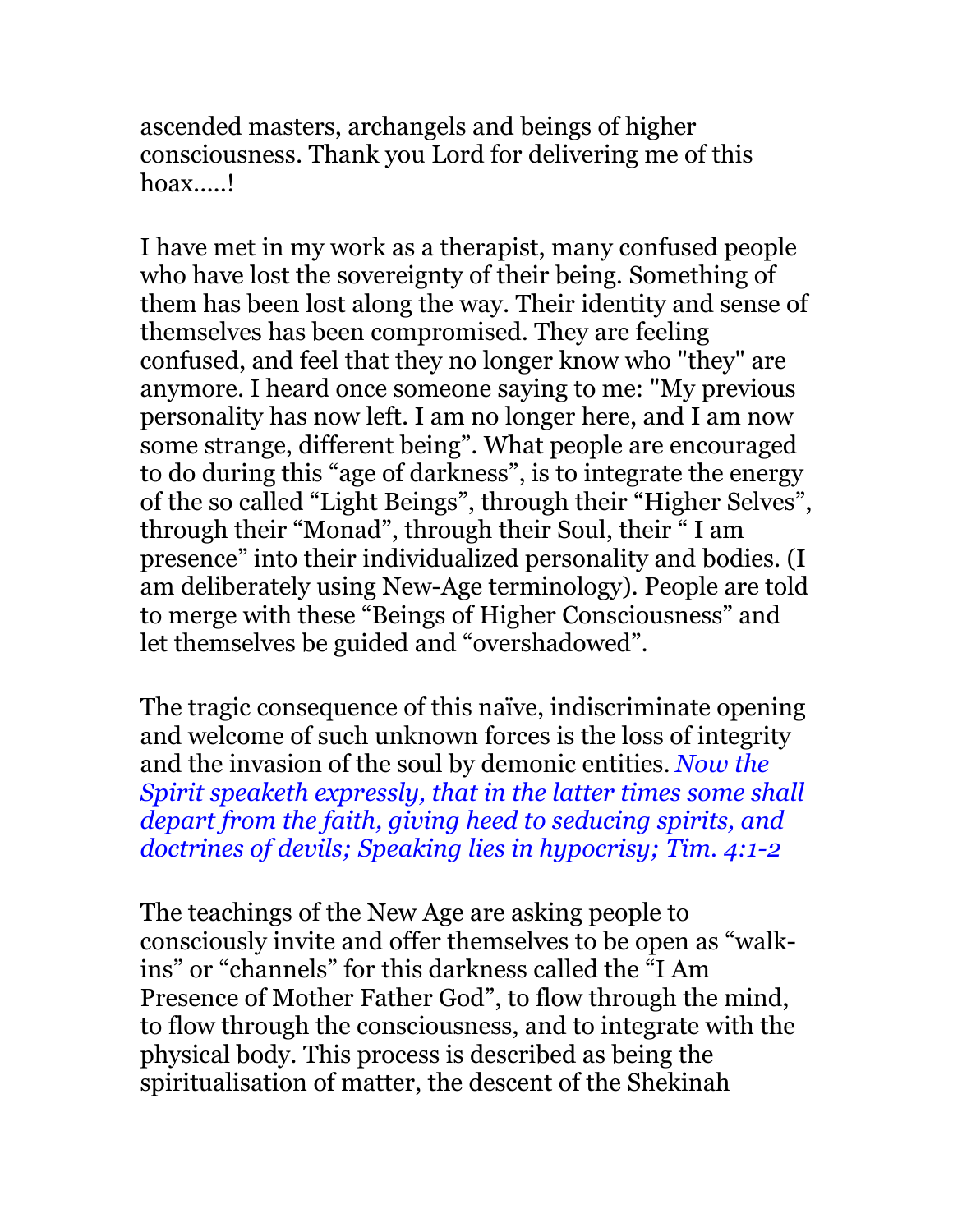ascended masters, archangels and beings of higher consciousness. Thank you Lord for delivering me of this hoax.....!

I have met in my work as a therapist, many confused people who have lost the sovereignty of their being. Something of them has been lost along the way. Their identity and sense of themselves has been compromised. They are feeling confused, and feel that they no longer know who "they" are anymore. I heard once someone saying to me: "My previous personality has now left. I am no longer here, and I am now some strange, different being". What people are encouraged to do during this "age of darkness", is to integrate the energy of the so called "Light Beings", through their "Higher Selves", through their "Monad", through their Soul, their " I am presence" into their individualized personality and bodies. (I am deliberately using New-Age terminology). People are told to merge with these "Beings of Higher Consciousness" and let themselves be guided and "overshadowed".

The tragic consequence of this naïve, indiscriminate opening and welcome of such unknown forces is the loss of integrity and the invasion of the soul by demonic entities. *Now the Spirit speaketh expressly, that in the latter times some shall depart from the faith, giving heed to seducing spirits, and doctrines of devils; Speaking lies in hypocrisy; Tim. 4:1-2*

The teachings of the New Age are asking people to consciously invite and offer themselves to be open as "walk-ins" or "channels" for this darkness called the "I Am Presence of Mother Father God", to flow through the mind, to flow through the consciousness, and to integrate with the physical body. This process is described as being the spiritualisation of matter, the descent of the Shekinah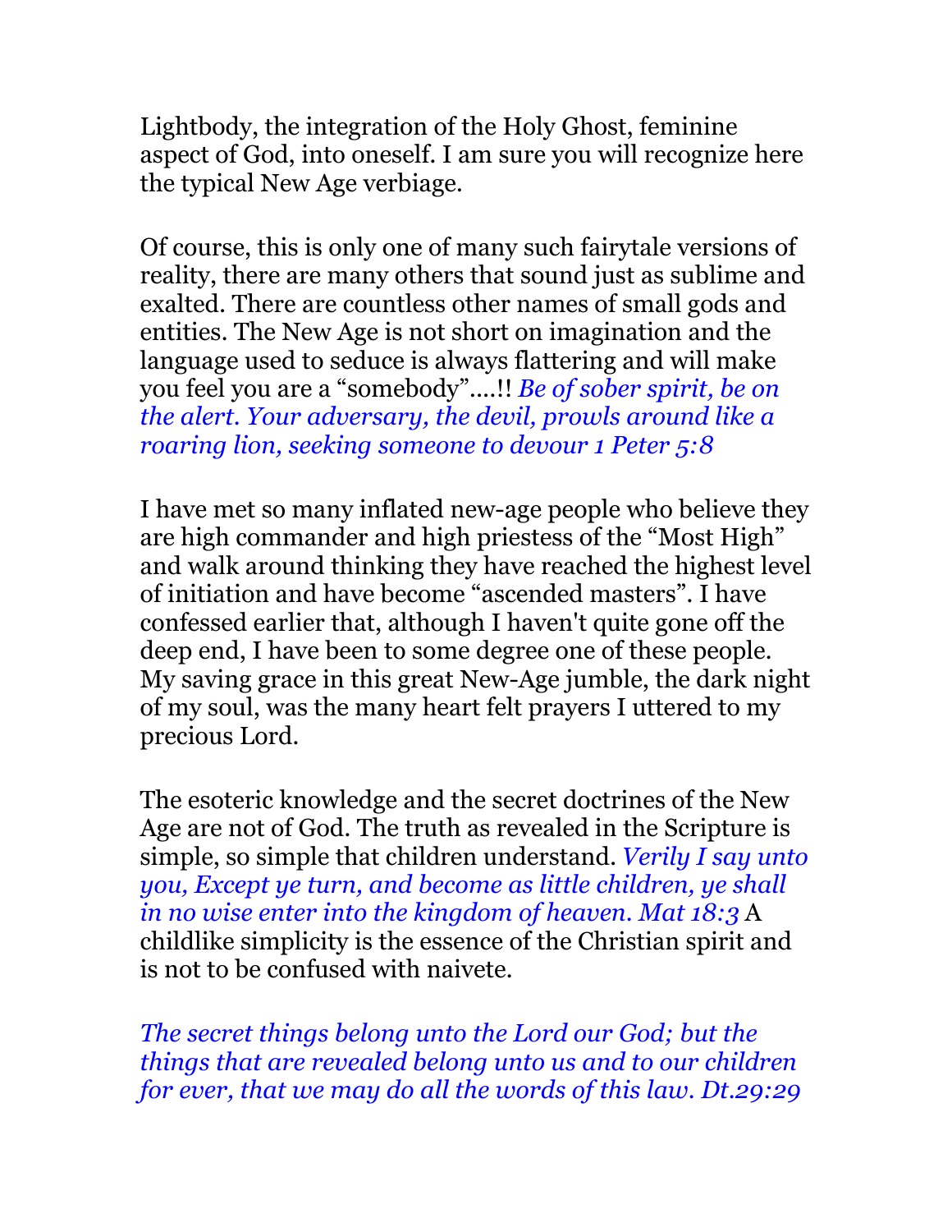Lightbody, the integration of the Holy Ghost, feminine aspect of God, into oneself. I am sure you will recognize here the typical New Age verbiage.

Of course, this is only one of many such fairytale versions of reality, there are many others that sound just as sublime and exalted. There are countless other names of small gods and entities. The New Age is not short on imagination and the language used to seduce is always flattering and will make you feel you are a "somebody"....!! *Be of sober spirit, be on the alert. Your adversary, the devil, prowls around like a roaring lion, seeking someone to devour 1 Peter 5:8*

I have met so many inflated new-age people who believe they are high commander and high priestess of the "Most High" and walk around thinking they have reached the highest level of initiation and have become "ascended masters". I have confessed earlier that, although I haven't quite gone off the deep end, I have been to some degree one of these people. My saving grace in this great New-Age jumble, the dark night of my soul, was the many heart felt prayers I uttered to my precious Lord.

The esoteric knowledge and the secret doctrines of the New Age are not of God. The truth as revealed in the Scripture is simple, so simple that children understand. *Verily I say unto you, Except ye turn, and become as little children, ye shall in no wise enter into the kingdom of heaven. Mat 18:3* A childlike simplicity is the essence of the Christian spirit and is not to be confused with naivete.

*The secret things belong unto the Lord our God; but the things that are revealed belong unto us and to our children for ever, that we may do all the words of this law. Dt.29:29*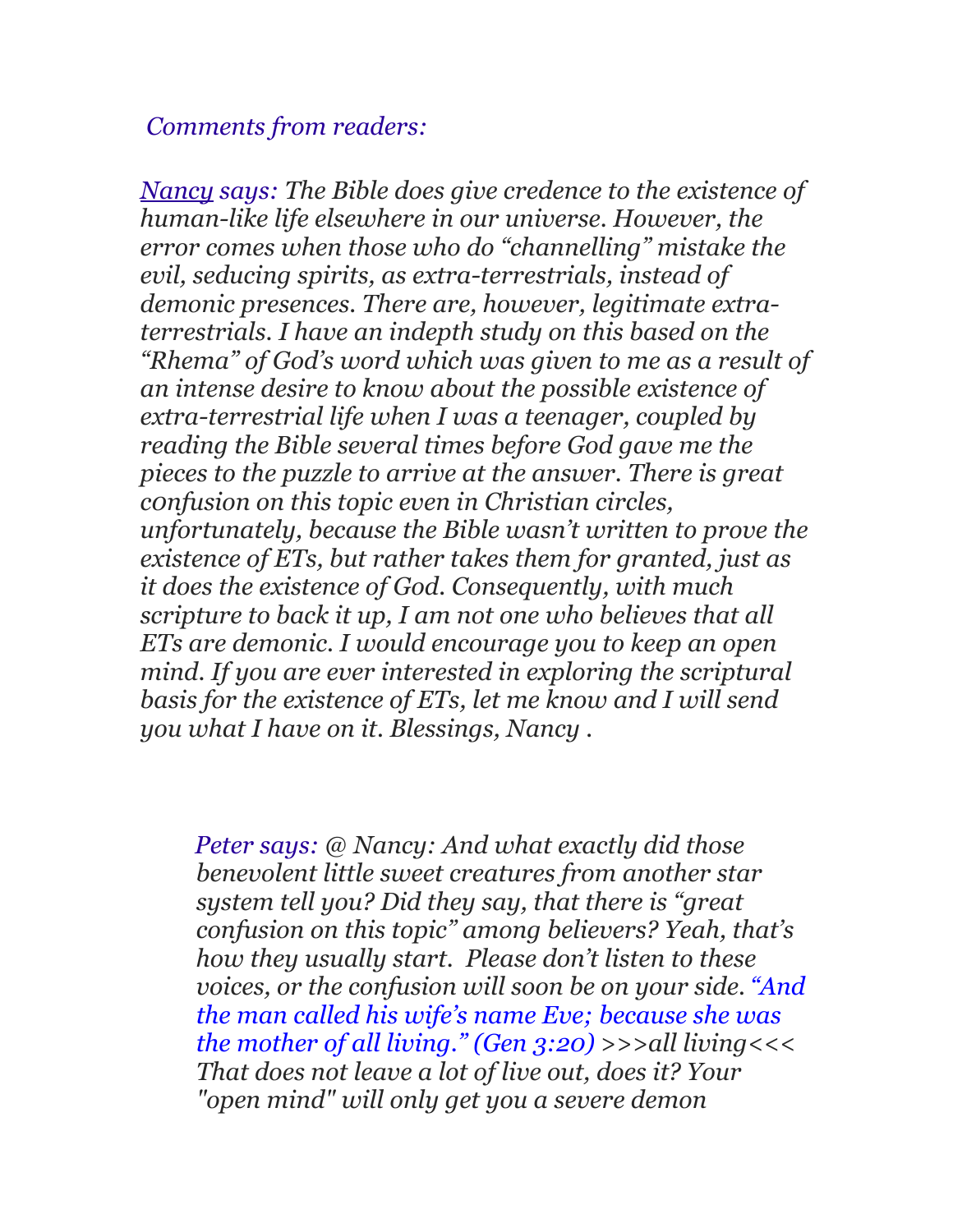*Comments from readers:*

*[Nancy](#) says: The Bible does give credence to the existence of human-like life elsewhere in our universe. However, the error comes when those who do "channelling" mistake the evil, seducing spirits, as extra-terrestrials, instead of demonic presences. There are, however, legitimate extra-terrestrials. I have an indepth study on this based on the "Rhema" of God's word which was given to me as a result of an intense desire to know about the possible existence of extra-terrestrial life when I was a teenager, coupled by reading the Bible several times before God gave me the pieces to the puzzle to arrive at the answer. There is great confusion on this topic even in Christian circles, unfortunately, because the Bible wasn't written to prove the existence of ETs, but rather takes them for granted, just as it does the existence of God. Consequently, with much scripture to back it up, I am not one who believes that all ETs are demonic. I would encourage you to keep an open mind. If you are ever interested in exploring the scriptural basis for the existence of ETs, let me know and I will send you what I have on it. Blessings, Nancy .*

> *Peter says: @ Nancy: And what exactly did those benevolent little sweet creatures from another star system tell you? Did they say, that there is "great confusion on this topic" among believers? Yeah, that's how they usually start. Please don't listen to these voices, or the confusion will soon be on your side. "And the man called his wife's name Eve; because she was the mother of all living." (Gen 3:20) >>>all living<<< That does not leave a lot of live out, does it? Your "open mind" will only get you a severe demon*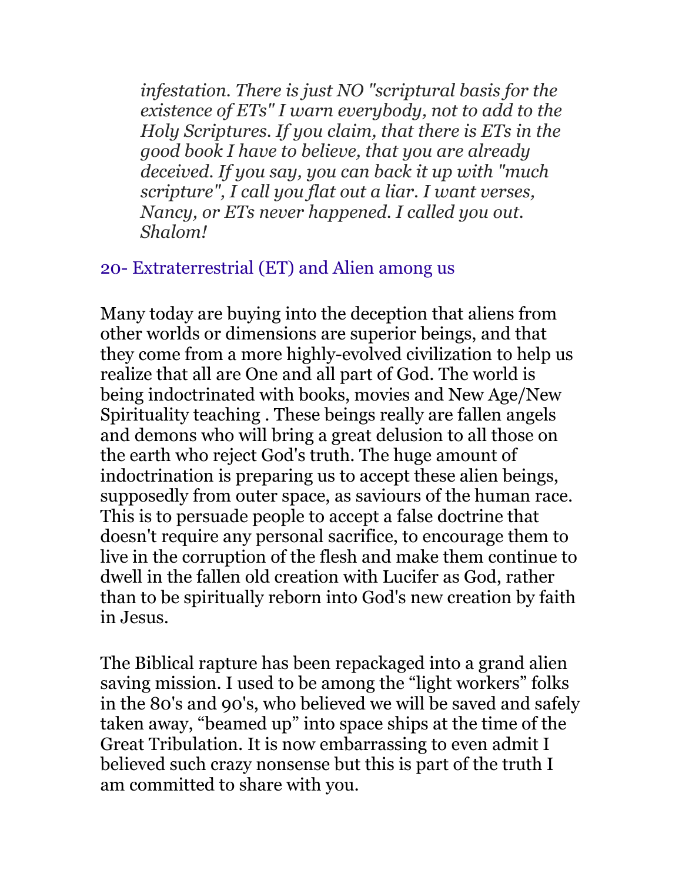> *infestation. There is just NO "scriptural basis for the existence of ETs" I warn everybody, not to add to the Holy Scriptures. If you claim, that there is ETs in the good book I have to believe, that you are already deceived. If you say, you can back it up with "much scripture", I call you flat out a liar. I want verses, Nancy, or ETs never happened. I called you out. Shalom!*

## 20- Extraterrestrial (ET) and Alien among us

Many today are buying into the deception that aliens from other worlds or dimensions are superior beings, and that they come from a more highly-evolved civilization to help us realize that all are One and all part of God. The world is being indoctrinated with books, movies and New Age/New Spirituality teaching . These beings really are fallen angels and demons who will bring a great delusion to all those on the earth who reject God's truth. The huge amount of indoctrination is preparing us to accept these alien beings, supposedly from outer space, as saviours of the human race. This is to persuade people to accept a false doctrine that doesn't require any personal sacrifice, to encourage them to live in the corruption of the flesh and make them continue to dwell in the fallen old creation with Lucifer as God, rather than to be spiritually reborn into God's new creation by faith in Jesus.

The Biblical rapture has been repackaged into a grand alien saving mission. I used to be among the “light workers” folks in the 80's and 90's, who believed we will be saved and safely taken away, “beamed up” into space ships at the time of the Great Tribulation. It is now embarrassing to even admit I believed such crazy nonsense but this is part of the truth I am committed to share with you.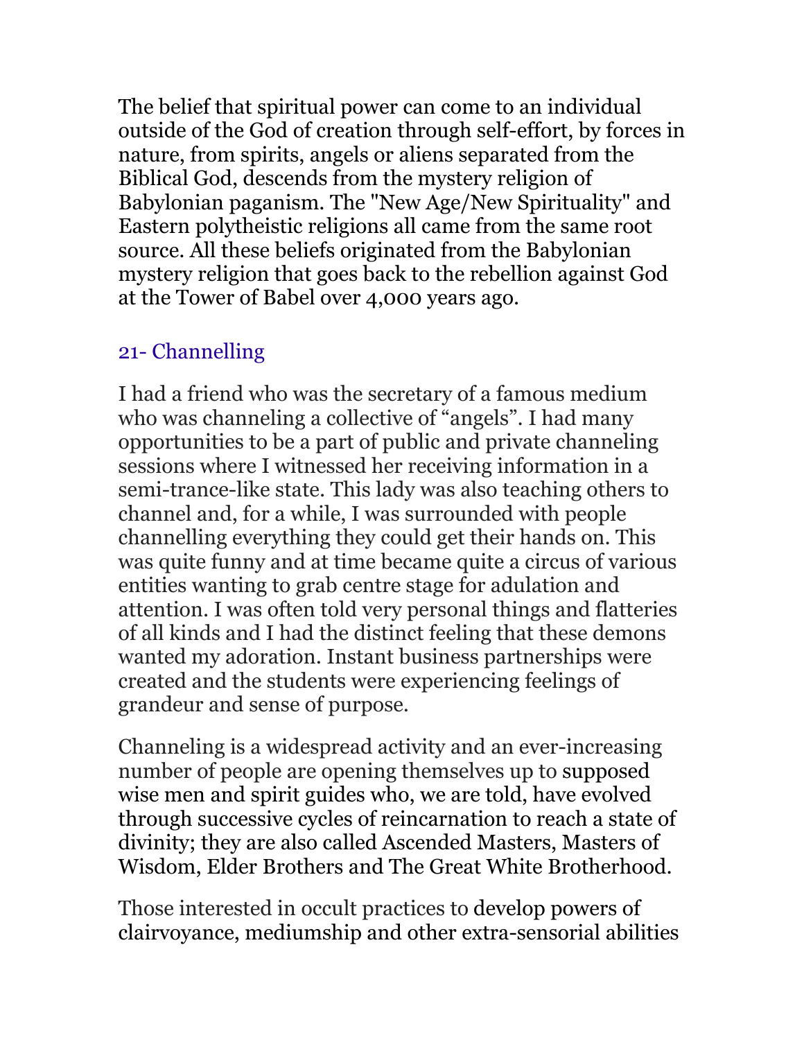The belief that spiritual power can come to an individual outside of the God of creation through self-effort, by forces in nature, from spirits, angels or aliens separated from the Biblical God, descends from the mystery religion of Babylonian paganism. The "New Age/New Spirituality" and Eastern polytheistic religions all came from the same root source. All these beliefs originated from the Babylonian mystery religion that goes back to the rebellion against God at the Tower of Babel over 4,000 years ago.

## 21- Channelling

I had a friend who was the secretary of a famous medium who was channeling a collective of "angels". I had many opportunities to be a part of public and private channeling sessions where I witnessed her receiving information in a semi-trance-like state. This lady was also teaching others to channel and, for a while, I was surrounded with people channelling everything they could get their hands on. This was quite funny and at time became quite a circus of various entities wanting to grab centre stage for adulation and attention. I was often told very personal things and flatteries of all kinds and I had the distinct feeling that these demons wanted my adoration. Instant business partnerships were created and the students were experiencing feelings of grandeur and sense of purpose.

Channeling is a widespread activity and an ever-increasing number of people are opening themselves up to supposed wise men and spirit guides who, we are told, have evolved through successive cycles of reincarnation to reach a state of divinity; they are also called Ascended Masters, Masters of Wisdom, Elder Brothers and The Great White Brotherhood.

Those interested in occult practices to develop powers of clairvoyance, mediumship and other extra-sensorial abilities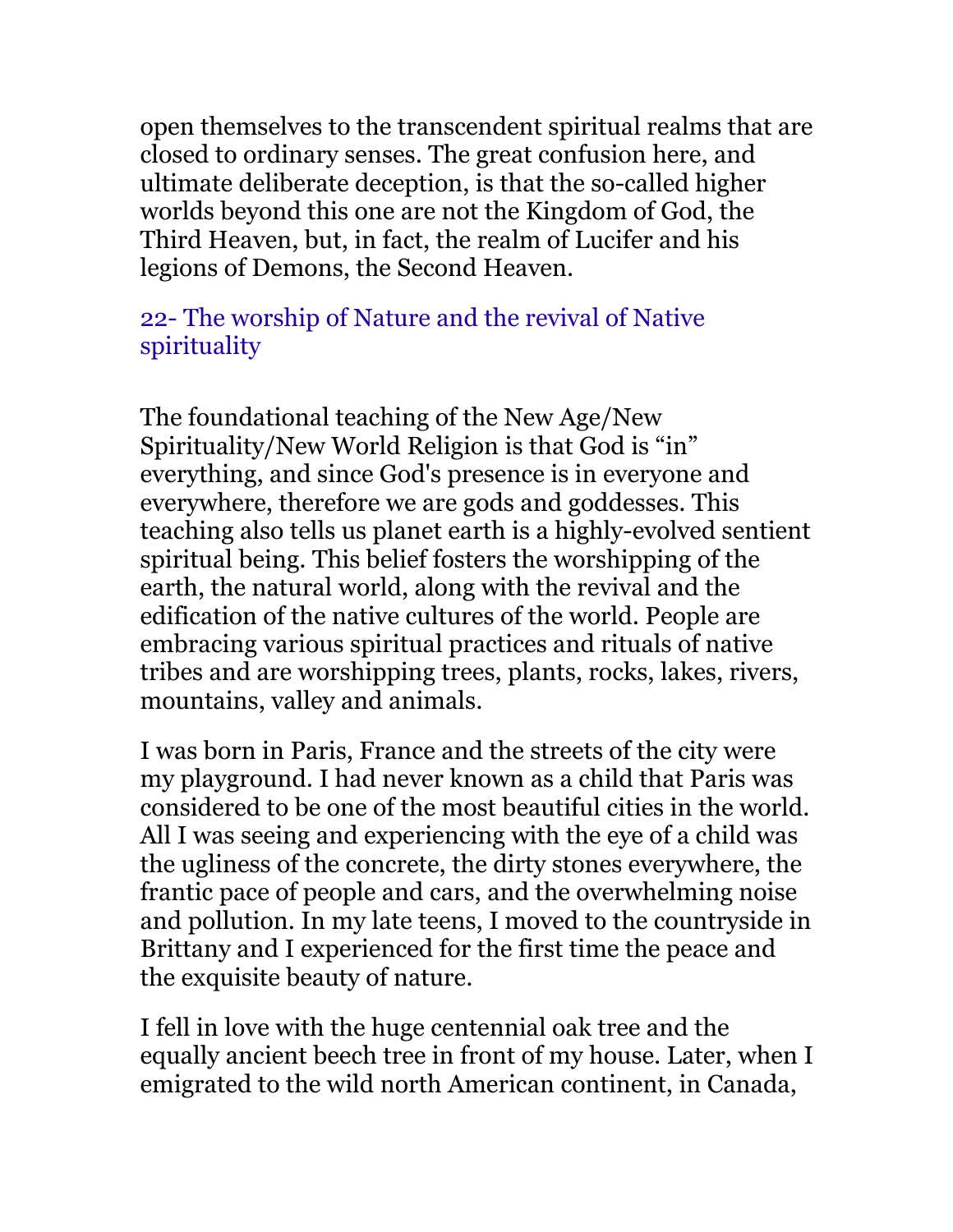open themselves to the transcendent spiritual realms that are closed to ordinary senses. The great confusion here, and ultimate deliberate deception, is that the so-called higher worlds beyond this one are not the Kingdom of God, the Third Heaven, but, in fact, the realm of Lucifer and his legions of Demons, the Second Heaven.

## 22- The worship of Nature and the revival of Native spirituality

The foundational teaching of the New Age/New Spirituality/New World Religion is that God is "in" everything, and since God's presence is in everyone and everywhere, therefore we are gods and goddesses. This teaching also tells us planet earth is a highly-evolved sentient spiritual being. This belief fosters the worshipping of the earth, the natural world, along with the revival and the edification of the native cultures of the world. People are embracing various spiritual practices and rituals of native tribes and are worshipping trees, plants, rocks, lakes, rivers, mountains, valley and animals.

I was born in Paris, France and the streets of the city were my playground. I had never known as a child that Paris was considered to be one of the most beautiful cities in the world. All I was seeing and experiencing with the eye of a child was the ugliness of the concrete, the dirty stones everywhere, the frantic pace of people and cars, and the overwhelming noise and pollution. In my late teens, I moved to the countryside in Brittany and I experienced for the first time the peace and the exquisite beauty of nature.

I fell in love with the huge centennial oak tree and the equally ancient beech tree in front of my house. Later, when I emigrated to the wild north American continent, in Canada,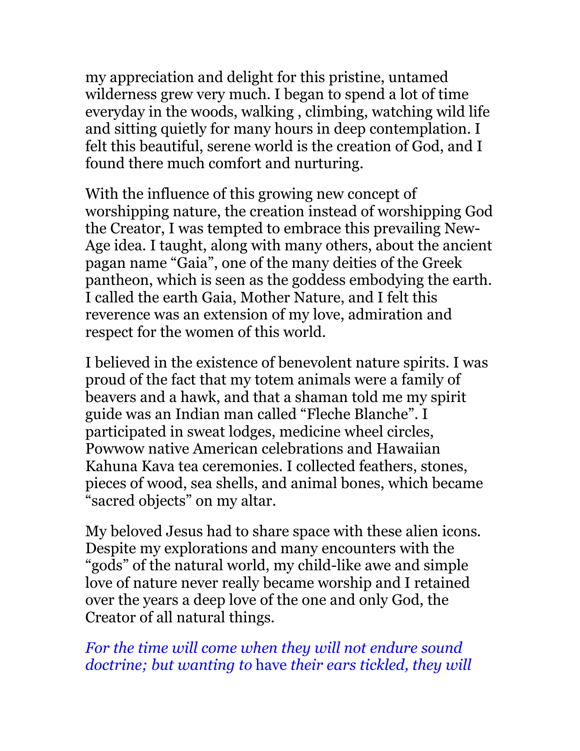my appreciation and delight for this pristine, untamed wilderness grew very much. I began to spend a lot of time everyday in the woods, walking , climbing, watching wild life and sitting quietly for many hours in deep contemplation. I felt this beautiful, serene world is the creation of God, and I found there much comfort and nurturing.

With the influence of this growing new concept of worshipping nature, the creation instead of worshipping God the Creator, I was tempted to embrace this prevailing New-Age idea. I taught, along with many others, about the ancient pagan name "Gaia", one of the many deities of the Greek pantheon, which is seen as the goddess embodying the earth. I called the earth Gaia, Mother Nature, and I felt this reverence was an extension of my love, admiration and respect for the women of this world.

I believed in the existence of benevolent nature spirits. I was proud of the fact that my totem animals were a family of beavers and a hawk, and that a shaman told me my spirit guide was an Indian man called "Fleche Blanche". I participated in sweat lodges, medicine wheel circles, Powwow native American celebrations and Hawaiian Kahuna Kava tea ceremonies. I collected feathers, stones, pieces of wood, sea shells, and animal bones, which became "sacred objects" on my altar.

My beloved Jesus had to share space with these alien icons. Despite my explorations and many encounters with the "gods" of the natural world, my child-like awe and simple love of nature never really became worship and I retained over the years a deep love of the one and only God, the Creator of all natural things.

*For the time will come when they will not endure sound doctrine; but wanting to* have *their ears tickled, they will*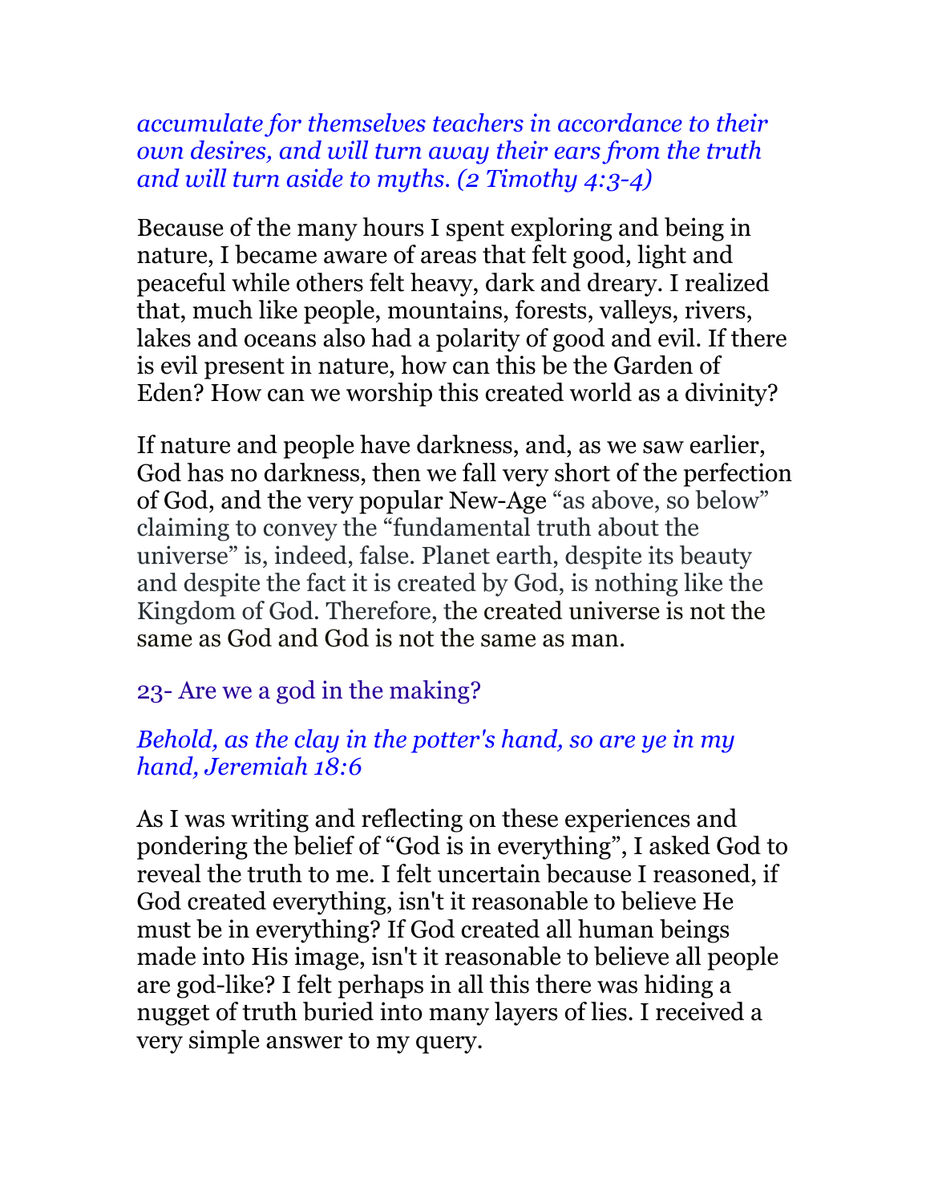*accumulate for themselves teachers in accordance to their own desires, and will turn away their ears from the truth and will turn aside to myths. (2 Timothy 4:3-4)*

Because of the many hours I spent exploring and being in nature, I became aware of areas that felt good, light and peaceful while others felt heavy, dark and dreary. I realized that, much like people, mountains, forests, valleys, rivers, lakes and oceans also had a polarity of good and evil. If there is evil present in nature, how can this be the Garden of Eden? How can we worship this created world as a divinity?

If nature and people have darkness, and, as we saw earlier, God has no darkness, then we fall very short of the perfection of God, and the very popular New-Age "as above, so below" claiming to convey the "fundamental truth about the universe" is, indeed, false. Planet earth, despite its beauty and despite the fact it is created by God, is nothing like the Kingdom of God. Therefore, the created universe is not the same as God and God is not the same as man.

## 23- Are we a god in the making?

*Behold, as the clay in the potter's hand, so are ye in my hand, Jeremiah 18:6*

As I was writing and reflecting on these experiences and pondering the belief of "God is in everything", I asked God to reveal the truth to me. I felt uncertain because I reasoned, if God created everything, isn't it reasonable to believe He must be in everything? If God created all human beings made into His image, isn't it reasonable to believe all people are god-like? I felt perhaps in all this there was hiding a nugget of truth buried into many layers of lies. I received a very simple answer to my query.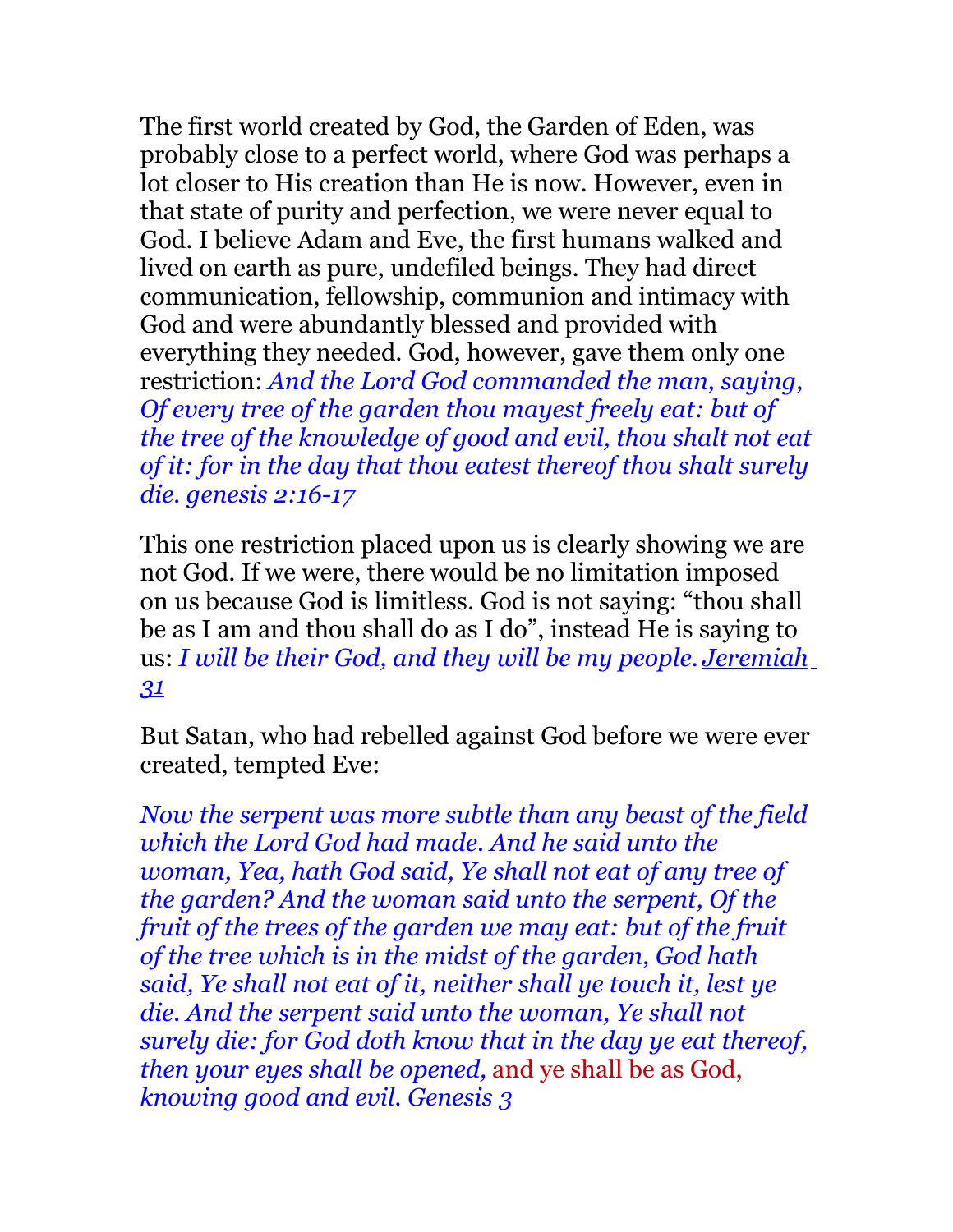The first world created by God, the Garden of Eden, was probably close to a perfect world, where God was perhaps a lot closer to His creation than He is now. However, even in that state of purity and perfection, we were never equal to God. I believe Adam and Eve, the first humans walked and lived on earth as pure, undefiled beings. They had direct communication, fellowship, communion and intimacy with God and were abundantly blessed and provided with everything they needed. God, however, gave them only one restriction: *And the Lord God commanded the man, saying, Of every tree of the garden thou mayest freely eat: but of the tree of the knowledge of good and evil, thou shalt not eat of it: for in the day that thou eatest thereof thou shalt surely die. genesis 2:16-17*

This one restriction placed upon us is clearly showing we are not God. If we were, there would be no limitation imposed on us because God is limitless. God is not saying: "thou shall be as I am and thou shall do as I do", instead He is saying to us: *I will be their God, and they will be my people.* *Jeremiah 31*

But Satan, who had rebelled against God before we were ever created, tempted Eve:

*Now the serpent was more subtle than any beast of the field which the Lord God had made. And he said unto the woman, Yea, hath God said, Ye shall not eat of any tree of the garden? And the woman said unto the serpent, Of the fruit of the trees of the garden we may eat: but of the fruit of the tree which is in the midst of the garden, God hath said, Ye shall not eat of it, neither shall ye touch it, lest ye die. And the serpent said unto the woman, Ye shall not surely die: for God doth know that in the day ye eat thereof, then your eyes shall be opened,* and ye shall be as God, *knowing good and evil. Genesis 3*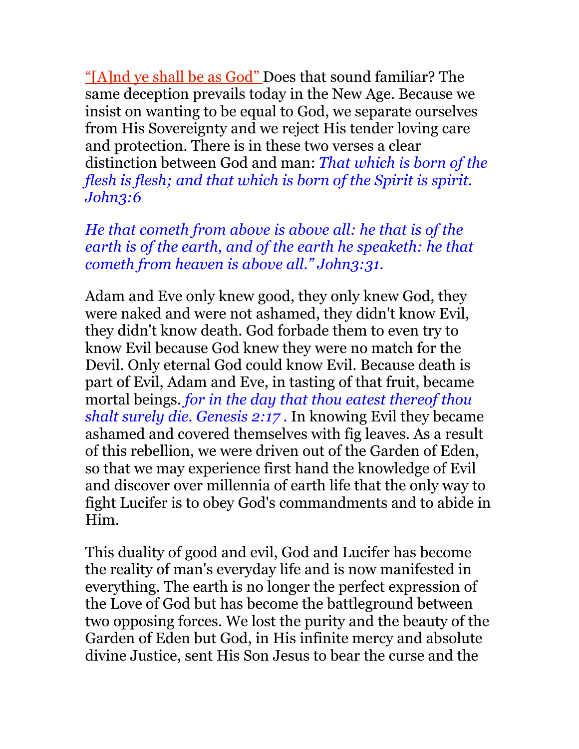"[A]nd ye shall be as God" Does that sound familiar? The same deception prevails today in the New Age. Because we insist on wanting to be equal to God, we separate ourselves from His Sovereignty and we reject His tender loving care and protection. There is in these two verses a clear distinction between God and man: *That which is born of the flesh is flesh; and that which is born of the Spirit is spirit. John3:6*

*He that cometh from above is above all: he that is of the earth is of the earth, and of the earth he speaketh: he that cometh from heaven is above all." John3:31.*

Adam and Eve only knew good, they only knew God, they were naked and were not ashamed, they didn't know Evil, they didn't know death. God forbade them to even try to know Evil because God knew they were no match for the Devil. Only eternal God could know Evil. Because death is part of Evil, Adam and Eve, in tasting of that fruit, became mortal beings. *for in the day that thou eatest thereof thou shalt surely die. Genesis 2:17 .* In knowing Evil they became ashamed and covered themselves with fig leaves. As a result of this rebellion, we were driven out of the Garden of Eden, so that we may experience first hand the knowledge of Evil and discover over millennia of earth life that the only way to fight Lucifer is to obey God's commandments and to abide in Him.

This duality of good and evil, God and Lucifer has become the reality of man's everyday life and is now manifested in everything. The earth is no longer the perfect expression of the Love of God but has become the battleground between two opposing forces. We lost the purity and the beauty of the Garden of Eden but God, in His infinite mercy and absolute divine Justice, sent His Son Jesus to bear the curse and the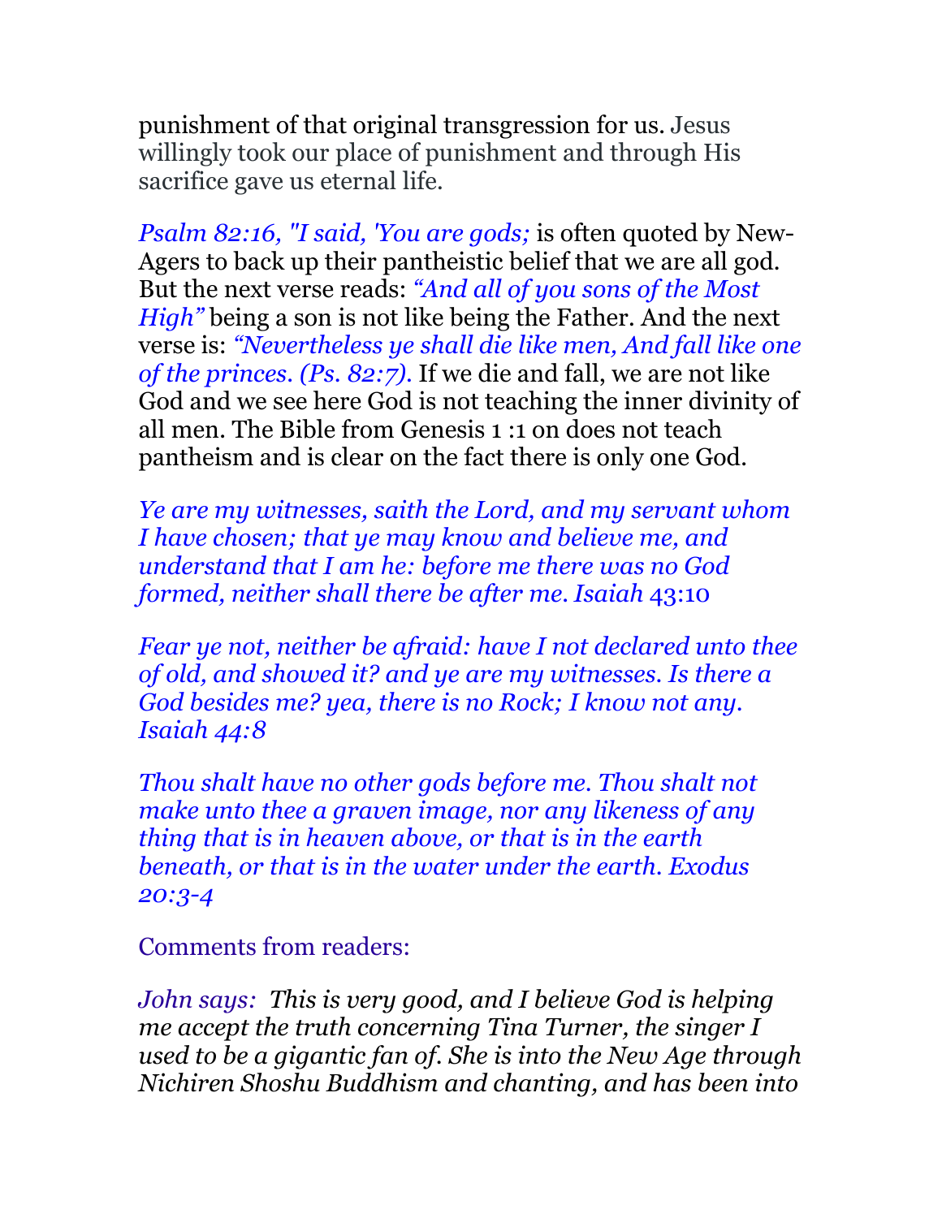punishment of that original transgression for us. Jesus willingly took our place of punishment and through His sacrifice gave us eternal life.

*Psalm 82:16, "I said, 'You are gods;* is often quoted by New-Agers to back up their pantheistic belief that we are all god. But the next verse reads: *"And all of you sons of the Most High"* being a son is not like being the Father. And the next verse is: *"Nevertheless ye shall die like men, And fall like one of the princes. (Ps. 82:7).* If we die and fall, we are not like God and we see here God is not teaching the inner divinity of all men. The Bible from Genesis 1 :1 on does not teach pantheism and is clear on the fact there is only one God.

*Ye are my witnesses, saith the Lord, and my servant whom I have chosen; that ye may know and believe me, and understand that I am he: before me there was no God formed, neither shall there be after me. Isaiah* 43:10

*Fear ye not, neither be afraid: have I not declared unto thee of old, and showed it? and ye are my witnesses. Is there a God besides me? yea, there is no Rock; I know not any. Isaiah 44:8*

*Thou shalt have no other gods before me. Thou shalt not make unto thee a graven image, nor any likeness of any thing that is in heaven above, or that is in the earth beneath, or that is in the water under the earth. Exodus 20:3-4*

Comments from readers:

*John says: This is very good, and I believe God is helping me accept the truth concerning Tina Turner, the singer I used to be a gigantic fan of. She is into the New Age through Nichiren Shoshu Buddhism and chanting, and has been into*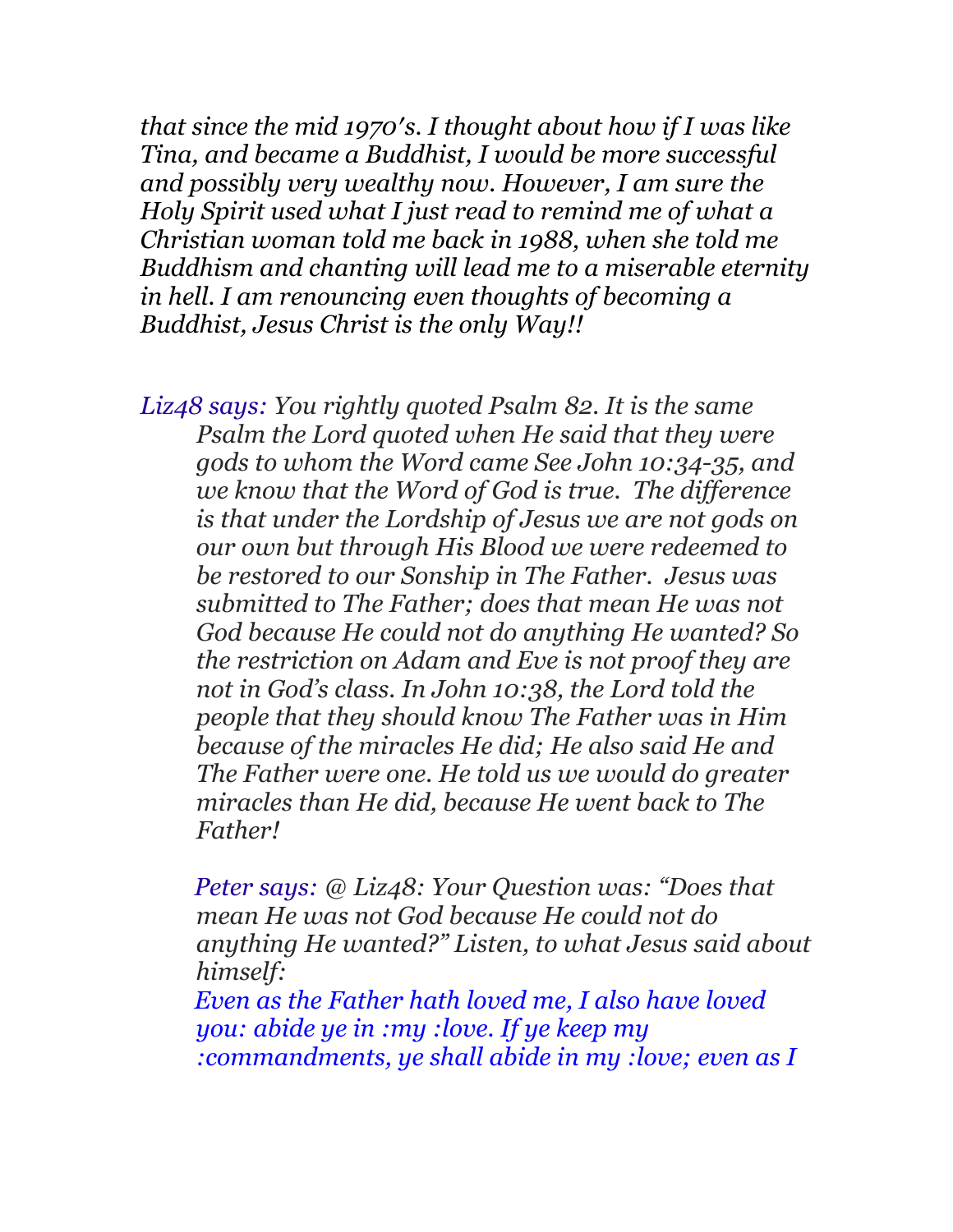*that since the mid 1970's. I thought about how if I was like Tina, and became a Buddhist, I would be more successful and possibly very wealthy now. However, I am sure the Holy Spirit used what I just read to remind me of what a Christian woman told me back in 1988, when she told me Buddhism and chanting will lead me to a miserable eternity in hell. I am renouncing even thoughts of becoming a Buddhist, Jesus Christ is the only Way!!*

> *Liz48 says: You rightly quoted Psalm 82. It is the same Psalm the Lord quoted when He said that they were gods to whom the Word came See John 10:34-35, and we know that the Word of God is true. The difference is that under the Lordship of Jesus we are not gods on our own but through His Blood we were redeemed to be restored to our Sonship in The Father. Jesus was submitted to The Father; does that mean He was not God because He could not do anything He wanted? So the restriction on Adam and Eve is not proof they are not in God's class. In John 10:38, the Lord told the people that they should know The Father was in Him because of the miracles He did; He also said He and The Father were one. He told us we would do greater miracles than He did, because He went back to The Father!*
>
> *Peter says: @ Liz48: Your Question was: "Does that mean He was not God because He could not do anything He wanted?" Listen, to what Jesus said about himself:*
> *Even as the Father hath loved me, I also have loved you: abide ye in :my :love. If ye keep my :commandments, ye shall abide in my :love; even as I*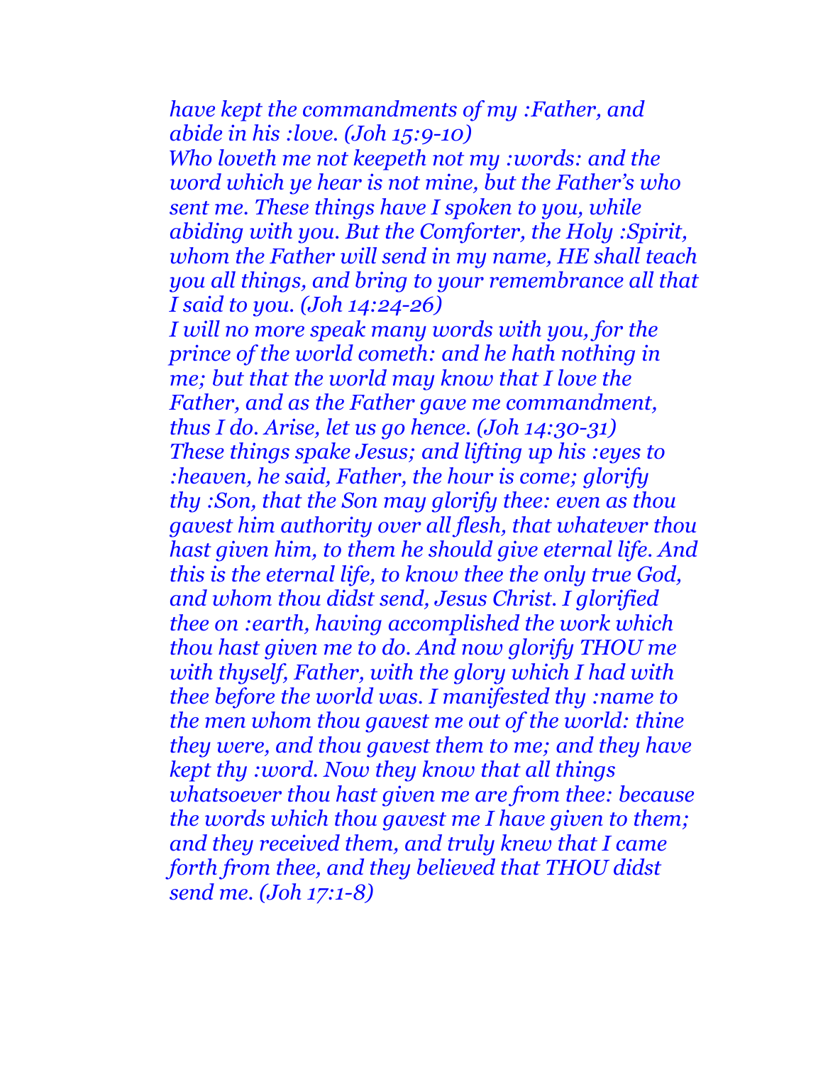*have kept the commandments of my :Father, and abide in his :love. (Joh 15:9-10)*

*Who loveth me not keepeth not my :words: and the word which ye hear is not mine, but the Father's who sent me. These things have I spoken to you, while abiding with you. But the Comforter, the Holy :Spirit, whom the Father will send in my name, HE shall teach you all things, and bring to your remembrance all that I said to you. (Joh 14:24-26)*

*I will no more speak many words with you, for the prince of the world cometh: and he hath nothing in me; but that the world may know that I love the Father, and as the Father gave me commandment, thus I do. Arise, let us go hence. (Joh 14:30-31)*

*These things spake Jesus; and lifting up his :eyes to :heaven, he said, Father, the hour is come; glorify thy :Son, that the Son may glorify thee: even as thou gavest him authority over all flesh, that whatever thou hast given him, to them he should give eternal life. And this is the eternal life, to know thee the only true God, and whom thou didst send, Jesus Christ. I glorified thee on :earth, having accomplished the work which thou hast given me to do. And now glorify THOU me with thyself, Father, with the glory which I had with thee before the world was. I manifested thy :name to the men whom thou gavest me out of the world: thine they were, and thou gavest them to me; and they have kept thy :word. Now they know that all things whatsoever thou hast given me are from thee: because the words which thou gavest me I have given to them; and they received them, and truly knew that I came forth from thee, and they believed that THOU didst send me. (Joh 17:1-8)*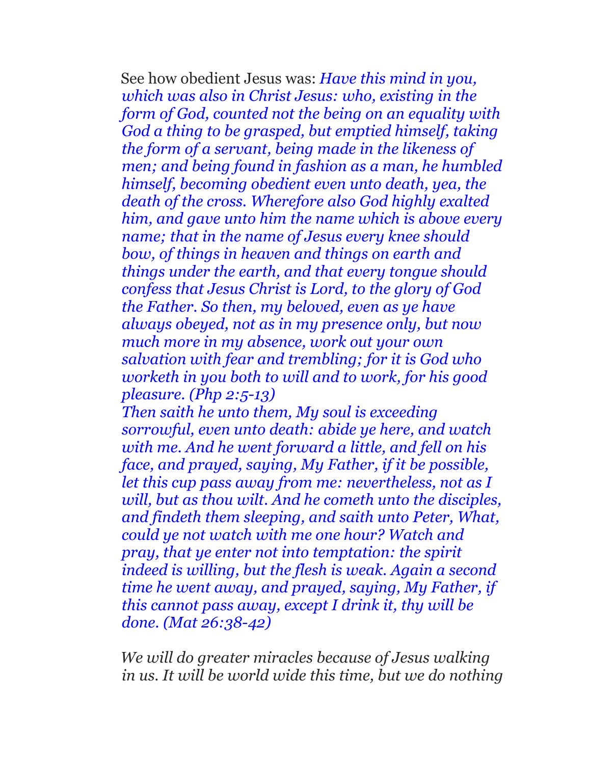See how obedient Jesus was: *Have this mind in you, which was also in Christ Jesus: who, existing in the form of God, counted not the being on an equality with God a thing to be grasped, but emptied himself, taking the form of a servant, being made in the likeness of men; and being found in fashion as a man, he humbled himself, becoming obedient even unto death, yea, the death of the cross. Wherefore also God highly exalted him, and gave unto him the name which is above every name; that in the name of Jesus every knee should bow, of things in heaven and things on earth and things under the earth, and that every tongue should confess that Jesus Christ is Lord, to the glory of God the Father. So then, my beloved, even as ye have always obeyed, not as in my presence only, but now much more in my absence, work out your own salvation with fear and trembling; for it is God who worketh in you both to will and to work, for his good pleasure. (Php 2:5-13)*

*Then saith he unto them, My soul is exceeding sorrowful, even unto death: abide ye here, and watch with me. And he went forward a little, and fell on his face, and prayed, saying, My Father, if it be possible, let this cup pass away from me: nevertheless, not as I will, but as thou wilt. And he cometh unto the disciples, and findeth them sleeping, and saith unto Peter, What, could ye not watch with me one hour? Watch and pray, that ye enter not into temptation: the spirit indeed is willing, but the flesh is weak. Again a second time he went away, and prayed, saying, My Father, if this cannot pass away, except I drink it, thy will be done. (Mat 26:38-42)*

*We will do greater miracles because of Jesus walking in us. It will be world wide this time, but we do nothing*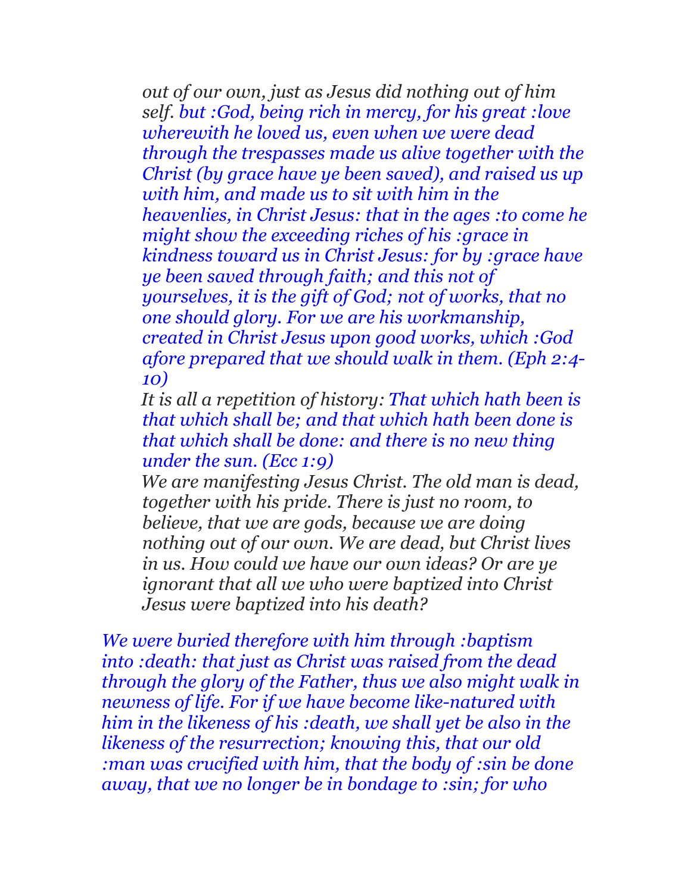*out of our own, just as Jesus did nothing out of him self. but :God, being rich in mercy, for his great :love wherewith he loved us, even when we were dead through the trespasses made us alive together with the Christ (by grace have ye been saved), and raised us up with him, and made us to sit with him in the heavenlies, in Christ Jesus: that in the ages :to come he might show the exceeding riches of his :grace in kindness toward us in Christ Jesus: for by :grace have ye been saved through faith; and this not of yourselves, it is the gift of God; not of works, that no one should glory. For we are his workmanship, created in Christ Jesus upon good works, which :God afore prepared that we should walk in them. (Eph 2:4-10)*

*It is all a repetition of history: That which hath been is that which shall be; and that which hath been done is that which shall be done: and there is no new thing under the sun. (Ecc 1:9)*

*We are manifesting Jesus Christ. The old man is dead, together with his pride. There is just no room, to believe, that we are gods, because we are doing nothing out of our own. We are dead, but Christ lives in us. How could we have our own ideas? Or are ye ignorant that all we who were baptized into Christ Jesus were baptized into his death?*

*We were buried therefore with him through :baptism into :death: that just as Christ was raised from the dead through the glory of the Father, thus we also might walk in newness of life. For if we have become like-natured with him in the likeness of his :death, we shall yet be also in the likeness of the resurrection; knowing this, that our old :man was crucified with him, that the body of :sin be done away, that we no longer be in bondage to :sin; for who*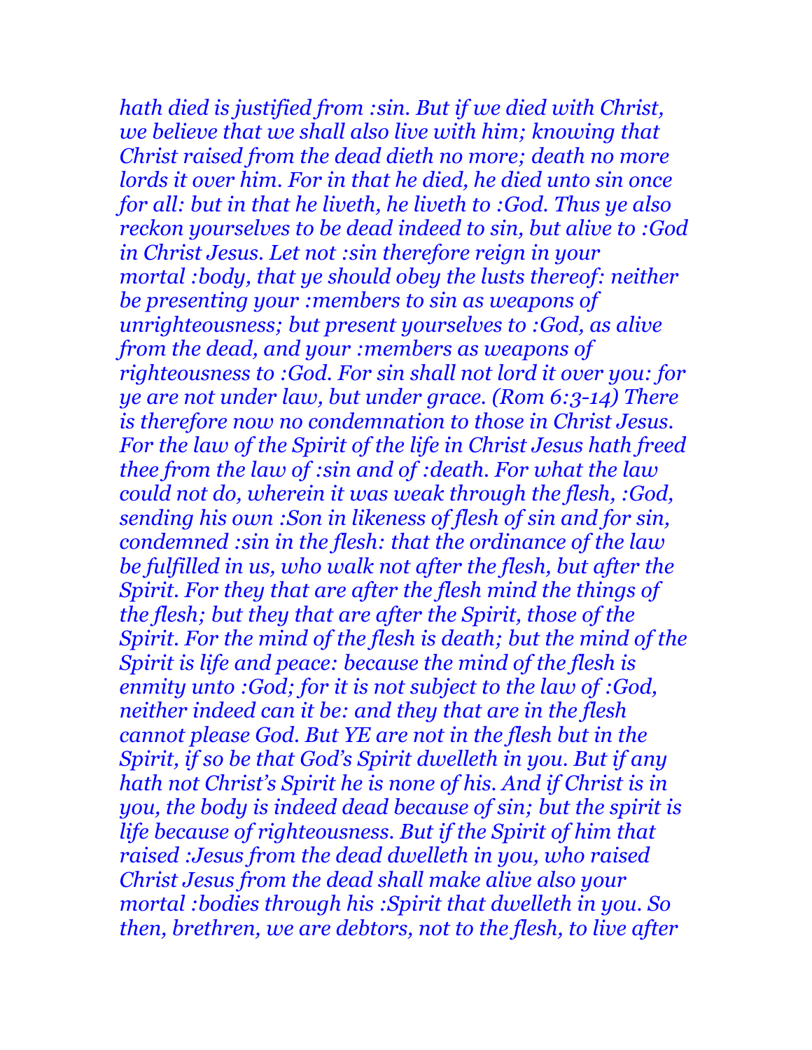*hath died is justified from :sin. But if we died with Christ, we believe that we shall also live with him; knowing that Christ raised from the dead dieth no more; death no more lords it over him. For in that he died, he died unto sin once for all: but in that he liveth, he liveth to :God. Thus ye also reckon yourselves to be dead indeed to sin, but alive to :God in Christ Jesus. Let not :sin therefore reign in your mortal :body, that ye should obey the lusts thereof: neither be presenting your :members to sin as weapons of unrighteousness; but present yourselves to :God, as alive from the dead, and your :members as weapons of righteousness to :God. For sin shall not lord it over you: for ye are not under law, but under grace. (Rom 6:3-14) There is therefore now no condemnation to those in Christ Jesus. For the law of the Spirit of the life in Christ Jesus hath freed thee from the law of :sin and of :death. For what the law could not do, wherein it was weak through the flesh, :God, sending his own :Son in likeness of flesh of sin and for sin, condemned :sin in the flesh: that the ordinance of the law be fulfilled in us, who walk not after the flesh, but after the Spirit. For they that are after the flesh mind the things of the flesh; but they that are after the Spirit, those of the Spirit. For the mind of the flesh is death; but the mind of the Spirit is life and peace: because the mind of the flesh is enmity unto :God; for it is not subject to the law of :God, neither indeed can it be: and they that are in the flesh cannot please God. But YE are not in the flesh but in the Spirit, if so be that God's Spirit dwelleth in you. But if any hath not Christ's Spirit he is none of his. And if Christ is in you, the body is indeed dead because of sin; but the spirit is life because of righteousness. But if the Spirit of him that raised :Jesus from the dead dwelleth in you, who raised Christ Jesus from the dead shall make alive also your mortal :bodies through his :Spirit that dwelleth in you. So then, brethren, we are debtors, not to the flesh, to live after*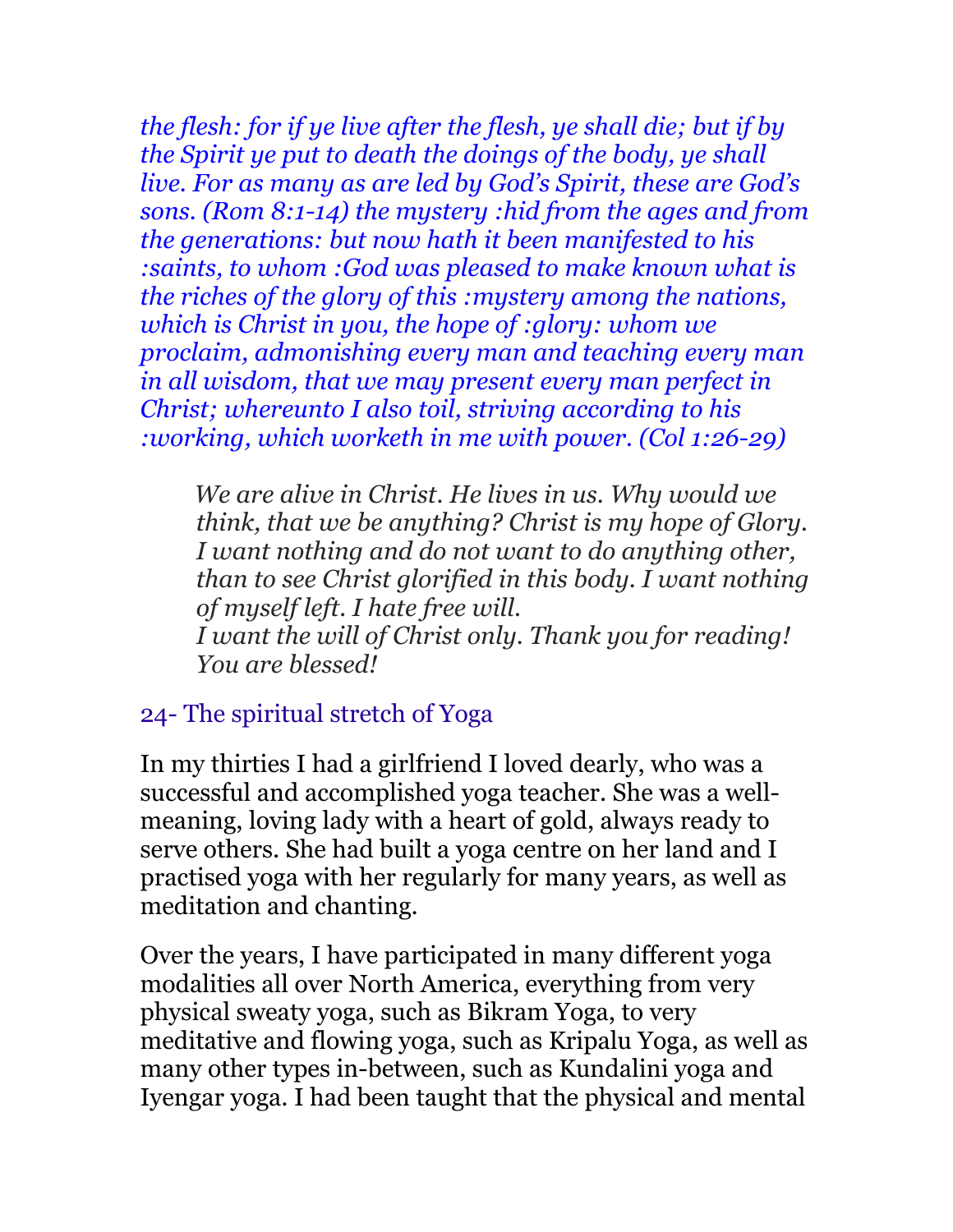*the flesh: for if ye live after the flesh, ye shall die; but if by the Spirit ye put to death the doings of the body, ye shall live. For as many as are led by God's Spirit, these are God's sons. (Rom 8:1-14) the mystery :hid from the ages and from the generations: but now hath it been manifested to his :saints, to whom :God was pleased to make known what is the riches of the glory of this :mystery among the nations, which is Christ in you, the hope of :glory: whom we proclaim, admonishing every man and teaching every man in all wisdom, that we may present every man perfect in Christ; whereunto I also toil, striving according to his :working, which worketh in me with power. (Col 1:26-29)*

> *We are alive in Christ. He lives in us. Why would we think, that we be anything? Christ is my hope of Glory. I want nothing and do not want to do anything other, than to see Christ glorified in this body. I want nothing of myself left. I hate free will.*
> *I want the will of Christ only. Thank you for reading! You are blessed!*

## 24- The spiritual stretch of Yoga

In my thirties I had a girlfriend I loved dearly, who was a successful and accomplished yoga teacher. She was a well-meaning, loving lady with a heart of gold, always ready to serve others. She had built a yoga centre on her land and I practised yoga with her regularly for many years, as well as meditation and chanting.

Over the years, I have participated in many different yoga modalities all over North America, everything from very physical sweaty yoga, such as Bikram Yoga, to very meditative and flowing yoga, such as Kripalu Yoga, as well as many other types in-between, such as Kundalini yoga and Iyengar yoga. I had been taught that the physical and mental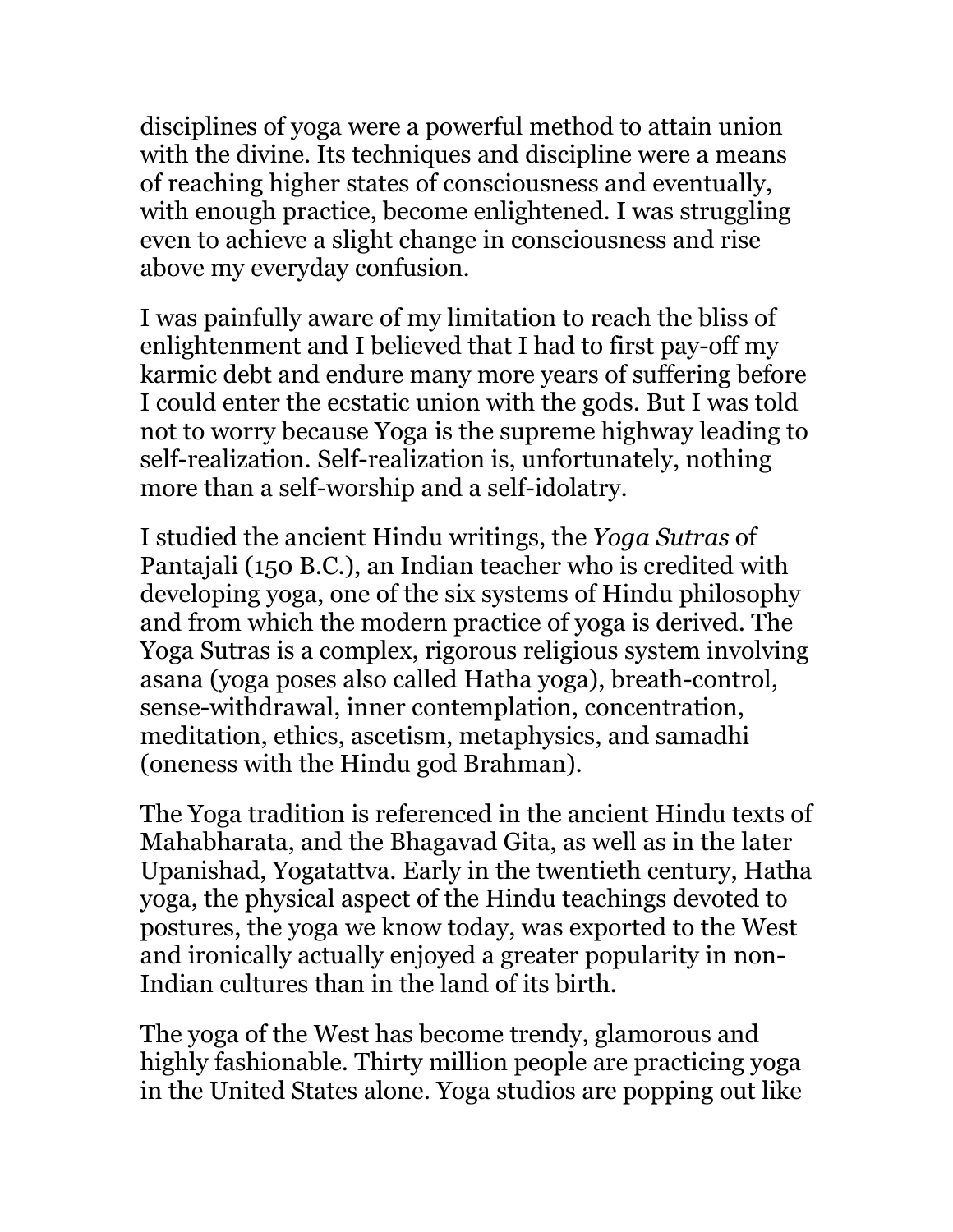disciplines of yoga were a powerful method to attain union with the divine. Its techniques and discipline were a means of reaching higher states of consciousness and eventually, with enough practice, become enlightened. I was struggling even to achieve a slight change in consciousness and rise above my everyday confusion.

I was painfully aware of my limitation to reach the bliss of enlightenment and I believed that I had to first pay-off my karmic debt and endure many more years of suffering before I could enter the ecstatic union with the gods. But I was told not to worry because Yoga is the supreme highway leading to self-realization. Self-realization is, unfortunately, nothing more than a self-worship and a self-idolatry.

I studied the ancient Hindu writings, the *Yoga Sutras* of Pantajali (150 B.C.), an Indian teacher who is credited with developing yoga, one of the six systems of Hindu philosophy and from which the modern practice of yoga is derived. The Yoga Sutras is a complex, rigorous religious system involving asana (yoga poses also called Hatha yoga), breath-control, sense-withdrawal, inner contemplation, concentration, meditation, ethics, ascetism, metaphysics, and samadhi (oneness with the Hindu god Brahman).

The Yoga tradition is referenced in the ancient Hindu texts of Mahabharata, and the Bhagavad Gita, as well as in the later Upanishad, Yogatattva. Early in the twentieth century, Hatha yoga, the physical aspect of the Hindu teachings devoted to postures, the yoga we know today, was exported to the West and ironically actually enjoyed a greater popularity in non-Indian cultures than in the land of its birth.

The yoga of the West has become trendy, glamorous and highly fashionable. Thirty million people are practicing yoga in the United States alone. Yoga studios are popping out like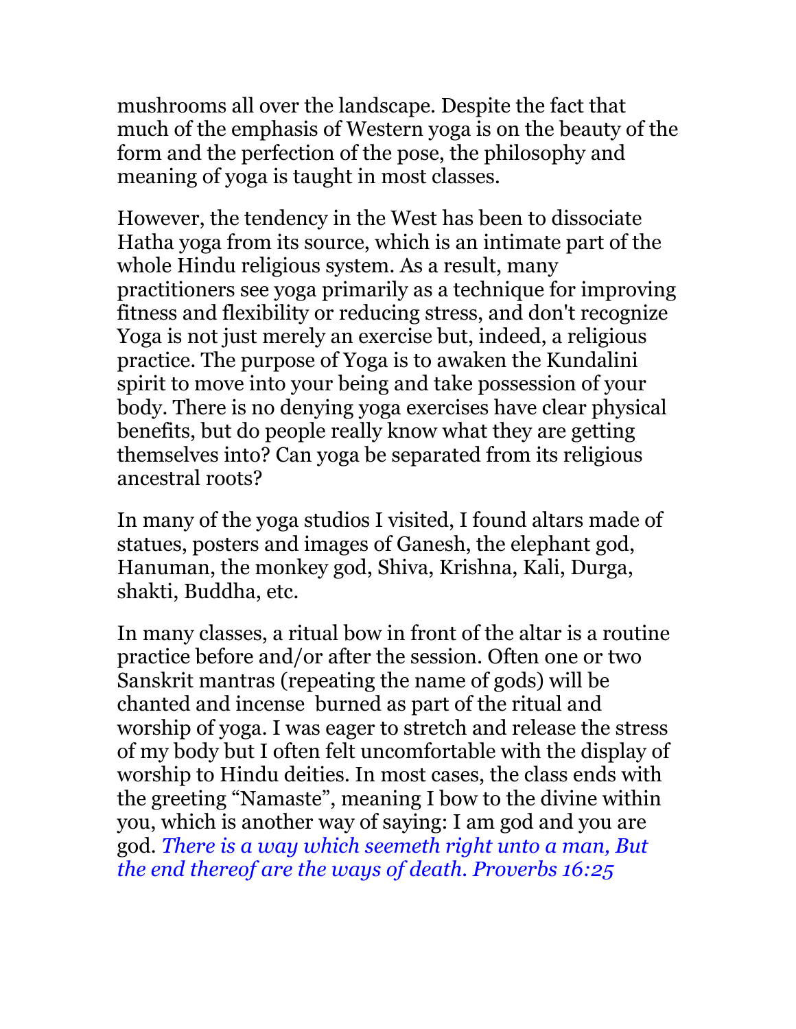mushrooms all over the landscape. Despite the fact that much of the emphasis of Western yoga is on the beauty of the form and the perfection of the pose, the philosophy and meaning of yoga is taught in most classes.

However, the tendency in the West has been to dissociate Hatha yoga from its source, which is an intimate part of the whole Hindu religious system. As a result, many practitioners see yoga primarily as a technique for improving fitness and flexibility or reducing stress, and don't recognize Yoga is not just merely an exercise but, indeed, a religious practice. The purpose of Yoga is to awaken the Kundalini spirit to move into your being and take possession of your body. There is no denying yoga exercises have clear physical benefits, but do people really know what they are getting themselves into? Can yoga be separated from its religious ancestral roots?

In many of the yoga studios I visited, I found altars made of statues, posters and images of Ganesh, the elephant god, Hanuman, the monkey god, Shiva, Krishna, Kali, Durga, shakti, Buddha, etc.

In many classes, a ritual bow in front of the altar is a routine practice before and/or after the session. Often one or two Sanskrit mantras (repeating the name of gods) will be chanted and incense burned as part of the ritual and worship of yoga. I was eager to stretch and release the stress of my body but I often felt uncomfortable with the display of worship to Hindu deities. In most cases, the class ends with the greeting "Namaste", meaning I bow to the divine within you, which is another way of saying: I am god and you are god. *There is a way which seemeth right unto a man, But the end thereof are the ways of death. Proverbs 16:25*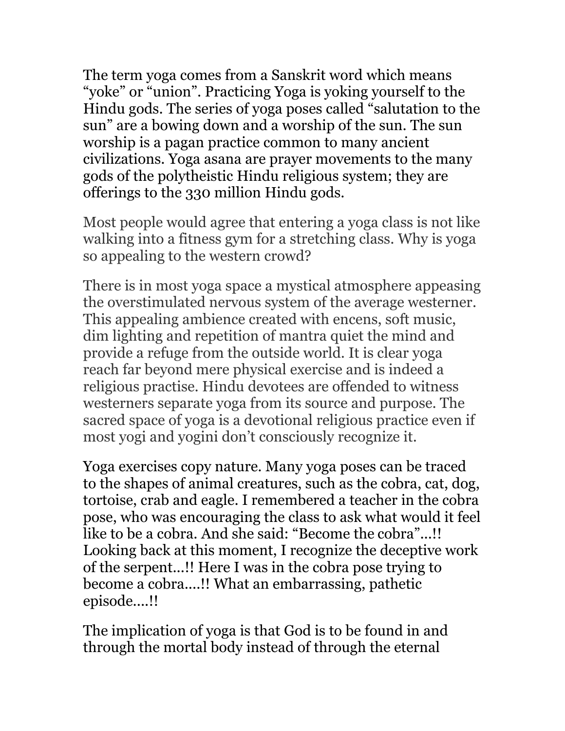The term yoga comes from a Sanskrit word which means "yoke" or "union". Practicing Yoga is yoking yourself to the Hindu gods. The series of yoga poses called "salutation to the sun" are a bowing down and a worship of the sun. The sun worship is a pagan practice common to many ancient civilizations. Yoga asana are prayer movements to the many gods of the polytheistic Hindu religious system; they are offerings to the 330 million Hindu gods.

Most people would agree that entering a yoga class is not like walking into a fitness gym for a stretching class. Why is yoga so appealing to the western crowd?

There is in most yoga space a mystical atmosphere appeasing the overstimulated nervous system of the average westerner. This appealing ambience created with encens, soft music, dim lighting and repetition of mantra quiet the mind and provide a refuge from the outside world. It is clear yoga reach far beyond mere physical exercise and is indeed a religious practise. Hindu devotees are offended to witness westerners separate yoga from its source and purpose. The sacred space of yoga is a devotional religious practice even if most yogi and yogini don't consciously recognize it.

Yoga exercises copy nature. Many yoga poses can be traced to the shapes of animal creatures, such as the cobra, cat, dog, tortoise, crab and eagle. I remembered a teacher in the cobra pose, who was encouraging the class to ask what would it feel like to be a cobra. And she said: "Become the cobra"...!! Looking back at this moment, I recognize the deceptive work of the serpent...!! Here I was in the cobra pose trying to become a cobra....!! What an embarrassing, pathetic episode....!!

The implication of yoga is that God is to be found in and through the mortal body instead of through the eternal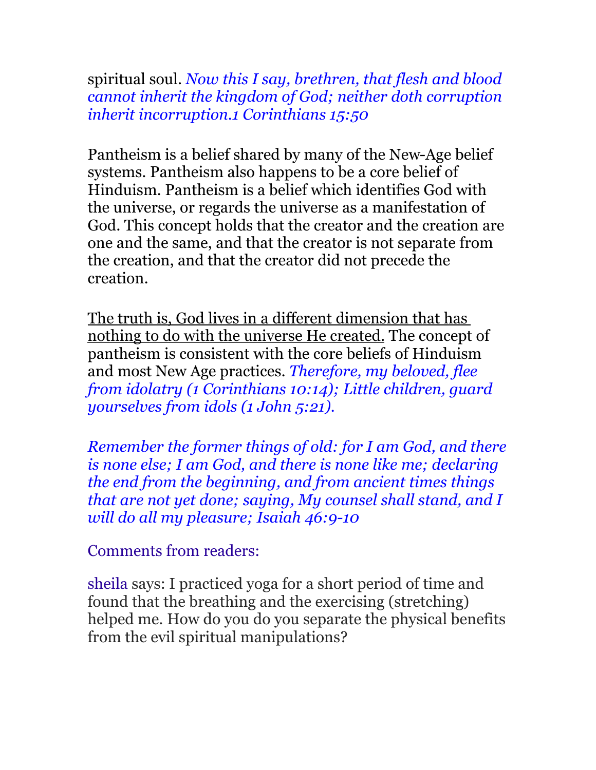spiritual soul. *Now this I say, brethren, that flesh and blood cannot inherit the kingdom of God; neither doth corruption inherit incorruption.1 Corinthians 15:50*

Pantheism is a belief shared by many of the New-Age belief systems. Pantheism also happens to be a core belief of Hinduism. Pantheism is a belief which identifies God with the universe, or regards the universe as a manifestation of God. This concept holds that the creator and the creation are one and the same, and that the creator is not separate from the creation, and that the creator did not precede the creation.

<u>The truth is, God lives in a different dimension that has nothing to do with the universe He created.</u> The concept of pantheism is consistent with the core beliefs of Hinduism and most New Age practices. *Therefore, my beloved, flee from idolatry (1 Corinthians 10:14); Little children, guard yourselves from idols (1 John 5:21).*

*Remember the former things of old: for I am God, and there is none else; I am God, and there is none like me; declaring the end from the beginning, and from ancient times things that are not yet done; saying, My counsel shall stand, and I will do all my pleasure; Isaiah 46:9-10*

Comments from readers:

sheila says: I practiced yoga for a short period of time and found that the breathing and the exercising (stretching) helped me. How do you do you separate the physical benefits from the evil spiritual manipulations?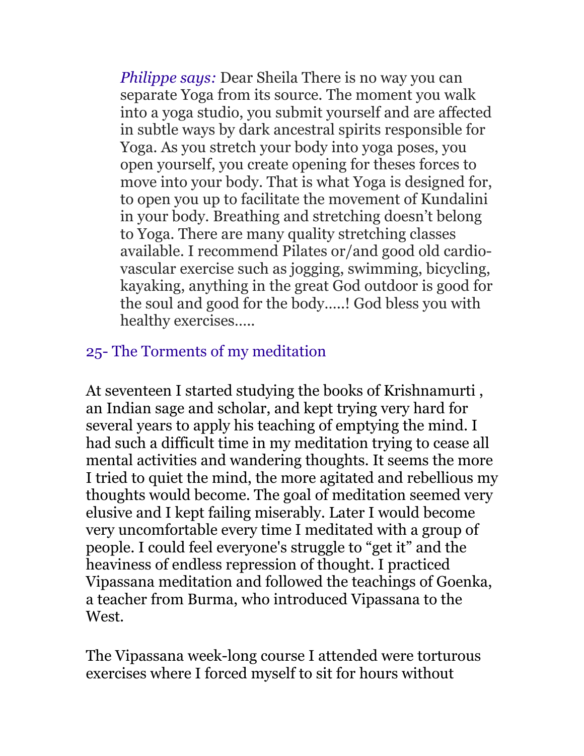> *Philippe says:* Dear Sheila There is no way you can separate Yoga from its source. The moment you walk into a yoga studio, you submit yourself and are affected in subtle ways by dark ancestral spirits responsible for Yoga. As you stretch your body into yoga poses, you open yourself, you create opening for theses forces to move into your body. That is what Yoga is designed for, to open you up to facilitate the movement of Kundalini in your body. Breathing and stretching doesn't belong to Yoga. There are many quality stretching classes available. I recommend Pilates or/and good old cardio-vascular exercise such as jogging, swimming, bicycling, kayaking, anything in the great God outdoor is good for the soul and good for the body.....! God bless you with healthy exercises.....

## 25- The Torments of my meditation

At seventeen I started studying the books of Krishnamurti , an Indian sage and scholar, and kept trying very hard for several years to apply his teaching of emptying the mind. I had such a difficult time in my meditation trying to cease all mental activities and wandering thoughts. It seems the more I tried to quiet the mind, the more agitated and rebellious my thoughts would become. The goal of meditation seemed very elusive and I kept failing miserably. Later I would become very uncomfortable every time I meditated with a group of people. I could feel everyone's struggle to "get it" and the heaviness of endless repression of thought. I practiced Vipassana meditation and followed the teachings of Goenka, a teacher from Burma, who introduced Vipassana to the West.

The Vipassana week-long course I attended were torturous exercises where I forced myself to sit for hours without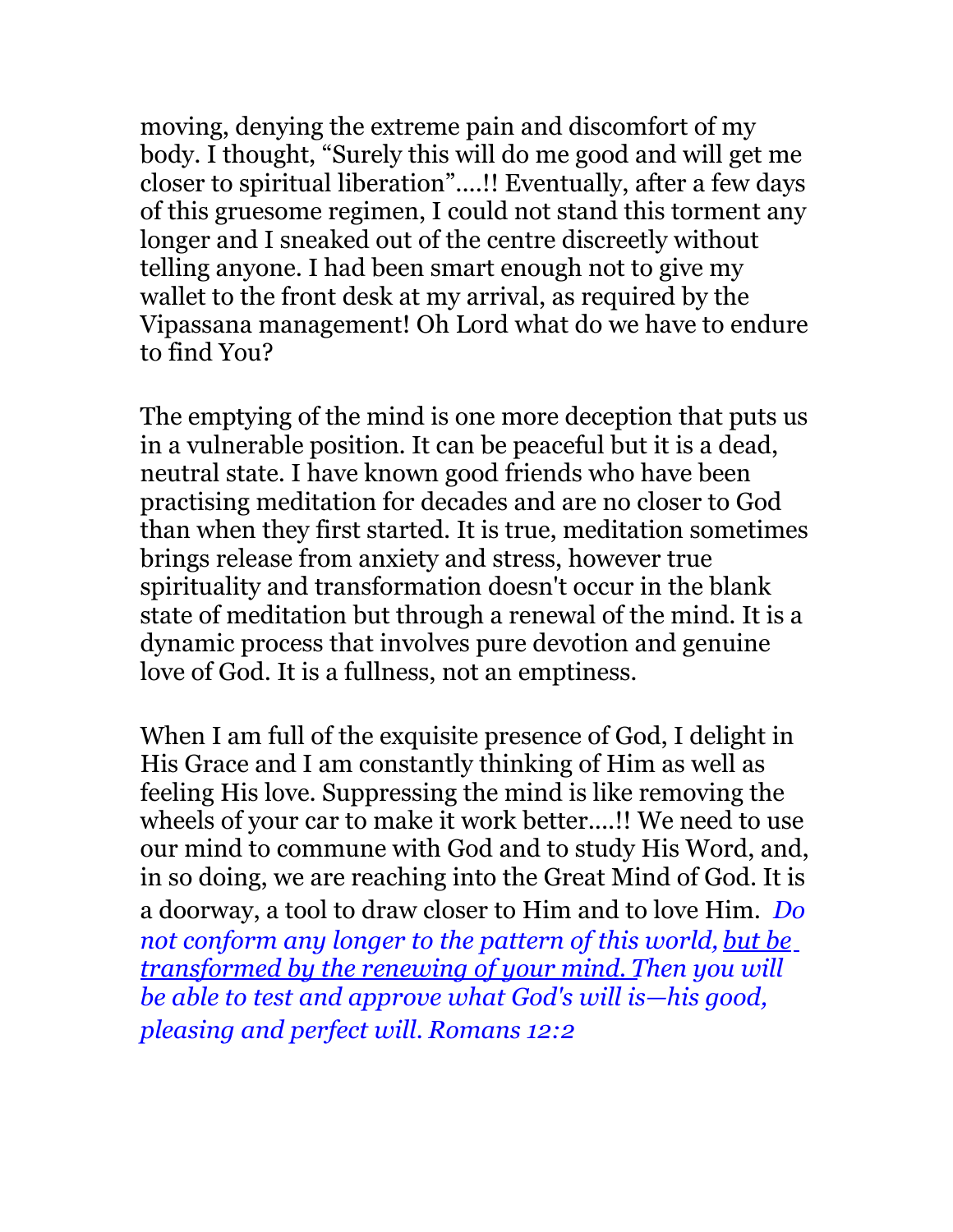moving, denying the extreme pain and discomfort of my body. I thought, "Surely this will do me good and will get me closer to spiritual liberation"....!! Eventually, after a few days of this gruesome regimen, I could not stand this torment any longer and I sneaked out of the centre discreetly without telling anyone. I had been smart enough not to give my wallet to the front desk at my arrival, as required by the Vipassana management! Oh Lord what do we have to endure to find You?

The emptying of the mind is one more deception that puts us in a vulnerable position. It can be peaceful but it is a dead, neutral state. I have known good friends who have been practising meditation for decades and are no closer to God than when they first started. It is true, meditation sometimes brings release from anxiety and stress, however true spirituality and transformation doesn't occur in the blank state of meditation but through a renewal of the mind. It is a dynamic process that involves pure devotion and genuine love of God. It is a fullness, not an emptiness.

When I am full of the exquisite presence of God, I delight in His Grace and I am constantly thinking of Him as well as feeling His love. Suppressing the mind is like removing the wheels of your car to make it work better....!! We need to use our mind to commune with God and to study His Word, and, in so doing, we are reaching into the Great Mind of God. It is a doorway, a tool to draw closer to Him and to love Him. *Do not conform any longer to the pattern of this world, but be transformed by the renewing of your mind. Then you will be able to test and approve what God's will is—his good, pleasing and perfect will. Romans 12:2*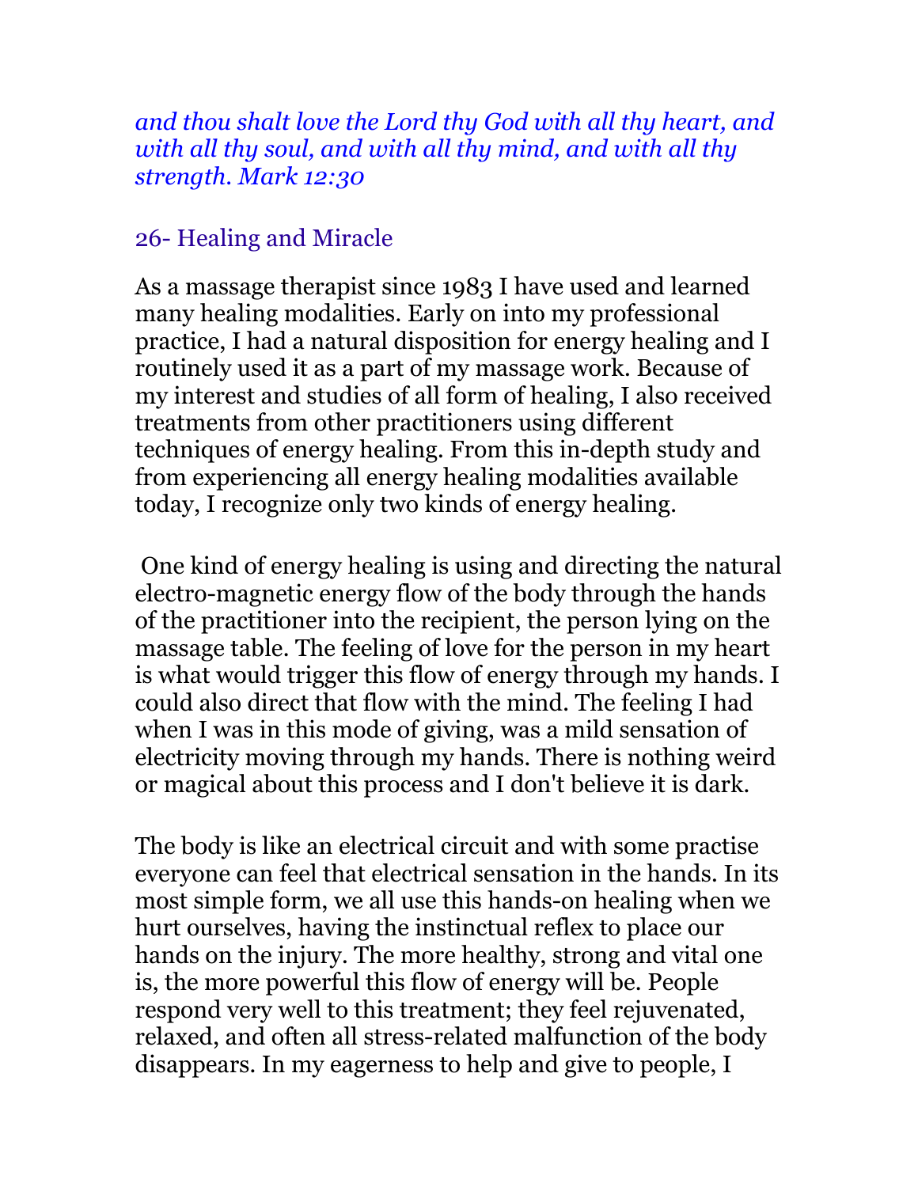*and thou shalt love the Lord thy God with all thy heart, and with all thy soul, and with all thy mind, and with all thy strength. Mark 12:30*

## 26- Healing and Miracle

As a massage therapist since 1983 I have used and learned many healing modalities. Early on into my professional practice, I had a natural disposition for energy healing and I routinely used it as a part of my massage work. Because of my interest and studies of all form of healing, I also received treatments from other practitioners using different techniques of energy healing. From this in-depth study and from experiencing all energy healing modalities available today, I recognize only two kinds of energy healing.

One kind of energy healing is using and directing the natural electro-magnetic energy flow of the body through the hands of the practitioner into the recipient, the person lying on the massage table. The feeling of love for the person in my heart is what would trigger this flow of energy through my hands. I could also direct that flow with the mind. The feeling I had when I was in this mode of giving, was a mild sensation of electricity moving through my hands. There is nothing weird or magical about this process and I don't believe it is dark.

The body is like an electrical circuit and with some practise everyone can feel that electrical sensation in the hands. In its most simple form, we all use this hands-on healing when we hurt ourselves, having the instinctual reflex to place our hands on the injury. The more healthy, strong and vital one is, the more powerful this flow of energy will be. People respond very well to this treatment; they feel rejuvenated, relaxed, and often all stress-related malfunction of the body disappears. In my eagerness to help and give to people, I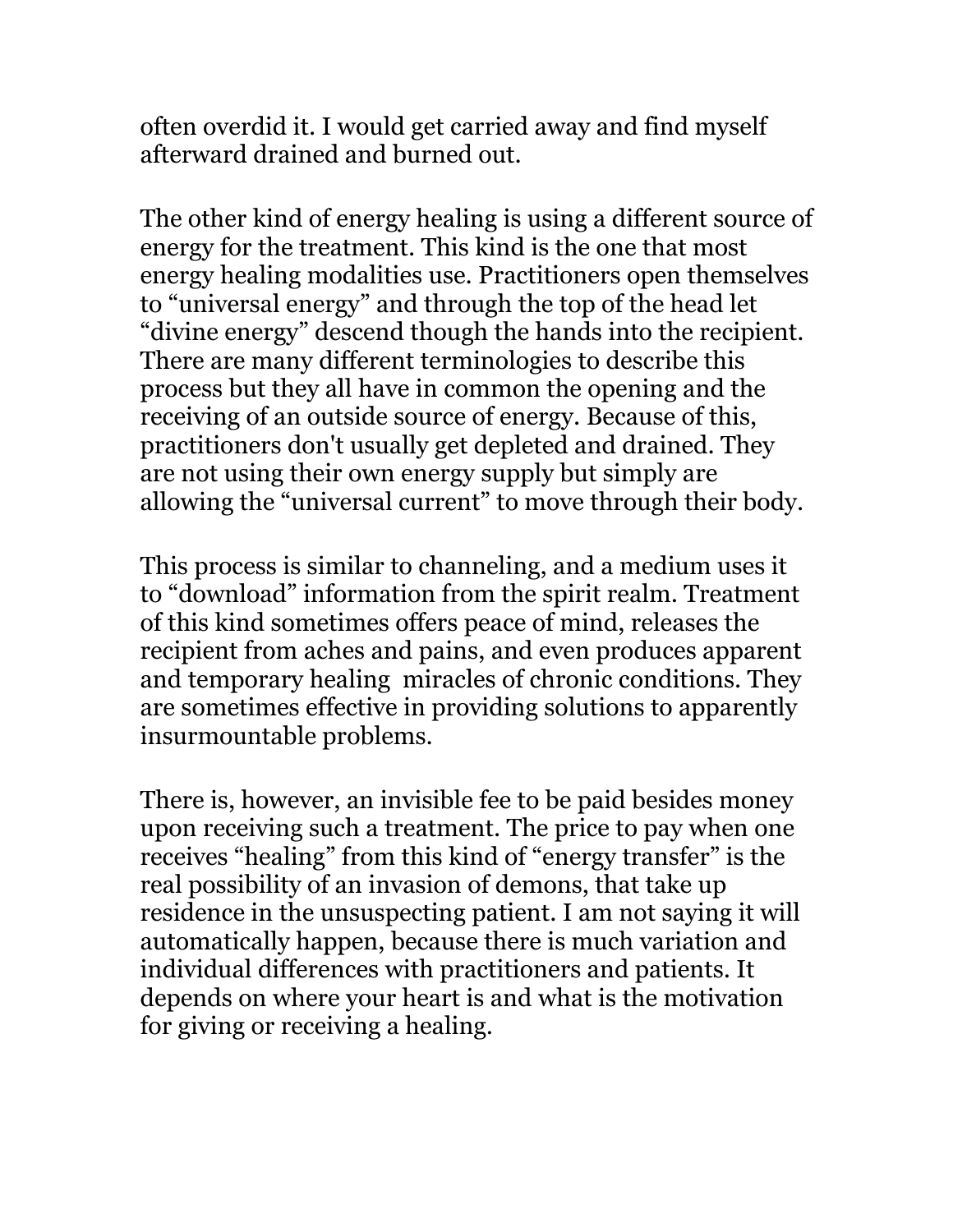often overdid it. I would get carried away and find myself afterward drained and burned out.

The other kind of energy healing is using a different source of energy for the treatment. This kind is the one that most energy healing modalities use. Practitioners open themselves to “universal energy” and through the top of the head let “divine energy” descend though the hands into the recipient. There are many different terminologies to describe this process but they all have in common the opening and the receiving of an outside source of energy. Because of this, practitioners don't usually get depleted and drained. They are not using their own energy supply but simply are allowing the “universal current” to move through their body.

This process is similar to channeling, and a medium uses it to “download” information from the spirit realm. Treatment of this kind sometimes offers peace of mind, releases the recipient from aches and pains, and even produces apparent and temporary healing miracles of chronic conditions. They are sometimes effective in providing solutions to apparently insurmountable problems.

There is, however, an invisible fee to be paid besides money upon receiving such a treatment. The price to pay when one receives “healing” from this kind of “energy transfer” is the real possibility of an invasion of demons, that take up residence in the unsuspecting patient. I am not saying it will automatically happen, because there is much variation and individual differences with practitioners and patients. It depends on where your heart is and what is the motivation for giving or receiving a healing.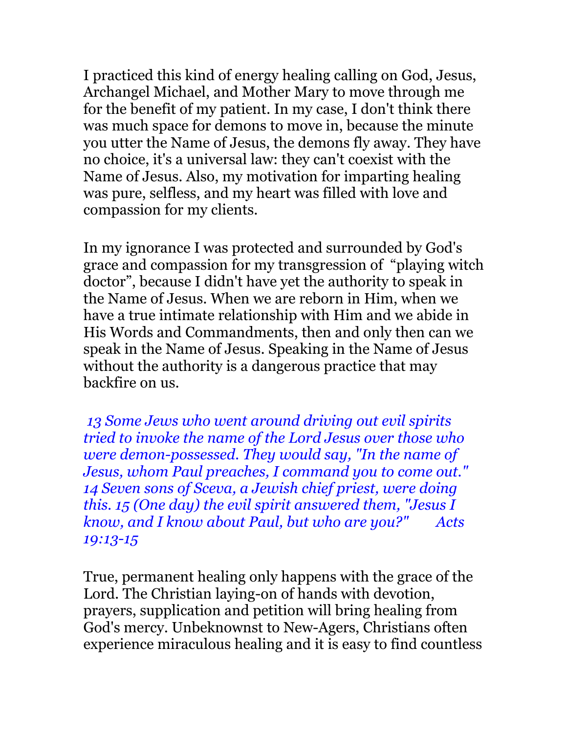I practiced this kind of energy healing calling on God, Jesus, Archangel Michael, and Mother Mary to move through me for the benefit of my patient. In my case, I don't think there was much space for demons to move in, because the minute you utter the Name of Jesus, the demons fly away. They have no choice, it's a universal law: they can't coexist with the Name of Jesus. Also, my motivation for imparting healing was pure, selfless, and my heart was filled with love and compassion for my clients.

In my ignorance I was protected and surrounded by God's grace and compassion for my transgression of "playing witch doctor", because I didn't have yet the authority to speak in the Name of Jesus. When we are reborn in Him, when we have a true intimate relationship with Him and we abide in His Words and Commandments, then and only then can we speak in the Name of Jesus. Speaking in the Name of Jesus without the authority is a dangerous practice that may backfire on us.

*13 Some Jews who went around driving out evil spirits tried to invoke the name of the Lord Jesus over those who were demon-possessed. They would say, "In the name of Jesus, whom Paul preaches, I command you to come out." 14 Seven sons of Sceva, a Jewish chief priest, were doing this. 15 (One day) the evil spirit answered them, "Jesus I know, and I know about Paul, but who are you?" Acts 19:13-15*

True, permanent healing only happens with the grace of the Lord. The Christian laying-on of hands with devotion, prayers, supplication and petition will bring healing from God's mercy. Unbeknownst to New-Agers, Christians often experience miraculous healing and it is easy to find countless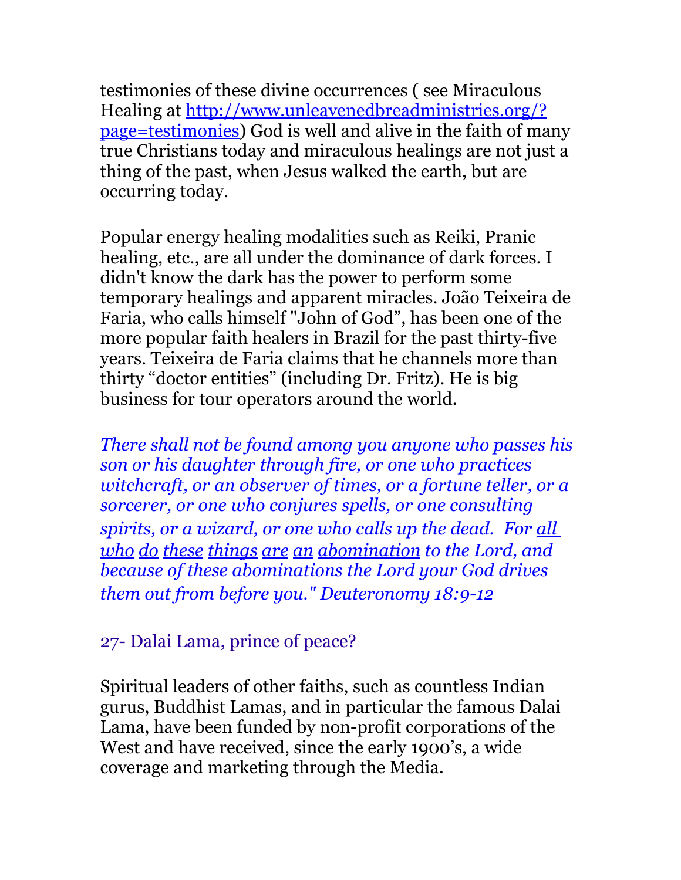testimonies of these divine occurrences ( see Miraculous Healing at [http://www.unleavenedbreadministries.org/?page=testimonies](http://www.unleavenedbreadministries.org/?page=testimonies)) God is well and alive in the faith of many true Christians today and miraculous healings are not just a thing of the past, when Jesus walked the earth, but are occurring today.

Popular energy healing modalities such as Reiki, Pranic healing, etc., are all under the dominance of dark forces. I didn't know the dark has the power to perform some temporary healings and apparent miracles. João Teixeira de Faria, who calls himself "John of God", has been one of the more popular faith healers in Brazil for the past thirty-five years. Teixeira de Faria claims that he channels more than thirty "doctor entities" (including Dr. Fritz). He is big business for tour operators around the world.

*There shall not be found among you anyone who passes his son or his daughter through fire, or one who practices witchcraft, or an observer of times, or a fortune teller, or a sorcerer, or one who conjures spells, or one consulting spirits, or a wizard, or one who calls up the dead. For all who do these things are an abomination to the Lord, and because of these abominations the Lord your God drives them out from before you." Deuteronomy 18:9-12*

## 27- Dalai Lama, prince of peace?

Spiritual leaders of other faiths, such as countless Indian gurus, Buddhist Lamas, and in particular the famous Dalai Lama, have been funded by non-profit corporations of the West and have received, since the early 1900's, a wide coverage and marketing through the Media.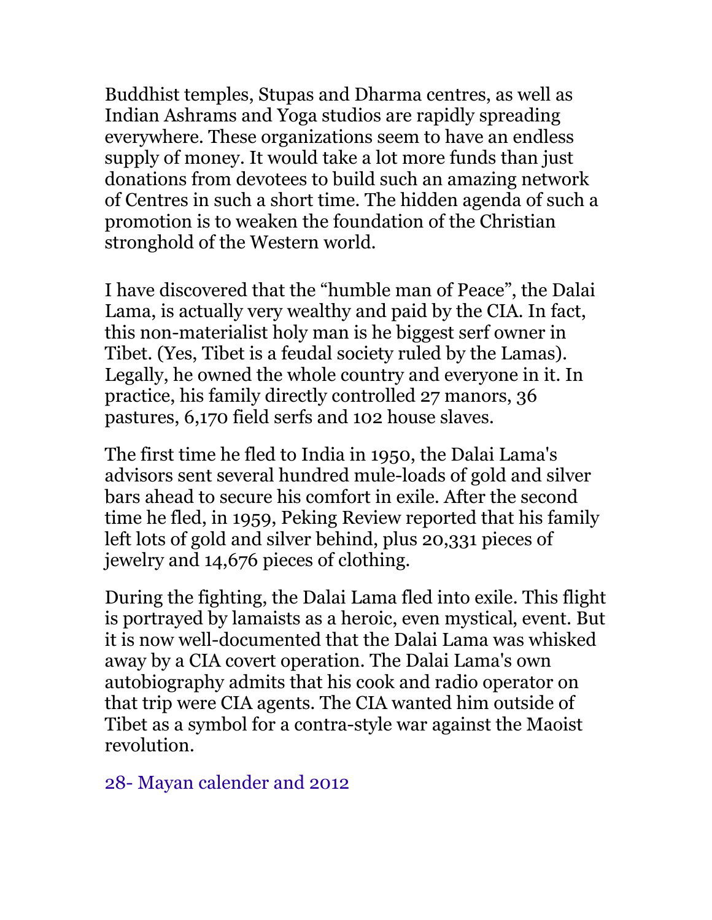Buddhist temples, Stupas and Dharma centres, as well as Indian Ashrams and Yoga studios are rapidly spreading everywhere. These organizations seem to have an endless supply of money. It would take a lot more funds than just donations from devotees to build such an amazing network of Centres in such a short time. The hidden agenda of such a promotion is to weaken the foundation of the Christian stronghold of the Western world.

I have discovered that the “humble man of Peace”, the Dalai Lama, is actually very wealthy and paid by the CIA. In fact, this non-materialist holy man is he biggest serf owner in Tibet. (Yes, Tibet is a feudal society ruled by the Lamas). Legally, he owned the whole country and everyone in it. In practice, his family directly controlled 27 manors, 36 pastures, 6,170 field serfs and 102 house slaves.

The first time he fled to India in 1950, the Dalai Lama's advisors sent several hundred mule-loads of gold and silver bars ahead to secure his comfort in exile. After the second time he fled, in 1959, Peking Review reported that his family left lots of gold and silver behind, plus 20,331 pieces of jewelry and 14,676 pieces of clothing.

During the fighting, the Dalai Lama fled into exile. This flight is portrayed by lamaists as a heroic, even mystical, event. But it is now well-documented that the Dalai Lama was whisked away by a CIA covert operation. The Dalai Lama's own autobiography admits that his cook and radio operator on that trip were CIA agents. The CIA wanted him outside of Tibet as a symbol for a contra-style war against the Maoist revolution.

28- Mayan calender and 2012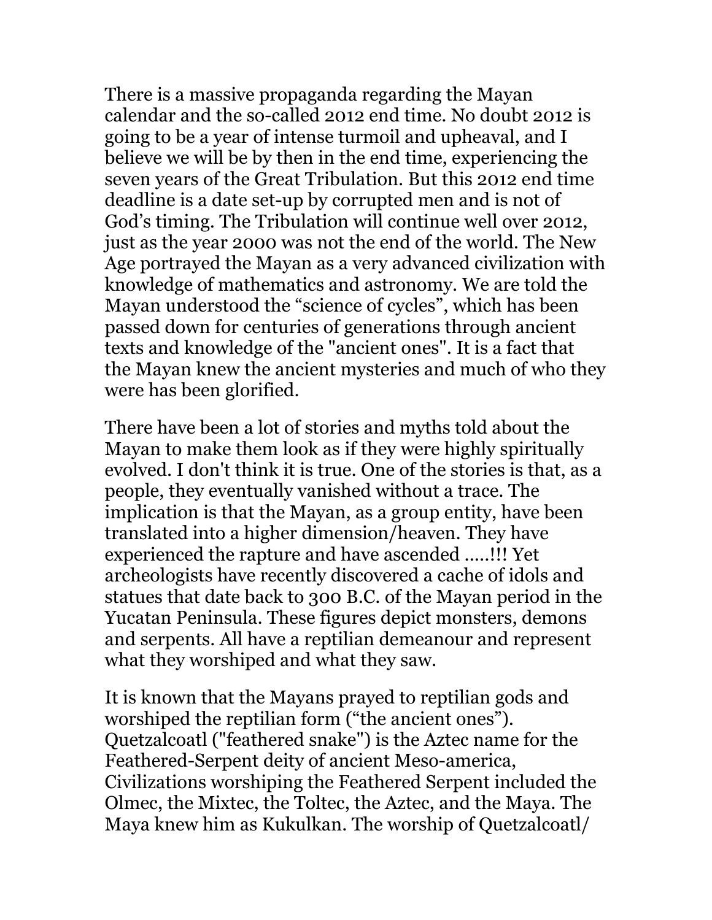There is a massive propaganda regarding the Mayan calendar and the so-called 2012 end time. No doubt 2012 is going to be a year of intense turmoil and upheaval, and I believe we will be by then in the end time, experiencing the seven years of the Great Tribulation. But this 2012 end time deadline is a date set-up by corrupted men and is not of God's timing. The Tribulation will continue well over 2012, just as the year 2000 was not the end of the world. The New Age portrayed the Mayan as a very advanced civilization with knowledge of mathematics and astronomy. We are told the Mayan understood the "science of cycles", which has been passed down for centuries of generations through ancient texts and knowledge of the "ancient ones". It is a fact that the Mayan knew the ancient mysteries and much of who they were has been glorified.

There have been a lot of stories and myths told about the Mayan to make them look as if they were highly spiritually evolved. I don't think it is true. One of the stories is that, as a people, they eventually vanished without a trace. The implication is that the Mayan, as a group entity, have been translated into a higher dimension/heaven. They have experienced the rapture and have ascended .....!!! Yet archeologists have recently discovered a cache of idols and statues that date back to 300 B.C. of the Mayan period in the Yucatan Peninsula. These figures depict monsters, demons and serpents. All have a reptilian demeanour and represent what they worshiped and what they saw.

It is known that the Mayans prayed to reptilian gods and worshiped the reptilian form ("the ancient ones"). Quetzalcoatl ("feathered snake") is the Aztec name for the Feathered-Serpent deity of ancient Meso-america, Civilizations worshiping the Feathered Serpent included the Olmec, the Mixtec, the Toltec, the Aztec, and the Maya. The Maya knew him as Kukulkan. The worship of Quetzalcoatl/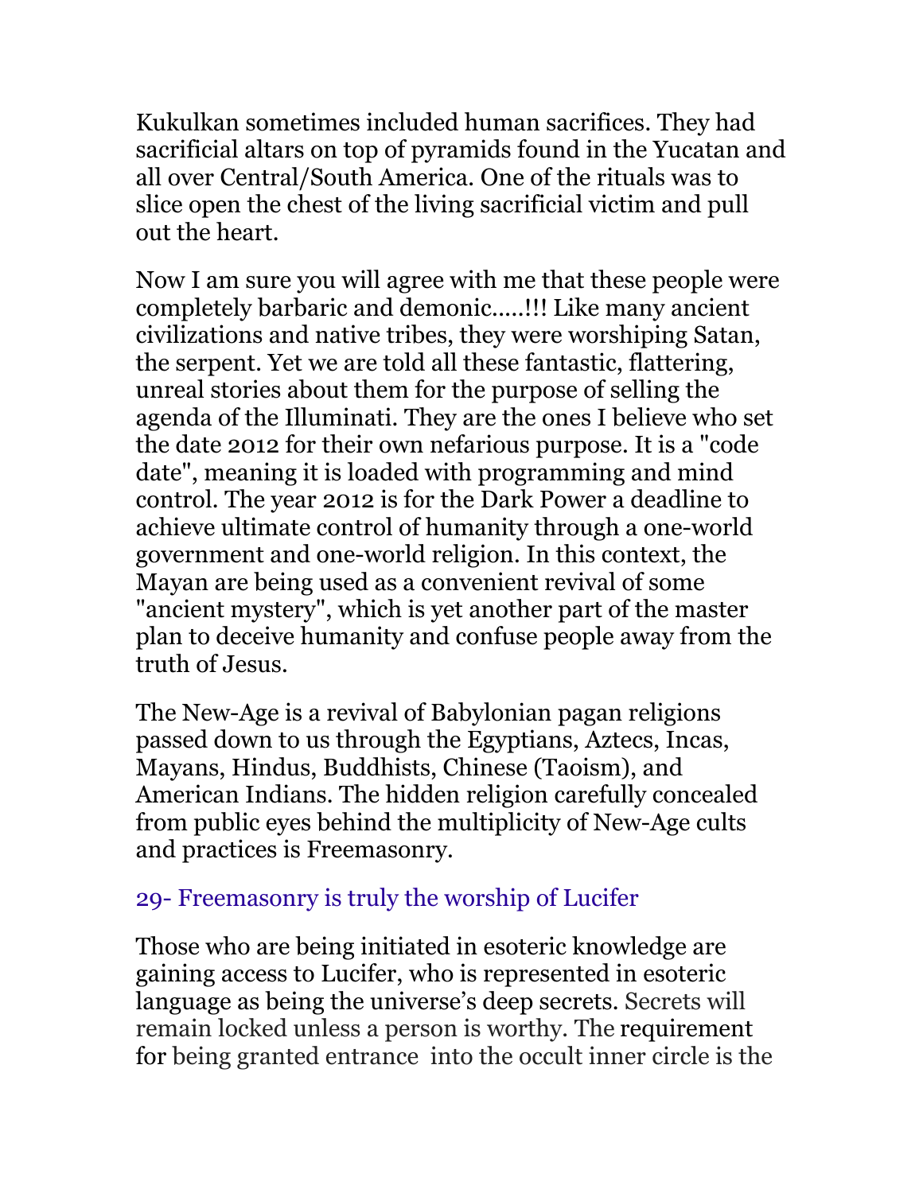Kukulkan sometimes included human sacrifices. They had sacrificial altars on top of pyramids found in the Yucatan and all over Central/South America. One of the rituals was to slice open the chest of the living sacrificial victim and pull out the heart.

Now I am sure you will agree with me that these people were completely barbaric and demonic.....!!! Like many ancient civilizations and native tribes, they were worshiping Satan, the serpent. Yet we are told all these fantastic, flattering, unreal stories about them for the purpose of selling the agenda of the Illuminati. They are the ones I believe who set the date 2012 for their own nefarious purpose. It is a "code date", meaning it is loaded with programming and mind control. The year 2012 is for the Dark Power a deadline to achieve ultimate control of humanity through a one-world government and one-world religion. In this context, the Mayan are being used as a convenient revival of some "ancient mystery", which is yet another part of the master plan to deceive humanity and confuse people away from the truth of Jesus.

The New-Age is a revival of Babylonian pagan religions passed down to us through the Egyptians, Aztecs, Incas, Mayans, Hindus, Buddhists, Chinese (Taoism), and American Indians. The hidden religion carefully concealed from public eyes behind the multiplicity of New-Age cults and practices is Freemasonry.

## 29- Freemasonry is truly the worship of Lucifer

Those who are being initiated in esoteric knowledge are gaining access to Lucifer, who is represented in esoteric language as being the universe's deep secrets. Secrets will remain locked unless a person is worthy. The requirement for being granted entrance into the occult inner circle is the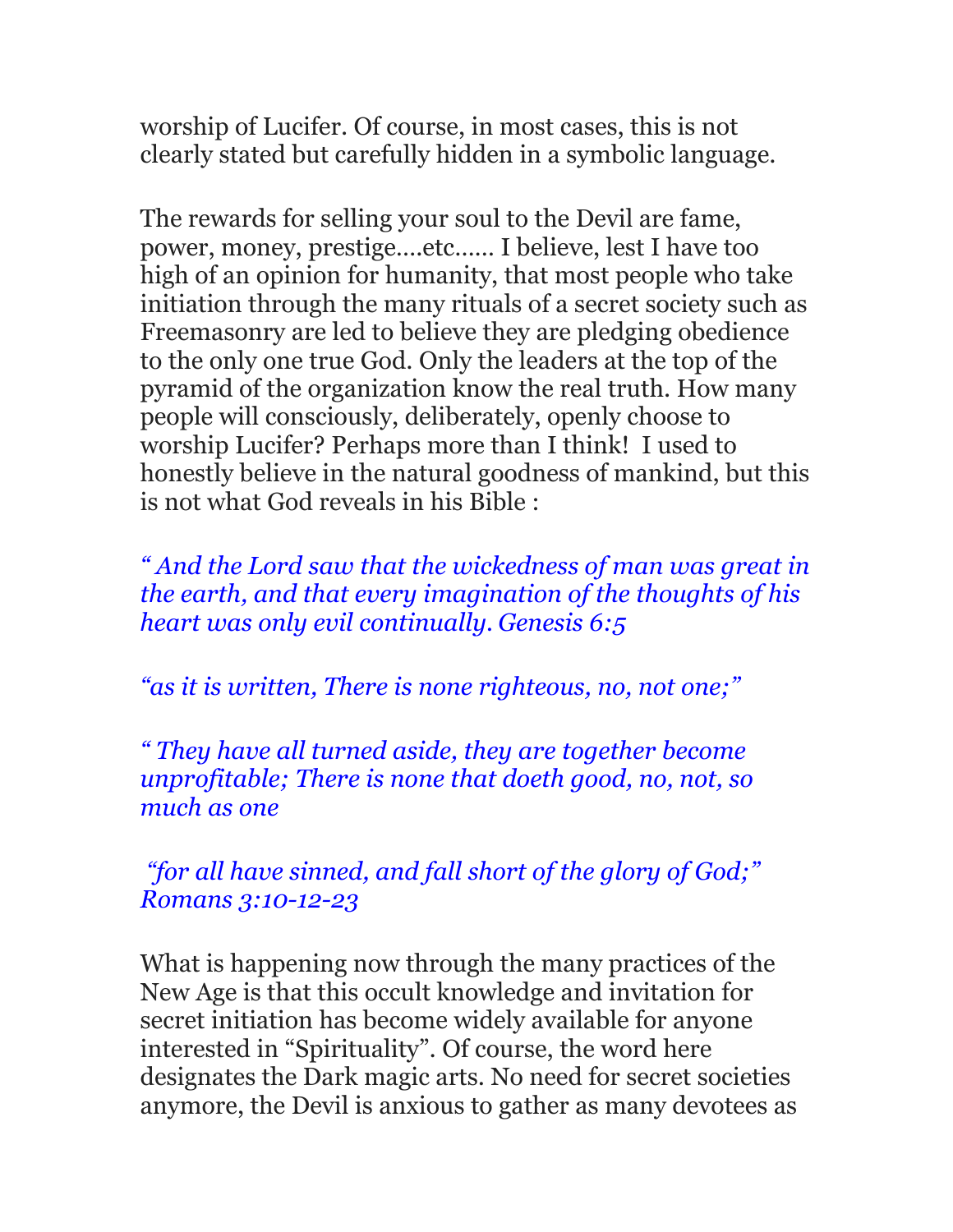worship of Lucifer. Of course, in most cases, this is not clearly stated but carefully hidden in a symbolic language.

The rewards for selling your soul to the Devil are fame, power, money, prestige….etc…… I believe, lest I have too high of an opinion for humanity, that most people who take initiation through the many rituals of a secret society such as Freemasonry are led to believe they are pledging obedience to the only one true God. Only the leaders at the top of the pyramid of the organization know the real truth. How many people will consciously, deliberately, openly choose to worship Lucifer? Perhaps more than I think! I used to honestly believe in the natural goodness of mankind, but this is not what God reveals in his Bible :

*" And the Lord saw that the wickedness of man was great in the earth, and that every imagination of the thoughts of his heart was only evil continually. Genesis 6:5*

*"as it is written, There is none righteous, no, not one;"*

*" They have all turned aside, they are together become unprofitable; There is none that doeth good, no, not, so much as one*

*"for all have sinned, and fall short of the glory of God;" Romans 3:10-12-23*

What is happening now through the many practices of the New Age is that this occult knowledge and invitation for secret initiation has become widely available for anyone interested in "Spirituality". Of course, the word here designates the Dark magic arts. No need for secret societies anymore, the Devil is anxious to gather as many devotees as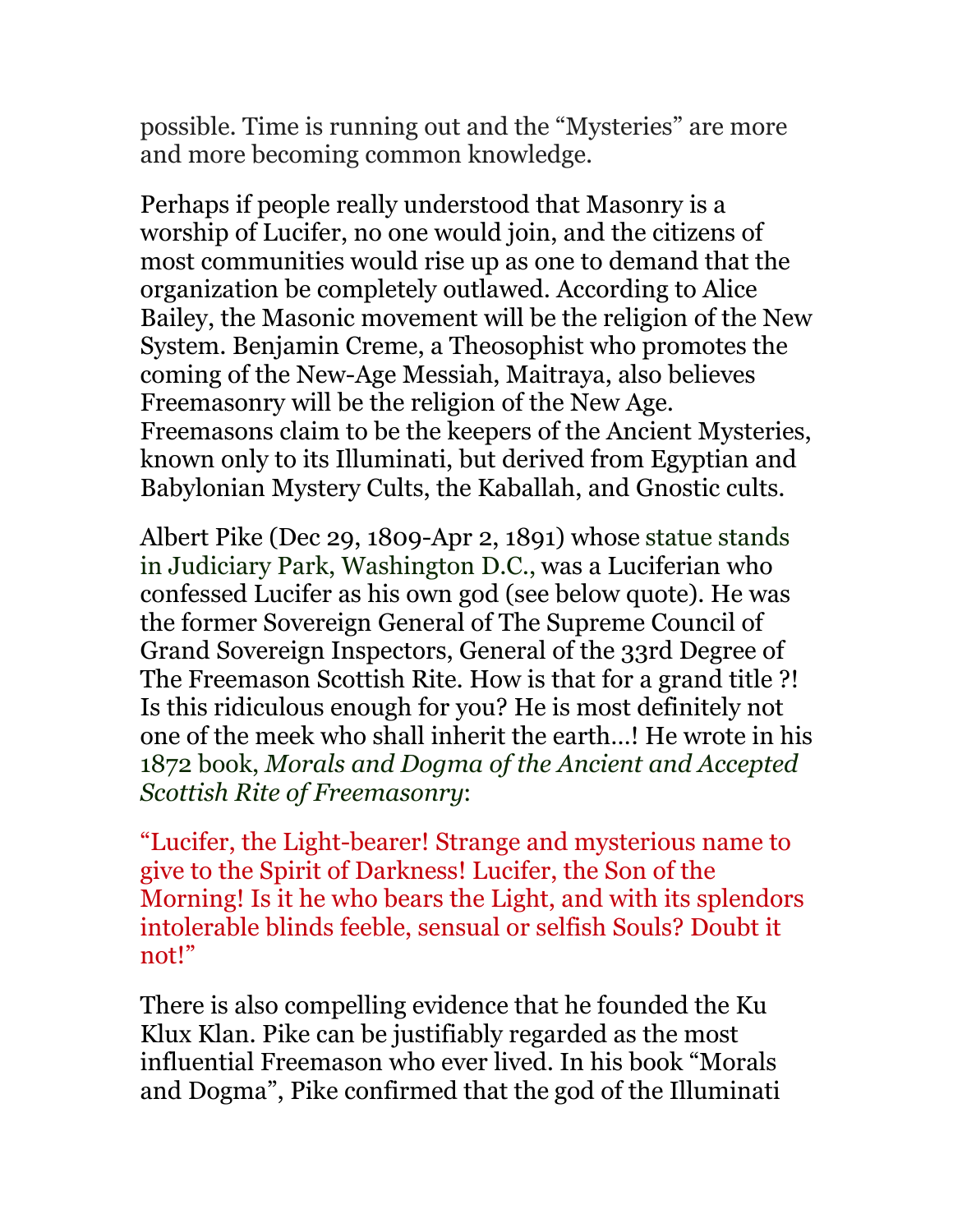possible. Time is running out and the "Mysteries" are more and more becoming common knowledge.

Perhaps if people really understood that Masonry is a worship of Lucifer, no one would join, and the citizens of most communities would rise up as one to demand that the organization be completely outlawed. According to Alice Bailey, the Masonic movement will be the religion of the New System. Benjamin Creme, a Theosophist who promotes the coming of the New-Age Messiah, Maitraya, also believes Freemasonry will be the religion of the New Age. Freemasons claim to be the keepers of the Ancient Mysteries, known only to its Illuminati, but derived from Egyptian and Babylonian Mystery Cults, the Kaballah, and Gnostic cults.

Albert Pike (Dec 29, 1809-Apr 2, 1891) whose statue stands in Judiciary Park, Washington D.C., was a Luciferian who confessed Lucifer as his own god (see below quote). He was the former Sovereign General of The Supreme Council of Grand Sovereign Inspectors, General of the 33rd Degree of The Freemason Scottish Rite. How is that for a grand title ?! Is this ridiculous enough for you? He is most definitely not one of the meek who shall inherit the earth…! He wrote in his 1872 book, *Morals and Dogma of the Ancient and Accepted Scottish Rite of Freemasonry*:

"Lucifer, the Light-bearer! Strange and mysterious name to give to the Spirit of Darkness! Lucifer, the Son of the Morning! Is it he who bears the Light, and with its splendors intolerable blinds feeble, sensual or selfish Souls? Doubt it not!"

There is also compelling evidence that he founded the Ku Klux Klan. Pike can be justifiably regarded as the most influential Freemason who ever lived. In his book "Morals and Dogma", Pike confirmed that the god of the Illuminati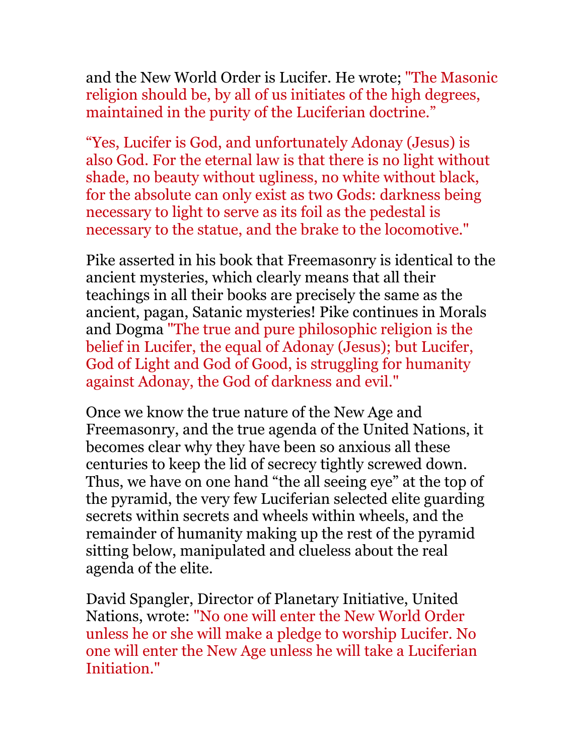and the New World Order is Lucifer. He wrote; "The Masonic religion should be, by all of us initiates of the high degrees, maintained in the purity of the Luciferian doctrine."

"Yes, Lucifer is God, and unfortunately Adonay (Jesus) is also God. For the eternal law is that there is no light without shade, no beauty without ugliness, no white without black, for the absolute can only exist as two Gods: darkness being necessary to light to serve as its foil as the pedestal is necessary to the statue, and the brake to the locomotive."

Pike asserted in his book that Freemasonry is identical to the ancient mysteries, which clearly means that all their teachings in all their books are precisely the same as the ancient, pagan, Satanic mysteries! Pike continues in Morals and Dogma "The true and pure philosophic religion is the belief in Lucifer, the equal of Adonay (Jesus); but Lucifer, God of Light and God of Good, is struggling for humanity against Adonay, the God of darkness and evil."

Once we know the true nature of the New Age and Freemasonry, and the true agenda of the United Nations, it becomes clear why they have been so anxious all these centuries to keep the lid of secrecy tightly screwed down. Thus, we have on one hand "the all seeing eye" at the top of the pyramid, the very few Luciferian selected elite guarding secrets within secrets and wheels within wheels, and the remainder of humanity making up the rest of the pyramid sitting below, manipulated and clueless about the real agenda of the elite.

David Spangler, Director of Planetary Initiative, United Nations, wrote: "No one will enter the New World Order unless he or she will make a pledge to worship Lucifer. No one will enter the New Age unless he will take a Luciferian Initiation."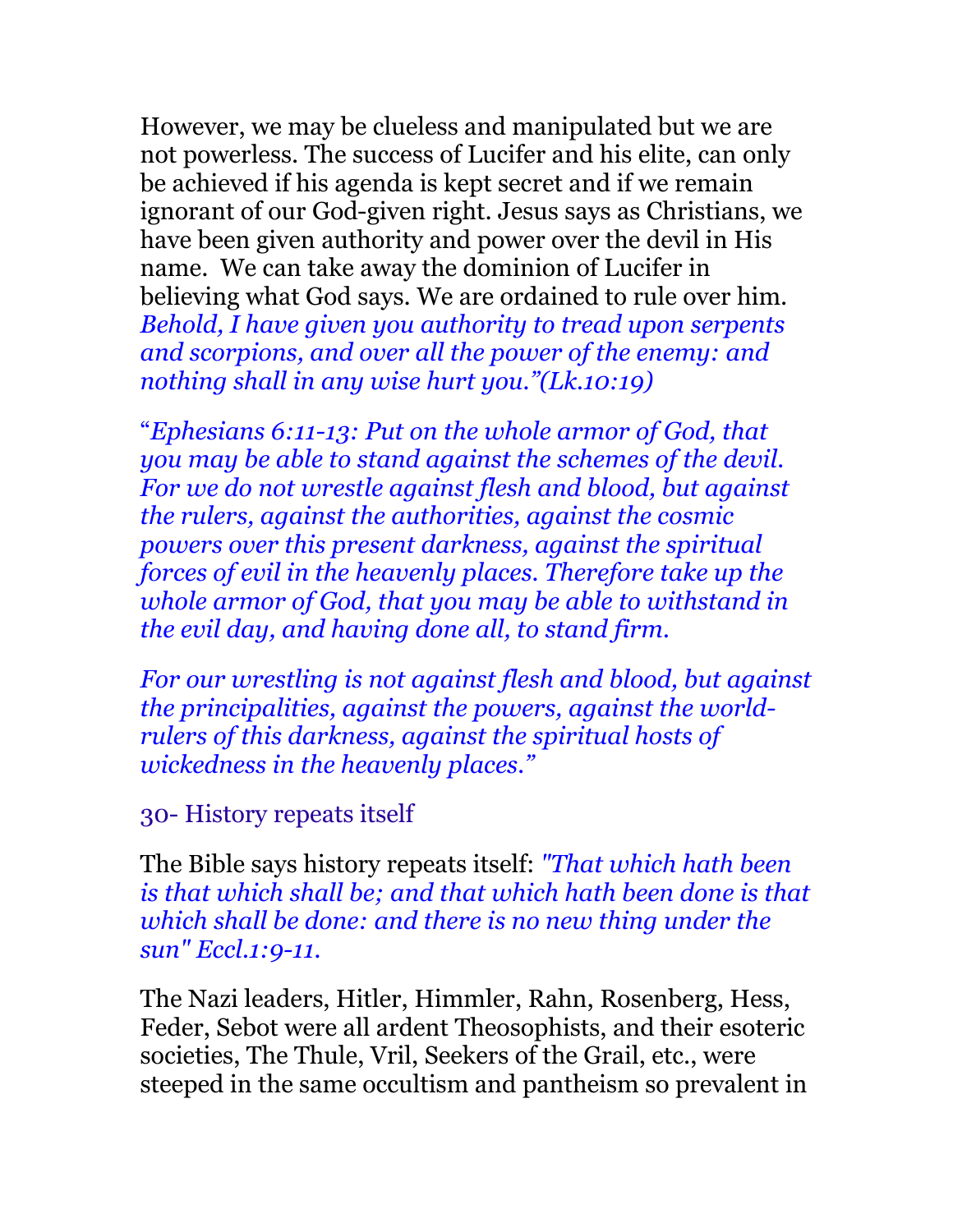However, we may be clueless and manipulated but we are not powerless. The success of Lucifer and his elite, can only be achieved if his agenda is kept secret and if we remain ignorant of our God-given right. Jesus says as Christians, we have been given authority and power over the devil in His name. We can take away the dominion of Lucifer in believing what God says. We are ordained to rule over him. *Behold, I have given you authority to tread upon serpents and scorpions, and over all the power of the enemy: and nothing shall in any wise hurt you."(Lk.10:19)*

"*Ephesians 6:11-13: Put on the whole armor of God, that you may be able to stand against the schemes of the devil. For we do not wrestle against flesh and blood, but against the rulers, against the authorities, against the cosmic powers over this present darkness, against the spiritual forces of evil in the heavenly places. Therefore take up the whole armor of God, that you may be able to withstand in the evil day, and having done all, to stand firm.*

*For our wrestling is not against flesh and blood, but against the principalities, against the powers, against the world-rulers of this darkness, against the spiritual hosts of wickedness in the heavenly places."*

## 30- History repeats itself

The Bible says history repeats itself: *"That which hath been is that which shall be; and that which hath been done is that which shall be done: and there is no new thing under the sun" Eccl.1:9-11.*

The Nazi leaders, Hitler, Himmler, Rahn, Rosenberg, Hess, Feder, Sebot were all ardent Theosophists, and their esoteric societies, The Thule, Vril, Seekers of the Grail, etc., were steeped in the same occultism and pantheism so prevalent in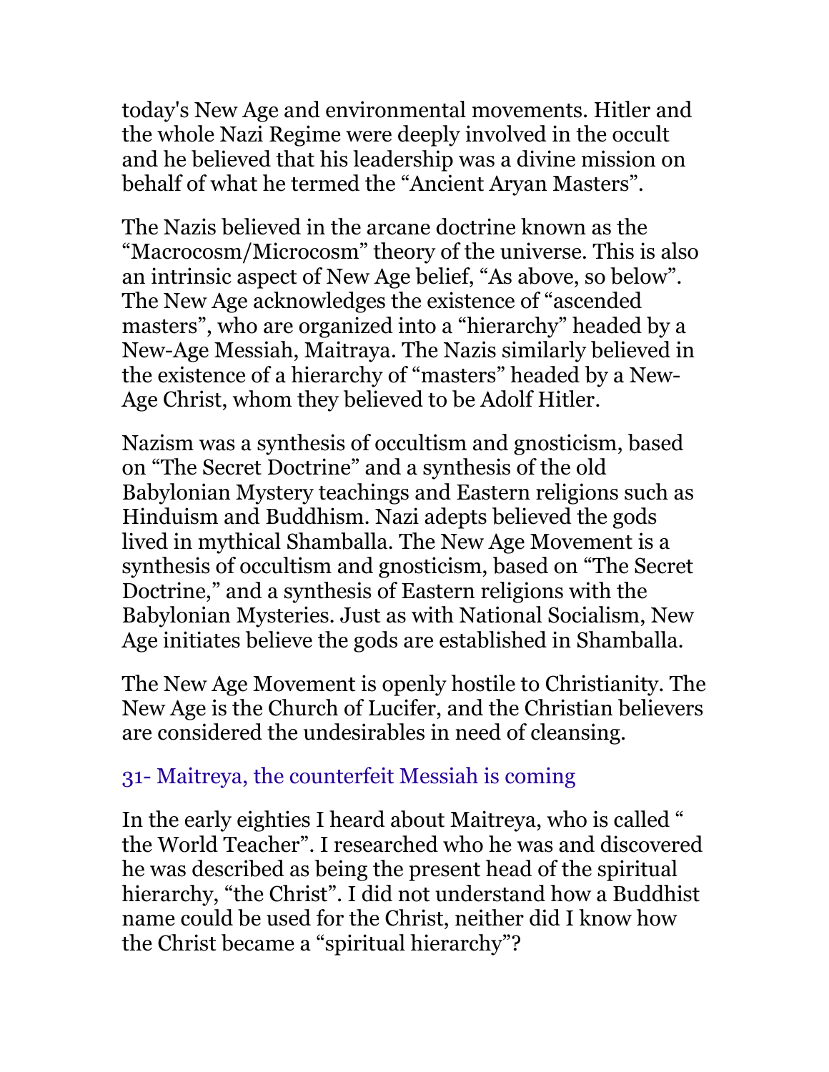today's New Age and environmental movements. Hitler and the whole Nazi Regime were deeply involved in the occult and he believed that his leadership was a divine mission on behalf of what he termed the "Ancient Aryan Masters".

The Nazis believed in the arcane doctrine known as the "Macrocosm/Microcosm" theory of the universe. This is also an intrinsic aspect of New Age belief, "As above, so below". The New Age acknowledges the existence of "ascended masters", who are organized into a "hierarchy" headed by a New-Age Messiah, Maitraya. The Nazis similarly believed in the existence of a hierarchy of "masters" headed by a New-Age Christ, whom they believed to be Adolf Hitler.

Nazism was a synthesis of occultism and gnosticism, based on "The Secret Doctrine" and a synthesis of the old Babylonian Mystery teachings and Eastern religions such as Hinduism and Buddhism. Nazi adepts believed the gods lived in mythical Shamballa. The New Age Movement is a synthesis of occultism and gnosticism, based on "The Secret Doctrine," and a synthesis of Eastern religions with the Babylonian Mysteries. Just as with National Socialism, New Age initiates believe the gods are established in Shamballa.

The New Age Movement is openly hostile to Christianity. The New Age is the Church of Lucifer, and the Christian believers are considered the undesirables in need of cleansing.

## 31- Maitreya, the counterfeit Messiah is coming

In the early eighties I heard about Maitreya, who is called " the World Teacher". I researched who he was and discovered he was described as being the present head of the spiritual hierarchy, "the Christ". I did not understand how a Buddhist name could be used for the Christ, neither did I know how the Christ became a "spiritual hierarchy"?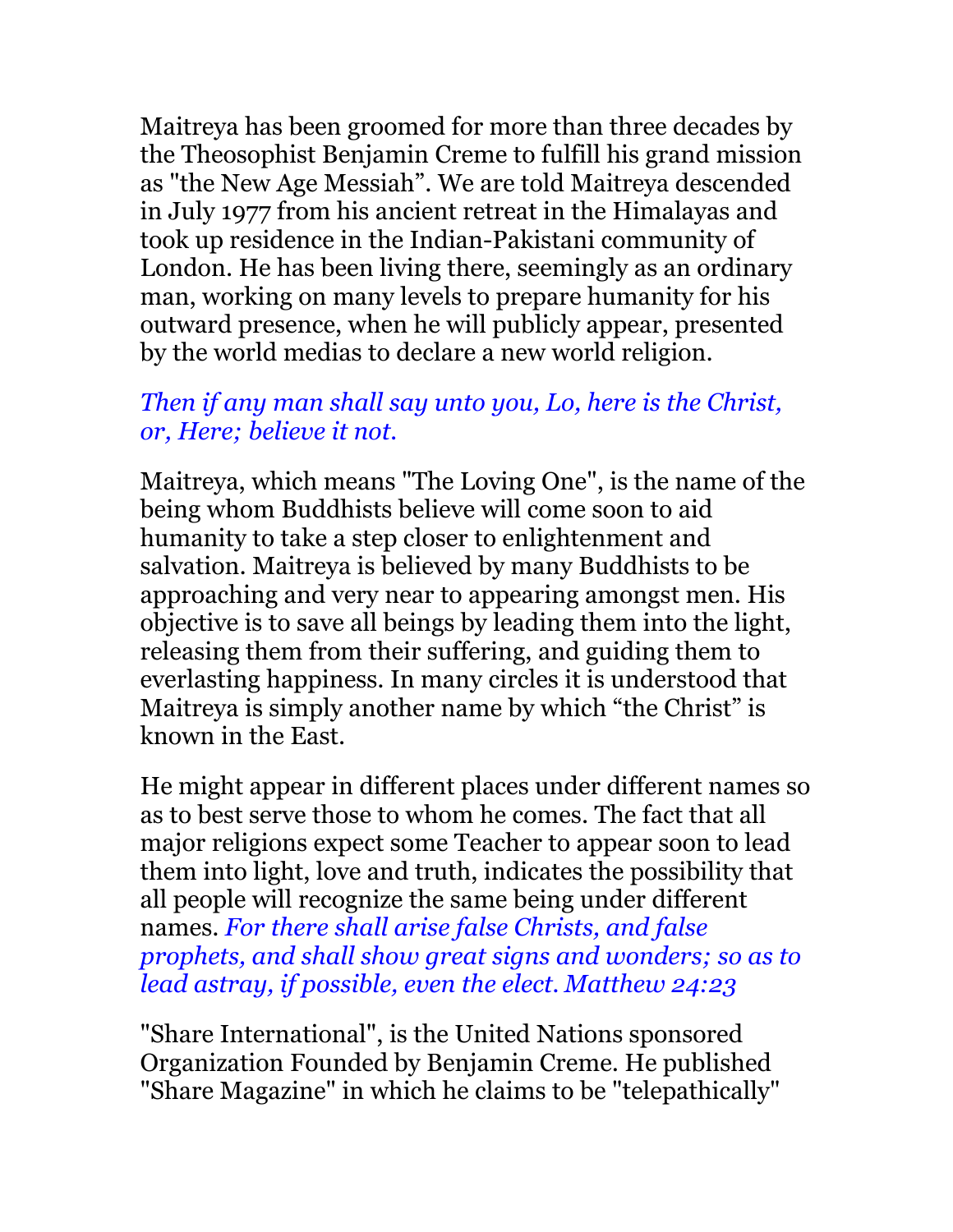Maitreya has been groomed for more than three decades by the Theosophist Benjamin Creme to fulfill his grand mission as "the New Age Messiah". We are told Maitreya descended in July 1977 from his ancient retreat in the Himalayas and took up residence in the Indian-Pakistani community of London. He has been living there, seemingly as an ordinary man, working on many levels to prepare humanity for his outward presence, when he will publicly appear, presented by the world medias to declare a new world religion.

*Then if any man shall say unto you, Lo, here is the Christ, or, Here; believe it not.*

Maitreya, which means "The Loving One", is the name of the being whom Buddhists believe will come soon to aid humanity to take a step closer to enlightenment and salvation. Maitreya is believed by many Buddhists to be approaching and very near to appearing amongst men. His objective is to save all beings by leading them into the light, releasing them from their suffering, and guiding them to everlasting happiness. In many circles it is understood that Maitreya is simply another name by which "the Christ" is known in the East.

He might appear in different places under different names so as to best serve those to whom he comes. The fact that all major religions expect some Teacher to appear soon to lead them into light, love and truth, indicates the possibility that all people will recognize the same being under different names. *For there shall arise false Christs, and false prophets, and shall show great signs and wonders; so as to lead astray, if possible, even the elect. Matthew 24:23*

"Share International", is the United Nations sponsored Organization Founded by Benjamin Creme. He published "Share Magazine" in which he claims to be "telepathically"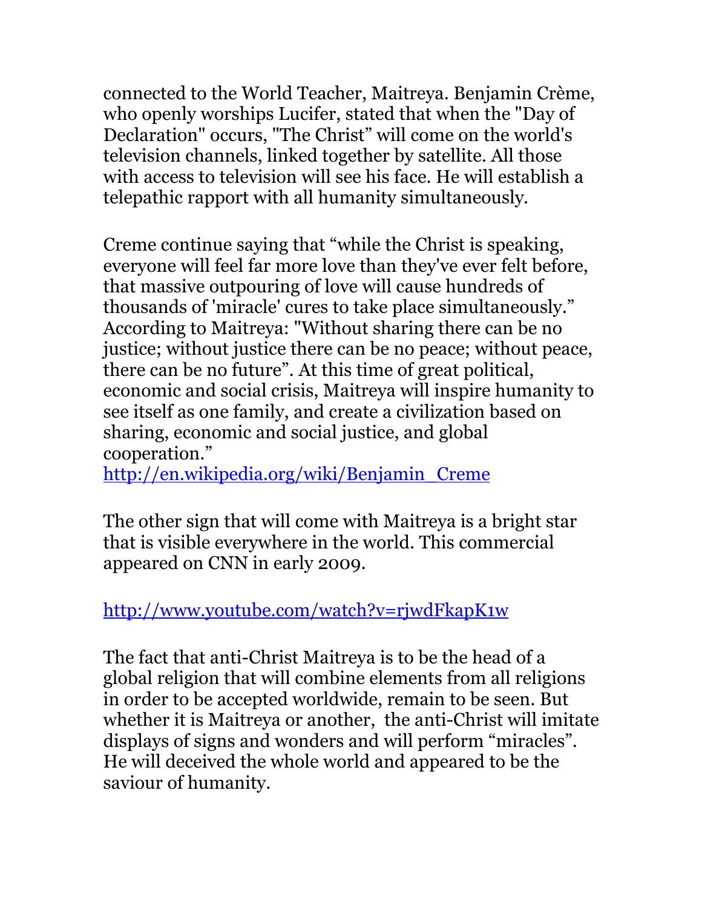connected to the World Teacher, Maitreya. Benjamin Crème, who openly worships Lucifer, stated that when the "Day of Declaration" occurs, "The Christ" will come on the world's television channels, linked together by satellite. All those with access to television will see his face. He will establish a telepathic rapport with all humanity simultaneously.

Creme continue saying that "while the Christ is speaking, everyone will feel far more love than they've ever felt before, that massive outpouring of love will cause hundreds of thousands of 'miracle' cures to take place simultaneously." According to Maitreya: "Without sharing there can be no justice; without justice there can be no peace; without peace, there can be no future". At this time of great political, economic and social crisis, Maitreya will inspire humanity to see itself as one family, and create a civilization based on sharing, economic and social justice, and global cooperation."
http://en.wikipedia.org/wiki/Benjamin_Creme

The other sign that will come with Maitreya is a bright star that is visible everywhere in the world. This commercial appeared on CNN in early 2009.

http://www.youtube.com/watch?v=rjwdFkapK1w

The fact that anti-Christ Maitreya is to be the head of a global religion that will combine elements from all religions in order to be accepted worldwide, remain to be seen. But whether it is Maitreya or another, the anti-Christ will imitate displays of signs and wonders and will perform "miracles". He will deceived the whole world and appeared to be the saviour of humanity.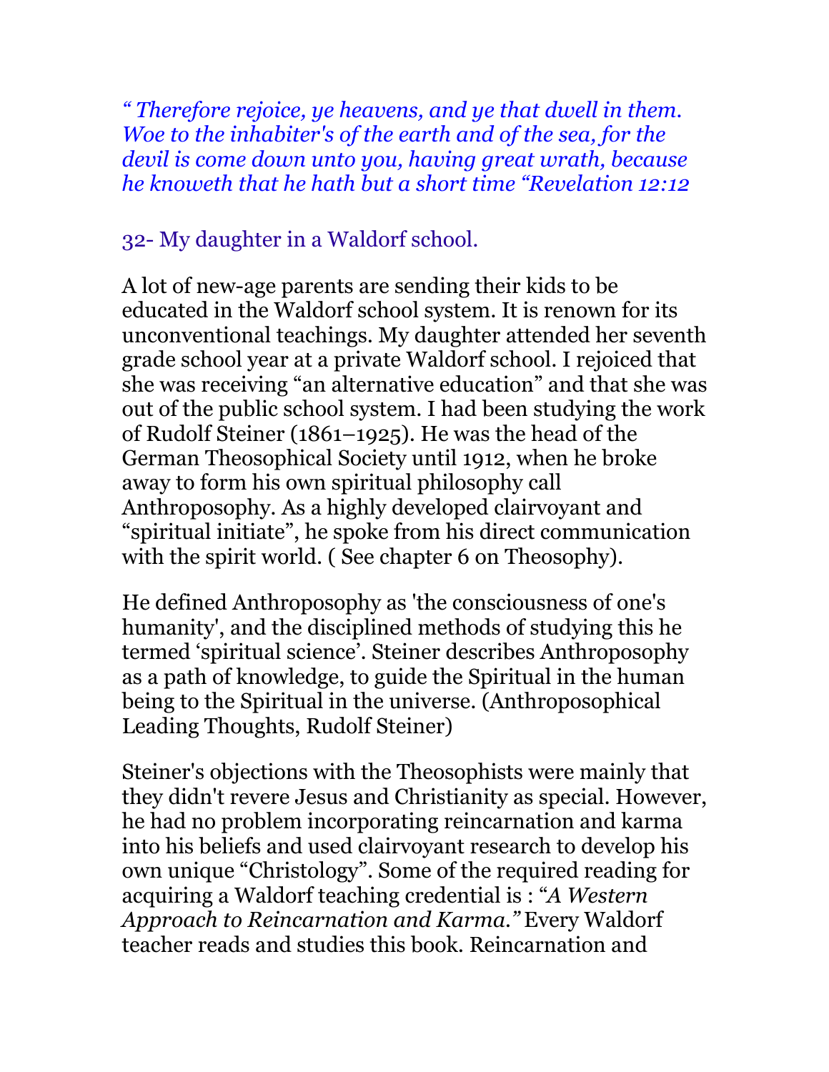*“ Therefore rejoice, ye heavens, and ye that dwell in them. Woe to the inhabiter's of the earth and of the sea, for the devil is come down unto you, having great wrath, because he knoweth that he hath but a short time “Revelation 12:12*

## 32- My daughter in a Waldorf school.

A lot of new-age parents are sending their kids to be educated in the Waldorf school system. It is renown for its unconventional teachings. My daughter attended her seventh grade school year at a private Waldorf school. I rejoiced that she was receiving “an alternative education” and that she was out of the public school system. I had been studying the work of Rudolf Steiner (1861–1925). He was the head of the German Theosophical Society until 1912, when he broke away to form his own spiritual philosophy call Anthroposophy. As a highly developed clairvoyant and “spiritual initiate”, he spoke from his direct communication with the spirit world. ( See chapter 6 on Theosophy).

He defined Anthroposophy as 'the consciousness of one's humanity', and the disciplined methods of studying this he termed ‘spiritual science’. Steiner describes Anthroposophy as a path of knowledge, to guide the Spiritual in the human being to the Spiritual in the universe. (Anthroposophical Leading Thoughts, Rudolf Steiner)

Steiner's objections with the Theosophists were mainly that they didn't revere Jesus and Christianity as special. However, he had no problem incorporating reincarnation and karma into his beliefs and used clairvoyant research to develop his own unique “Christology”. Some of the required reading for acquiring a Waldorf teaching credential is : “*A Western Approach to Reincarnation and Karma.”* Every Waldorf teacher reads and studies this book. Reincarnation and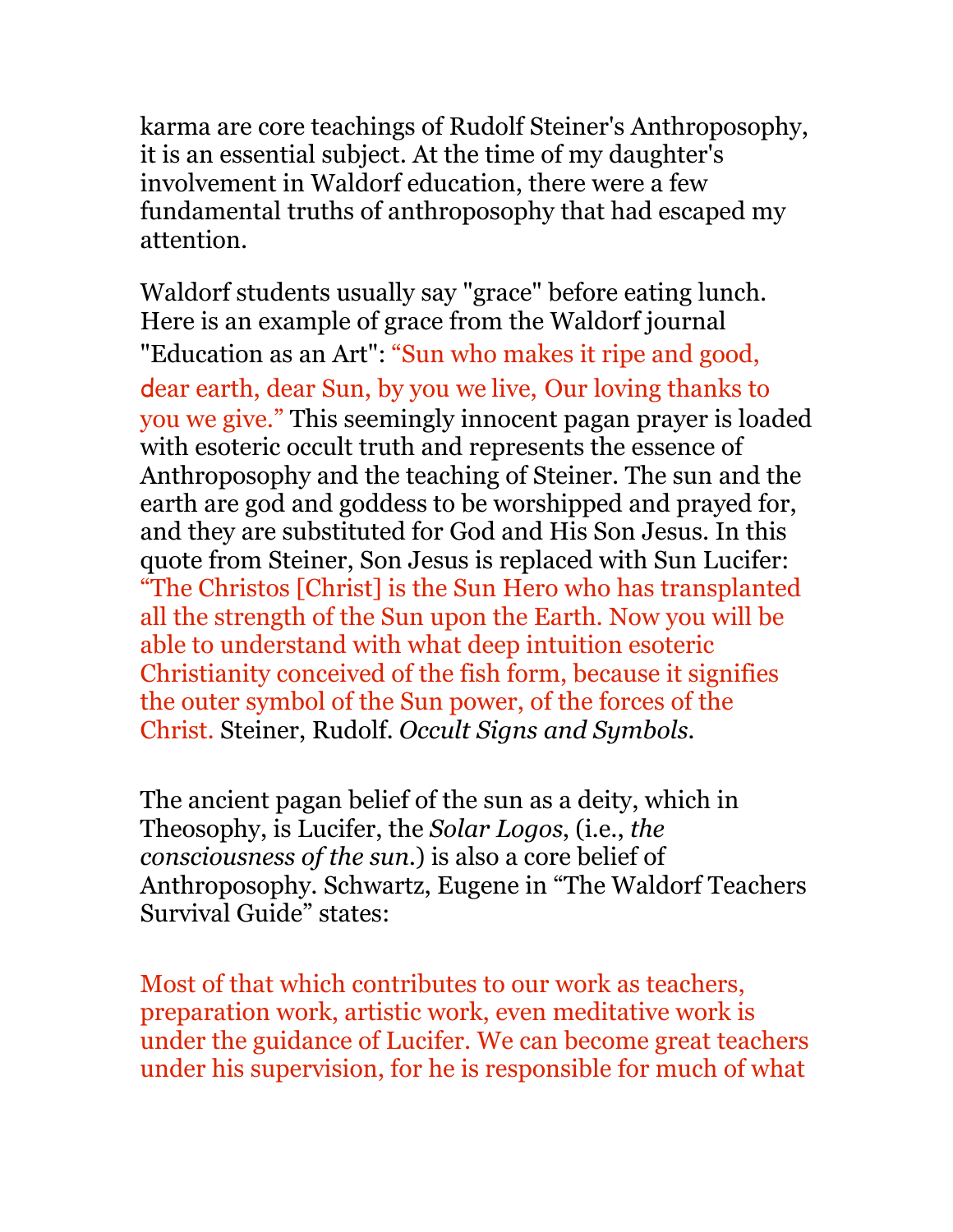karma are core teachings of Rudolf Steiner's Anthroposophy, it is an essential subject. At the time of my daughter's involvement in Waldorf education, there were a few fundamental truths of anthroposophy that had escaped my attention.

Waldorf students usually say "grace" before eating lunch. Here is an example of grace from the Waldorf journal "Education as an Art": "Sun who makes it ripe and good, dear earth, dear Sun, by you we live, Our loving thanks to you we give." This seemingly innocent pagan prayer is loaded with esoteric occult truth and represents the essence of Anthroposophy and the teaching of Steiner. The sun and the earth are god and goddess to be worshipped and prayed for, and they are substituted for God and His Son Jesus. In this quote from Steiner, Son Jesus is replaced with Sun Lucifer: "The Christos [Christ] is the Sun Hero who has transplanted all the strength of the Sun upon the Earth. Now you will be able to understand with what deep intuition esoteric Christianity conceived of the fish form, because it signifies the outer symbol of the Sun power, of the forces of the Christ. Steiner, Rudolf. *Occult Signs and Symbols*.

The ancient pagan belief of the sun as a deity, which in Theosophy, is Lucifer, the *Solar Logos*, (i.e., *the consciousness of the sun.*) is also a core belief of Anthroposophy. Schwartz, Eugene in "The Waldorf Teachers Survival Guide" states:

Most of that which contributes to our work as teachers, preparation work, artistic work, even meditative work is under the guidance of Lucifer. We can become great teachers under his supervision, for he is responsible for much of what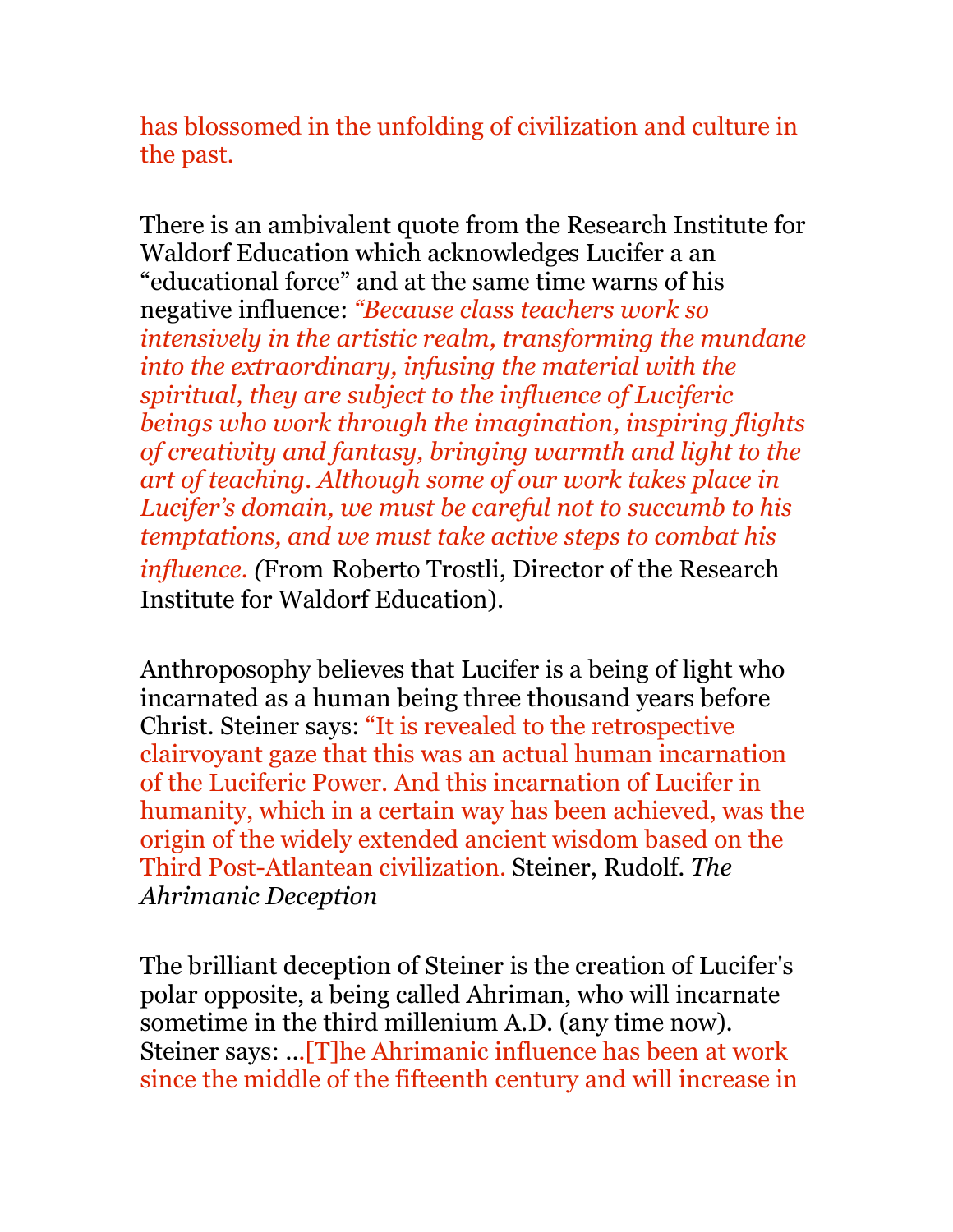has blossomed in the unfolding of civilization and culture in the past.

There is an ambivalent quote from the Research Institute for Waldorf Education which acknowledges Lucifer a an "educational force" and at the same time warns of his negative influence: *"Because class teachers work so intensively in the artistic realm, transforming the mundane into the extraordinary, infusing the material with the spiritual, they are subject to the influence of Luciferic beings who work through the imagination, inspiring flights of creativity and fantasy, bringing warmth and light to the art of teaching. Although some of our work takes place in Lucifer's domain, we must be careful not to succumb to his temptations, and we must take active steps to combat his influence. (*From Roberto Trostli, Director of the Research Institute for Waldorf Education).

Anthroposophy believes that Lucifer is a being of light who incarnated as a human being three thousand years before Christ. Steiner says: "It is revealed to the retrospective clairvoyant gaze that this was an actual human incarnation of the Luciferic Power. And this incarnation of Lucifer in humanity, which in a certain way has been achieved, was the origin of the widely extended ancient wisdom based on the Third Post-Atlantean civilization. Steiner, Rudolf. *The Ahrimanic Deception*

The brilliant deception of Steiner is the creation of Lucifer's polar opposite, a being called Ahriman, who will incarnate sometime in the third millenium A.D. (any time now). Steiner says: ...[T]he Ahrimanic influence has been at work since the middle of the fifteenth century and will increase in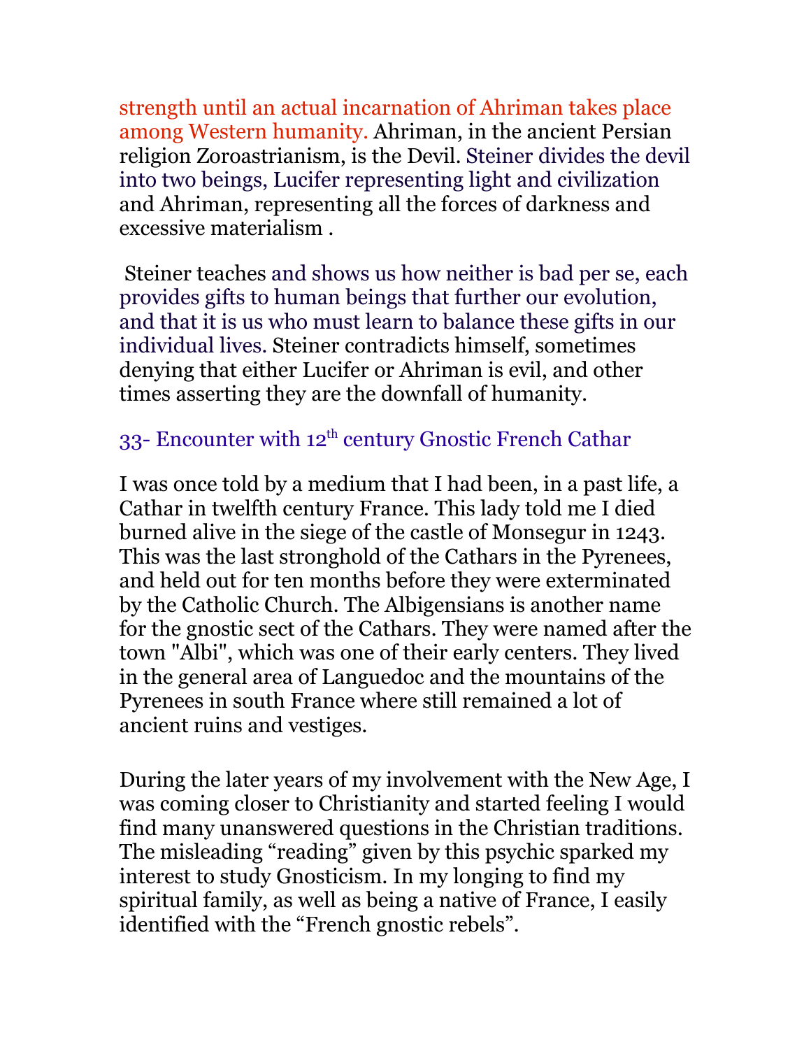strength until an actual incarnation of Ahriman takes place among Western humanity. Ahriman, in the ancient Persian religion Zoroastrianism, is the Devil. Steiner divides the devil into two beings, Lucifer representing light and civilization and Ahriman, representing all the forces of darkness and excessive materialism .

Steiner teaches and shows us how neither is bad per se, each provides gifts to human beings that further our evolution, and that it is us who must learn to balance these gifts in our individual lives. Steiner contradicts himself, sometimes denying that either Lucifer or Ahriman is evil, and other times asserting they are the downfall of humanity.

## 33- Encounter with 12th century Gnostic French Cathar

I was once told by a medium that I had been, in a past life, a Cathar in twelfth century France. This lady told me I died burned alive in the siege of the castle of Monsegur in 1243. This was the last stronghold of the Cathars in the Pyrenees, and held out for ten months before they were exterminated by the Catholic Church. The Albigensians is another name for the gnostic sect of the Cathars. They were named after the town "Albi", which was one of their early centers. They lived in the general area of Languedoc and the mountains of the Pyrenees in south France where still remained a lot of ancient ruins and vestiges.

During the later years of my involvement with the New Age, I was coming closer to Christianity and started feeling I would find many unanswered questions in the Christian traditions. The misleading “reading” given by this psychic sparked my interest to study Gnosticism. In my longing to find my spiritual family, as well as being a native of France, I easily identified with the “French gnostic rebels”.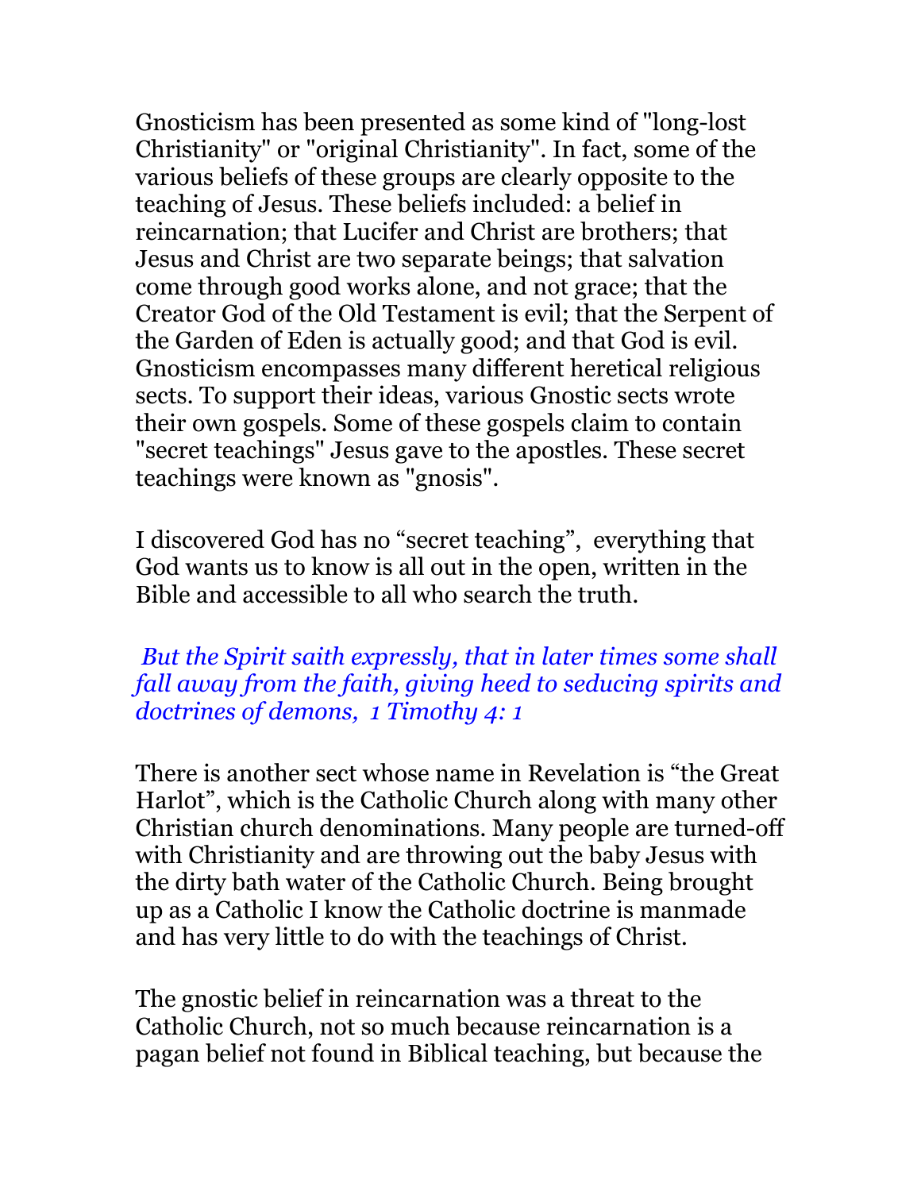Gnosticism has been presented as some kind of "long-lost Christianity" or "original Christianity". In fact, some of the various beliefs of these groups are clearly opposite to the teaching of Jesus. These beliefs included: a belief in reincarnation; that Lucifer and Christ are brothers; that Jesus and Christ are two separate beings; that salvation come through good works alone, and not grace; that the Creator God of the Old Testament is evil; that the Serpent of the Garden of Eden is actually good; and that God is evil. Gnosticism encompasses many different heretical religious sects. To support their ideas, various Gnostic sects wrote their own gospels. Some of these gospels claim to contain "secret teachings" Jesus gave to the apostles. These secret teachings were known as "gnosis".

I discovered God has no "secret teaching", everything that God wants us to know is all out in the open, written in the Bible and accessible to all who search the truth.

*But the Spirit saith expressly, that in later times some shall fall away from the faith, giving heed to seducing spirits and doctrines of demons, 1 Timothy 4: 1*

There is another sect whose name in Revelation is "the Great Harlot", which is the Catholic Church along with many other Christian church denominations. Many people are turned-off with Christianity and are throwing out the baby Jesus with the dirty bath water of the Catholic Church. Being brought up as a Catholic I know the Catholic doctrine is manmade and has very little to do with the teachings of Christ.

The gnostic belief in reincarnation was a threat to the Catholic Church, not so much because reincarnation is a pagan belief not found in Biblical teaching, but because the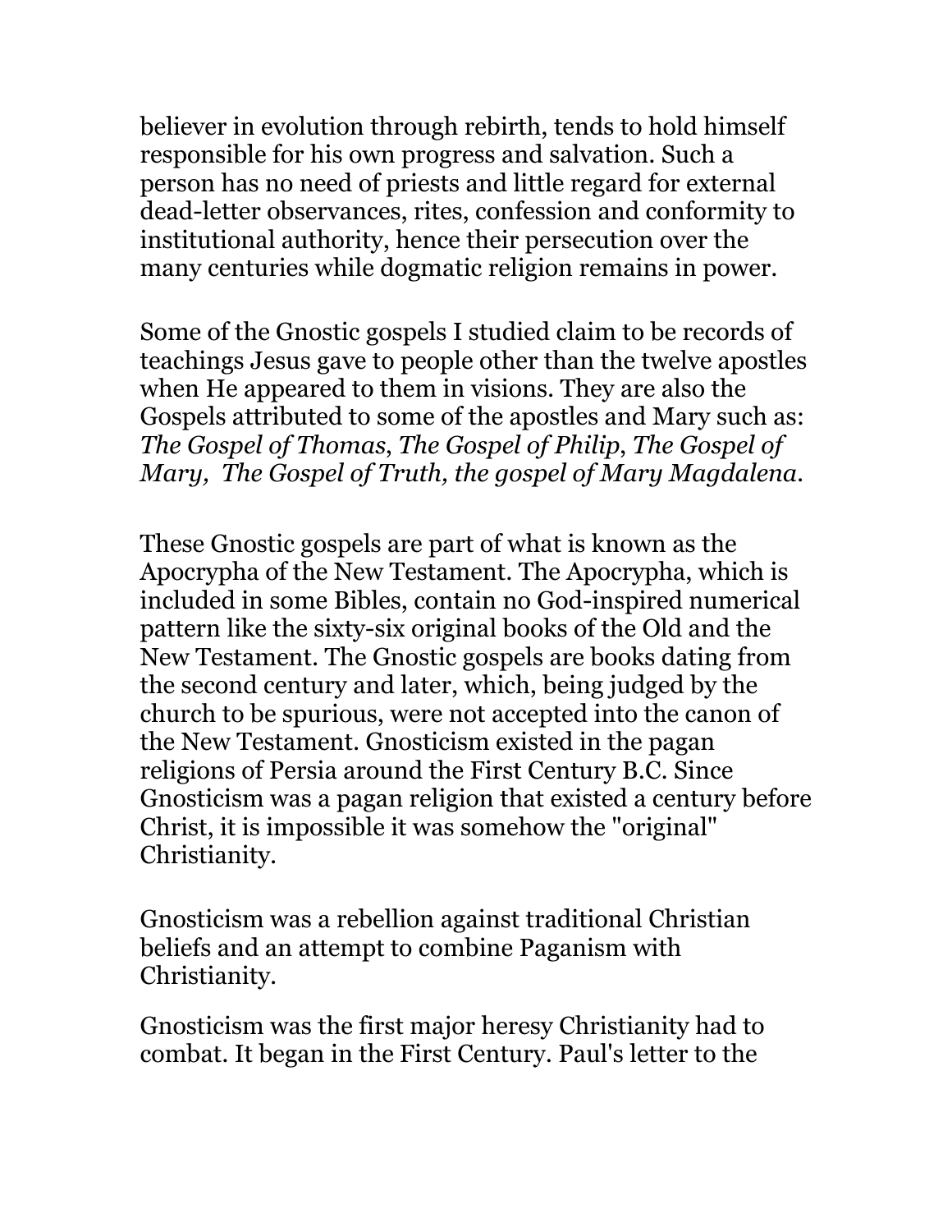believer in evolution through rebirth, tends to hold himself responsible for his own progress and salvation. Such a person has no need of priests and little regard for external dead-letter observances, rites, confession and conformity to institutional authority, hence their persecution over the many centuries while dogmatic religion remains in power.

Some of the Gnostic gospels I studied claim to be records of teachings Jesus gave to people other than the twelve apostles when He appeared to them in visions. They are also the Gospels attributed to some of the apostles and Mary such as: *The Gospel of Thomas*, *The Gospel of Philip*, *The Gospel of Mary, The Gospel of Truth, the gospel of Mary Magdalena.*

These Gnostic gospels are part of what is known as the Apocrypha of the New Testament. The Apocrypha, which is included in some Bibles, contain no God-inspired numerical pattern like the sixty-six original books of the Old and the New Testament. The Gnostic gospels are books dating from the second century and later, which, being judged by the church to be spurious, were not accepted into the canon of the New Testament. Gnosticism existed in the pagan religions of Persia around the First Century B.C. Since Gnosticism was a pagan religion that existed a century before Christ, it is impossible it was somehow the "original" Christianity.

Gnosticism was a rebellion against traditional Christian beliefs and an attempt to combine Paganism with Christianity.

Gnosticism was the first major heresy Christianity had to combat. It began in the First Century. Paul's letter to the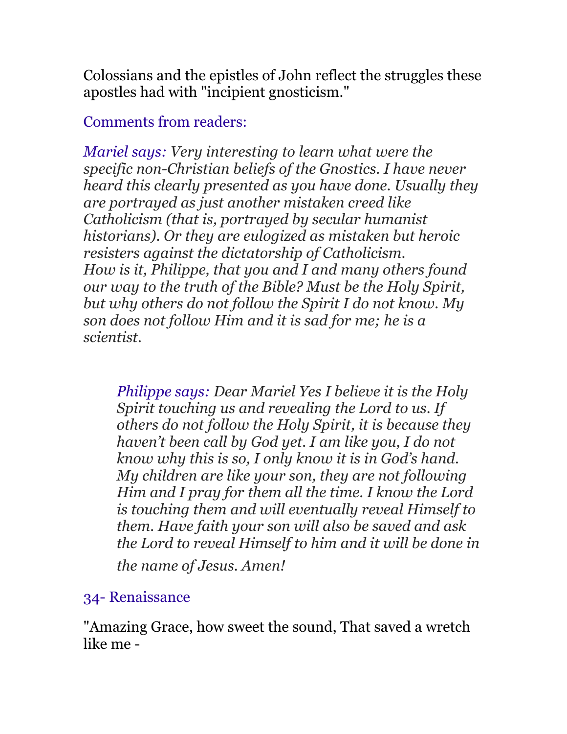Colossians and the epistles of John reflect the struggles these apostles had with "incipient gnosticism."

Comments from readers:

*Mariel says: Very interesting to learn what were the specific non-Christian beliefs of the Gnostics. I have never heard this clearly presented as you have done. Usually they are portrayed as just another mistaken creed like Catholicism (that is, portrayed by secular humanist historians). Or they are eulogized as mistaken but heroic resisters against the dictatorship of Catholicism. How is it, Philippe, that you and I and many others found our way to the truth of the Bible? Must be the Holy Spirit, but why others do not follow the Spirit I do not know. My son does not follow Him and it is sad for me; he is a scientist.*

> *Philippe says: Dear Mariel Yes I believe it is the Holy Spirit touching us and revealing the Lord to us. If others do not follow the Holy Spirit, it is because they haven't been call by God yet. I am like you, I do not know why this is so, I only know it is in God's hand. My children are like your son, they are not following Him and I pray for them all the time. I know the Lord is touching them and will eventually reveal Himself to them. Have faith your son will also be saved and ask the Lord to reveal Himself to him and it will be done in the name of Jesus. Amen!*

## 34- Renaissance

"Amazing Grace, how sweet the sound, That saved a wretch like me -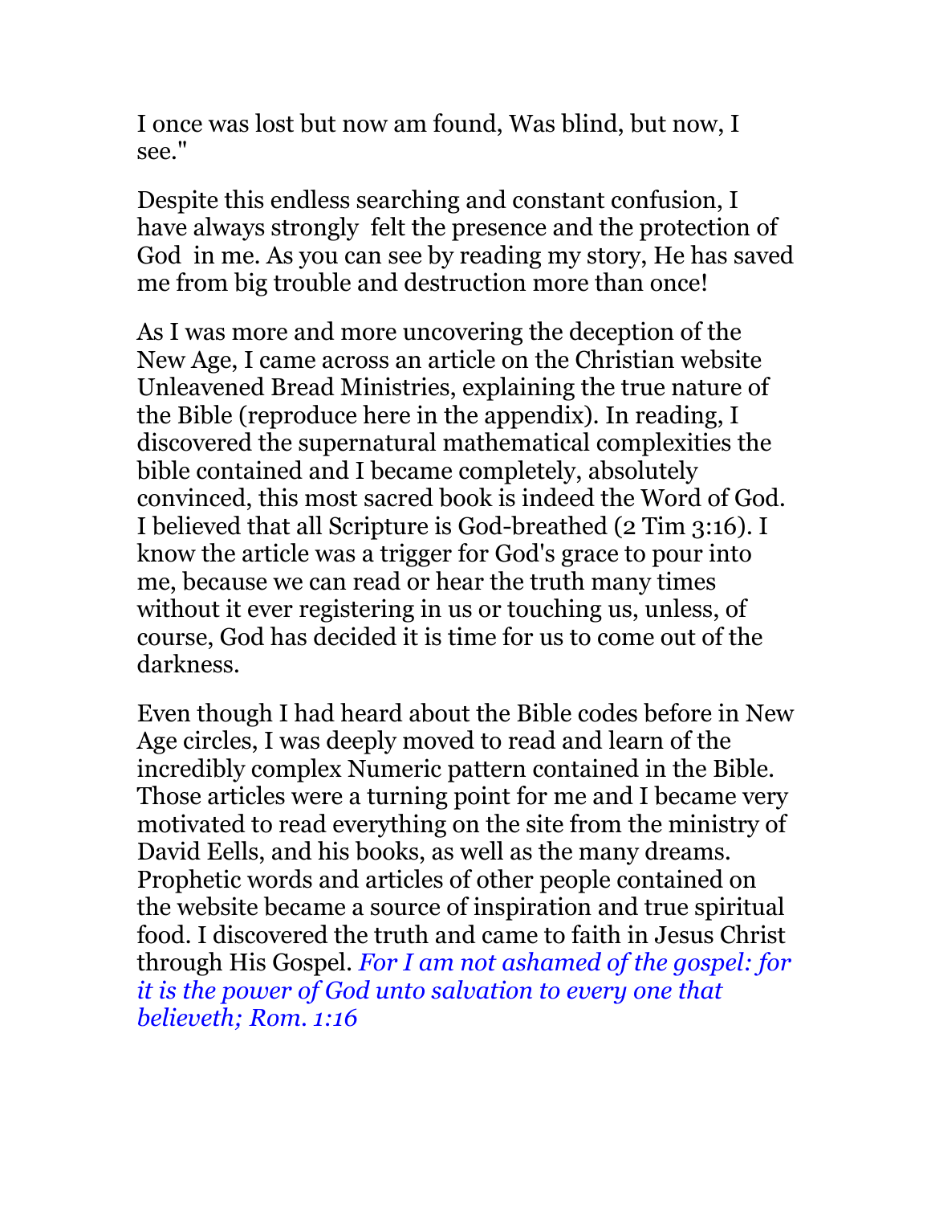I once was lost but now am found, Was blind, but now, I see."

Despite this endless searching and constant confusion, I have always strongly felt the presence and the protection of God in me. As you can see by reading my story, He has saved me from big trouble and destruction more than once!

As I was more and more uncovering the deception of the New Age, I came across an article on the Christian website Unleavened Bread Ministries, explaining the true nature of the Bible (reproduce here in the appendix). In reading, I discovered the supernatural mathematical complexities the bible contained and I became completely, absolutely convinced, this most sacred book is indeed the Word of God. I believed that all Scripture is God-breathed (2 Tim 3:16). I know the article was a trigger for God's grace to pour into me, because we can read or hear the truth many times without it ever registering in us or touching us, unless, of course, God has decided it is time for us to come out of the darkness.

Even though I had heard about the Bible codes before in New Age circles, I was deeply moved to read and learn of the incredibly complex Numeric pattern contained in the Bible. Those articles were a turning point for me and I became very motivated to read everything on the site from the ministry of David Eells, and his books, as well as the many dreams. Prophetic words and articles of other people contained on the website became a source of inspiration and true spiritual food. I discovered the truth and came to faith in Jesus Christ through His Gospel. *For I am not ashamed of the gospel: for it is the power of God unto salvation to every one that believeth; Rom. 1:16*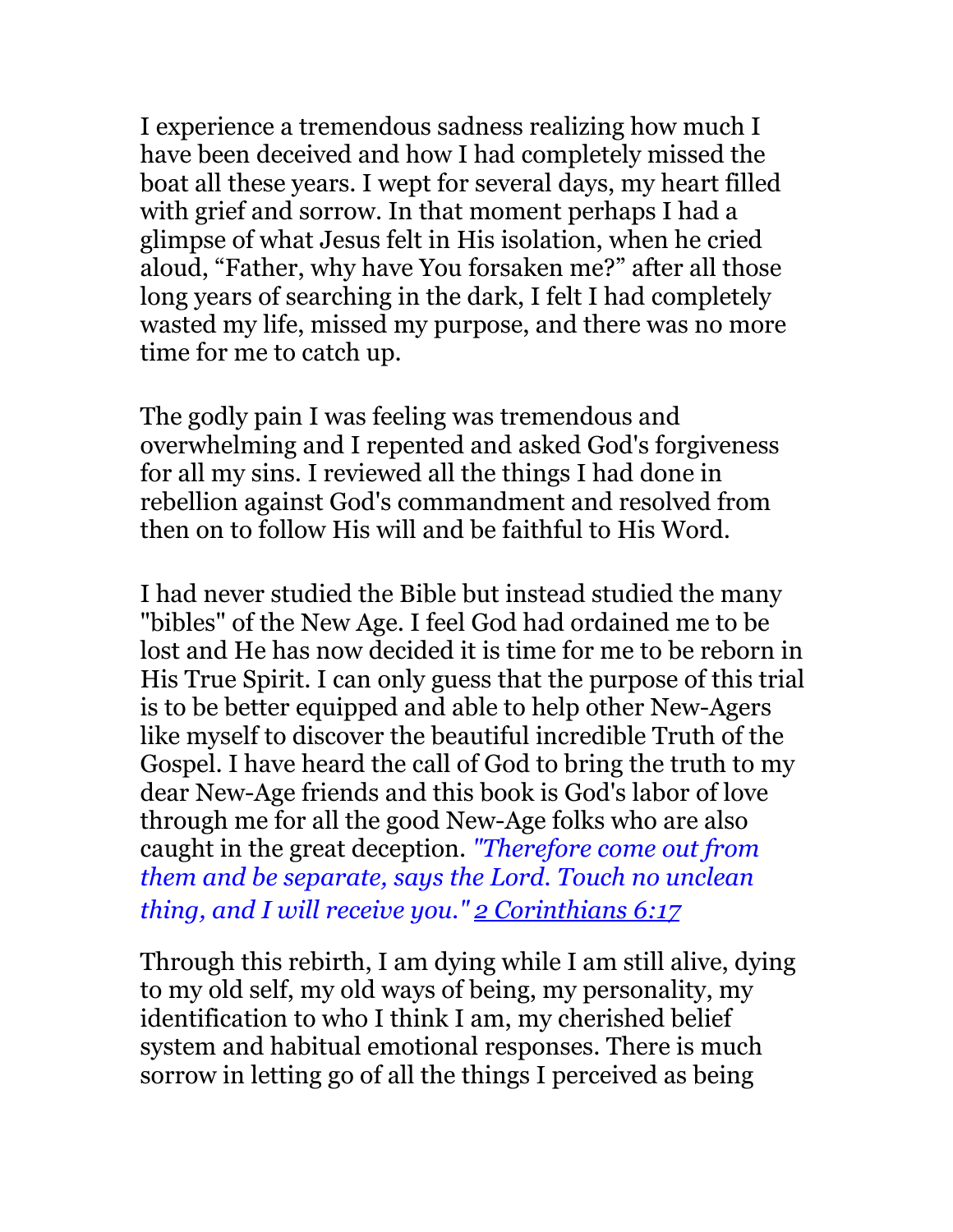I experience a tremendous sadness realizing how much I have been deceived and how I had completely missed the boat all these years. I wept for several days, my heart filled with grief and sorrow. In that moment perhaps I had a glimpse of what Jesus felt in His isolation, when he cried aloud, “Father, why have You forsaken me?” after all those long years of searching in the dark, I felt I had completely wasted my life, missed my purpose, and there was no more time for me to catch up.

The godly pain I was feeling was tremendous and overwhelming and I repented and asked God's forgiveness for all my sins. I reviewed all the things I had done in rebellion against God's commandment and resolved from then on to follow His will and be faithful to His Word.

I had never studied the Bible but instead studied the many "bibles" of the New Age. I feel God had ordained me to be lost and He has now decided it is time for me to be reborn in His True Spirit. I can only guess that the purpose of this trial is to be better equipped and able to help other New-Agers like myself to discover the beautiful incredible Truth of the Gospel. I have heard the call of God to bring the truth to my dear New-Age friends and this book is God's labor of love through me for all the good New-Age folks who are also caught in the great deception. *"Therefore come out from them and be separate, says the Lord. Touch no unclean thing, and I will receive you."* *2 Corinthians 6:17*

Through this rebirth, I am dying while I am still alive, dying to my old self, my old ways of being, my personality, my identification to who I think I am, my cherished belief system and habitual emotional responses. There is much sorrow in letting go of all the things I perceived as being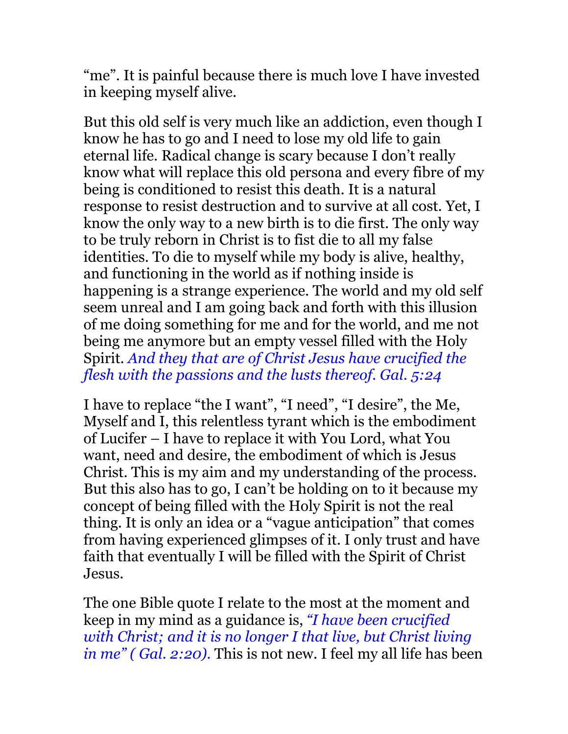"me". It is painful because there is much love I have invested in keeping myself alive.

But this old self is very much like an addiction, even though I know he has to go and I need to lose my old life to gain eternal life. Radical change is scary because I don't really know what will replace this old persona and every fibre of my being is conditioned to resist this death. It is a natural response to resist destruction and to survive at all cost. Yet, I know the only way to a new birth is to die first. The only way to be truly reborn in Christ is to fist die to all my false identities. To die to myself while my body is alive, healthy, and functioning in the world as if nothing inside is happening is a strange experience. The world and my old self seem unreal and I am going back and forth with this illusion of me doing something for me and for the world, and me not being me anymore but an empty vessel filled with the Holy Spirit. *And they that are of Christ Jesus have crucified the flesh with the passions and the lusts thereof. Gal. 5:24*

I have to replace "the I want", "I need", "I desire", the Me, Myself and I, this relentless tyrant which is the embodiment of Lucifer – I have to replace it with You Lord, what You want, need and desire, the embodiment of which is Jesus Christ. This is my aim and my understanding of the process. But this also has to go, I can't be holding on to it because my concept of being filled with the Holy Spirit is not the real thing. It is only an idea or a "vague anticipation" that comes from having experienced glimpses of it. I only trust and have faith that eventually I will be filled with the Spirit of Christ Jesus.

The one Bible quote I relate to the most at the moment and keep in my mind as a guidance is, *"I have been crucified with Christ; and it is no longer I that live, but Christ living in me" ( Gal. 2:20).* This is not new. I feel my all life has been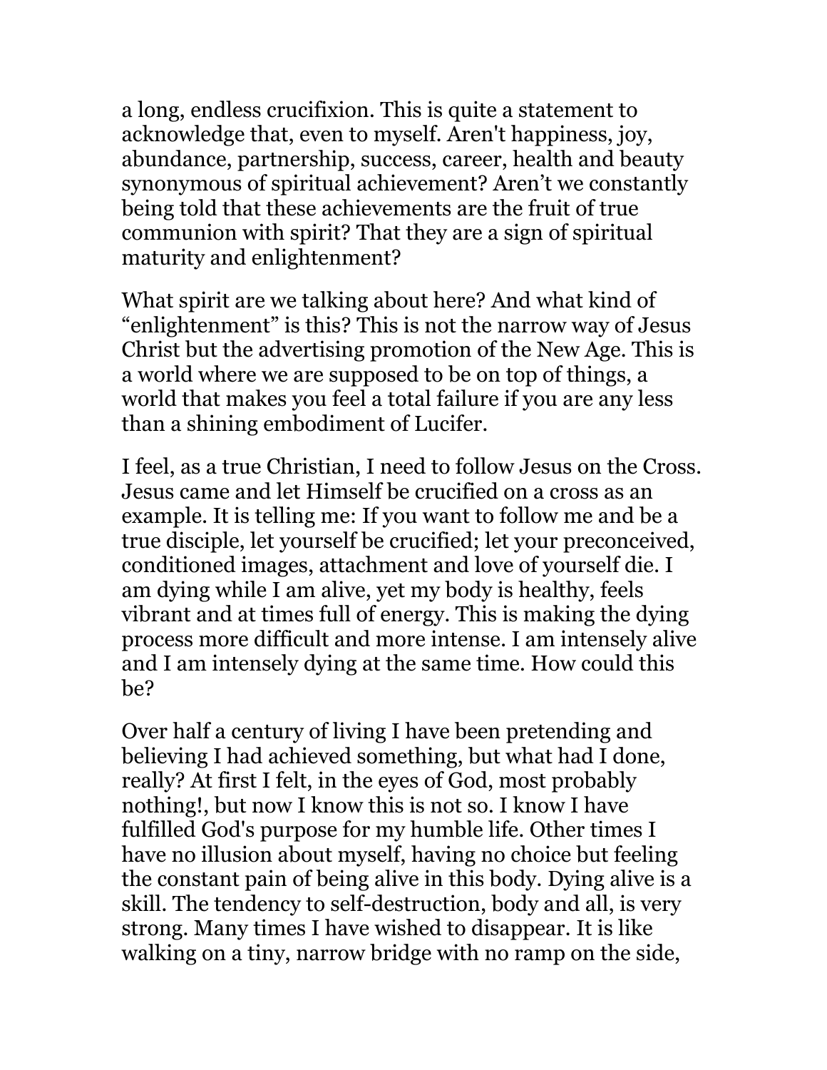a long, endless crucifixion. This is quite a statement to acknowledge that, even to myself. Aren't happiness, joy, abundance, partnership, success, career, health and beauty synonymous of spiritual achievement? Aren't we constantly being told that these achievements are the fruit of true communion with spirit? That they are a sign of spiritual maturity and enlightenment?

What spirit are we talking about here? And what kind of "enlightenment" is this? This is not the narrow way of Jesus Christ but the advertising promotion of the New Age. This is a world where we are supposed to be on top of things, a world that makes you feel a total failure if you are any less than a shining embodiment of Lucifer.

I feel, as a true Christian, I need to follow Jesus on the Cross. Jesus came and let Himself be crucified on a cross as an example. It is telling me: If you want to follow me and be a true disciple, let yourself be crucified; let your preconceived, conditioned images, attachment and love of yourself die. I am dying while I am alive, yet my body is healthy, feels vibrant and at times full of energy. This is making the dying process more difficult and more intense. I am intensely alive and I am intensely dying at the same time. How could this be?

Over half a century of living I have been pretending and believing I had achieved something, but what had I done, really? At first I felt, in the eyes of God, most probably nothing!, but now I know this is not so. I know I have fulfilled God's purpose for my humble life. Other times I have no illusion about myself, having no choice but feeling the constant pain of being alive in this body. Dying alive is a skill. The tendency to self-destruction, body and all, is very strong. Many times I have wished to disappear. It is like walking on a tiny, narrow bridge with no ramp on the side,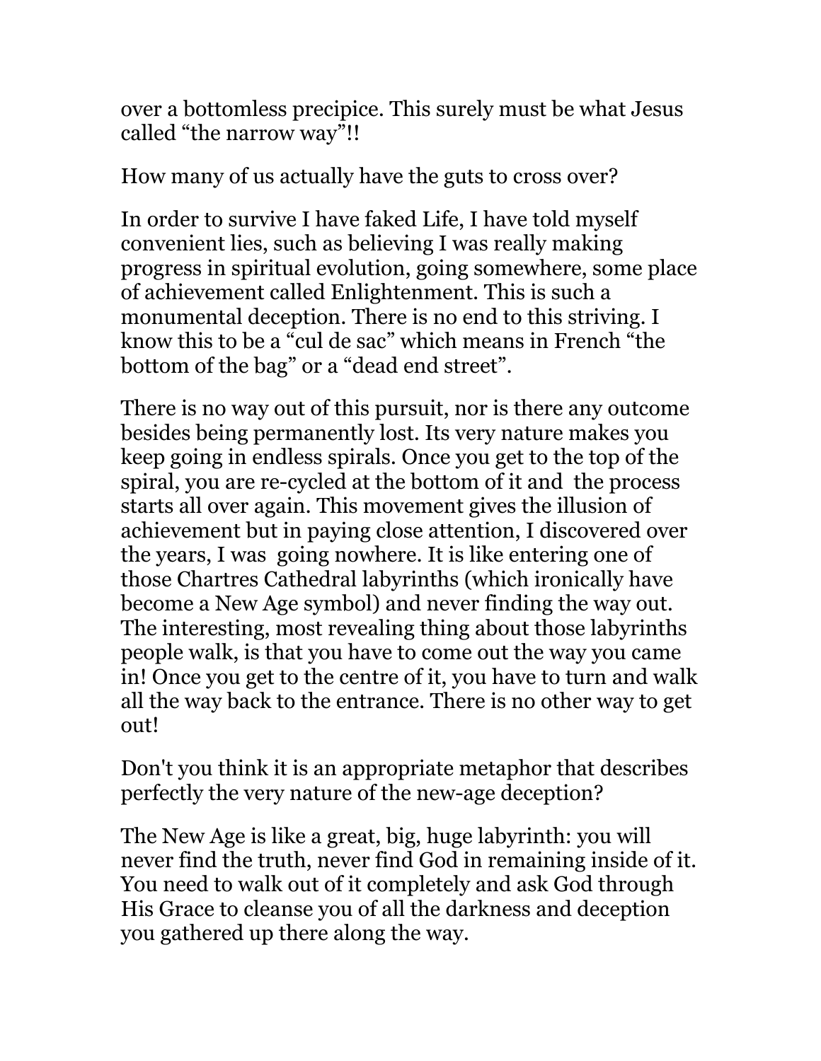over a bottomless precipice. This surely must be what Jesus called "the narrow way"!!

How many of us actually have the guts to cross over?

In order to survive I have faked Life, I have told myself convenient lies, such as believing I was really making progress in spiritual evolution, going somewhere, some place of achievement called Enlightenment. This is such a monumental deception. There is no end to this striving. I know this to be a "cul de sac" which means in French "the bottom of the bag" or a "dead end street".

There is no way out of this pursuit, nor is there any outcome besides being permanently lost. Its very nature makes you keep going in endless spirals. Once you get to the top of the spiral, you are re-cycled at the bottom of it and the process starts all over again. This movement gives the illusion of achievement but in paying close attention, I discovered over the years, I was going nowhere. It is like entering one of those Chartres Cathedral labyrinths (which ironically have become a New Age symbol) and never finding the way out. The interesting, most revealing thing about those labyrinths people walk, is that you have to come out the way you came in! Once you get to the centre of it, you have to turn and walk all the way back to the entrance. There is no other way to get out!

Don't you think it is an appropriate metaphor that describes perfectly the very nature of the new-age deception?

The New Age is like a great, big, huge labyrinth: you will never find the truth, never find God in remaining inside of it. You need to walk out of it completely and ask God through His Grace to cleanse you of all the darkness and deception you gathered up there along the way.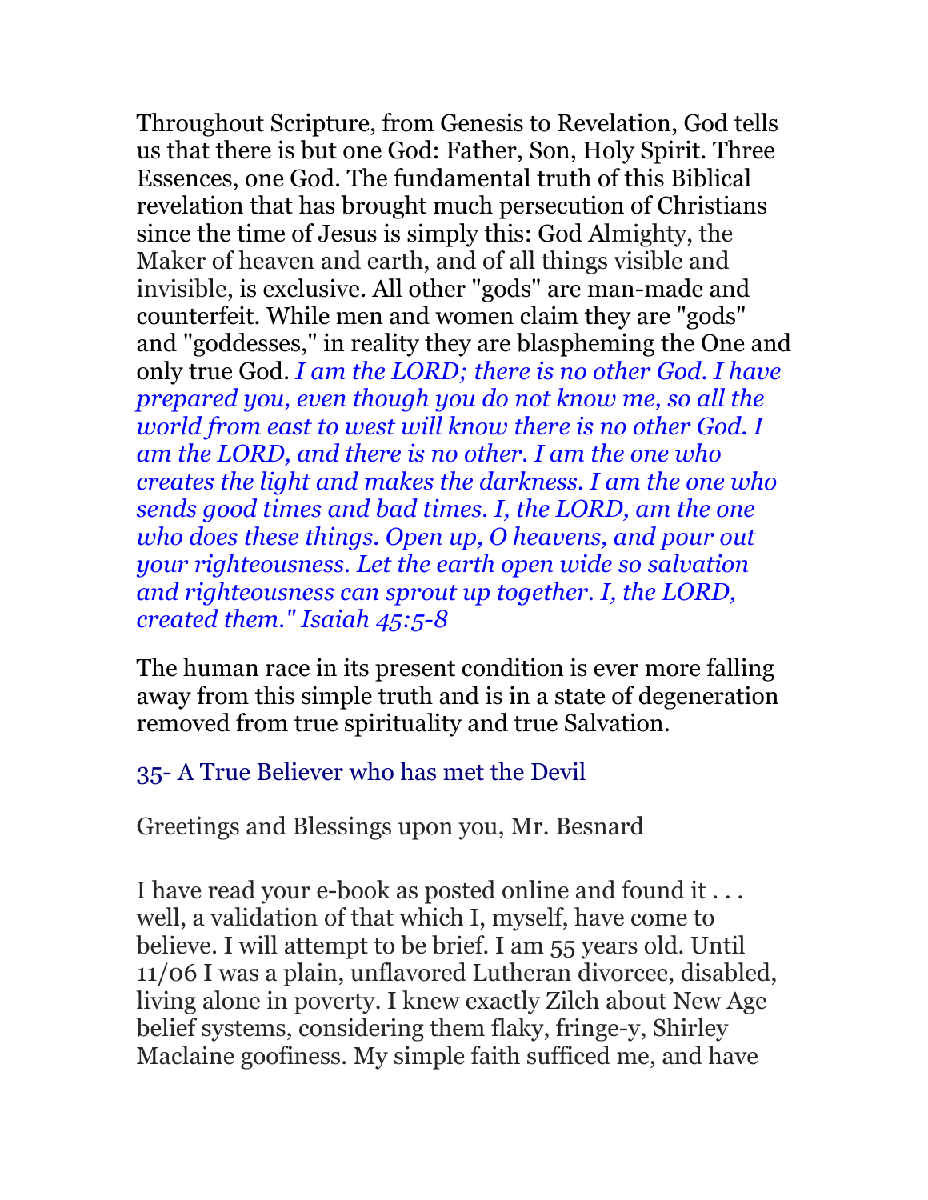Throughout Scripture, from Genesis to Revelation, God tells us that there is but one God: Father, Son, Holy Spirit. Three Essences, one God. The fundamental truth of this Biblical revelation that has brought much persecution of Christians since the time of Jesus is simply this: God Almighty, the Maker of heaven and earth, and of all things visible and invisible, is exclusive. All other "gods" are man-made and counterfeit. While men and women claim they are "gods" and "goddesses," in reality they are blaspheming the One and only true God. *I am the LORD; there is no other God. I have prepared you, even though you do not know me, so all the world from east to west will know there is no other God. I am the LORD, and there is no other. I am the one who creates the light and makes the darkness. I am the one who sends good times and bad times. I, the LORD, am the one who does these things. Open up, O heavens, and pour out your righteousness. Let the earth open wide so salvation and righteousness can sprout up together. I, the LORD, created them." Isaiah 45:5-8*

The human race in its present condition is ever more falling away from this simple truth and is in a state of degeneration removed from true spirituality and true Salvation.

## 35- A True Believer who has met the Devil

Greetings and Blessings upon you, Mr. Besnard

I have read your e-book as posted online and found it . . . well, a validation of that which I, myself, have come to believe. I will attempt to be brief. I am 55 years old. Until 11/06 I was a plain, unflavored Lutheran divorcee, disabled, living alone in poverty. I knew exactly Zilch about New Age belief systems, considering them flaky, fringe-y, Shirley Maclaine goofiness. My simple faith sufficed me, and have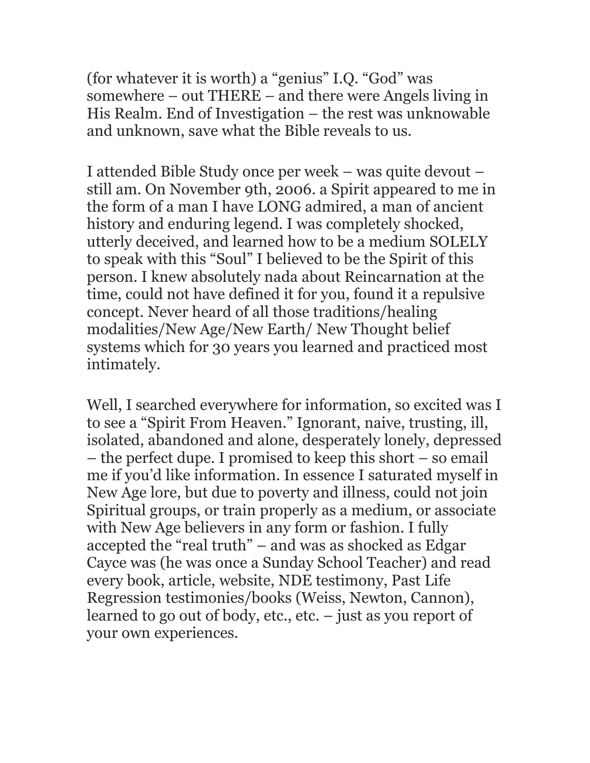(for whatever it is worth) a “genius” I.Q. “God” was somewhere – out THERE – and there were Angels living in His Realm. End of Investigation – the rest was unknowable and unknown, save what the Bible reveals to us.

I attended Bible Study once per week – was quite devout – still am. On November 9th, 2006. a Spirit appeared to me in the form of a man I have LONG admired, a man of ancient history and enduring legend. I was completely shocked, utterly deceived, and learned how to be a medium SOLELY to speak with this “Soul” I believed to be the Spirit of this person. I knew absolutely nada about Reincarnation at the time, could not have defined it for you, found it a repulsive concept. Never heard of all those traditions/healing modalities/New Age/New Earth/ New Thought belief systems which for 30 years you learned and practiced most intimately.

Well, I searched everywhere for information, so excited was I to see a “Spirit From Heaven.” Ignorant, naive, trusting, ill, isolated, abandoned and alone, desperately lonely, depressed – the perfect dupe. I promised to keep this short – so email me if you’d like information. In essence I saturated myself in New Age lore, but due to poverty and illness, could not join Spiritual groups, or train properly as a medium, or associate with New Age believers in any form or fashion. I fully accepted the “real truth” – and was as shocked as Edgar Cayce was (he was once a Sunday School Teacher) and read every book, article, website, NDE testimony, Past Life Regression testimonies/books (Weiss, Newton, Cannon), learned to go out of body, etc., etc. – just as you report of your own experiences.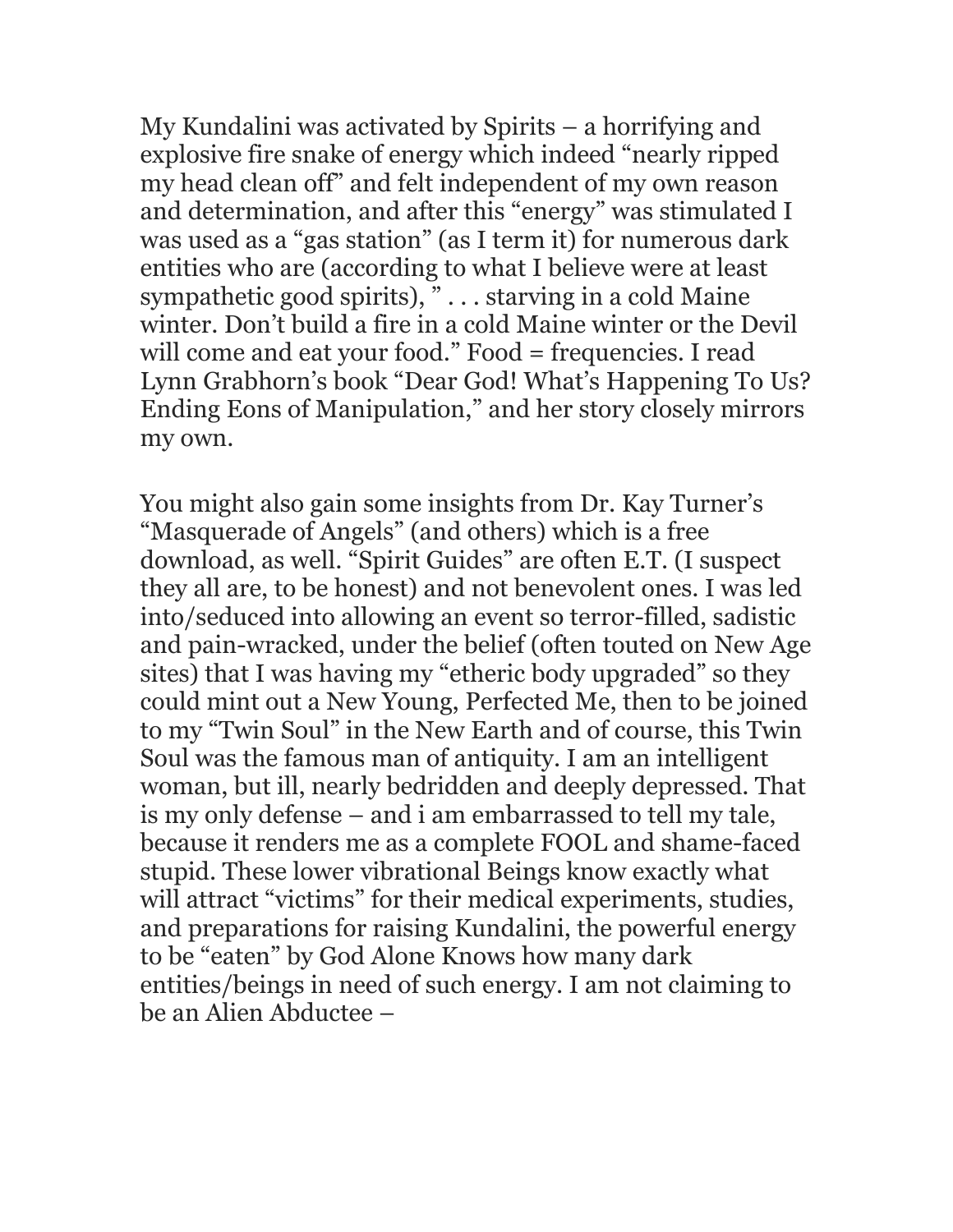My Kundalini was activated by Spirits – a horrifying and explosive fire snake of energy which indeed "nearly ripped my head clean off" and felt independent of my own reason and determination, and after this "energy" was stimulated I was used as a "gas station" (as I term it) for numerous dark entities who are (according to what I believe were at least sympathetic good spirits), " . . . starving in a cold Maine winter. Don't build a fire in a cold Maine winter or the Devil will come and eat your food." Food = frequencies. I read Lynn Grabhorn's book "Dear God! What's Happening To Us? Ending Eons of Manipulation," and her story closely mirrors my own.

You might also gain some insights from Dr. Kay Turner's "Masquerade of Angels" (and others) which is a free download, as well. "Spirit Guides" are often E.T. (I suspect they all are, to be honest) and not benevolent ones. I was led into/seduced into allowing an event so terror-filled, sadistic and pain-wracked, under the belief (often touted on New Age sites) that I was having my "etheric body upgraded" so they could mint out a New Young, Perfected Me, then to be joined to my "Twin Soul" in the New Earth and of course, this Twin Soul was the famous man of antiquity. I am an intelligent woman, but ill, nearly bedridden and deeply depressed. That is my only defense – and i am embarrassed to tell my tale, because it renders me as a complete FOOL and shame-faced stupid. These lower vibrational Beings know exactly what will attract "victims" for their medical experiments, studies, and preparations for raising Kundalini, the powerful energy to be "eaten" by God Alone Knows how many dark entities/beings in need of such energy. I am not claiming to be an Alien Abductee –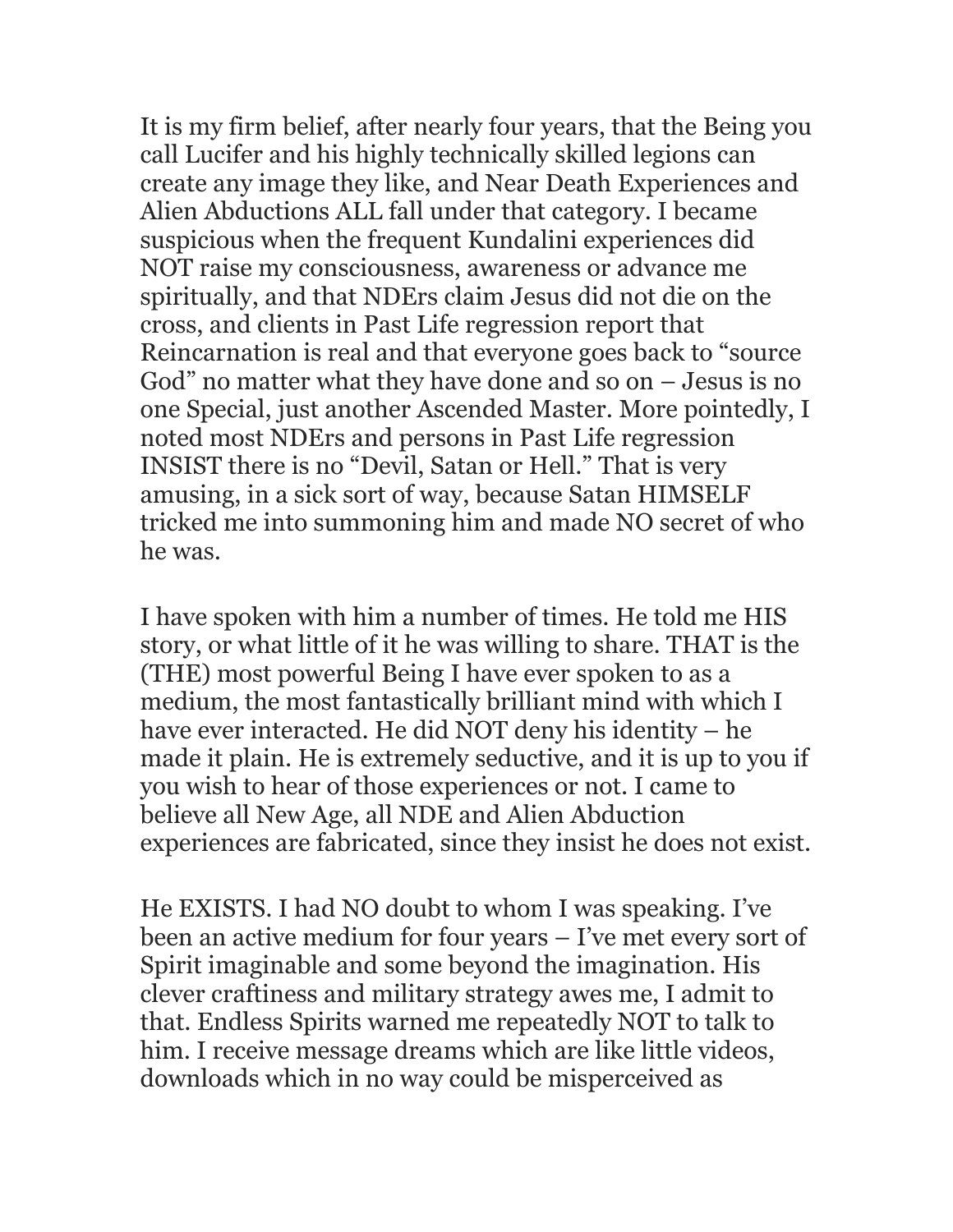It is my firm belief, after nearly four years, that the Being you call Lucifer and his highly technically skilled legions can create any image they like, and Near Death Experiences and Alien Abductions ALL fall under that category. I became suspicious when the frequent Kundalini experiences did NOT raise my consciousness, awareness or advance me spiritually, and that NDErs claim Jesus did not die on the cross, and clients in Past Life regression report that Reincarnation is real and that everyone goes back to "source God" no matter what they have done and so on – Jesus is no one Special, just another Ascended Master. More pointedly, I noted most NDErs and persons in Past Life regression INSIST there is no "Devil, Satan or Hell." That is very amusing, in a sick sort of way, because Satan HIMSELF tricked me into summoning him and made NO secret of who he was.

I have spoken with him a number of times. He told me HIS story, or what little of it he was willing to share. THAT is the (THE) most powerful Being I have ever spoken to as a medium, the most fantastically brilliant mind with which I have ever interacted. He did NOT deny his identity – he made it plain. He is extremely seductive, and it is up to you if you wish to hear of those experiences or not. I came to believe all New Age, all NDE and Alien Abduction experiences are fabricated, since they insist he does not exist.

He EXISTS. I had NO doubt to whom I was speaking. I've been an active medium for four years – I've met every sort of Spirit imaginable and some beyond the imagination. His clever craftiness and military strategy awes me, I admit to that. Endless Spirits warned me repeatedly NOT to talk to him. I receive message dreams which are like little videos, downloads which in no way could be misperceived as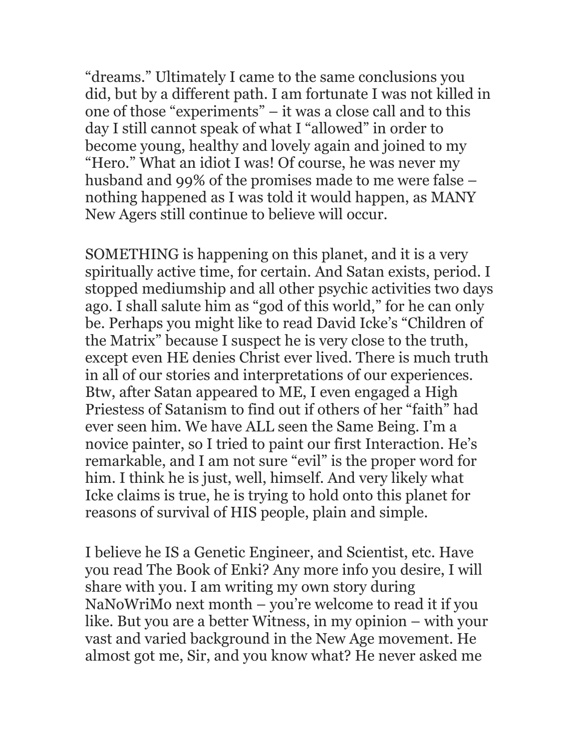“dreams.” Ultimately I came to the same conclusions you did, but by a different path. I am fortunate I was not killed in one of those “experiments” – it was a close call and to this day I still cannot speak of what I “allowed” in order to become young, healthy and lovely again and joined to my “Hero.” What an idiot I was! Of course, he was never my husband and 99% of the promises made to me were false – nothing happened as I was told it would happen, as MANY New Agers still continue to believe will occur.

SOMETHING is happening on this planet, and it is a very spiritually active time, for certain. And Satan exists, period. I stopped mediumship and all other psychic activities two days ago. I shall salute him as “god of this world,” for he can only be. Perhaps you might like to read David Icke’s “Children of the Matrix” because I suspect he is very close to the truth, except even HE denies Christ ever lived. There is much truth in all of our stories and interpretations of our experiences. Btw, after Satan appeared to ME, I even engaged a High Priestess of Satanism to find out if others of her “faith” had ever seen him. We have ALL seen the Same Being. I’m a novice painter, so I tried to paint our first Interaction. He’s remarkable, and I am not sure “evil” is the proper word for him. I think he is just, well, himself. And very likely what Icke claims is true, he is trying to hold onto this planet for reasons of survival of HIS people, plain and simple.

I believe he IS a Genetic Engineer, and Scientist, etc. Have you read The Book of Enki? Any more info you desire, I will share with you. I am writing my own story during NaNoWriMo next month – you’re welcome to read it if you like. But you are a better Witness, in my opinion – with your vast and varied background in the New Age movement. He almost got me, Sir, and you know what? He never asked me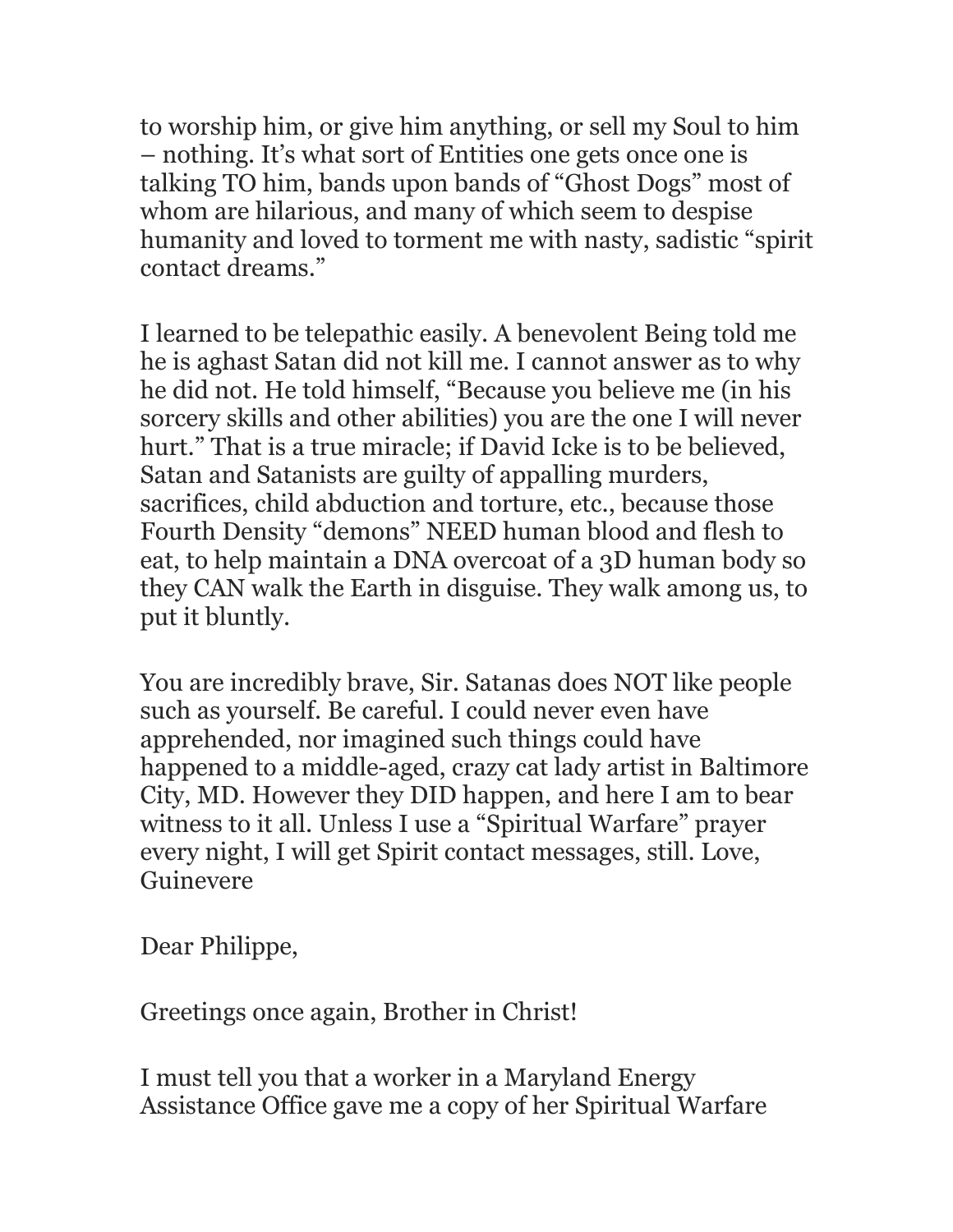to worship him, or give him anything, or sell my Soul to him – nothing. It's what sort of Entities one gets once one is talking TO him, bands upon bands of "Ghost Dogs" most of whom are hilarious, and many of which seem to despise humanity and loved to torment me with nasty, sadistic "spirit contact dreams."

I learned to be telepathic easily. A benevolent Being told me he is aghast Satan did not kill me. I cannot answer as to why he did not. He told himself, "Because you believe me (in his sorcery skills and other abilities) you are the one I will never hurt." That is a true miracle; if David Icke is to be believed, Satan and Satanists are guilty of appalling murders, sacrifices, child abduction and torture, etc., because those Fourth Density "demons" NEED human blood and flesh to eat, to help maintain a DNA overcoat of a 3D human body so they CAN walk the Earth in disguise. They walk among us, to put it bluntly.

You are incredibly brave, Sir. Satanas does NOT like people such as yourself. Be careful. I could never even have apprehended, nor imagined such things could have happened to a middle-aged, crazy cat lady artist in Baltimore City, MD. However they DID happen, and here I am to bear witness to it all. Unless I use a "Spiritual Warfare" prayer every night, I will get Spirit contact messages, still. Love, Guinevere

Dear Philippe,

Greetings once again, Brother in Christ!

I must tell you that a worker in a Maryland Energy Assistance Office gave me a copy of her Spiritual Warfare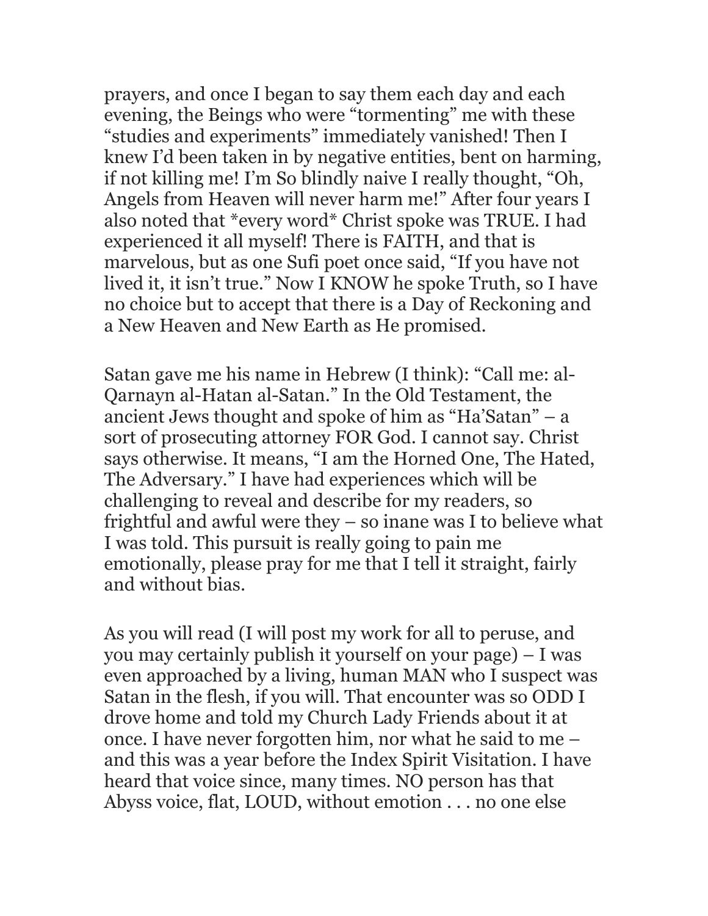prayers, and once I began to say them each day and each evening, the Beings who were "tormenting" me with these "studies and experiments" immediately vanished! Then I knew I'd been taken in by negative entities, bent on harming, if not killing me! I'm So blindly naive I really thought, "Oh, Angels from Heaven will never harm me!" After four years I also noted that *every word* Christ spoke was TRUE. I had experienced it all myself! There is FAITH, and that is marvelous, but as one Sufi poet once said, "If you have not lived it, it isn't true." Now I KNOW he spoke Truth, so I have no choice but to accept that there is a Day of Reckoning and a New Heaven and New Earth as He promised.

Satan gave me his name in Hebrew (I think): "Call me: al-Qarnayn al-Hatan al-Satan." In the Old Testament, the ancient Jews thought and spoke of him as "Ha'Satan" – a sort of prosecuting attorney FOR God. I cannot say. Christ says otherwise. It means, "I am the Horned One, The Hated, The Adversary." I have had experiences which will be challenging to reveal and describe for my readers, so frightful and awful were they – so inane was I to believe what I was told. This pursuit is really going to pain me emotionally, please pray for me that I tell it straight, fairly and without bias.

As you will read (I will post my work for all to peruse, and you may certainly publish it yourself on your page) – I was even approached by a living, human MAN who I suspect was Satan in the flesh, if you will. That encounter was so ODD I drove home and told my Church Lady Friends about it at once. I have never forgotten him, nor what he said to me – and this was a year before the Index Spirit Visitation. I have heard that voice since, many times. NO person has that Abyss voice, flat, LOUD, without emotion . . . no one else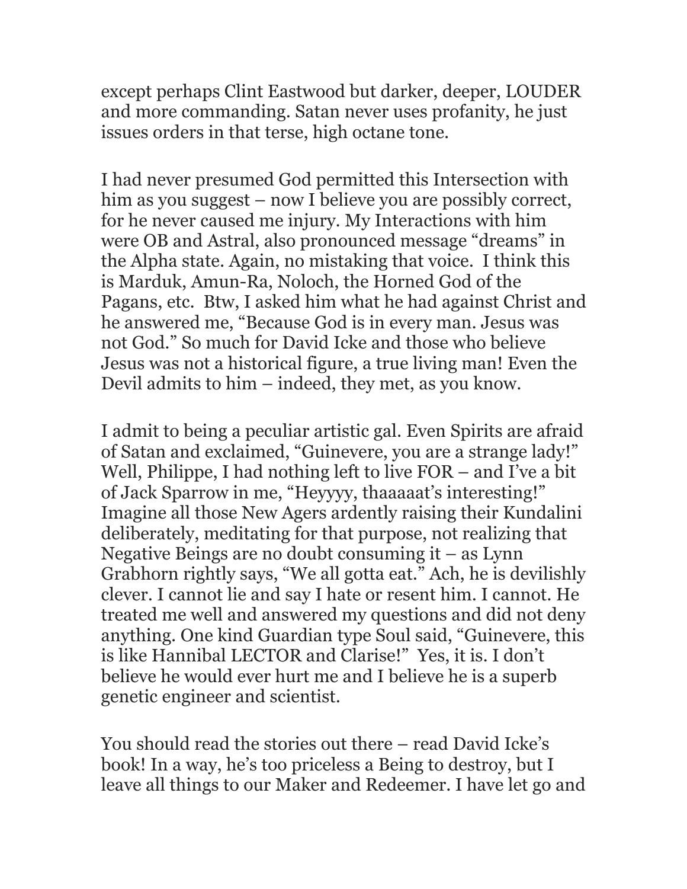except perhaps Clint Eastwood but darker, deeper, LOUDER and more commanding. Satan never uses profanity, he just issues orders in that terse, high octane tone.

I had never presumed God permitted this Intersection with him as you suggest – now I believe you are possibly correct, for he never caused me injury. My Interactions with him were OB and Astral, also pronounced message "dreams" in the Alpha state. Again, no mistaking that voice. I think this is Marduk, Amun-Ra, Noloch, the Horned God of the Pagans, etc. Btw, I asked him what he had against Christ and he answered me, "Because God is in every man. Jesus was not God." So much for David Icke and those who believe Jesus was not a historical figure, a true living man! Even the Devil admits to him – indeed, they met, as you know.

I admit to being a peculiar artistic gal. Even Spirits are afraid of Satan and exclaimed, "Guinevere, you are a strange lady!" Well, Philippe, I had nothing left to live FOR – and I've a bit of Jack Sparrow in me, "Heyyyy, thaaaaat's interesting!" Imagine all those New Agers ardently raising their Kundalini deliberately, meditating for that purpose, not realizing that Negative Beings are no doubt consuming it – as Lynn Grabhorn rightly says, "We all gotta eat." Ach, he is devilishly clever. I cannot lie and say I hate or resent him. I cannot. He treated me well and answered my questions and did not deny anything. One kind Guardian type Soul said, "Guinevere, this is like Hannibal LECTOR and Clarise!" Yes, it is. I don't believe he would ever hurt me and I believe he is a superb genetic engineer and scientist.

You should read the stories out there – read David Icke's book! In a way, he's too priceless a Being to destroy, but I leave all things to our Maker and Redeemer. I have let go and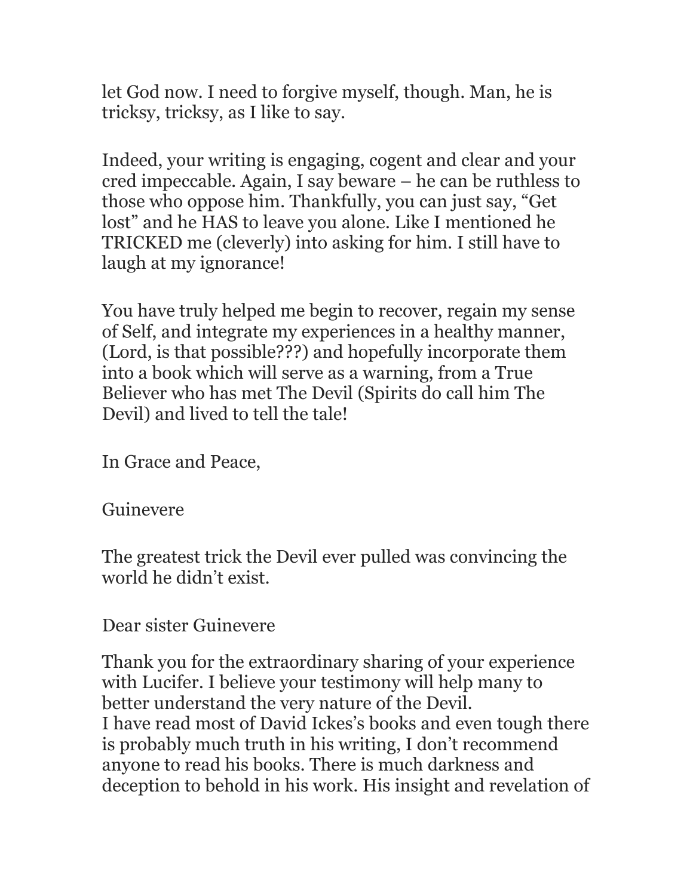let God now. I need to forgive myself, though. Man, he is tricksy, tricksy, as I like to say.

Indeed, your writing is engaging, cogent and clear and your cred impeccable. Again, I say beware – he can be ruthless to those who oppose him. Thankfully, you can just say, "Get lost" and he HAS to leave you alone. Like I mentioned he TRICKED me (cleverly) into asking for him. I still have to laugh at my ignorance!

You have truly helped me begin to recover, regain my sense of Self, and integrate my experiences in a healthy manner, (Lord, is that possible???) and hopefully incorporate them into a book which will serve as a warning, from a True Believer who has met The Devil (Spirits do call him The Devil) and lived to tell the tale!

In Grace and Peace,

Guinevere

The greatest trick the Devil ever pulled was convincing the world he didn't exist.

Dear sister Guinevere

Thank you for the extraordinary sharing of your experience with Lucifer. I believe your testimony will help many to better understand the very nature of the Devil.
I have read most of David Ickes's books and even tough there is probably much truth in his writing, I don't recommend anyone to read his books. There is much darkness and deception to behold in his work. His insight and revelation of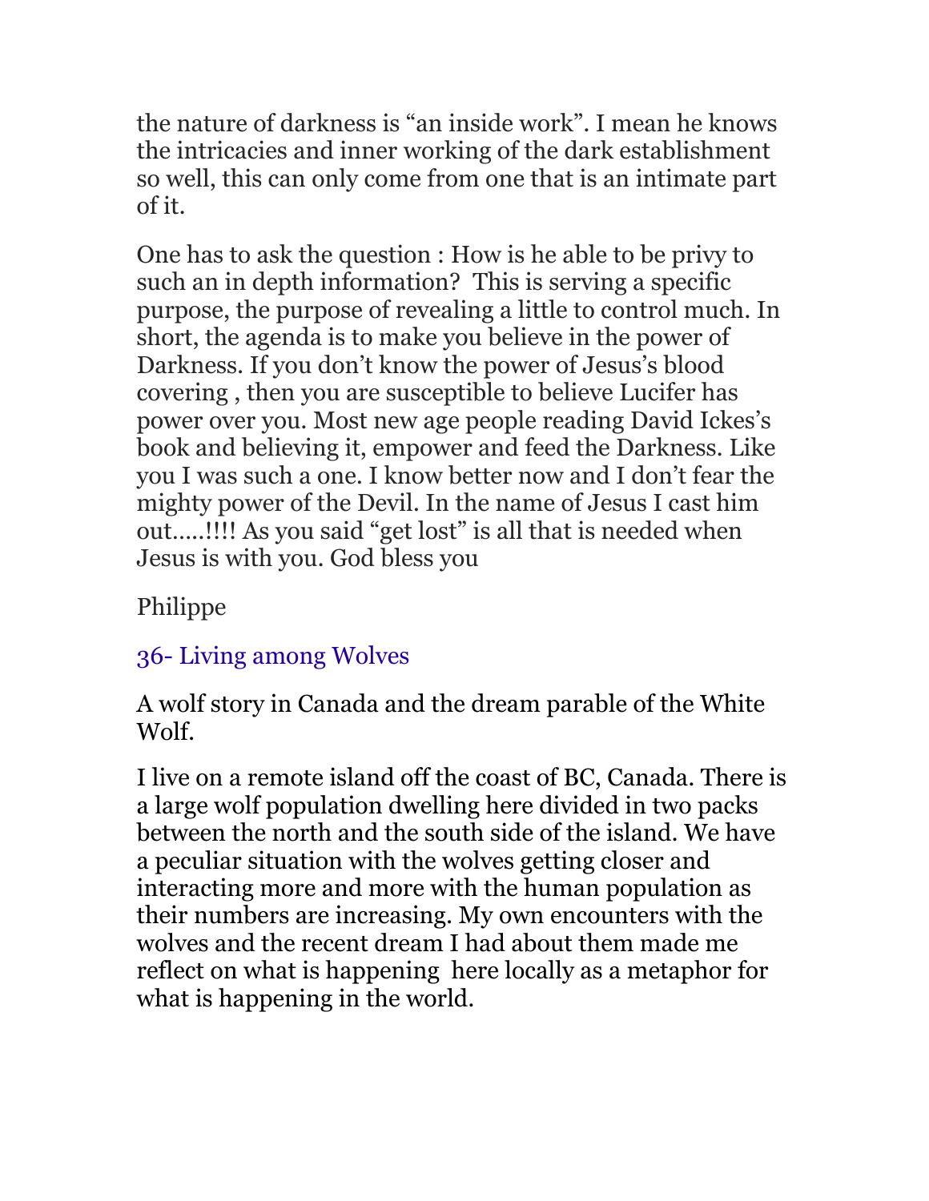the nature of darkness is “an inside work”. I mean he knows the intricacies and inner working of the dark establishment so well, this can only come from one that is an intimate part of it.

One has to ask the question : How is he able to be privy to such an in depth information?  This is serving a specific purpose, the purpose of revealing a little to control much. In short, the agenda is to make you believe in the power of Darkness. If you don’t know the power of Jesus’s blood covering , then you are susceptible to believe Lucifer has power over you. Most new age people reading David Ickes’s book and believing it, empower and feed the Darkness. Like you I was such a one. I know better now and I don’t fear the mighty power of the Devil. In the name of Jesus I cast him out…..!!!! As you said “get lost” is all that is needed when Jesus is with you. God bless you

Philippe

## 36- Living among Wolves

A wolf story in Canada and the dream parable of the White Wolf.

I live on a remote island off the coast of BC, Canada. There is a large wolf population dwelling here divided in two packs between the north and the south side of the island. We have a peculiar situation with the wolves getting closer and interacting more and more with the human population as their numbers are increasing. My own encounters with the wolves and the recent dream I had about them made me reflect on what is happening  here locally as a metaphor for what is happening in the world.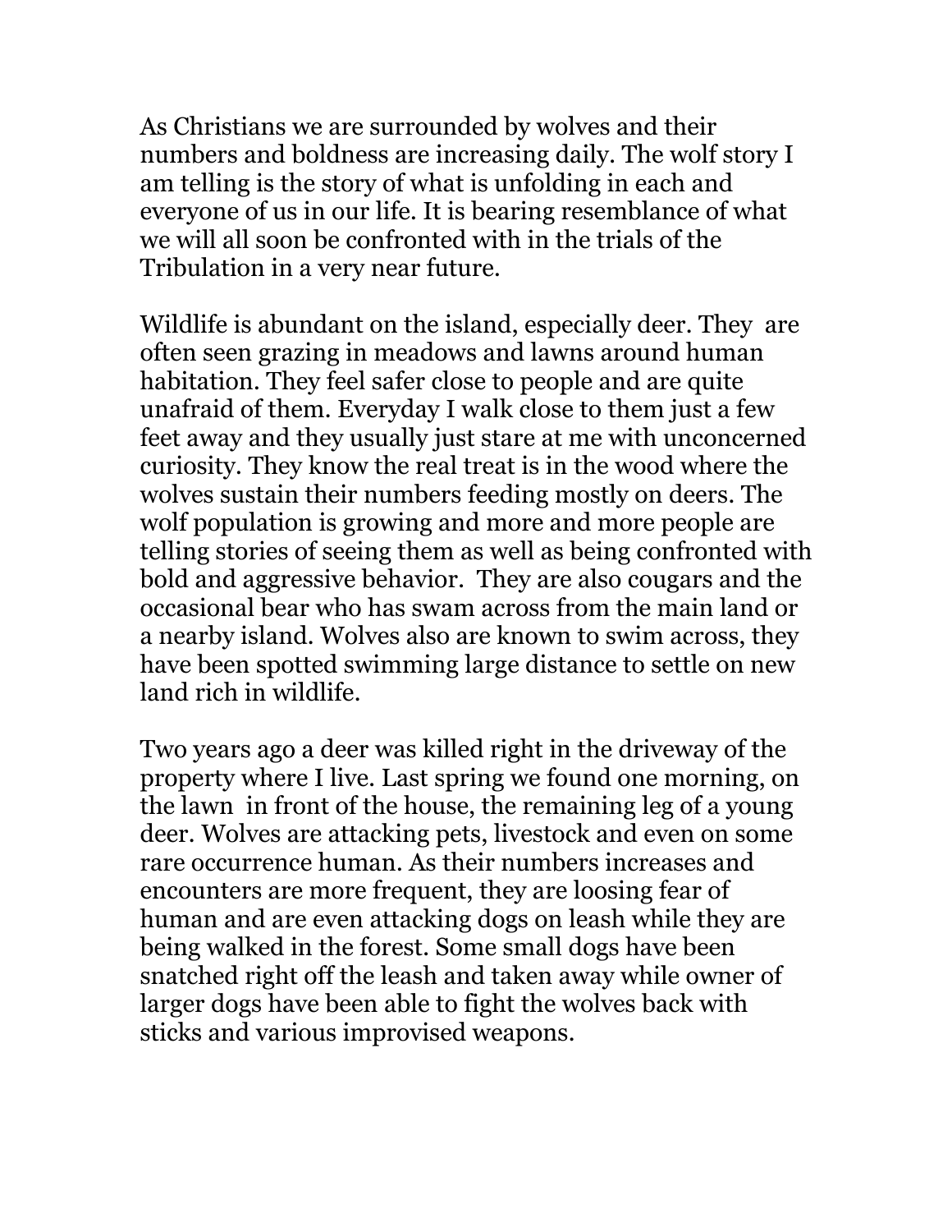As Christians we are surrounded by wolves and their numbers and boldness are increasing daily. The wolf story I am telling is the story of what is unfolding in each and everyone of us in our life. It is bearing resemblance of what we will all soon be confronted with in the trials of the Tribulation in a very near future.

Wildlife is abundant on the island, especially deer. They are often seen grazing in meadows and lawns around human habitation. They feel safer close to people and are quite unafraid of them. Everyday I walk close to them just a few feet away and they usually just stare at me with unconcerned curiosity. They know the real treat is in the wood where the wolves sustain their numbers feeding mostly on deers. The wolf population is growing and more and more people are telling stories of seeing them as well as being confronted with bold and aggressive behavior. They are also cougars and the occasional bear who has swam across from the main land or a nearby island. Wolves also are known to swim across, they have been spotted swimming large distance to settle on new land rich in wildlife.

Two years ago a deer was killed right in the driveway of the property where I live. Last spring we found one morning, on the lawn in front of the house, the remaining leg of a young deer. Wolves are attacking pets, livestock and even on some rare occurrence human. As their numbers increases and encounters are more frequent, they are loosing fear of human and are even attacking dogs on leash while they are being walked in the forest. Some small dogs have been snatched right off the leash and taken away while owner of larger dogs have been able to fight the wolves back with sticks and various improvised weapons.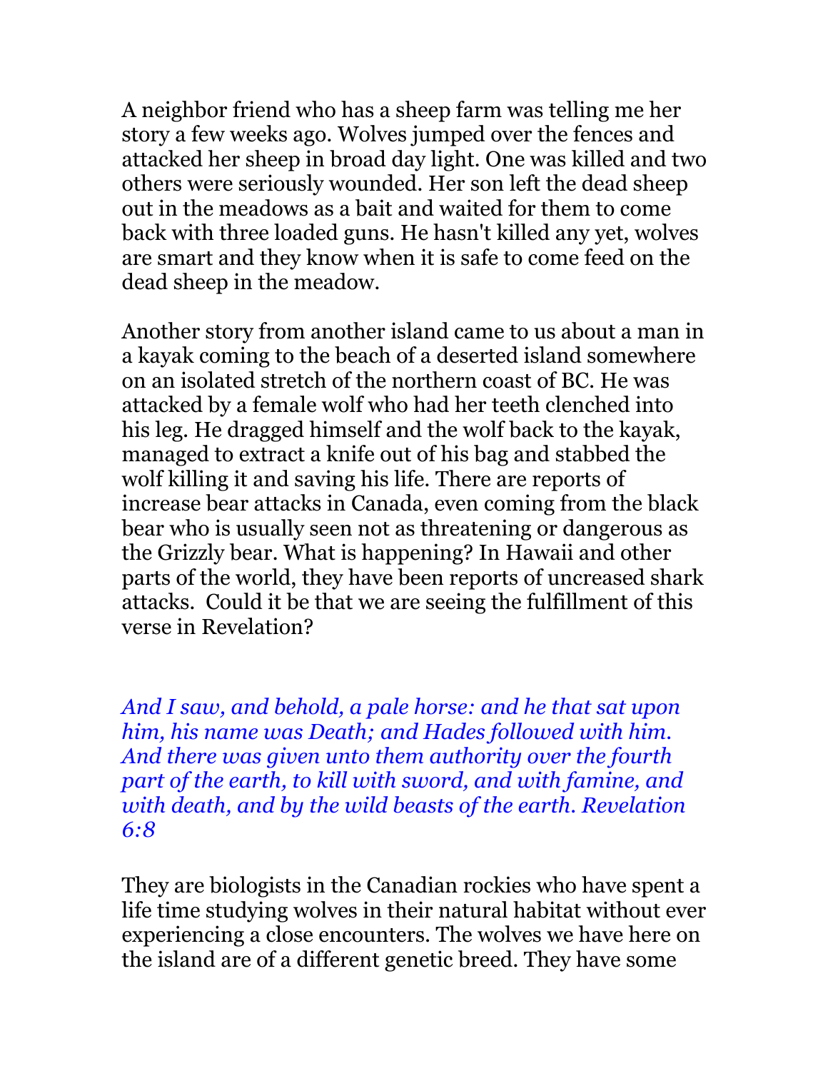A neighbor friend who has a sheep farm was telling me her story a few weeks ago. Wolves jumped over the fences and attacked her sheep in broad day light. One was killed and two others were seriously wounded. Her son left the dead sheep out in the meadows as a bait and waited for them to come back with three loaded guns. He hasn't killed any yet, wolves are smart and they know when it is safe to come feed on the dead sheep in the meadow.

Another story from another island came to us about a man in a kayak coming to the beach of a deserted island somewhere on an isolated stretch of the northern coast of BC. He was attacked by a female wolf who had her teeth clenched into his leg. He dragged himself and the wolf back to the kayak, managed to extract a knife out of his bag and stabbed the wolf killing it and saving his life. There are reports of increase bear attacks in Canada, even coming from the black bear who is usually seen not as threatening or dangerous as the Grizzly bear. What is happening? In Hawaii and other parts of the world, they have been reports of uncreased shark attacks. Could it be that we are seeing the fulfillment of this verse in Revelation?

*And I saw, and behold, a pale horse: and he that sat upon him, his name was Death; and Hades followed with him. And there was given unto them authority over the fourth part of the earth, to kill with sword, and with famine, and with death, and by the wild beasts of the earth. Revelation 6:8*

They are biologists in the Canadian rockies who have spent a life time studying wolves in their natural habitat without ever experiencing a close encounters. The wolves we have here on the island are of a different genetic breed. They have some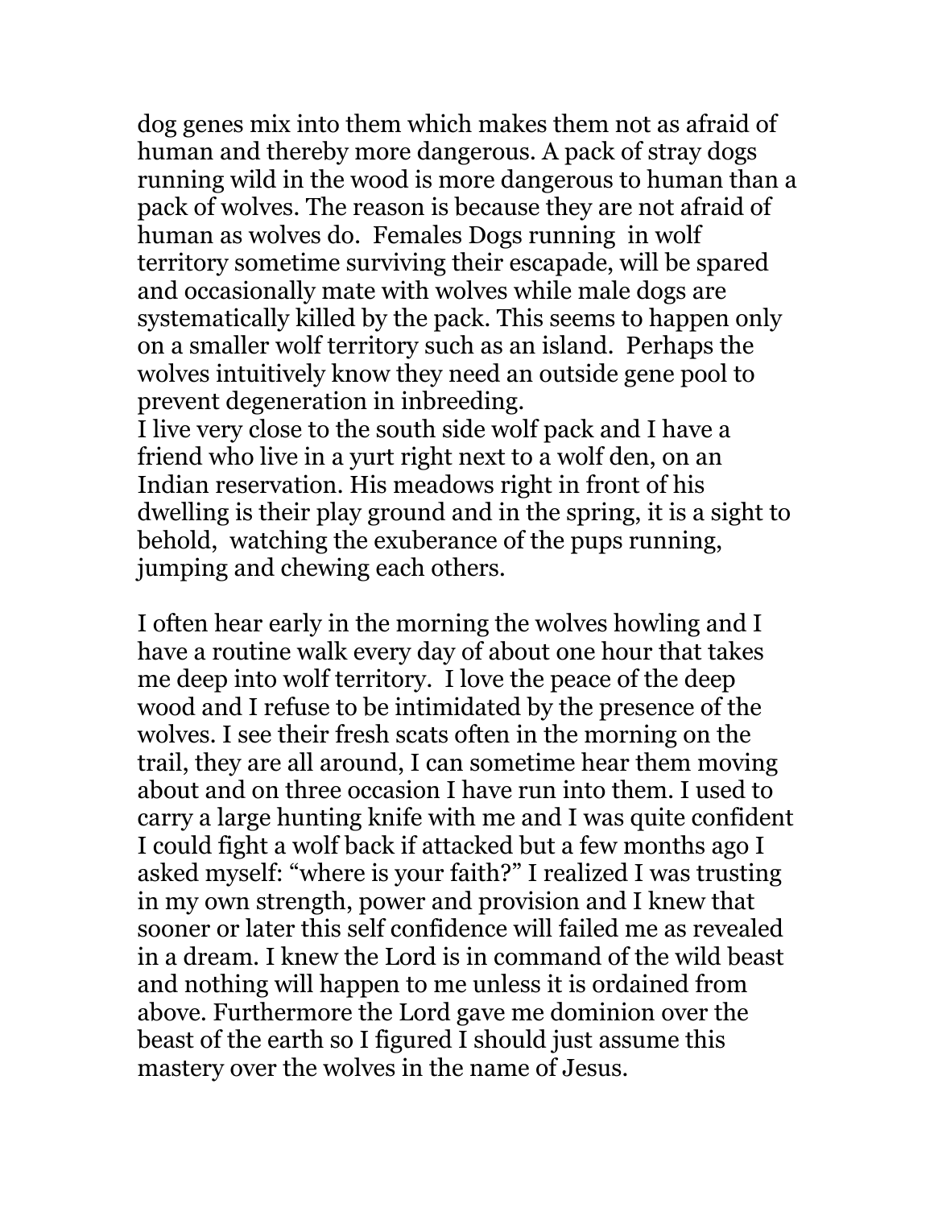dog genes mix into them which makes them not as afraid of human and thereby more dangerous. A pack of stray dogs running wild in the wood is more dangerous to human than a pack of wolves. The reason is because they are not afraid of human as wolves do. Females Dogs running in wolf territory sometime surviving their escapade, will be spared and occasionally mate with wolves while male dogs are systematically killed by the pack. This seems to happen only on a smaller wolf territory such as an island. Perhaps the wolves intuitively know they need an outside gene pool to prevent degeneration in inbreeding.
I live very close to the south side wolf pack and I have a friend who live in a yurt right next to a wolf den, on an Indian reservation. His meadows right in front of his dwelling is their play ground and in the spring, it is a sight to behold, watching the exuberance of the pups running, jumping and chewing each others.

I often hear early in the morning the wolves howling and I have a routine walk every day of about one hour that takes me deep into wolf territory. I love the peace of the deep wood and I refuse to be intimidated by the presence of the wolves. I see their fresh scats often in the morning on the trail, they are all around, I can sometime hear them moving about and on three occasion I have run into them. I used to carry a large hunting knife with me and I was quite confident I could fight a wolf back if attacked but a few months ago I asked myself: "where is your faith?" I realized I was trusting in my own strength, power and provision and I knew that sooner or later this self confidence will failed me as revealed in a dream. I knew the Lord is in command of the wild beast and nothing will happen to me unless it is ordained from above. Furthermore the Lord gave me dominion over the beast of the earth so I figured I should just assume this mastery over the wolves in the name of Jesus.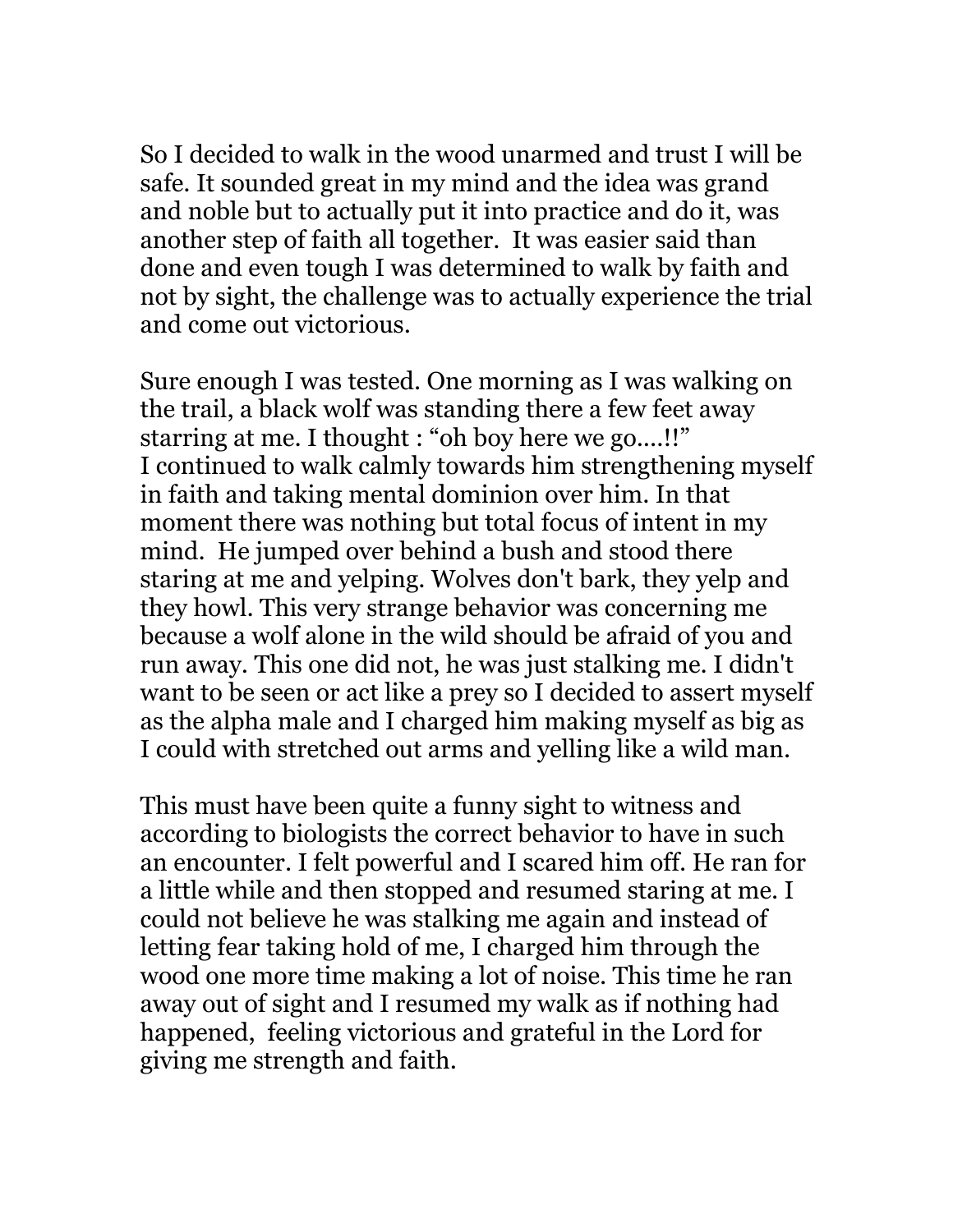So I decided to walk in the wood unarmed and trust I will be safe. It sounded great in my mind and the idea was grand and noble but to actually put it into practice and do it, was another step of faith all together. It was easier said than done and even tough I was determined to walk by faith and not by sight, the challenge was to actually experience the trial and come out victorious.

Sure enough I was tested. One morning as I was walking on the trail, a black wolf was standing there a few feet away starring at me. I thought : "oh boy here we go....!!"
I continued to walk calmly towards him strengthening myself in faith and taking mental dominion over him. In that moment there was nothing but total focus of intent in my mind. He jumped over behind a bush and stood there staring at me and yelping. Wolves don't bark, they yelp and they howl. This very strange behavior was concerning me because a wolf alone in the wild should be afraid of you and run away. This one did not, he was just stalking me. I didn't want to be seen or act like a prey so I decided to assert myself as the alpha male and I charged him making myself as big as I could with stretched out arms and yelling like a wild man.

This must have been quite a funny sight to witness and according to biologists the correct behavior to have in such an encounter. I felt powerful and I scared him off. He ran for a little while and then stopped and resumed staring at me. I could not believe he was stalking me again and instead of letting fear taking hold of me, I charged him through the wood one more time making a lot of noise. This time he ran away out of sight and I resumed my walk as if nothing had happened, feeling victorious and grateful in the Lord for giving me strength and faith.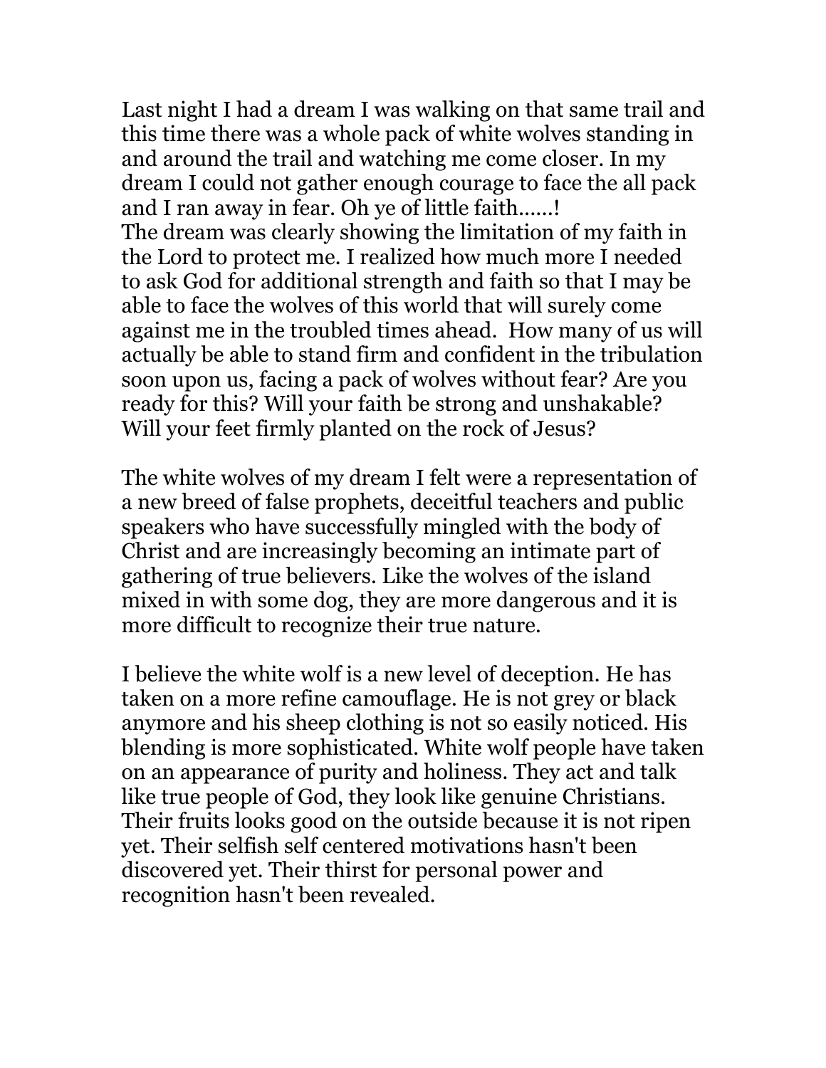Last night I had a dream I was walking on that same trail and this time there was a whole pack of white wolves standing in and around the trail and watching me come closer. In my dream I could not gather enough courage to face the all pack and I ran away in fear. Oh ye of little faith......!
The dream was clearly showing the limitation of my faith in the Lord to protect me. I realized how much more I needed to ask God for additional strength and faith so that I may be able to face the wolves of this world that will surely come against me in the troubled times ahead. How many of us will actually be able to stand firm and confident in the tribulation soon upon us, facing a pack of wolves without fear? Are you ready for this? Will your faith be strong and unshakable? Will your feet firmly planted on the rock of Jesus?

The white wolves of my dream I felt were a representation of a new breed of false prophets, deceitful teachers and public speakers who have successfully mingled with the body of Christ and are increasingly becoming an intimate part of gathering of true believers. Like the wolves of the island mixed in with some dog, they are more dangerous and it is more difficult to recognize their true nature.

I believe the white wolf is a new level of deception. He has taken on a more refine camouflage. He is not grey or black anymore and his sheep clothing is not so easily noticed. His blending is more sophisticated. White wolf people have taken on an appearance of purity and holiness. They act and talk like true people of God, they look like genuine Christians. Their fruits looks good on the outside because it is not ripen yet. Their selfish self centered motivations hasn't been discovered yet. Their thirst for personal power and recognition hasn't been revealed.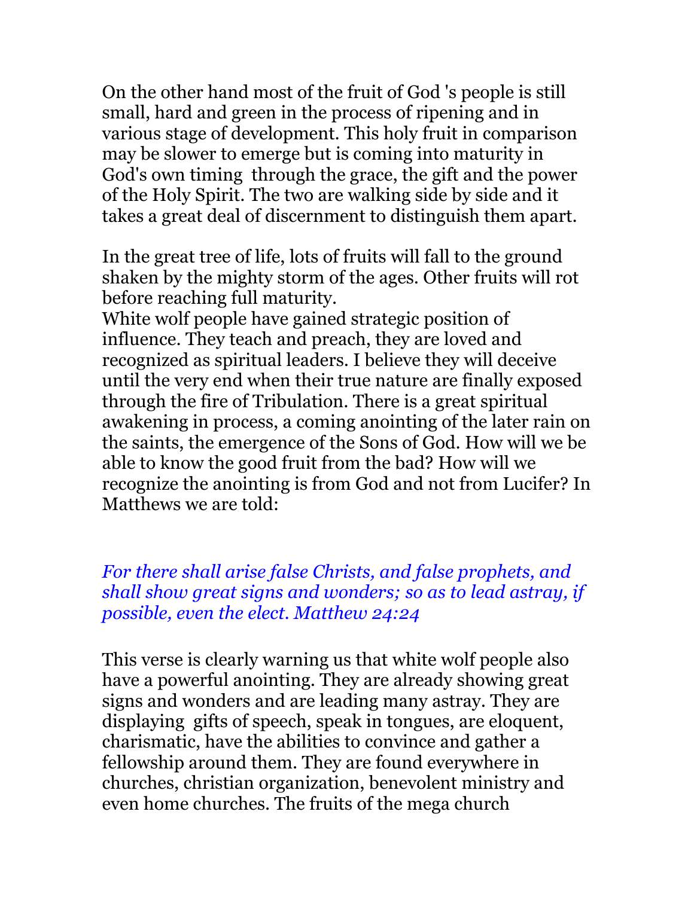On the other hand most of the fruit of God 's people is still small, hard and green in the process of ripening and in various stage of development. This holy fruit in comparison may be slower to emerge but is coming into maturity in God's own timing  through the grace, the gift and the power of the Holy Spirit. The two are walking side by side and it takes a great deal of discernment to distinguish them apart.

In the great tree of life, lots of fruits will fall to the ground shaken by the mighty storm of the ages. Other fruits will rot before reaching full maturity.
White wolf people have gained strategic position of influence. They teach and preach, they are loved and recognized as spiritual leaders. I believe they will deceive until the very end when their true nature are finally exposed through the fire of Tribulation. There is a great spiritual awakening in process, a coming anointing of the later rain on the saints, the emergence of the Sons of God. How will we be able to know the good fruit from the bad? How will we recognize the anointing is from God and not from Lucifer? In Matthews we are told:

*For there shall arise false Christs, and false prophets, and shall show great signs and wonders; so as to lead astray, if possible, even the elect. Matthew 24:24*

This verse is clearly warning us that white wolf people also have a powerful anointing. They are already showing great signs and wonders and are leading many astray. They are displaying  gifts of speech, speak in tongues, are eloquent, charismatic, have the abilities to convince and gather a fellowship around them. They are found everywhere in churches, christian organization, benevolent ministry and even home churches. The fruits of the mega church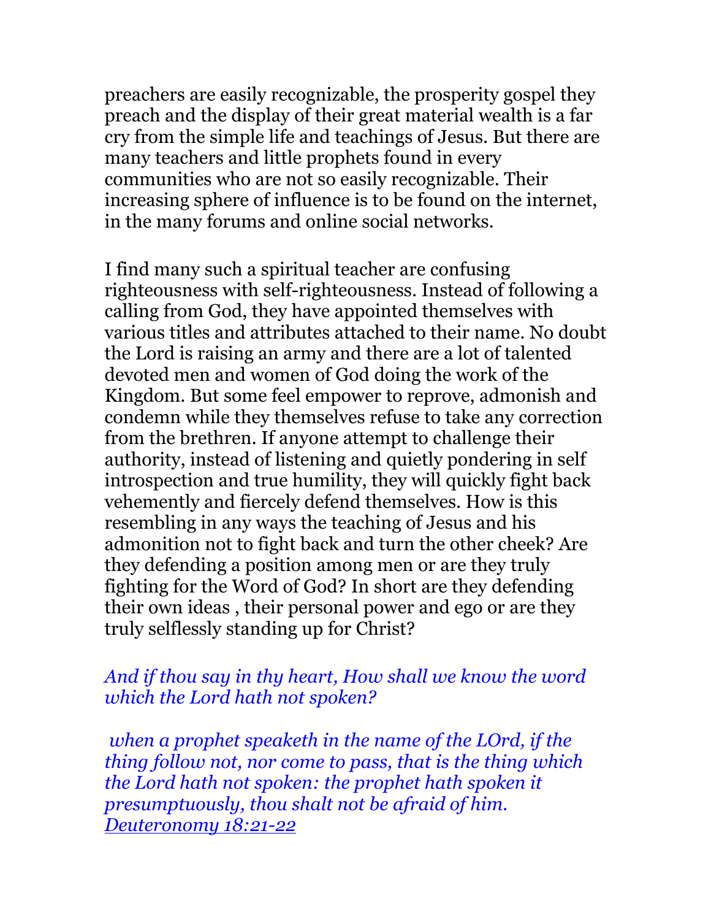preachers are easily recognizable, the prosperity gospel they preach and the display of their great material wealth is a far cry from the simple life and teachings of Jesus. But there are many teachers and little prophets found in every communities who are not so easily recognizable. Their increasing sphere of influence is to be found on the internet, in the many forums and online social networks.

I find many such a spiritual teacher are confusing righteousness with self-righteousness. Instead of following a calling from God, they have appointed themselves with various titles and attributes attached to their name. No doubt the Lord is raising an army and there are a lot of talented devoted men and women of God doing the work of the Kingdom. But some feel empower to reprove, admonish and condemn while they themselves refuse to take any correction from the brethren. If anyone attempt to challenge their authority, instead of listening and quietly pondering in self introspection and true humility, they will quickly fight back vehemently and fiercely defend themselves. How is this resembling in any ways the teaching of Jesus and his admonition not to fight back and turn the other cheek? Are they defending a position among men or are they truly fighting for the Word of God? In short are they defending their own ideas , their personal power and ego or are they truly selflessly standing up for Christ?

*And if thou say in thy heart, How shall we know the word which the Lord hath not spoken?*

*when a prophet speaketh in the name of the LOrd, if the thing follow not, nor come to pass, that is the thing which the Lord hath not spoken: the prophet hath spoken it presumptuously, thou shalt not be afraid of him.* *Deuteronomy 18:21-22*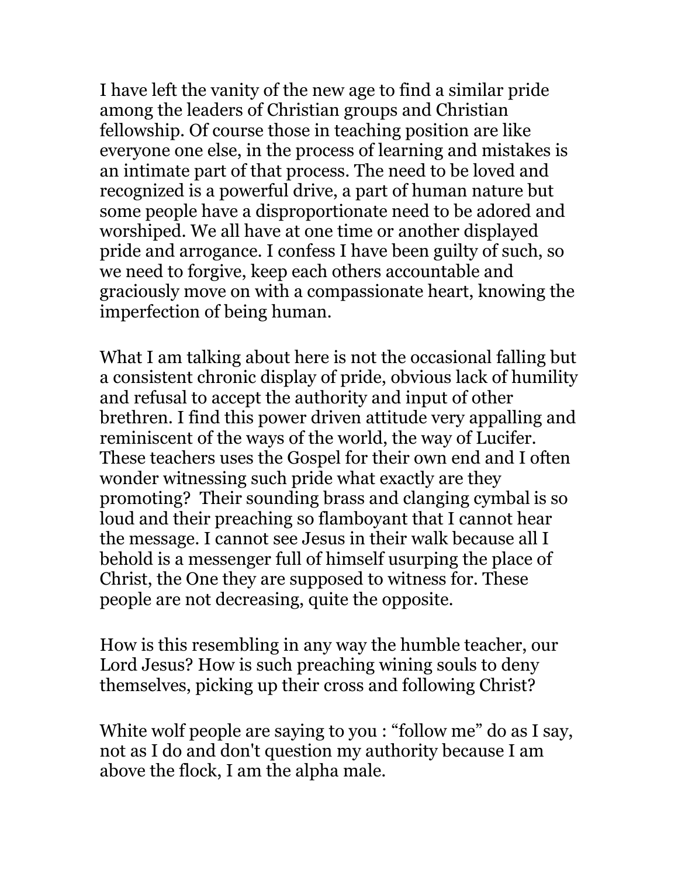I have left the vanity of the new age to find a similar pride among the leaders of Christian groups and Christian fellowship. Of course those in teaching position are like everyone one else, in the process of learning and mistakes is an intimate part of that process. The need to be loved and recognized is a powerful drive, a part of human nature but some people have a disproportionate need to be adored and worshiped. We all have at one time or another displayed pride and arrogance. I confess I have been guilty of such, so we need to forgive, keep each others accountable and graciously move on with a compassionate heart, knowing the imperfection of being human.

What I am talking about here is not the occasional falling but a consistent chronic display of pride, obvious lack of humility and refusal to accept the authority and input of other brethren. I find this power driven attitude very appalling and reminiscent of the ways of the world, the way of Lucifer. These teachers uses the Gospel for their own end and I often wonder witnessing such pride what exactly are they promoting? Their sounding brass and clanging cymbal is so loud and their preaching so flamboyant that I cannot hear the message. I cannot see Jesus in their walk because all I behold is a messenger full of himself usurping the place of Christ, the One they are supposed to witness for. These people are not decreasing, quite the opposite.

How is this resembling in any way the humble teacher, our Lord Jesus? How is such preaching wining souls to deny themselves, picking up their cross and following Christ?

White wolf people are saying to you : “follow me” do as I say, not as I do and don't question my authority because I am above the flock, I am the alpha male.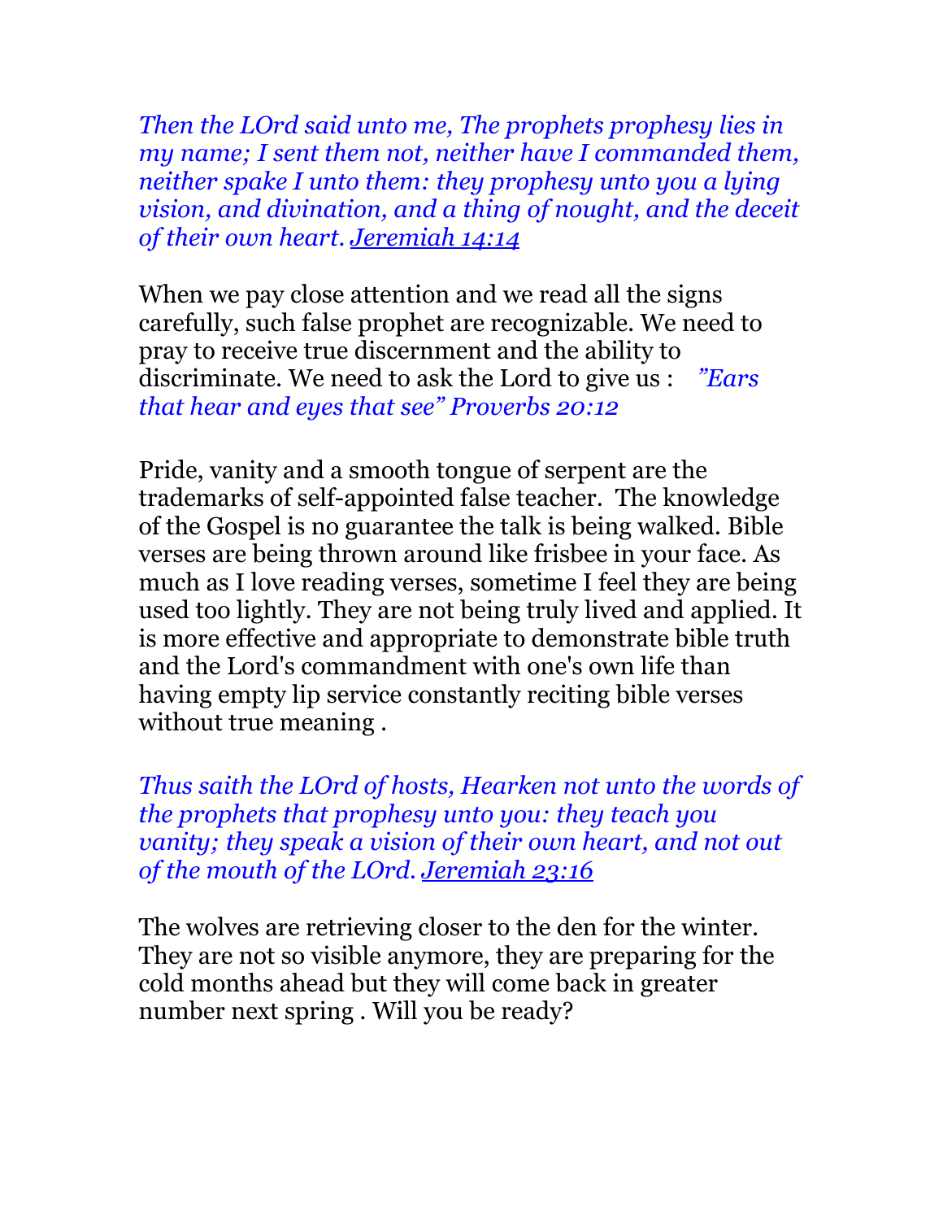*Then the LOrd said unto me, The prophets prophesy lies in my name; I sent them not, neither have I commanded them, neither spake I unto them: they prophesy unto you a lying vision, and divination, and a thing of nought, and the deceit of their own heart.* *Jeremiah 14:14*

When we pay close attention and we read all the signs carefully, such false prophet are recognizable. We need to pray to receive true discernment and the ability to discriminate. We need to ask the Lord to give us : *"Ears that hear and eyes that see" Proverbs 20:12*

Pride, vanity and a smooth tongue of serpent are the trademarks of self-appointed false teacher. The knowledge of the Gospel is no guarantee the talk is being walked. Bible verses are being thrown around like frisbee in your face. As much as I love reading verses, sometime I feel they are being used too lightly. They are not being truly lived and applied. It is more effective and appropriate to demonstrate bible truth and the Lord's commandment with one's own life than having empty lip service constantly reciting bible verses without true meaning .

*Thus saith the LOrd of hosts, Hearken not unto the words of the prophets that prophesy unto you: they teach you vanity; they speak a vision of their own heart, and not out of the mouth of the LOrd.* *Jeremiah 23:16*

The wolves are retrieving closer to the den for the winter. They are not so visible anymore, they are preparing for the cold months ahead but they will come back in greater number next spring . Will you be ready?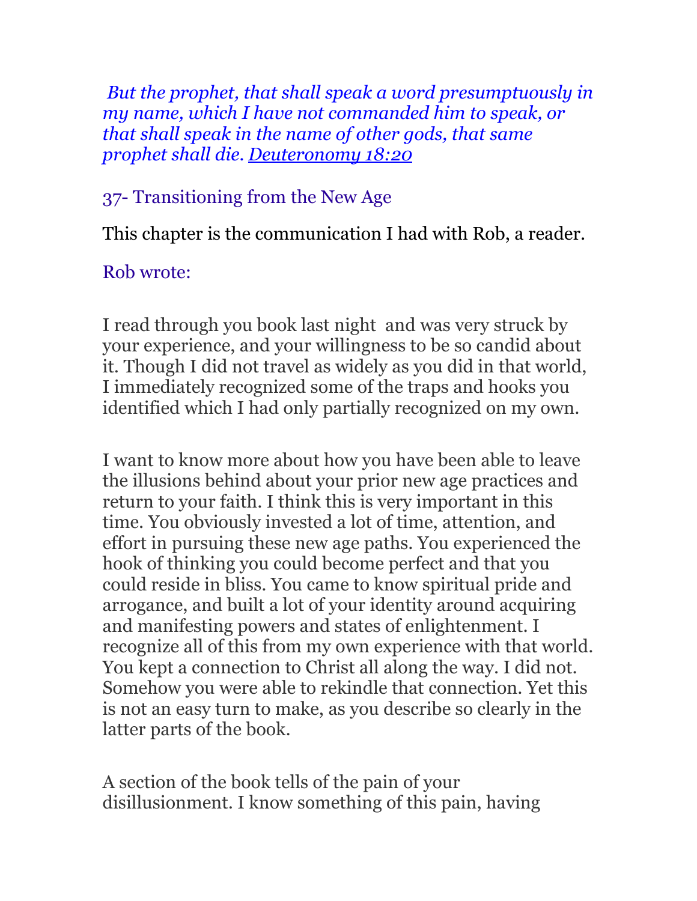*But the prophet, that shall speak a word presumptuously in my name, which I have not commanded him to speak, or that shall speak in the name of other gods, that same prophet shall die.* Deuteronomy 18:20

## 37- Transitioning from the New Age

This chapter is the communication I had with Rob, a reader.

Rob wrote:

I read through you book last night and was very struck by your experience, and your willingness to be so candid about it. Though I did not travel as widely as you did in that world, I immediately recognized some of the traps and hooks you identified which I had only partially recognized on my own.

I want to know more about how you have been able to leave the illusions behind about your prior new age practices and return to your faith. I think this is very important in this time. You obviously invested a lot of time, attention, and effort in pursuing these new age paths. You experienced the hook of thinking you could become perfect and that you could reside in bliss. You came to know spiritual pride and arrogance, and built a lot of your identity around acquiring and manifesting powers and states of enlightenment. I recognize all of this from my own experience with that world. You kept a connection to Christ all along the way. I did not. Somehow you were able to rekindle that connection. Yet this is not an easy turn to make, as you describe so clearly in the latter parts of the book.

A section of the book tells of the pain of your disillusionment. I know something of this pain, having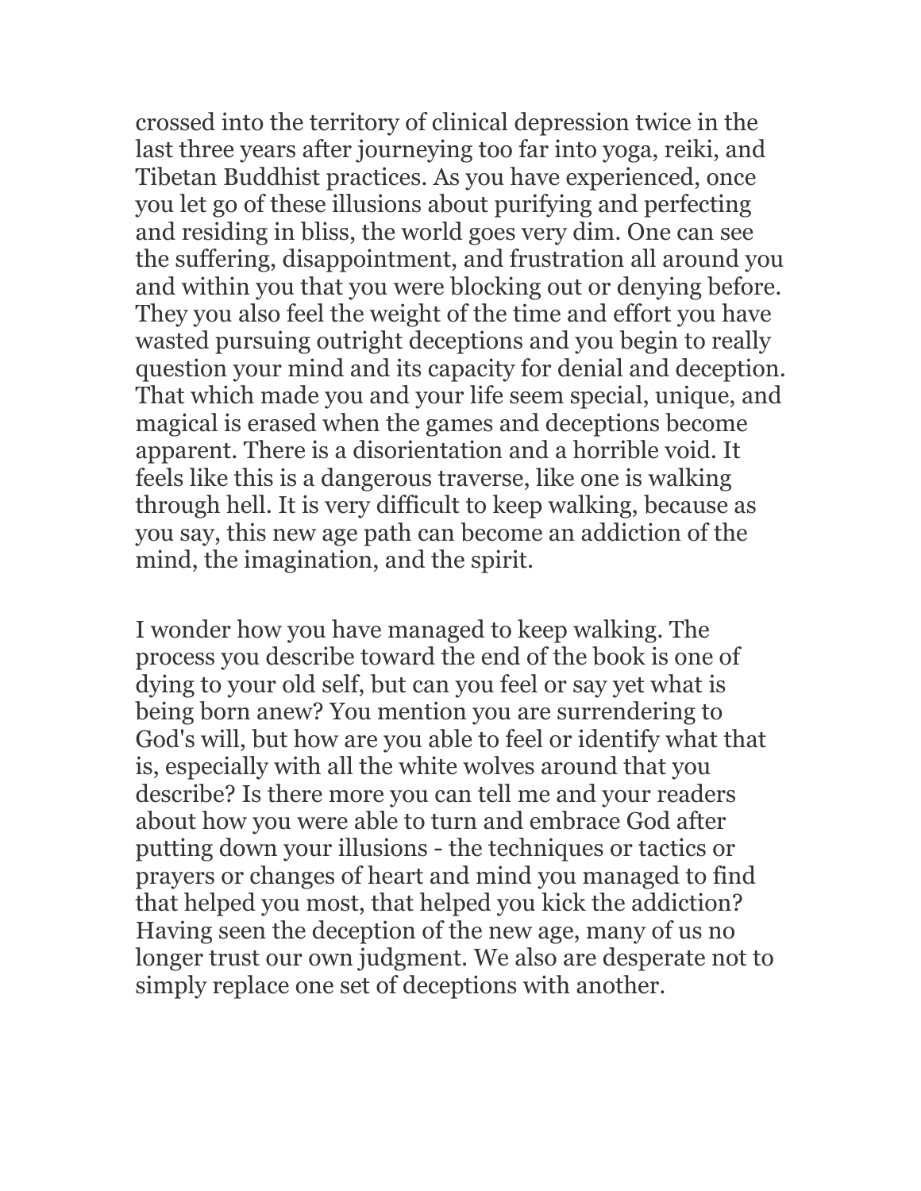crossed into the territory of clinical depression twice in the last three years after journeying too far into yoga, reiki, and Tibetan Buddhist practices. As you have experienced, once you let go of these illusions about purifying and perfecting and residing in bliss, the world goes very dim. One can see the suffering, disappointment, and frustration all around you and within you that you were blocking out or denying before. They you also feel the weight of the time and effort you have wasted pursuing outright deceptions and you begin to really question your mind and its capacity for denial and deception. That which made you and your life seem special, unique, and magical is erased when the games and deceptions become apparent. There is a disorientation and a horrible void. It feels like this is a dangerous traverse, like one is walking through hell. It is very difficult to keep walking, because as you say, this new age path can become an addiction of the mind, the imagination, and the spirit.

I wonder how you have managed to keep walking. The process you describe toward the end of the book is one of dying to your old self, but can you feel or say yet what is being born anew? You mention you are surrendering to God's will, but how are you able to feel or identify what that is, especially with all the white wolves around that you describe? Is there more you can tell me and your readers about how you were able to turn and embrace God after putting down your illusions - the techniques or tactics or prayers or changes of heart and mind you managed to find that helped you most, that helped you kick the addiction? Having seen the deception of the new age, many of us no longer trust our own judgment. We also are desperate not to simply replace one set of deceptions with another.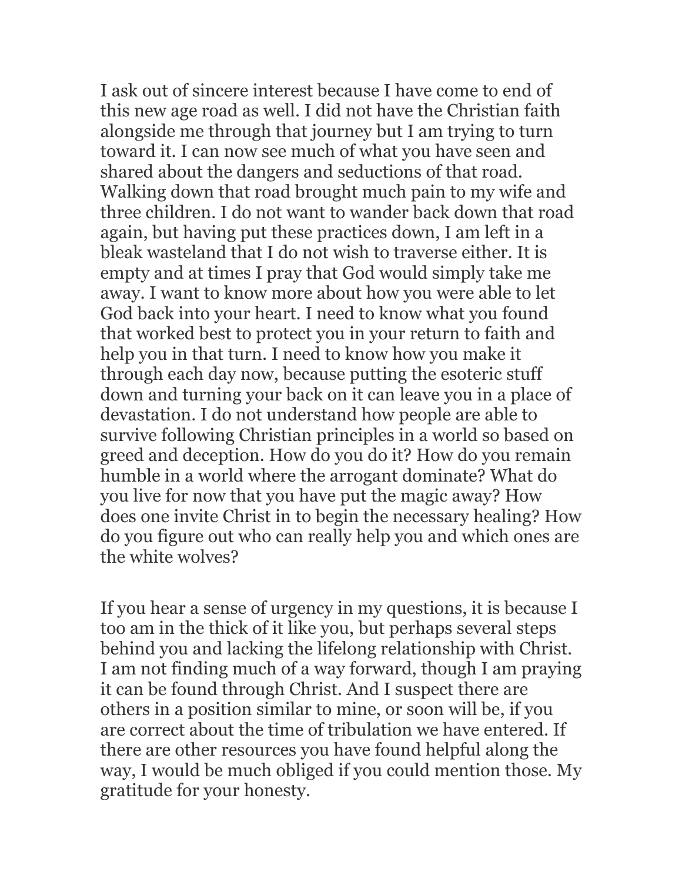I ask out of sincere interest because I have come to end of this new age road as well. I did not have the Christian faith alongside me through that journey but I am trying to turn toward it. I can now see much of what you have seen and shared about the dangers and seductions of that road. Walking down that road brought much pain to my wife and three children. I do not want to wander back down that road again, but having put these practices down, I am left in a bleak wasteland that I do not wish to traverse either. It is empty and at times I pray that God would simply take me away. I want to know more about how you were able to let God back into your heart. I need to know what you found that worked best to protect you in your return to faith and help you in that turn. I need to know how you make it through each day now, because putting the esoteric stuff down and turning your back on it can leave you in a place of devastation. I do not understand how people are able to survive following Christian principles in a world so based on greed and deception. How do you do it? How do you remain humble in a world where the arrogant dominate? What do you live for now that you have put the magic away? How does one invite Christ in to begin the necessary healing? How do you figure out who can really help you and which ones are the white wolves?

If you hear a sense of urgency in my questions, it is because I too am in the thick of it like you, but perhaps several steps behind you and lacking the lifelong relationship with Christ. I am not finding much of a way forward, though I am praying it can be found through Christ. And I suspect there are others in a position similar to mine, or soon will be, if you are correct about the time of tribulation we have entered. If there are other resources you have found helpful along the way, I would be much obliged if you could mention those. My gratitude for your honesty.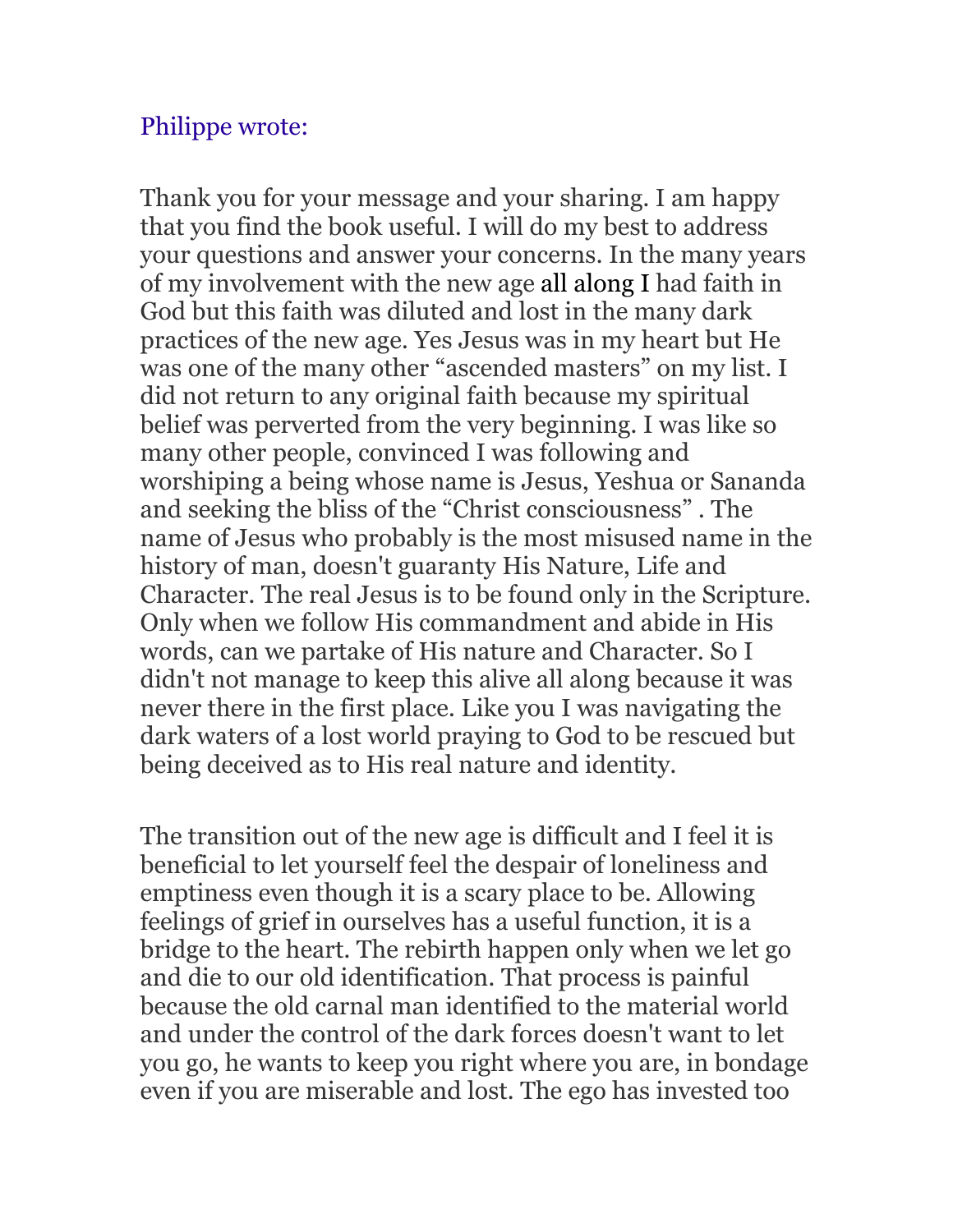Philippe wrote:

Thank you for your message and your sharing. I am happy that you find the book useful. I will do my best to address your questions and answer your concerns. In the many years of my involvement with the new age all along I had faith in God but this faith was diluted and lost in the many dark practices of the new age. Yes Jesus was in my heart but He was one of the many other “ascended masters” on my list. I did not return to any original faith because my spiritual belief was perverted from the very beginning. I was like so many other people, convinced I was following and worshiping a being whose name is Jesus, Yeshua or Sananda and seeking the bliss of the “Christ consciousness” . The name of Jesus who probably is the most misused name in the history of man, doesn't guaranty His Nature, Life and Character. The real Jesus is to be found only in the Scripture. Only when we follow His commandment and abide in His words, can we partake of His nature and Character. So I didn't not manage to keep this alive all along because it was never there in the first place. Like you I was navigating the dark waters of a lost world praying to God to be rescued but being deceived as to His real nature and identity.

The transition out of the new age is difficult and I feel it is beneficial to let yourself feel the despair of loneliness and emptiness even though it is a scary place to be. Allowing feelings of grief in ourselves has a useful function, it is a bridge to the heart. The rebirth happen only when we let go and die to our old identification. That process is painful because the old carnal man identified to the material world and under the control of the dark forces doesn't want to let you go, he wants to keep you right where you are, in bondage even if you are miserable and lost. The ego has invested too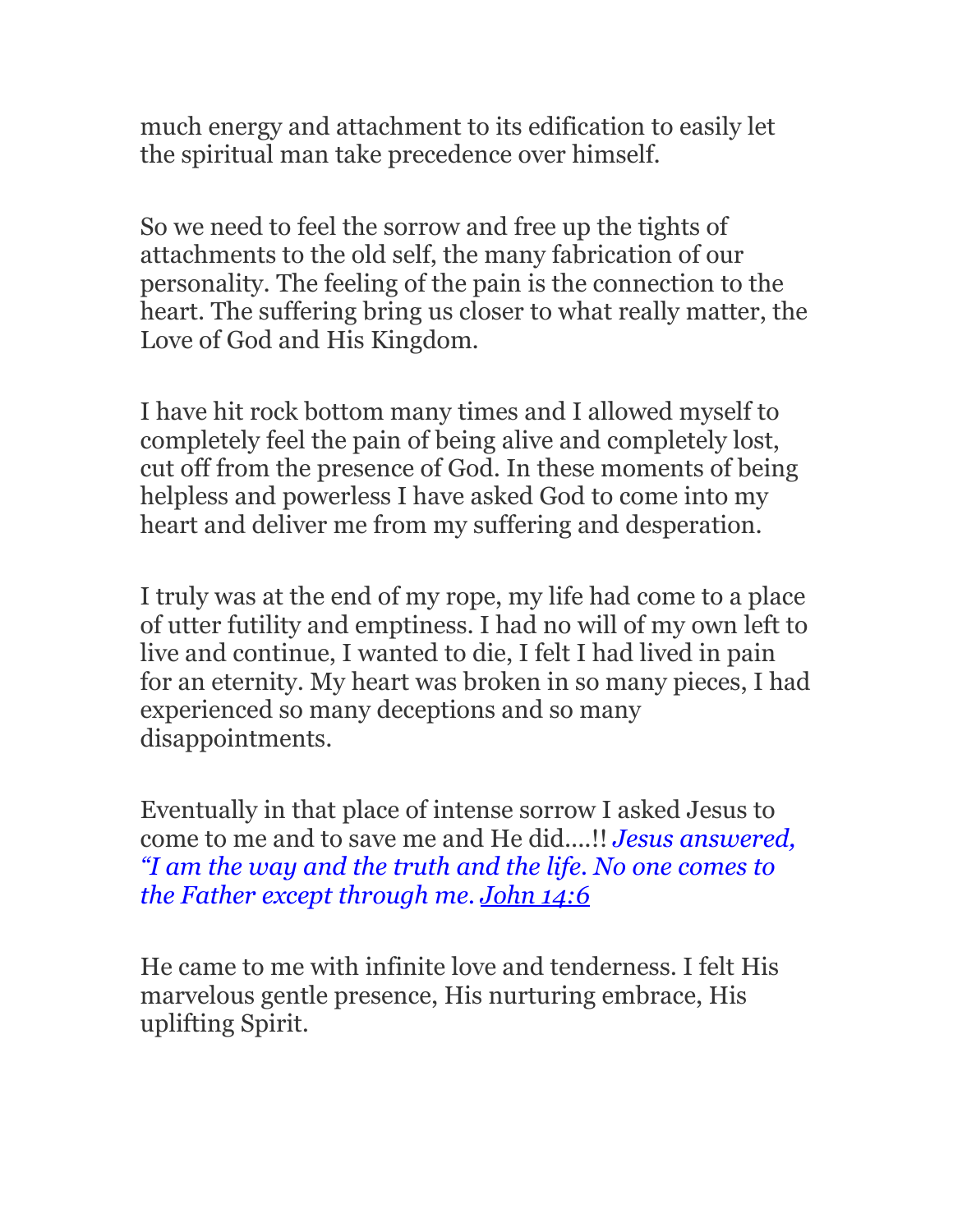much energy and attachment to its edification to easily let the spiritual man take precedence over himself.

So we need to feel the sorrow and free up the tights of attachments to the old self, the many fabrication of our personality. The feeling of the pain is the connection to the heart. The suffering bring us closer to what really matter, the Love of God and His Kingdom.

I have hit rock bottom many times and I allowed myself to completely feel the pain of being alive and completely lost, cut off from the presence of God. In these moments of being helpless and powerless I have asked God to come into my heart and deliver me from my suffering and desperation.

I truly was at the end of my rope, my life had come to a place of utter futility and emptiness. I had no will of my own left to live and continue, I wanted to die, I felt I had lived in pain for an eternity. My heart was broken in so many pieces, I had experienced so many deceptions and so many disappointments.

Eventually in that place of intense sorrow I asked Jesus to come to me and to save me and He did....!! *Jesus answered, "I am the way and the truth and the life. No one comes to the Father except through me. John 14:6*

He came to me with infinite love and tenderness. I felt His marvelous gentle presence, His nurturing embrace, His uplifting Spirit.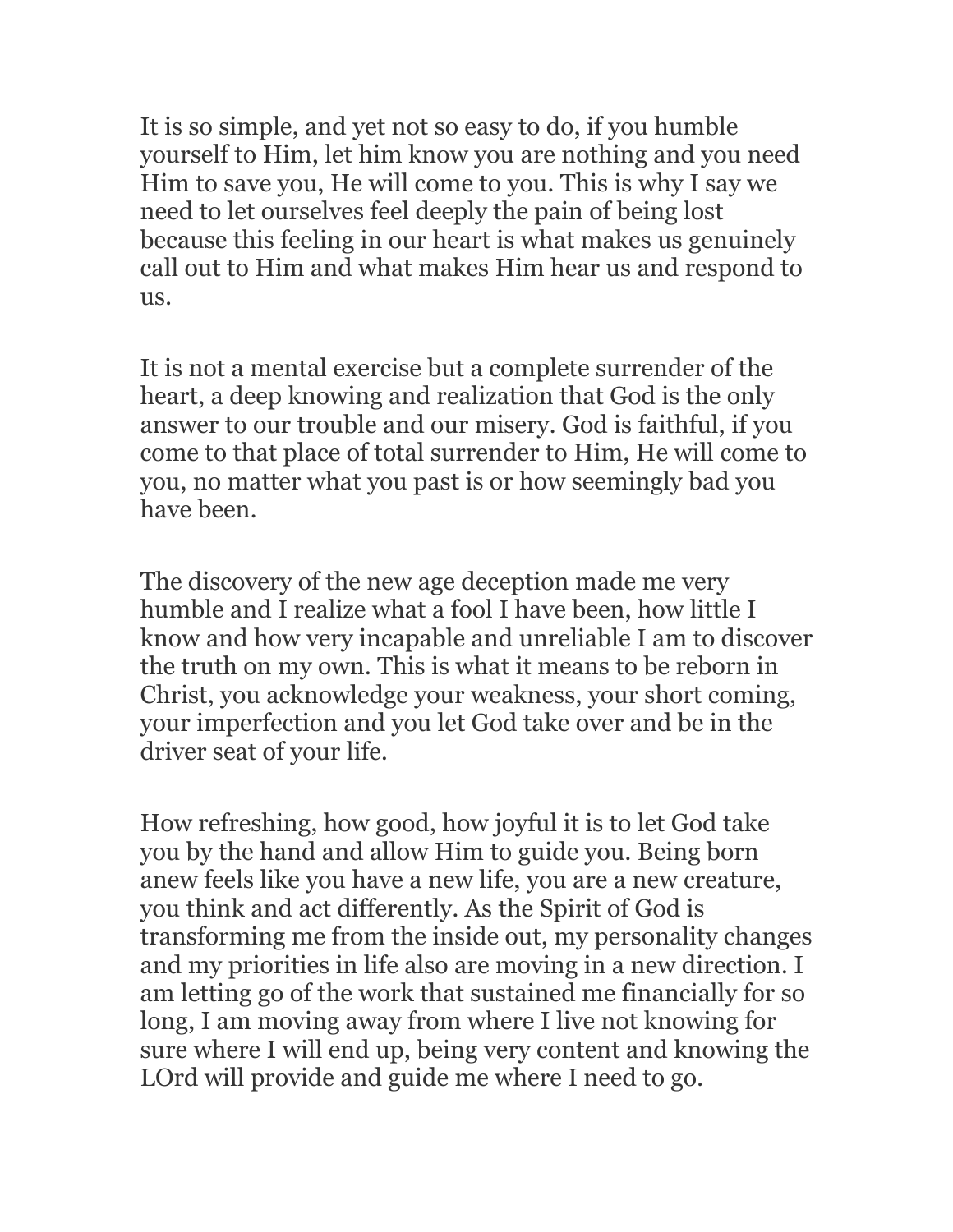It is so simple, and yet not so easy to do, if you humble yourself to Him, let him know you are nothing and you need Him to save you, He will come to you. This is why I say we need to let ourselves feel deeply the pain of being lost because this feeling in our heart is what makes us genuinely call out to Him and what makes Him hear us and respond to us.

It is not a mental exercise but a complete surrender of the heart, a deep knowing and realization that God is the only answer to our trouble and our misery. God is faithful, if you come to that place of total surrender to Him, He will come to you, no matter what you past is or how seemingly bad you have been.

The discovery of the new age deception made me very humble and I realize what a fool I have been, how little I know and how very incapable and unreliable I am to discover the truth on my own. This is what it means to be reborn in Christ, you acknowledge your weakness, your short coming, your imperfection and you let God take over and be in the driver seat of your life.

How refreshing, how good, how joyful it is to let God take you by the hand and allow Him to guide you. Being born anew feels like you have a new life, you are a new creature, you think and act differently. As the Spirit of God is transforming me from the inside out, my personality changes and my priorities in life also are moving in a new direction. I am letting go of the work that sustained me financially for so long, I am moving away from where I live not knowing for sure where I will end up, being very content and knowing the LOrd will provide and guide me where I need to go.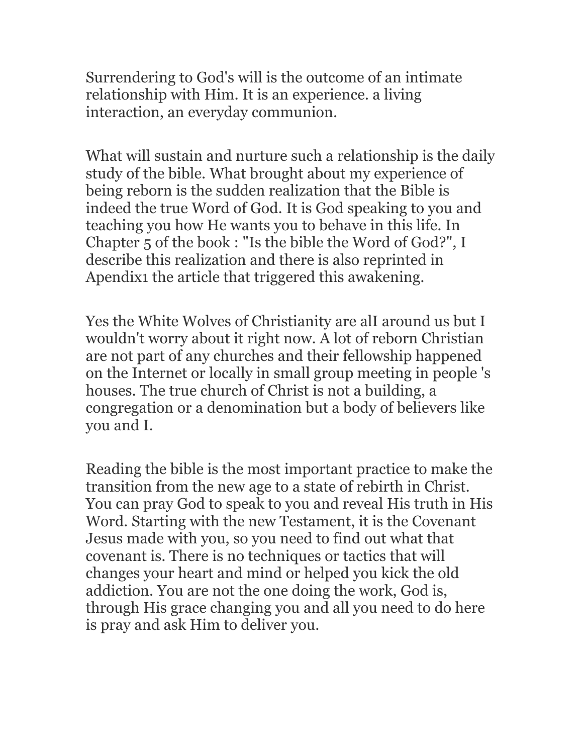Surrendering to God's will is the outcome of an intimate relationship with Him. It is an experience. a living interaction, an everyday communion.

What will sustain and nurture such a relationship is the daily study of the bible. What brought about my experience of being reborn is the sudden realization that the Bible is indeed the true Word of God. It is God speaking to you and teaching you how He wants you to behave in this life. In Chapter 5 of the book : "Is the bible the Word of God?", I describe this realization and there is also reprinted in Apendix1 the article that triggered this awakening.

Yes the White Wolves of Christianity are alI around us but I wouldn't worry about it right now. A lot of reborn Christian are not part of any churches and their fellowship happened on the Internet or locally in small group meeting in people 's houses. The true church of Christ is not a building, a congregation or a denomination but a body of believers like you and I.

Reading the bible is the most important practice to make the transition from the new age to a state of rebirth in Christ. You can pray God to speak to you and reveal His truth in His Word. Starting with the new Testament, it is the Covenant Jesus made with you, so you need to find out what that covenant is. There is no techniques or tactics that will changes your heart and mind or helped you kick the old addiction. You are not the one doing the work, God is, through His grace changing you and all you need to do here is pray and ask Him to deliver you.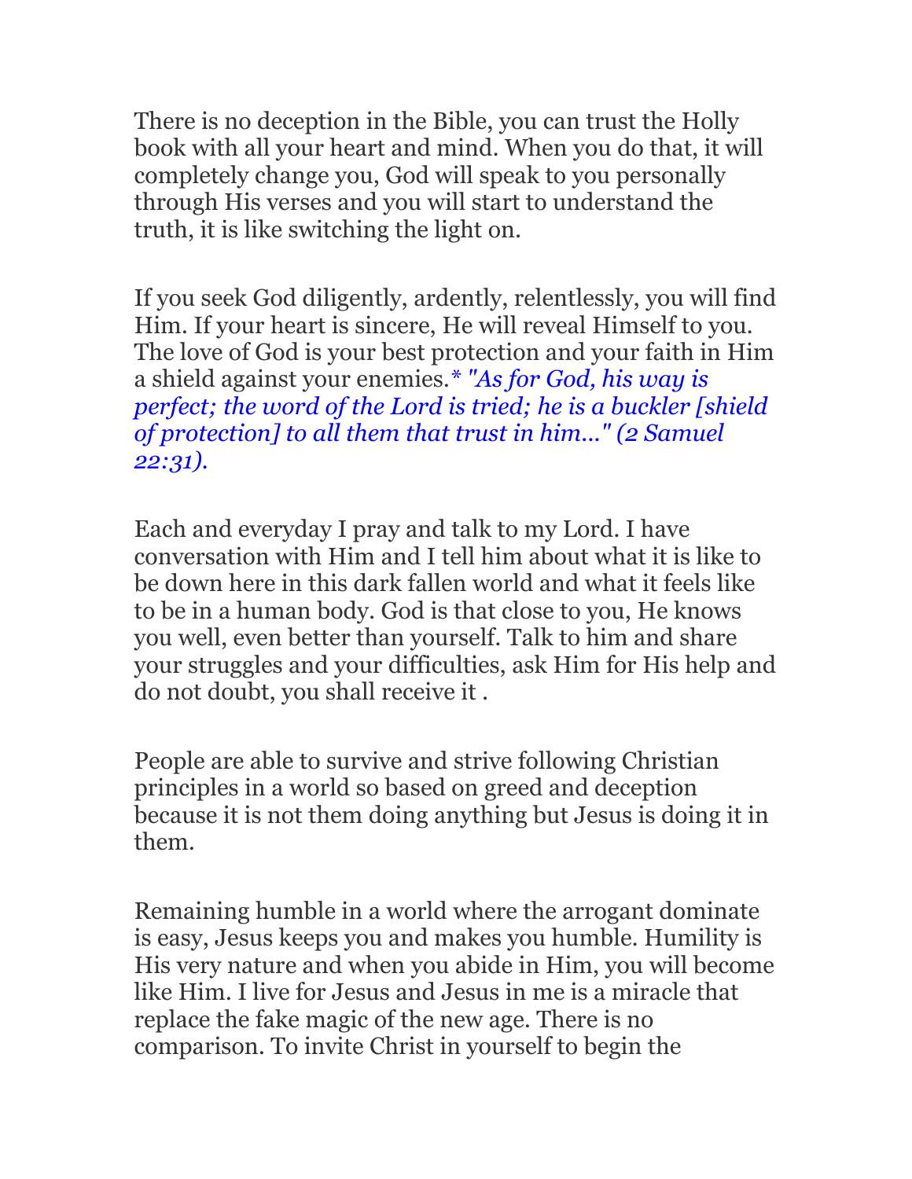There is no deception in the Bible, you can trust the Holly book with all your heart and mind. When you do that, it will completely change you, God will speak to you personally through His verses and you will start to understand the truth, it is like switching the light on.

If you seek God diligently, ardently, relentlessly, you will find Him. If your heart is sincere, He will reveal Himself to you. The love of God is your best protection and your faith in Him a shield against your enemies.* *"As for God, his way is perfect; the word of the Lord is tried; he is a buckler [shield of protection] to all them that trust in him..." (2 Samuel 22:31).*

Each and everyday I pray and talk to my Lord. I have conversation with Him and I tell him about what it is like to be down here in this dark fallen world and what it feels like to be in a human body. God is that close to you, He knows you well, even better than yourself. Talk to him and share your struggles and your difficulties, ask Him for His help and do not doubt, you shall receive it .

People are able to survive and strive following Christian principles in a world so based on greed and deception because it is not them doing anything but Jesus is doing it in them.

Remaining humble in a world where the arrogant dominate is easy, Jesus keeps you and makes you humble. Humility is His very nature and when you abide in Him, you will become like Him. I live for Jesus and Jesus in me is a miracle that replace the fake magic of the new age. There is no comparison. To invite Christ in yourself to begin the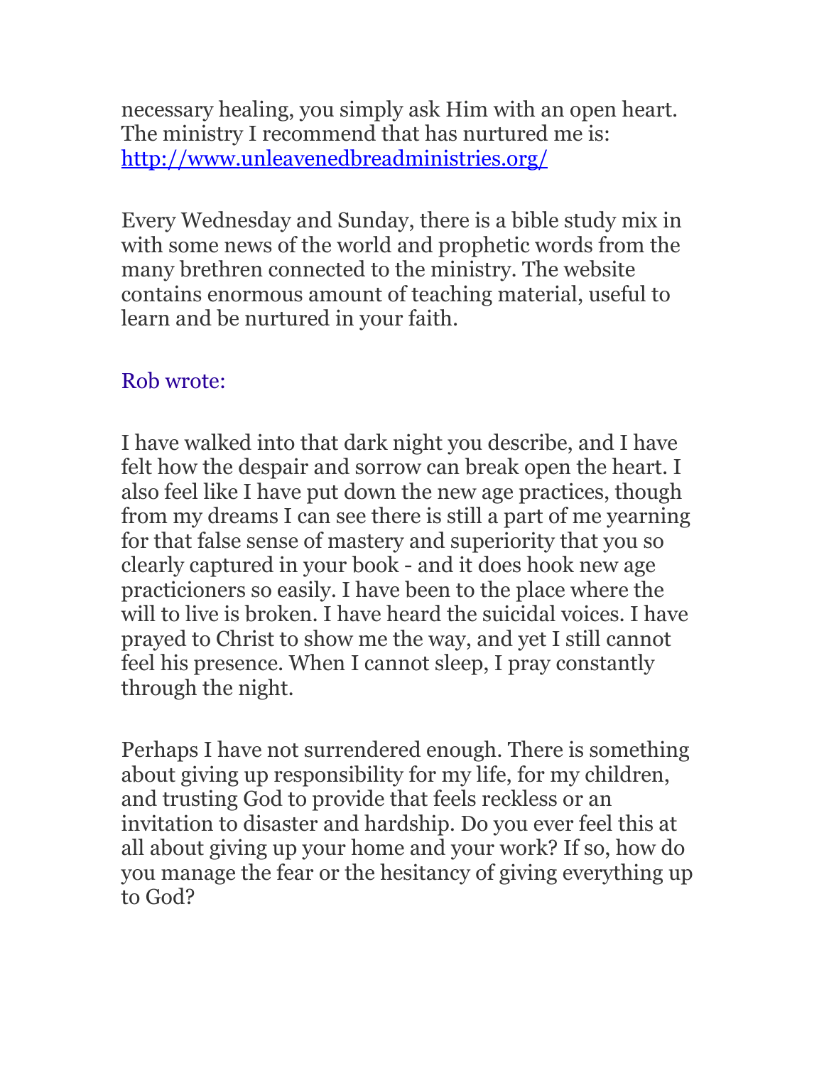necessary healing, you simply ask Him with an open heart. The ministry I recommend that has nurtured me is: [http://www.unleavenedbreadministries.org/](http://www.unleavenedbreadministries.org/)

Every Wednesday and Sunday, there is a bible study mix in with some news of the world and prophetic words from the many brethren connected to the ministry. The website contains enormous amount of teaching material, useful to learn and be nurtured in your faith.

Rob wrote:

I have walked into that dark night you describe, and I have felt how the despair and sorrow can break open the heart. I also feel like I have put down the new age practices, though from my dreams I can see there is still a part of me yearning for that false sense of mastery and superiority that you so clearly captured in your book - and it does hook new age practicioners so easily. I have been to the place where the will to live is broken. I have heard the suicidal voices. I have prayed to Christ to show me the way, and yet I still cannot feel his presence. When I cannot sleep, I pray constantly through the night.

Perhaps I have not surrendered enough. There is something about giving up responsibility for my life, for my children, and trusting God to provide that feels reckless or an invitation to disaster and hardship. Do you ever feel this at all about giving up your home and your work? If so, how do you manage the fear or the hesitancy of giving everything up to God?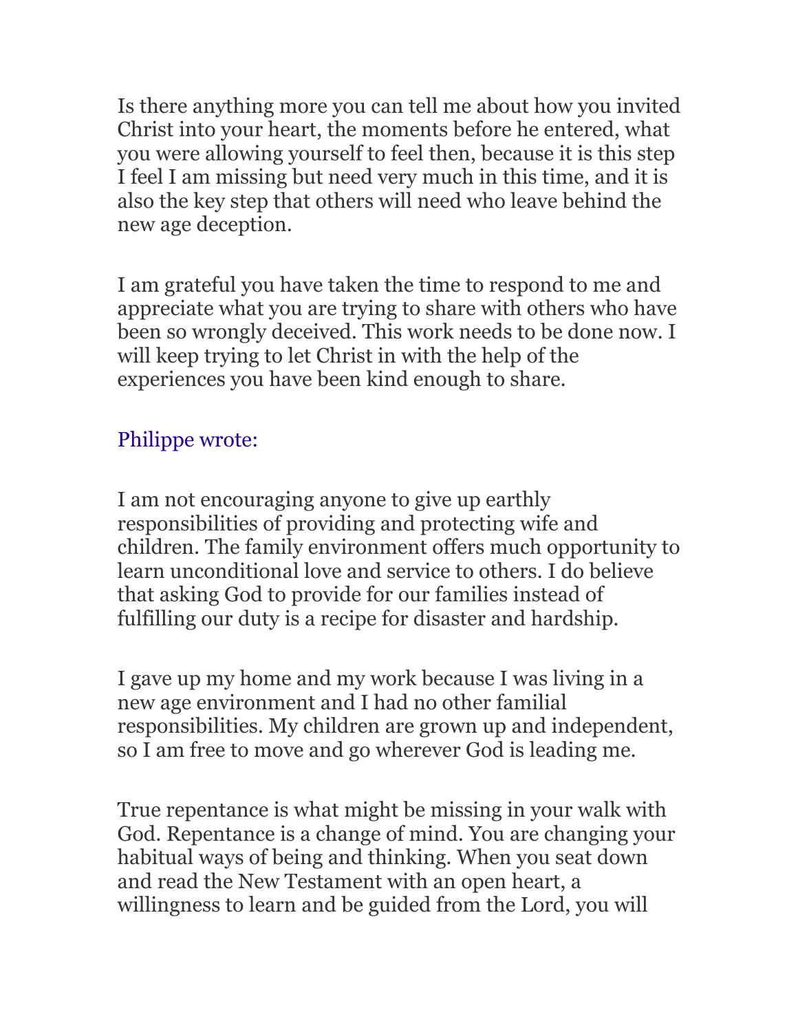Is there anything more you can tell me about how you invited Christ into your heart, the moments before he entered, what you were allowing yourself to feel then, because it is this step I feel I am missing but need very much in this time, and it is also the key step that others will need who leave behind the new age deception.

I am grateful you have taken the time to respond to me and appreciate what you are trying to share with others who have been so wrongly deceived. This work needs to be done now. I will keep trying to let Christ in with the help of the experiences you have been kind enough to share.

Philippe wrote:

I am not encouraging anyone to give up earthly responsibilities of providing and protecting wife and children. The family environment offers much opportunity to learn unconditional love and service to others. I do believe that asking God to provide for our families instead of fulfilling our duty is a recipe for disaster and hardship.

I gave up my home and my work because I was living in a new age environment and I had no other familial responsibilities. My children are grown up and independent, so I am free to move and go wherever God is leading me.

True repentance is what might be missing in your walk with God. Repentance is a change of mind. You are changing your habitual ways of being and thinking. When you seat down and read the New Testament with an open heart, a willingness to learn and be guided from the Lord, you will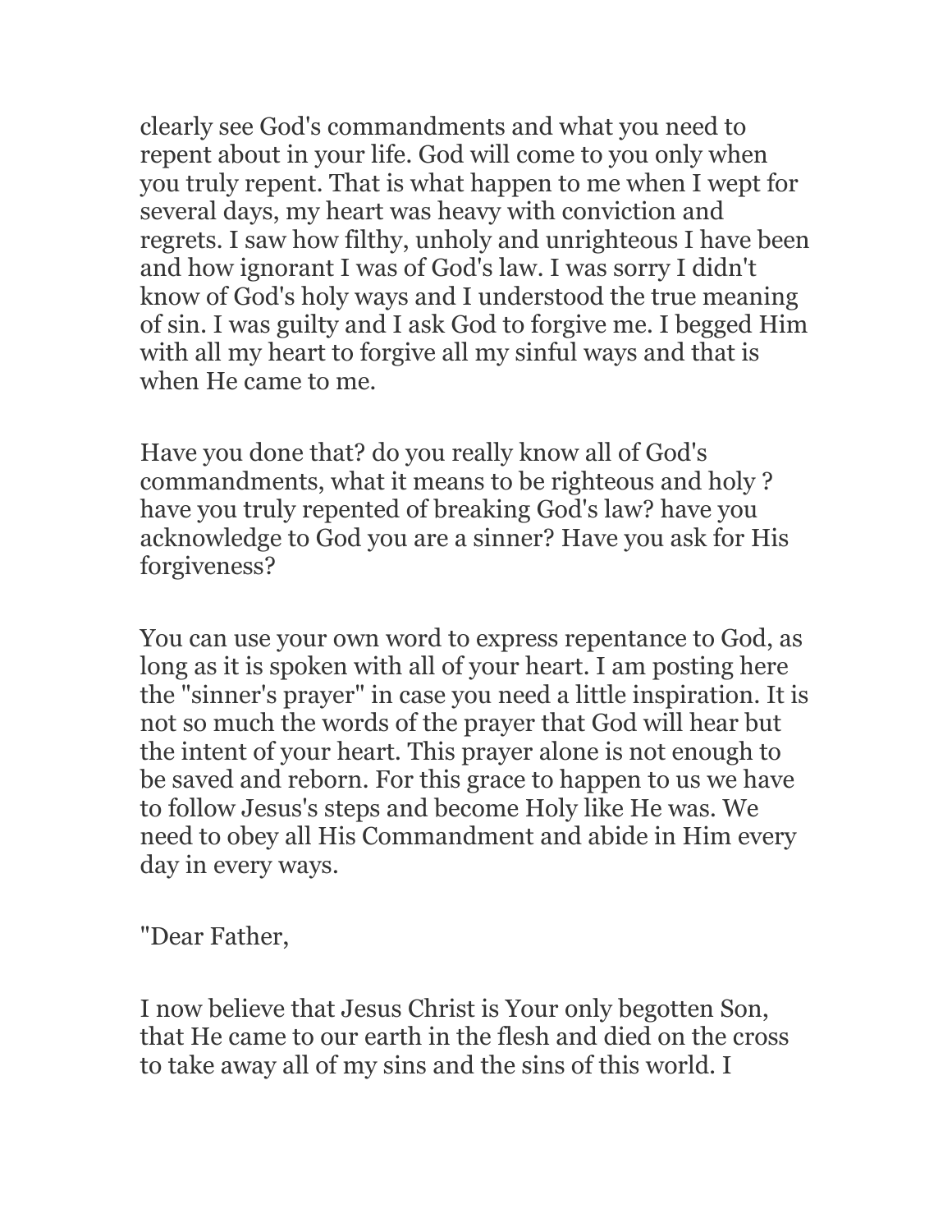clearly see God's commandments and what you need to repent about in your life. God will come to you only when you truly repent. That is what happen to me when I wept for several days, my heart was heavy with conviction and regrets. I saw how filthy, unholy and unrighteous I have been and how ignorant I was of God's law. I was sorry I didn't know of God's holy ways and I understood the true meaning of sin. I was guilty and I ask God to forgive me. I begged Him with all my heart to forgive all my sinful ways and that is when He came to me.

Have you done that? do you really know all of God's commandments, what it means to be righteous and holy ? have you truly repented of breaking God's law? have you acknowledge to God you are a sinner? Have you ask for His forgiveness?

You can use your own word to express repentance to God, as long as it is spoken with all of your heart. I am posting here the "sinner's prayer" in case you need a little inspiration. It is not so much the words of the prayer that God will hear but the intent of your heart. This prayer alone is not enough to be saved and reborn. For this grace to happen to us we have to follow Jesus's steps and become Holy like He was. We need to obey all His Commandment and abide in Him every day in every ways.

"Dear Father,

I now believe that Jesus Christ is Your only begotten Son, that He came to our earth in the flesh and died on the cross to take away all of my sins and the sins of this world. I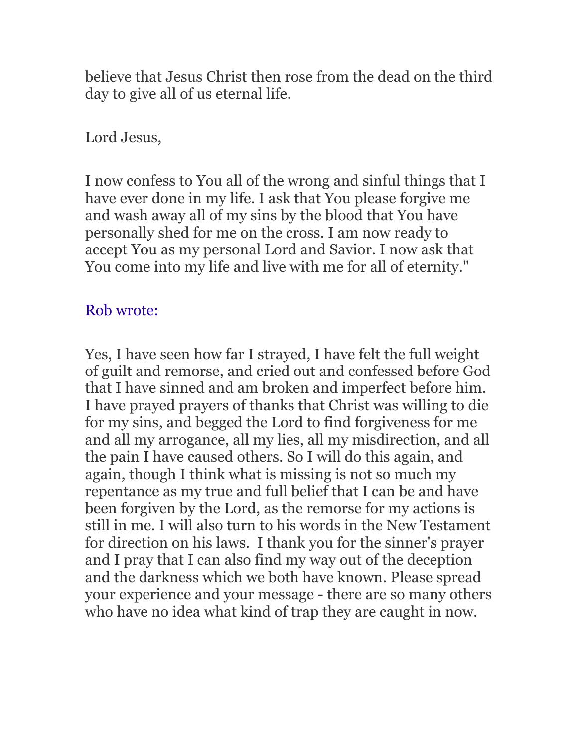believe that Jesus Christ then rose from the dead on the third day to give all of us eternal life.

Lord Jesus,

I now confess to You all of the wrong and sinful things that I have ever done in my life. I ask that You please forgive me and wash away all of my sins by the blood that You have personally shed for me on the cross. I am now ready to accept You as my personal Lord and Savior. I now ask that You come into my life and live with me for all of eternity."

Rob wrote:

Yes, I have seen how far I strayed, I have felt the full weight of guilt and remorse, and cried out and confessed before God that I have sinned and am broken and imperfect before him. I have prayed prayers of thanks that Christ was willing to die for my sins, and begged the Lord to find forgiveness for me and all my arrogance, all my lies, all my misdirection, and all the pain I have caused others. So I will do this again, and again, though I think what is missing is not so much my repentance as my true and full belief that I can be and have been forgiven by the Lord, as the remorse for my actions is still in me. I will also turn to his words in the New Testament for direction on his laws. I thank you for the sinner's prayer and I pray that I can also find my way out of the deception and the darkness which we both have known. Please spread your experience and your message - there are so many others who have no idea what kind of trap they are caught in now.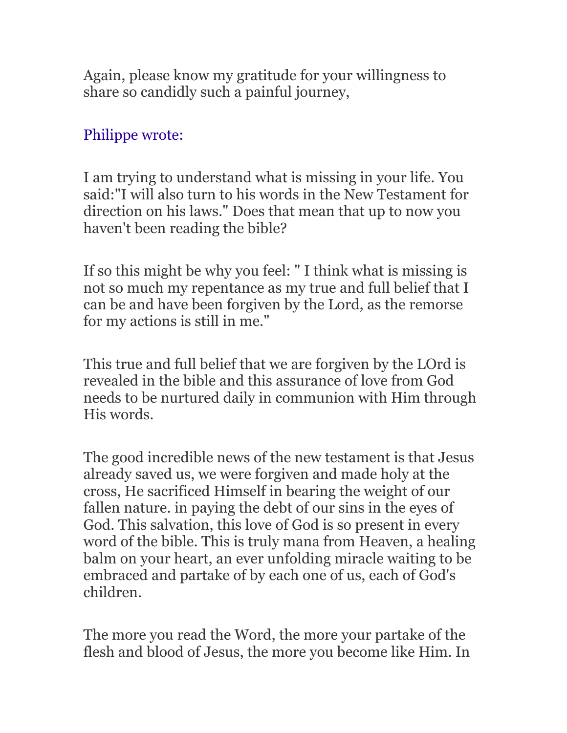Again, please know my gratitude for your willingness to share so candidly such a painful journey,

Philippe wrote:

I am trying to understand what is missing in your life. You said:"I will also turn to his words in the New Testament for direction on his laws." Does that mean that up to now you haven't been reading the bible?

If so this might be why you feel: " I think what is missing is not so much my repentance as my true and full belief that I can be and have been forgiven by the Lord, as the remorse for my actions is still in me."

This true and full belief that we are forgiven by the LOrd is revealed in the bible and this assurance of love from God needs to be nurtured daily in communion with Him through His words.

The good incredible news of the new testament is that Jesus already saved us, we were forgiven and made holy at the cross, He sacrificed Himself in bearing the weight of our fallen nature. in paying the debt of our sins in the eyes of God. This salvation, this love of God is so present in every word of the bible. This is truly mana from Heaven, a healing balm on your heart, an ever unfolding miracle waiting to be embraced and partake of by each one of us, each of God's children.

The more you read the Word, the more your partake of the flesh and blood of Jesus, the more you become like Him. In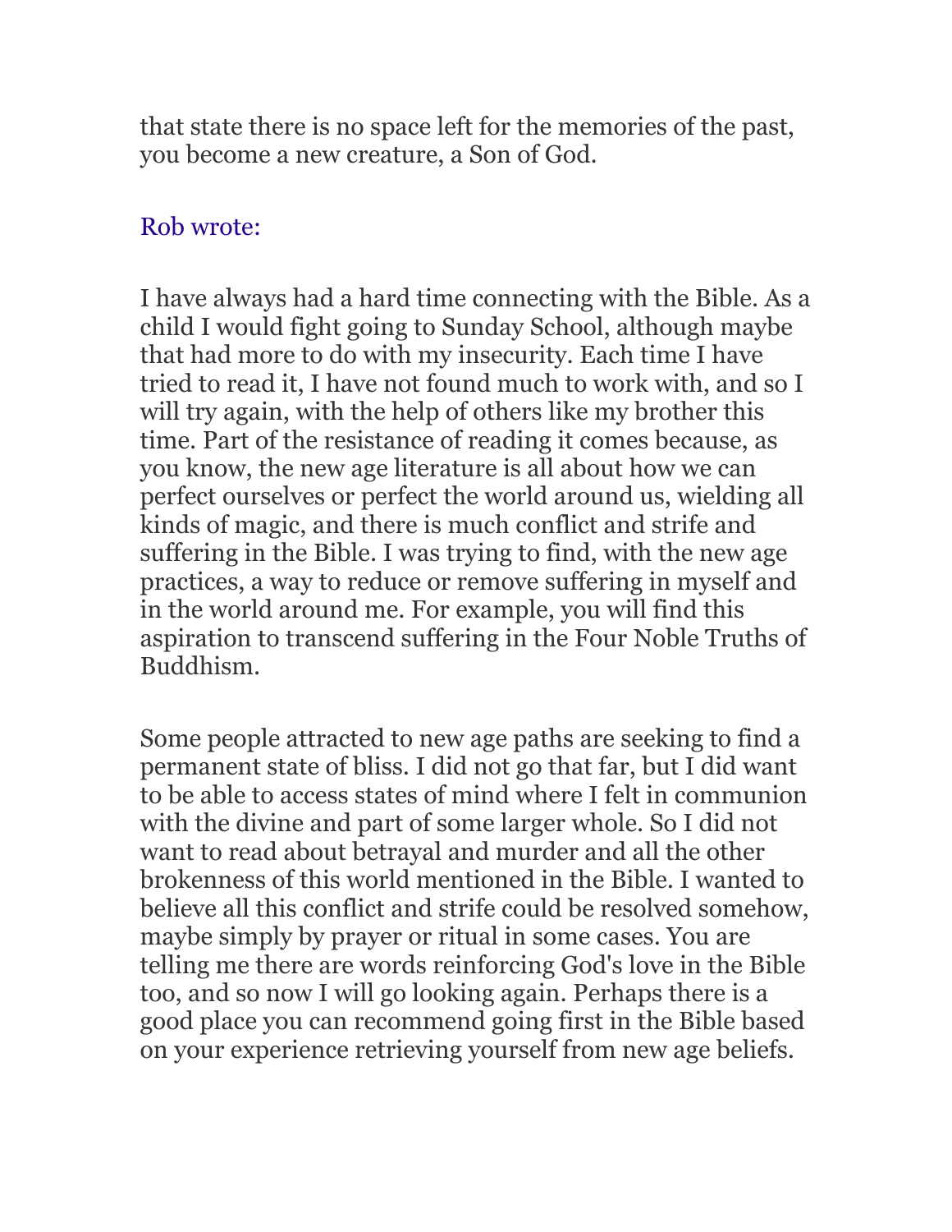that state there is no space left for the memories of the past, you become a new creature, a Son of God.

Rob wrote:

I have always had a hard time connecting with the Bible. As a child I would fight going to Sunday School, although maybe that had more to do with my insecurity. Each time I have tried to read it, I have not found much to work with, and so I will try again, with the help of others like my brother this time. Part of the resistance of reading it comes because, as you know, the new age literature is all about how we can perfect ourselves or perfect the world around us, wielding all kinds of magic, and there is much conflict and strife and suffering in the Bible. I was trying to find, with the new age practices, a way to reduce or remove suffering in myself and in the world around me. For example, you will find this aspiration to transcend suffering in the Four Noble Truths of Buddhism.

Some people attracted to new age paths are seeking to find a permanent state of bliss. I did not go that far, but I did want to be able to access states of mind where I felt in communion with the divine and part of some larger whole. So I did not want to read about betrayal and murder and all the other brokenness of this world mentioned in the Bible. I wanted to believe all this conflict and strife could be resolved somehow, maybe simply by prayer or ritual in some cases. You are telling me there are words reinforcing God's love in the Bible too, and so now I will go looking again. Perhaps there is a good place you can recommend going first in the Bible based on your experience retrieving yourself from new age beliefs.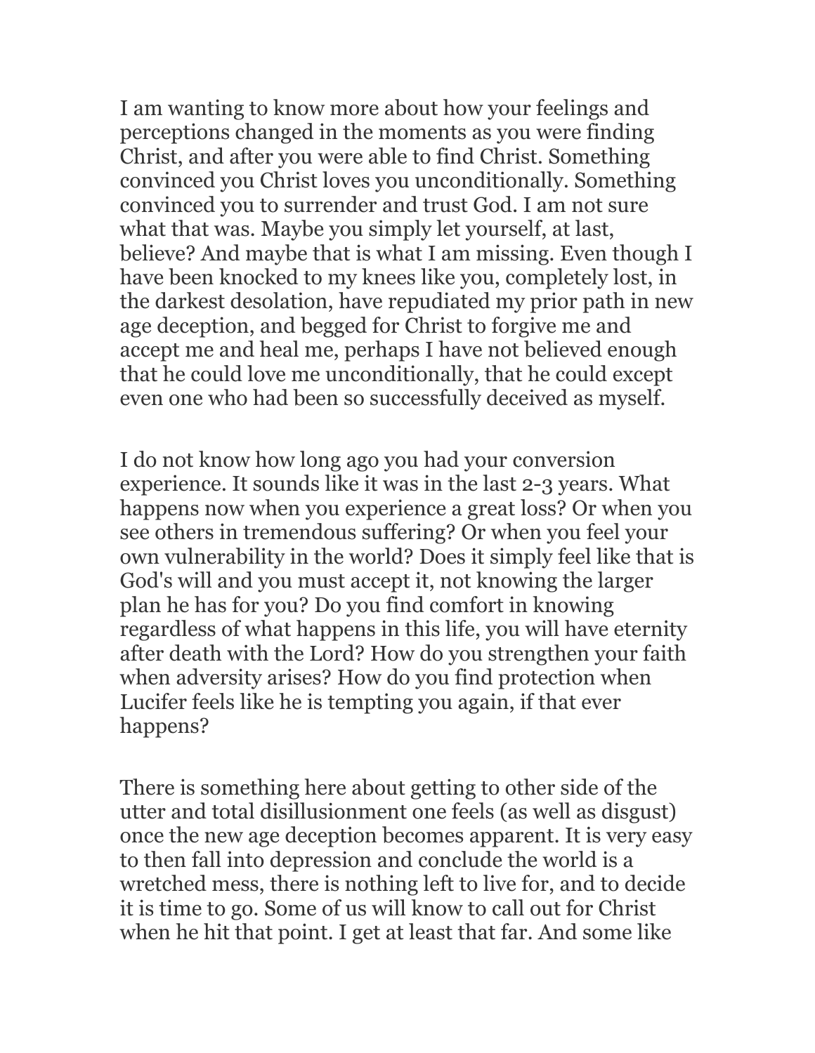I am wanting to know more about how your feelings and perceptions changed in the moments as you were finding Christ, and after you were able to find Christ. Something convinced you Christ loves you unconditionally. Something convinced you to surrender and trust God. I am not sure what that was. Maybe you simply let yourself, at last, believe? And maybe that is what I am missing. Even though I have been knocked to my knees like you, completely lost, in the darkest desolation, have repudiated my prior path in new age deception, and begged for Christ to forgive me and accept me and heal me, perhaps I have not believed enough that he could love me unconditionally, that he could except even one who had been so successfully deceived as myself.

I do not know how long ago you had your conversion experience. It sounds like it was in the last 2-3 years. What happens now when you experience a great loss? Or when you see others in tremendous suffering? Or when you feel your own vulnerability in the world? Does it simply feel like that is God's will and you must accept it, not knowing the larger plan he has for you? Do you find comfort in knowing regardless of what happens in this life, you will have eternity after death with the Lord? How do you strengthen your faith when adversity arises? How do you find protection when Lucifer feels like he is tempting you again, if that ever happens?

There is something here about getting to other side of the utter and total disillusionment one feels (as well as disgust) once the new age deception becomes apparent. It is very easy to then fall into depression and conclude the world is a wretched mess, there is nothing left to live for, and to decide it is time to go. Some of us will know to call out for Christ when he hit that point. I get at least that far. And some like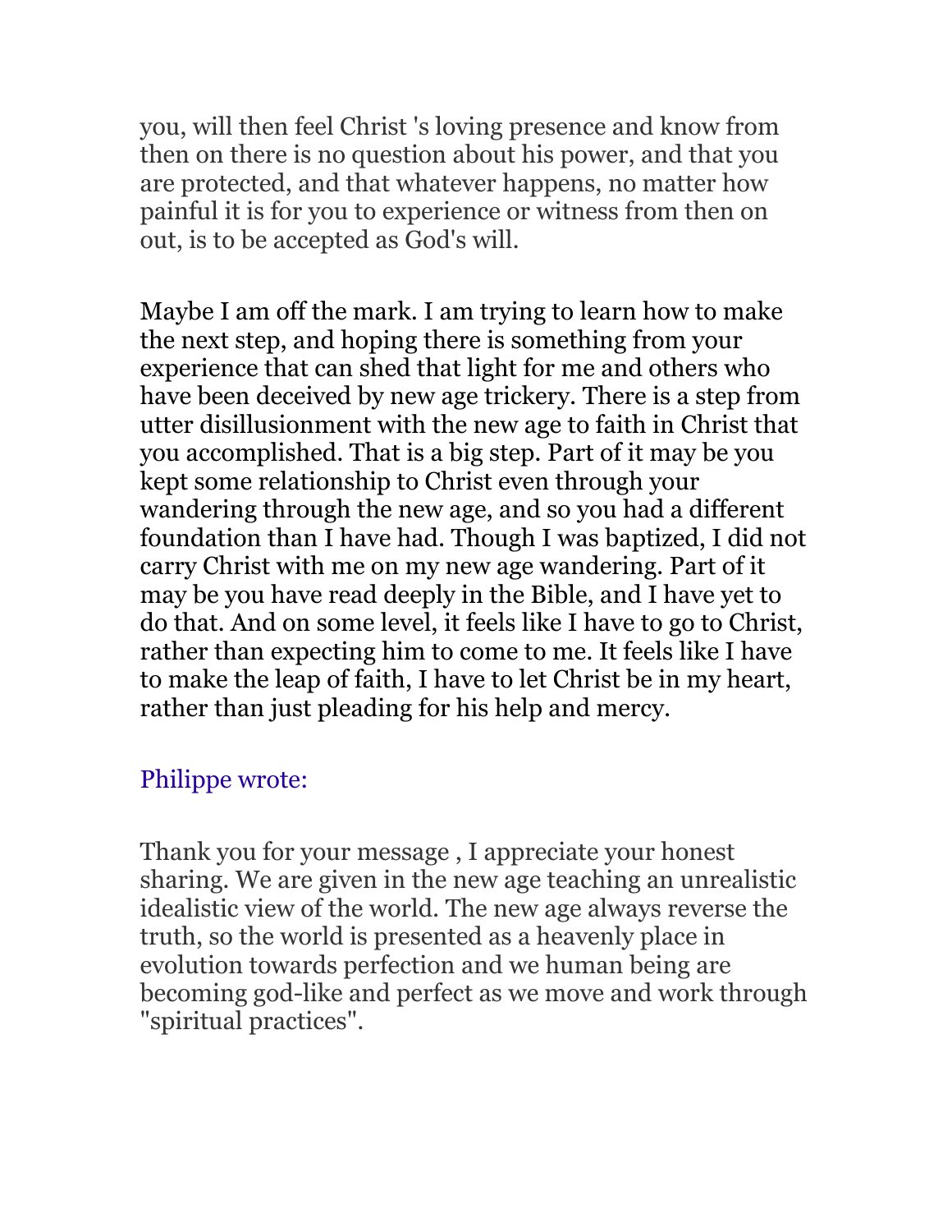you, will then feel Christ 's loving presence and know from then on there is no question about his power, and that you are protected, and that whatever happens, no matter how painful it is for you to experience or witness from then on out, is to be accepted as God's will.

Maybe I am off the mark. I am trying to learn how to make the next step, and hoping there is something from your experience that can shed that light for me and others who have been deceived by new age trickery. There is a step from utter disillusionment with the new age to faith in Christ that you accomplished. That is a big step. Part of it may be you kept some relationship to Christ even through your wandering through the new age, and so you had a different foundation than I have had. Though I was baptized, I did not carry Christ with me on my new age wandering. Part of it may be you have read deeply in the Bible, and I have yet to do that. And on some level, it feels like I have to go to Christ, rather than expecting him to come to me. It feels like I have to make the leap of faith, I have to let Christ be in my heart, rather than just pleading for his help and mercy.

Philippe wrote:

Thank you for your message , I appreciate your honest sharing. We are given in the new age teaching an unrealistic idealistic view of the world. The new age always reverse the truth, so the world is presented as a heavenly place in evolution towards perfection and we human being are becoming god-like and perfect as we move and work through "spiritual practices".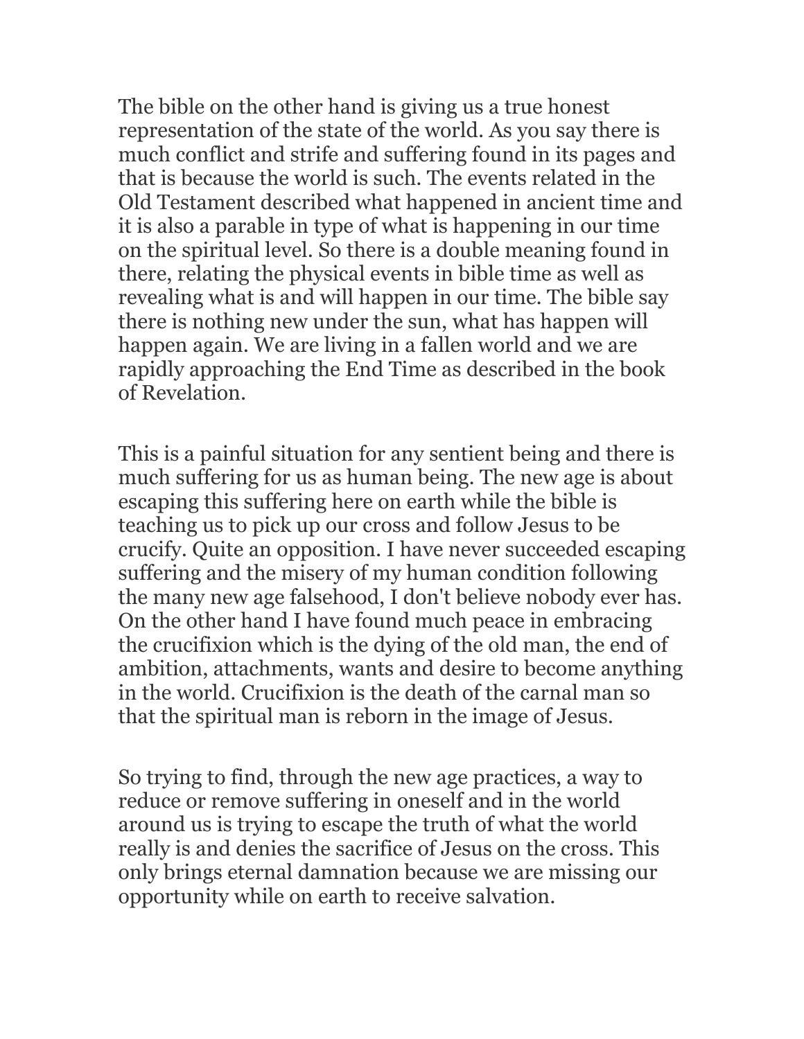The bible on the other hand is giving us a true honest representation of the state of the world. As you say there is much conflict and strife and suffering found in its pages and that is because the world is such. The events related in the Old Testament described what happened in ancient time and it is also a parable in type of what is happening in our time on the spiritual level. So there is a double meaning found in there, relating the physical events in bible time as well as revealing what is and will happen in our time. The bible say there is nothing new under the sun, what has happen will happen again. We are living in a fallen world and we are rapidly approaching the End Time as described in the book of Revelation.

This is a painful situation for any sentient being and there is much suffering for us as human being. The new age is about escaping this suffering here on earth while the bible is teaching us to pick up our cross and follow Jesus to be crucify. Quite an opposition. I have never succeeded escaping suffering and the misery of my human condition following the many new age falsehood, I don't believe nobody ever has. On the other hand I have found much peace in embracing the crucifixion which is the dying of the old man, the end of ambition, attachments, wants and desire to become anything in the world. Crucifixion is the death of the carnal man so that the spiritual man is reborn in the image of Jesus.

So trying to find, through the new age practices, a way to reduce or remove suffering in oneself and in the world around us is trying to escape the truth of what the world really is and denies the sacrifice of Jesus on the cross. This only brings eternal damnation because we are missing our opportunity while on earth to receive salvation.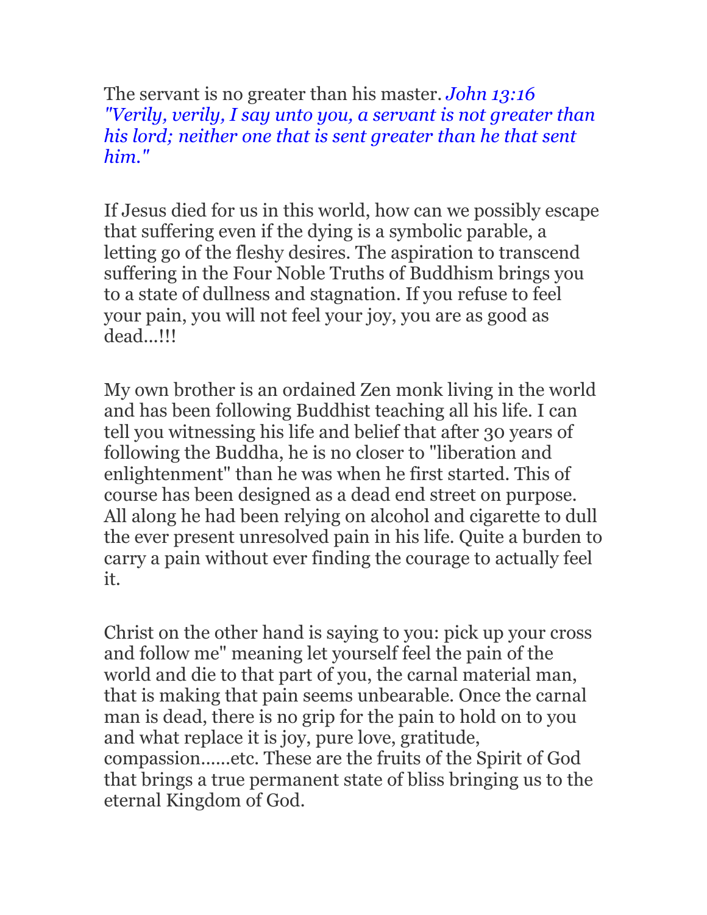The servant is no greater than his master. *John 13:16 "Verily, verily, I say unto you, a servant is not greater than his lord; neither one that is sent greater than he that sent him."*

If Jesus died for us in this world, how can we possibly escape that suffering even if the dying is a symbolic parable, a letting go of the fleshy desires. The aspiration to transcend suffering in the Four Noble Truths of Buddhism brings you to a state of dullness and stagnation. If you refuse to feel your pain, you will not feel your joy, you are as good as dead...!!!

My own brother is an ordained Zen monk living in the world and has been following Buddhist teaching all his life. I can tell you witnessing his life and belief that after 30 years of following the Buddha, he is no closer to "liberation and enlightenment" than he was when he first started. This of course has been designed as a dead end street on purpose. All along he had been relying on alcohol and cigarette to dull the ever present unresolved pain in his life. Quite a burden to carry a pain without ever finding the courage to actually feel it.

Christ on the other hand is saying to you: pick up your cross and follow me" meaning let yourself feel the pain of the world and die to that part of you, the carnal material man, that is making that pain seems unbearable. Once the carnal man is dead, there is no grip for the pain to hold on to you and what replace it is joy, pure love, gratitude, compassion......etc. These are the fruits of the Spirit of God that brings a true permanent state of bliss bringing us to the eternal Kingdom of God.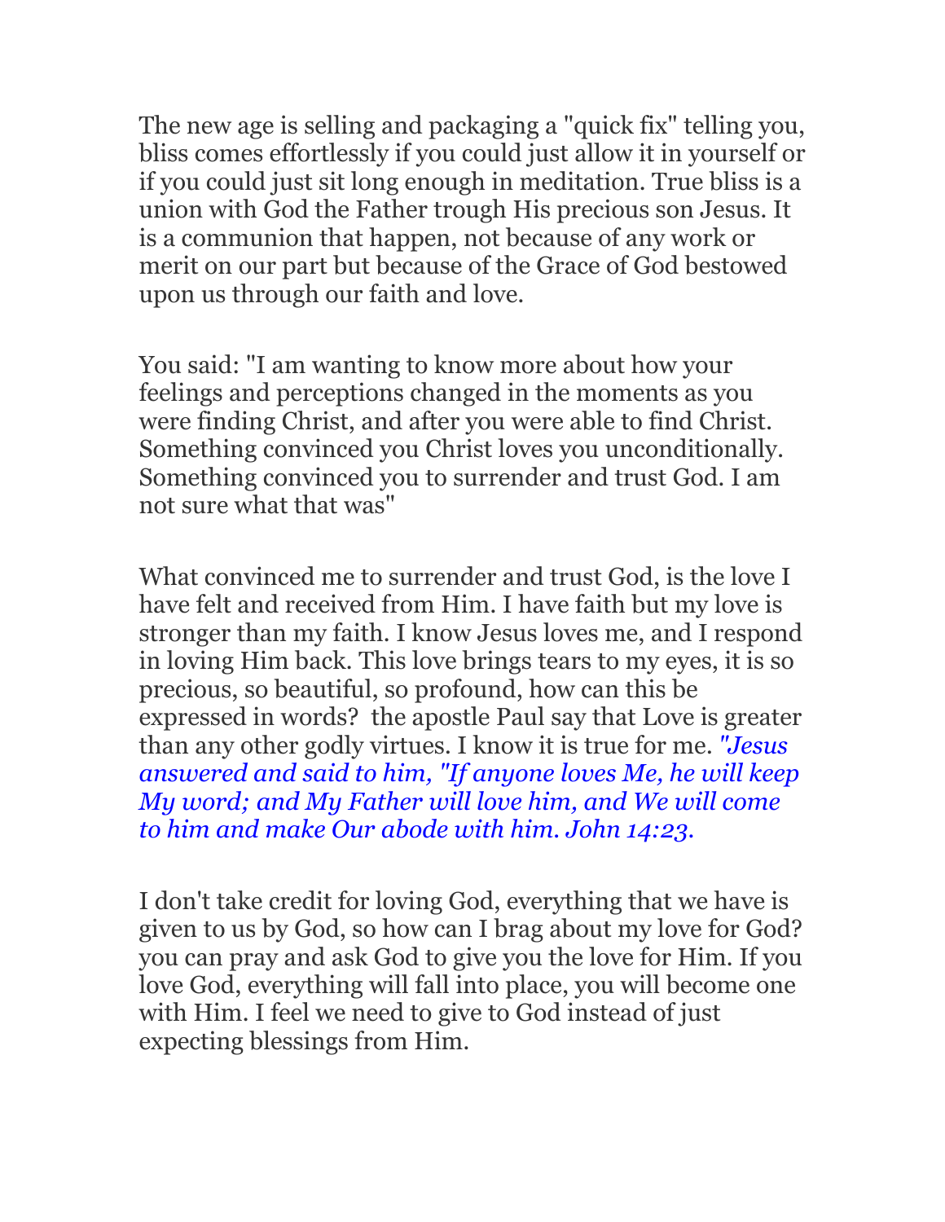The new age is selling and packaging a "quick fix" telling you, bliss comes effortlessly if you could just allow it in yourself or if you could just sit long enough in meditation. True bliss is a union with God the Father trough His precious son Jesus. It is a communion that happen, not because of any work or merit on our part but because of the Grace of God bestowed upon us through our faith and love.

You said: "I am wanting to know more about how your feelings and perceptions changed in the moments as you were finding Christ, and after you were able to find Christ. Something convinced you Christ loves you unconditionally. Something convinced you to surrender and trust God. I am not sure what that was"

What convinced me to surrender and trust God, is the love I have felt and received from Him. I have faith but my love is stronger than my faith. I know Jesus loves me, and I respond in loving Him back. This love brings tears to my eyes, it is so precious, so beautiful, so profound, how can this be expressed in words? the apostle Paul say that Love is greater than any other godly virtues. I know it is true for me. *"Jesus answered and said to him, "If anyone loves Me, he will keep My word; and My Father will love him, and We will come to him and make Our abode with him. John 14:23.*

I don't take credit for loving God, everything that we have is given to us by God, so how can I brag about my love for God? you can pray and ask God to give you the love for Him. If you love God, everything will fall into place, you will become one with Him. I feel we need to give to God instead of just expecting blessings from Him.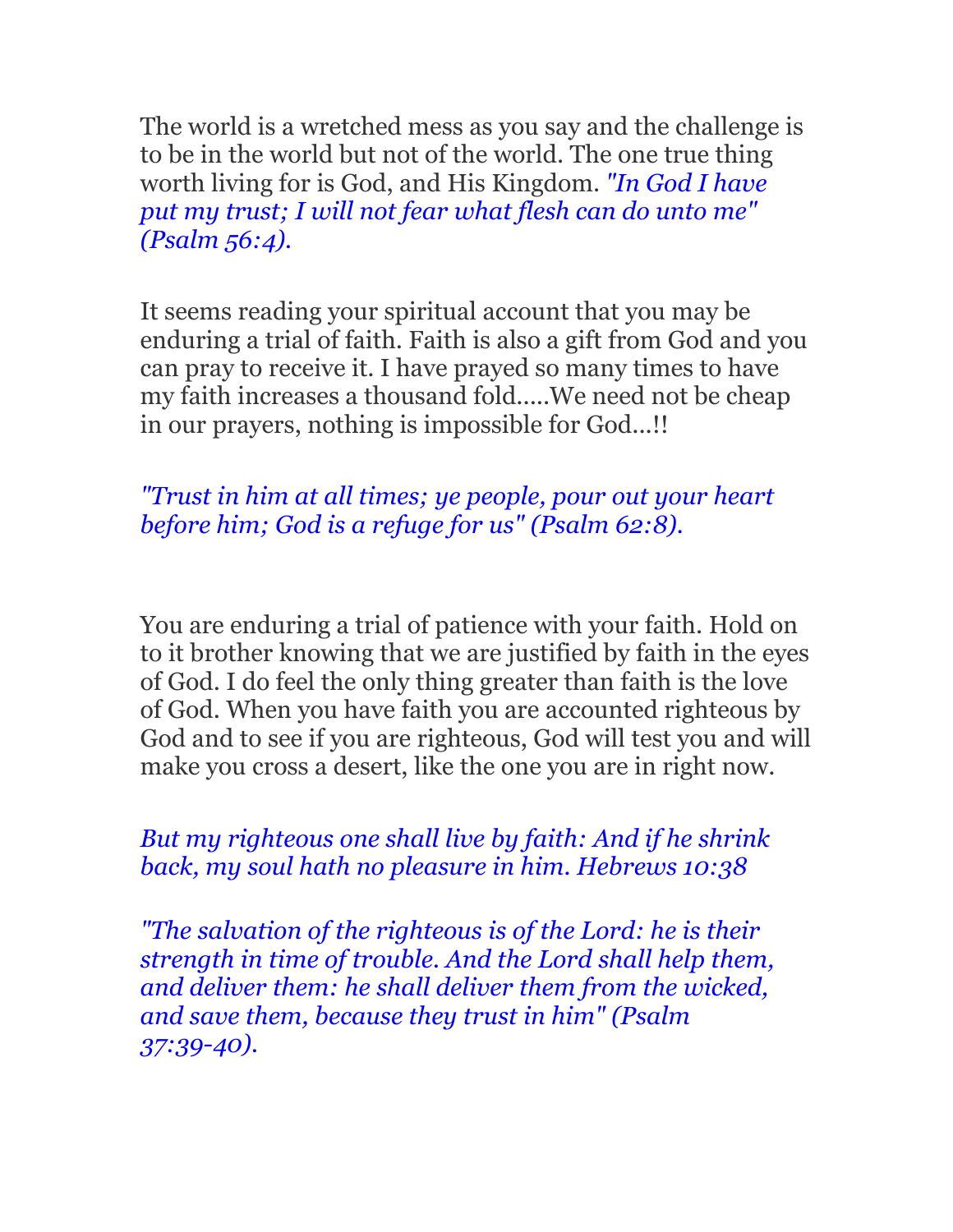The world is a wretched mess as you say and the challenge is to be in the world but not of the world. The one true thing worth living for is God, and His Kingdom. *"In God I have put my trust; I will not fear what flesh can do unto me" (Psalm 56:4).*

It seems reading your spiritual account that you may be enduring a trial of faith. Faith is also a gift from God and you can pray to receive it. I have prayed so many times to have my faith increases a thousand fold.....We need not be cheap in our prayers, nothing is impossible for God...!!

*"Trust in him at all times; ye people, pour out your heart before him; God is a refuge for us" (Psalm 62:8).*

You are enduring a trial of patience with your faith. Hold on to it brother knowing that we are justified by faith in the eyes of God. I do feel the only thing greater than faith is the love of God. When you have faith you are accounted righteous by God and to see if you are righteous, God will test you and will make you cross a desert, like the one you are in right now.

*But my righteous one shall live by faith: And if he shrink back, my soul hath no pleasure in him. Hebrews 10:38*

*"The salvation of the righteous is of the Lord: he is their strength in time of trouble. And the Lord shall help them, and deliver them: he shall deliver them from the wicked, and save them, because they trust in him" (Psalm 37:39-40).*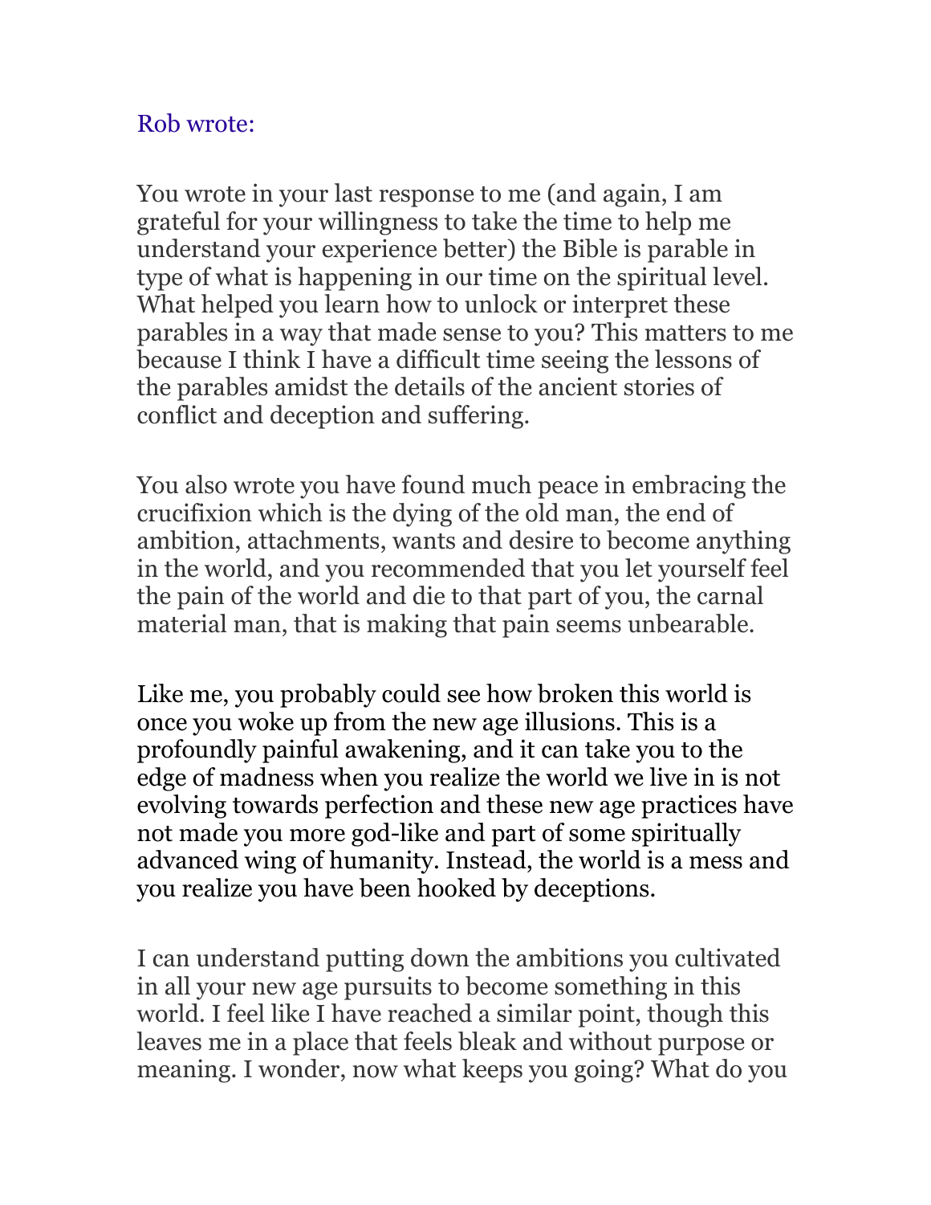Rob wrote:

You wrote in your last response to me (and again, I am grateful for your willingness to take the time to help me understand your experience better) the Bible is parable in type of what is happening in our time on the spiritual level. What helped you learn how to unlock or interpret these parables in a way that made sense to you? This matters to me because I think I have a difficult time seeing the lessons of the parables amidst the details of the ancient stories of conflict and deception and suffering.

You also wrote you have found much peace in embracing the crucifixion which is the dying of the old man, the end of ambition, attachments, wants and desire to become anything in the world, and you recommended that you let yourself feel the pain of the world and die to that part of you, the carnal material man, that is making that pain seems unbearable.

Like me, you probably could see how broken this world is once you woke up from the new age illusions. This is a profoundly painful awakening, and it can take you to the edge of madness when you realize the world we live in is not evolving towards perfection and these new age practices have not made you more god-like and part of some spiritually advanced wing of humanity. Instead, the world is a mess and you realize you have been hooked by deceptions.

I can understand putting down the ambitions you cultivated in all your new age pursuits to become something in this world. I feel like I have reached a similar point, though this leaves me in a place that feels bleak and without purpose or meaning. I wonder, now what keeps you going? What do you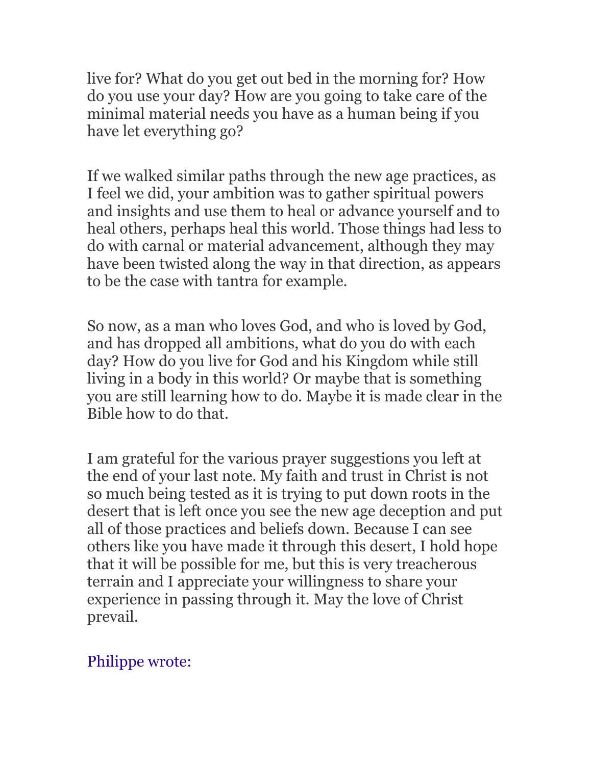live for? What do you get out bed in the morning for? How do you use your day? How are you going to take care of the minimal material needs you have as a human being if you have let everything go?

If we walked similar paths through the new age practices, as I feel we did, your ambition was to gather spiritual powers and insights and use them to heal or advance yourself and to heal others, perhaps heal this world. Those things had less to do with carnal or material advancement, although they may have been twisted along the way in that direction, as appears to be the case with tantra for example.

So now, as a man who loves God, and who is loved by God, and has dropped all ambitions, what do you do with each day? How do you live for God and his Kingdom while still living in a body in this world? Or maybe that is something you are still learning how to do. Maybe it is made clear in the Bible how to do that.

I am grateful for the various prayer suggestions you left at the end of your last note. My faith and trust in Christ is not so much being tested as it is trying to put down roots in the desert that is left once you see the new age deception and put all of those practices and beliefs down. Because I can see others like you have made it through this desert, I hold hope that it will be possible for me, but this is very treacherous terrain and I appreciate your willingness to share your experience in passing through it. May the love of Christ prevail.

Philippe wrote: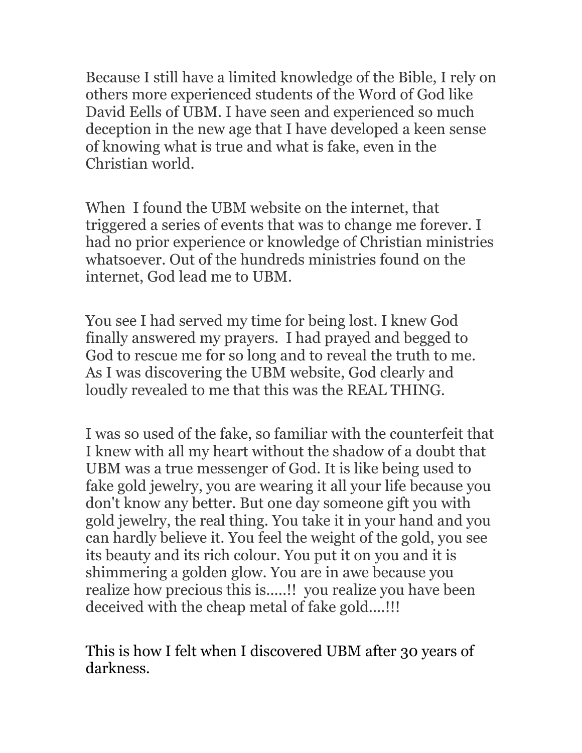Because I still have a limited knowledge of the Bible, I rely on others more experienced students of the Word of God like David Eells of UBM. I have seen and experienced so much deception in the new age that I have developed a keen sense of knowing what is true and what is fake, even in the Christian world.

When I found the UBM website on the internet, that triggered a series of events that was to change me forever. I had no prior experience or knowledge of Christian ministries whatsoever. Out of the hundreds ministries found on the internet, God lead me to UBM.

You see I had served my time for being lost. I knew God finally answered my prayers. I had prayed and begged to God to rescue me for so long and to reveal the truth to me. As I was discovering the UBM website, God clearly and loudly revealed to me that this was the REAL THING.

I was so used of the fake, so familiar with the counterfeit that I knew with all my heart without the shadow of a doubt that UBM was a true messenger of God. It is like being used to fake gold jewelry, you are wearing it all your life because you don't know any better. But one day someone gift you with gold jewelry, the real thing. You take it in your hand and you can hardly believe it. You feel the weight of the gold, you see its beauty and its rich colour. You put it on you and it is shimmering a golden glow. You are in awe because you realize how precious this is.....!! you realize you have been deceived with the cheap metal of fake gold....!!!

This is how I felt when I discovered UBM after 30 years of darkness.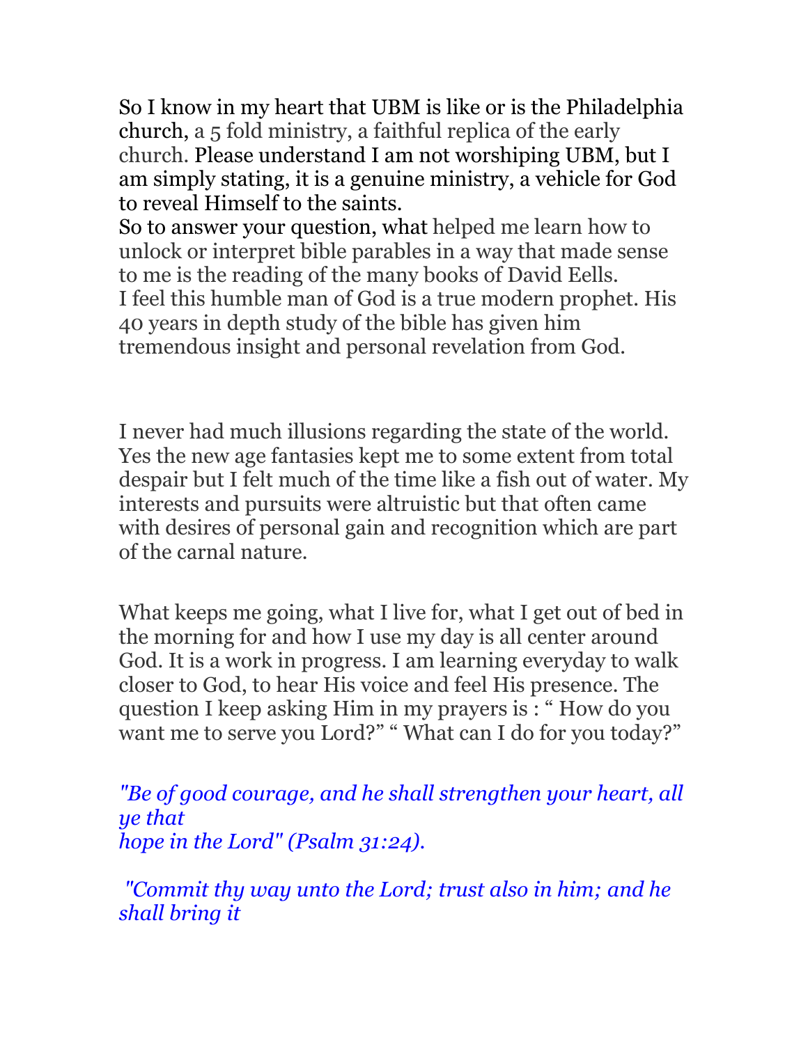So I know in my heart that UBM is like or is the Philadelphia church, a 5 fold ministry, a faithful replica of the early church. Please understand I am not worshiping UBM, but I am simply stating, it is a genuine ministry, a vehicle for God to reveal Himself to the saints.
So to answer your question, what helped me learn how to unlock or interpret bible parables in a way that made sense to me is the reading of the many books of David Eells.
I feel this humble man of God is a true modern prophet. His 40 years in depth study of the bible has given him tremendous insight and personal revelation from God.

I never had much illusions regarding the state of the world. Yes the new age fantasies kept me to some extent from total despair but I felt much of the time like a fish out of water. My interests and pursuits were altruistic but that often came with desires of personal gain and recognition which are part of the carnal nature.

What keeps me going, what I live for, what I get out of bed in the morning for and how I use my day is all center around God. It is a work in progress. I am learning everyday to walk closer to God, to hear His voice and feel His presence. The question I keep asking Him in my prayers is : " How do you want me to serve you Lord?" " What can I do for you today?"

*"Be of good courage, and he shall strengthen your heart, all ye that
hope in the Lord" (Psalm 31:24).*

*"Commit thy way unto the Lord; trust also in him; and he shall bring it*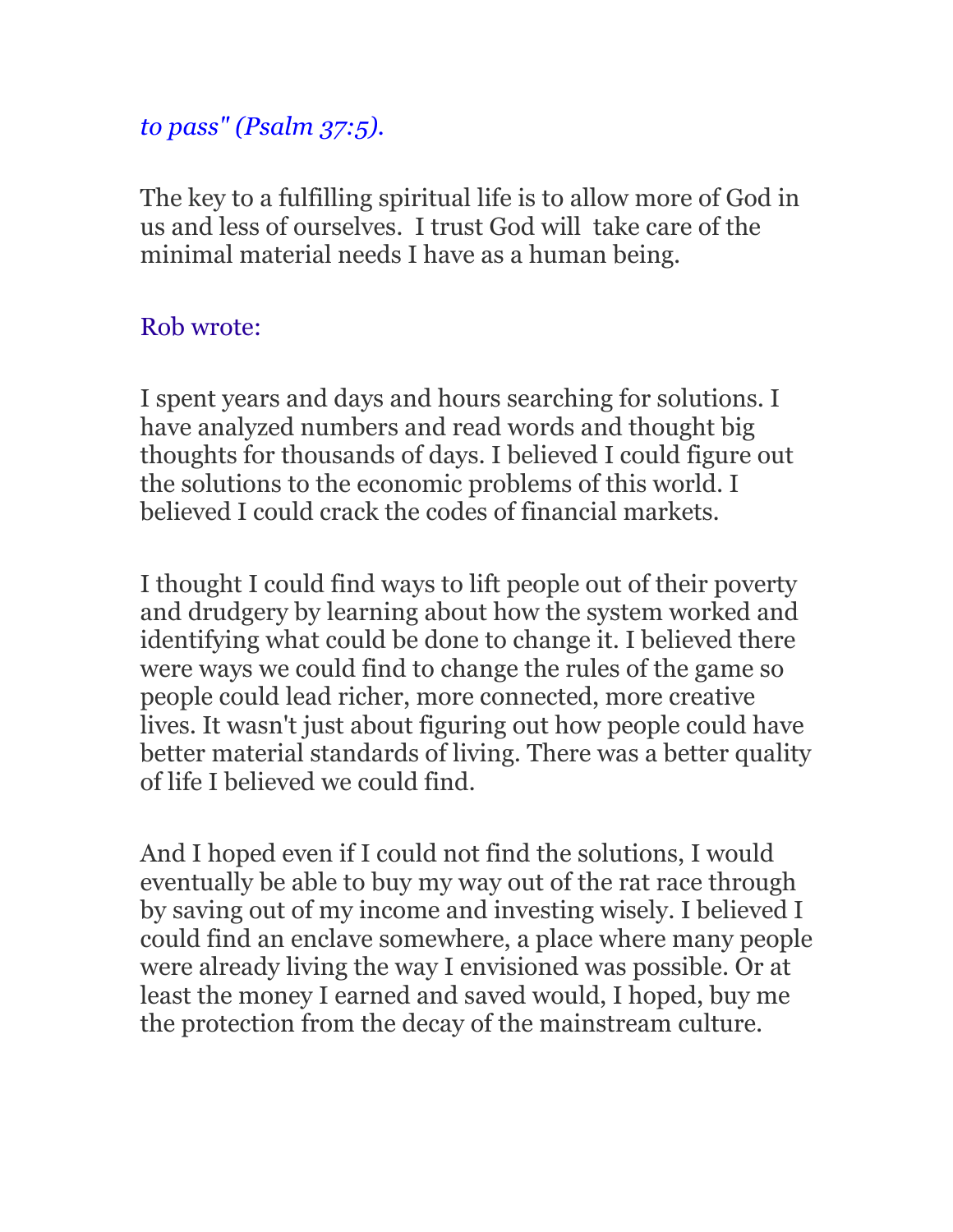*to pass" (Psalm 37:5).*

The key to a fulfilling spiritual life is to allow more of God in us and less of ourselves. I trust God will take care of the minimal material needs I have as a human being.

Rob wrote:

I spent years and days and hours searching for solutions. I have analyzed numbers and read words and thought big thoughts for thousands of days. I believed I could figure out the solutions to the economic problems of this world. I believed I could crack the codes of financial markets.

I thought I could find ways to lift people out of their poverty and drudgery by learning about how the system worked and identifying what could be done to change it. I believed there were ways we could find to change the rules of the game so people could lead richer, more connected, more creative lives. It wasn't just about figuring out how people could have better material standards of living. There was a better quality of life I believed we could find.

And I hoped even if I could not find the solutions, I would eventually be able to buy my way out of the rat race through by saving out of my income and investing wisely. I believed I could find an enclave somewhere, a place where many people were already living the way I envisioned was possible. Or at least the money I earned and saved would, I hoped, buy me the protection from the decay of the mainstream culture.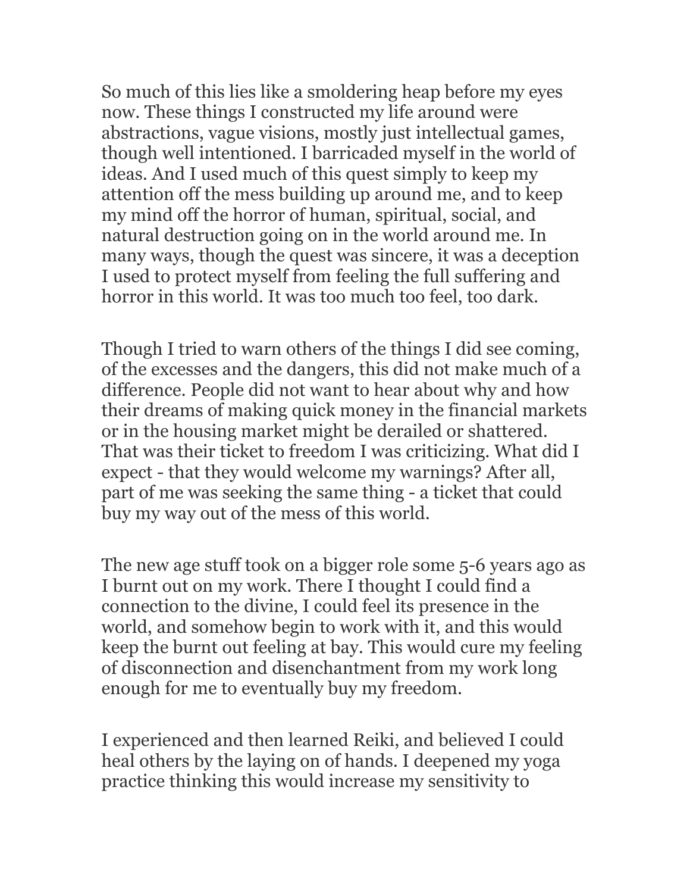So much of this lies like a smoldering heap before my eyes now. These things I constructed my life around were abstractions, vague visions, mostly just intellectual games, though well intentioned. I barricaded myself in the world of ideas. And I used much of this quest simply to keep my attention off the mess building up around me, and to keep my mind off the horror of human, spiritual, social, and natural destruction going on in the world around me. In many ways, though the quest was sincere, it was a deception I used to protect myself from feeling the full suffering and horror in this world. It was too much too feel, too dark.

Though I tried to warn others of the things I did see coming, of the excesses and the dangers, this did not make much of a difference. People did not want to hear about why and how their dreams of making quick money in the financial markets or in the housing market might be derailed or shattered. That was their ticket to freedom I was criticizing. What did I expect - that they would welcome my warnings? After all, part of me was seeking the same thing - a ticket that could buy my way out of the mess of this world.

The new age stuff took on a bigger role some 5-6 years ago as I burnt out on my work. There I thought I could find a connection to the divine, I could feel its presence in the world, and somehow begin to work with it, and this would keep the burnt out feeling at bay. This would cure my feeling of disconnection and disenchantment from my work long enough for me to eventually buy my freedom.

I experienced and then learned Reiki, and believed I could heal others by the laying on of hands. I deepened my yoga practice thinking this would increase my sensitivity to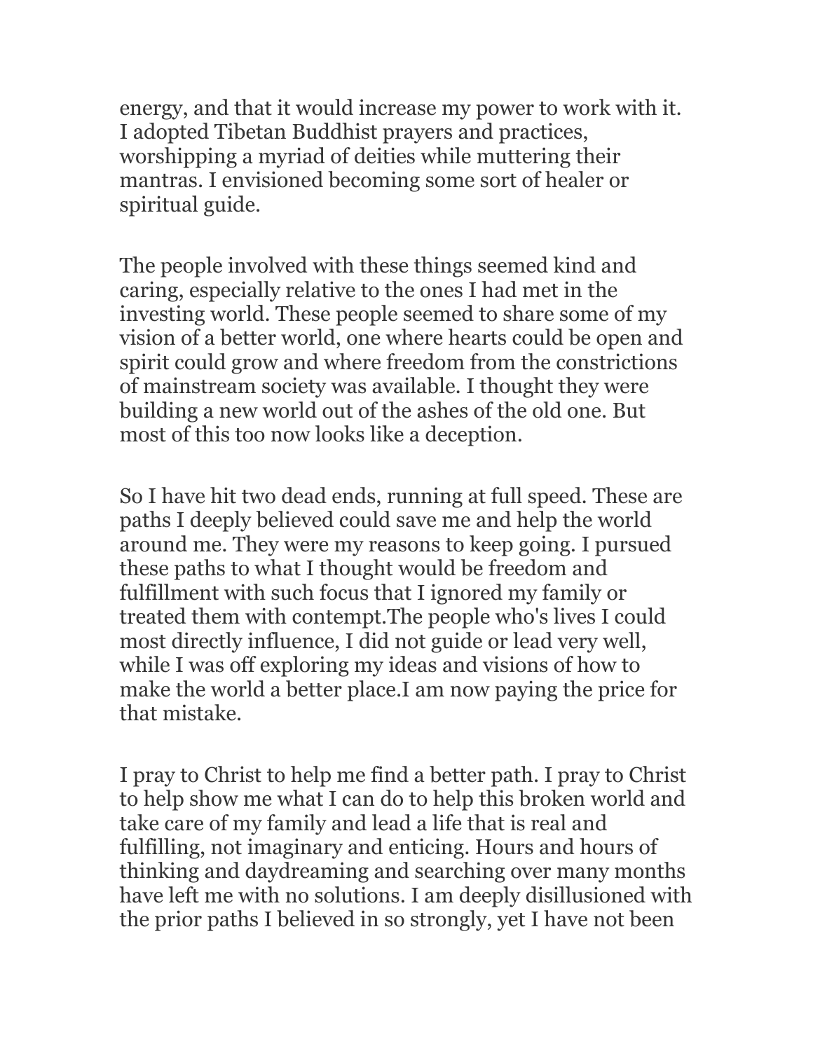energy, and that it would increase my power to work with it. I adopted Tibetan Buddhist prayers and practices, worshipping a myriad of deities while muttering their mantras. I envisioned becoming some sort of healer or spiritual guide.

The people involved with these things seemed kind and caring, especially relative to the ones I had met in the investing world. These people seemed to share some of my vision of a better world, one where hearts could be open and spirit could grow and where freedom from the constrictions of mainstream society was available. I thought they were building a new world out of the ashes of the old one. But most of this too now looks like a deception.

So I have hit two dead ends, running at full speed. These are paths I deeply believed could save me and help the world around me. They were my reasons to keep going. I pursued these paths to what I thought would be freedom and fulfillment with such focus that I ignored my family or treated them with contempt.The people who's lives I could most directly influence, I did not guide or lead very well, while I was off exploring my ideas and visions of how to make the world a better place.I am now paying the price for that mistake.

I pray to Christ to help me find a better path. I pray to Christ to help show me what I can do to help this broken world and take care of my family and lead a life that is real and fulfilling, not imaginary and enticing. Hours and hours of thinking and daydreaming and searching over many months have left me with no solutions. I am deeply disillusioned with the prior paths I believed in so strongly, yet I have not been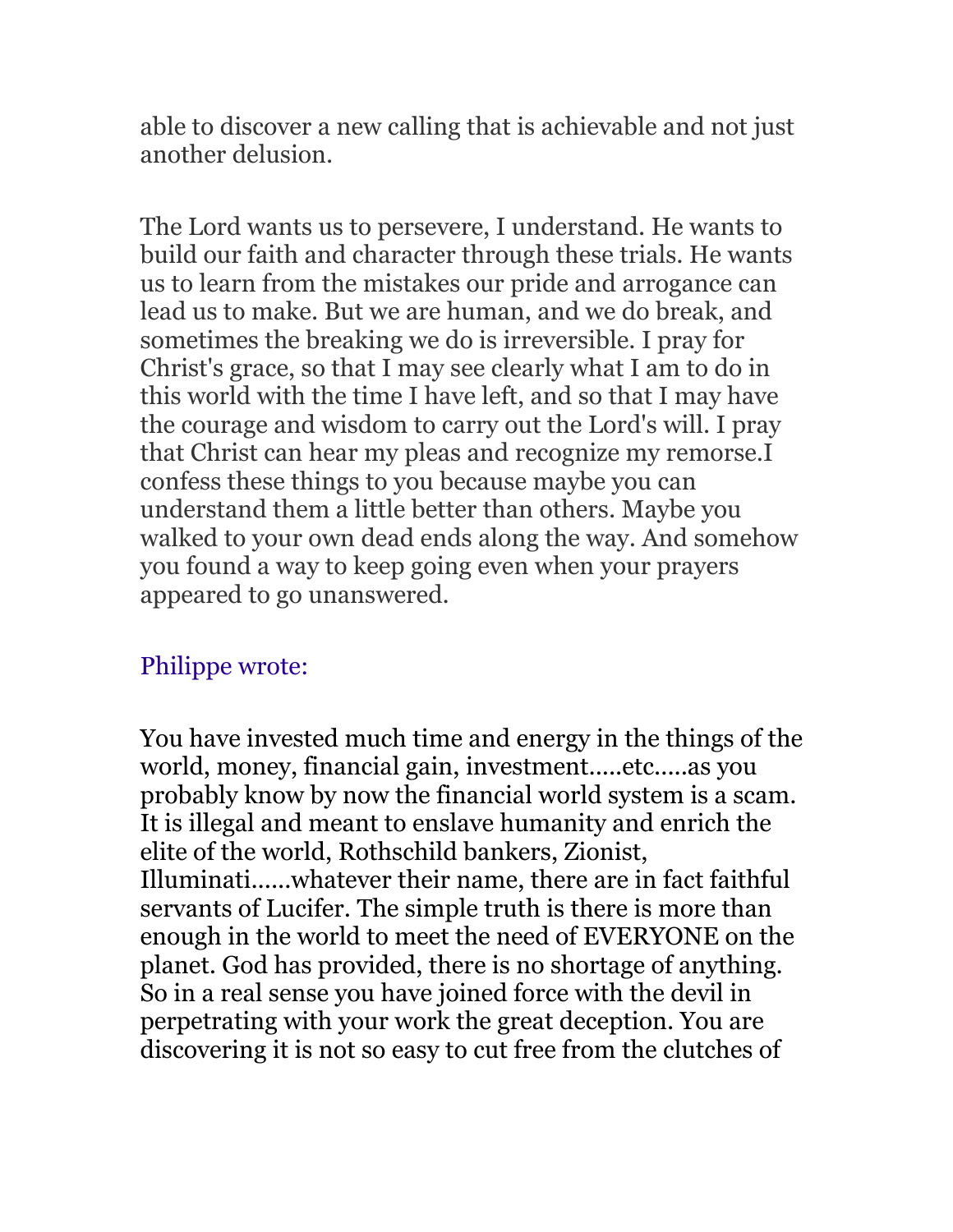able to discover a new calling that is achievable and not just another delusion.

The Lord wants us to persevere, I understand. He wants to build our faith and character through these trials. He wants us to learn from the mistakes our pride and arrogance can lead us to make. But we are human, and we do break, and sometimes the breaking we do is irreversible. I pray for Christ's grace, so that I may see clearly what I am to do in this world with the time I have left, and so that I may have the courage and wisdom to carry out the Lord's will. I pray that Christ can hear my pleas and recognize my remorse.I confess these things to you because maybe you can understand them a little better than others. Maybe you walked to your own dead ends along the way. And somehow you found a way to keep going even when your prayers appeared to go unanswered.

Philippe wrote:

You have invested much time and energy in the things of the world, money, financial gain, investment.....etc.....as you probably know by now the financial world system is a scam. It is illegal and meant to enslave humanity and enrich the elite of the world, Rothschild bankers, Zionist, Illuminati......whatever their name, there are in fact faithful servants of Lucifer. The simple truth is there is more than enough in the world to meet the need of EVERYONE on the planet. God has provided, there is no shortage of anything. So in a real sense you have joined force with the devil in perpetrating with your work the great deception. You are discovering it is not so easy to cut free from the clutches of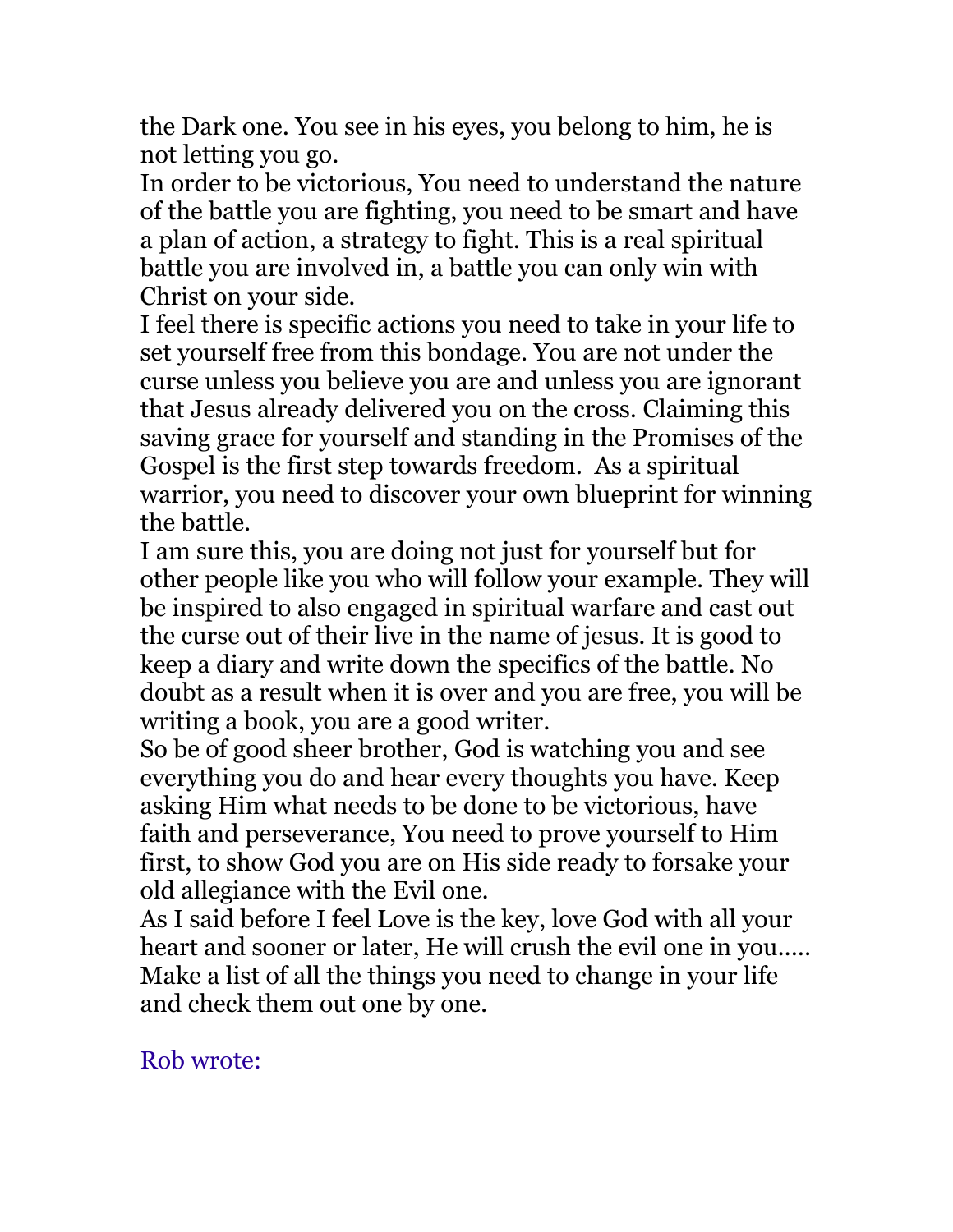the Dark one. You see in his eyes, you belong to him, he is not letting you go.

In order to be victorious, You need to understand the nature of the battle you are fighting, you need to be smart and have a plan of action, a strategy to fight. This is a real spiritual battle you are involved in, a battle you can only win with Christ on your side.

I feel there is specific actions you need to take in your life to set yourself free from this bondage. You are not under the curse unless you believe you are and unless you are ignorant that Jesus already delivered you on the cross. Claiming this saving grace for yourself and standing in the Promises of the Gospel is the first step towards freedom. As a spiritual warrior, you need to discover your own blueprint for winning the battle.

I am sure this, you are doing not just for yourself but for other people like you who will follow your example. They will be inspired to also engaged in spiritual warfare and cast out the curse out of their live in the name of jesus. It is good to keep a diary and write down the specifics of the battle. No doubt as a result when it is over and you are free, you will be writing a book, you are a good writer.

So be of good sheer brother, God is watching you and see everything you do and hear every thoughts you have. Keep asking Him what needs to be done to be victorious, have faith and perseverance, You need to prove yourself to Him first, to show God you are on His side ready to forsake your old allegiance with the Evil one.

As I said before I feel Love is the key, love God with all your heart and sooner or later, He will crush the evil one in you..... Make a list of all the things you need to change in your life and check them out one by one.

Rob wrote: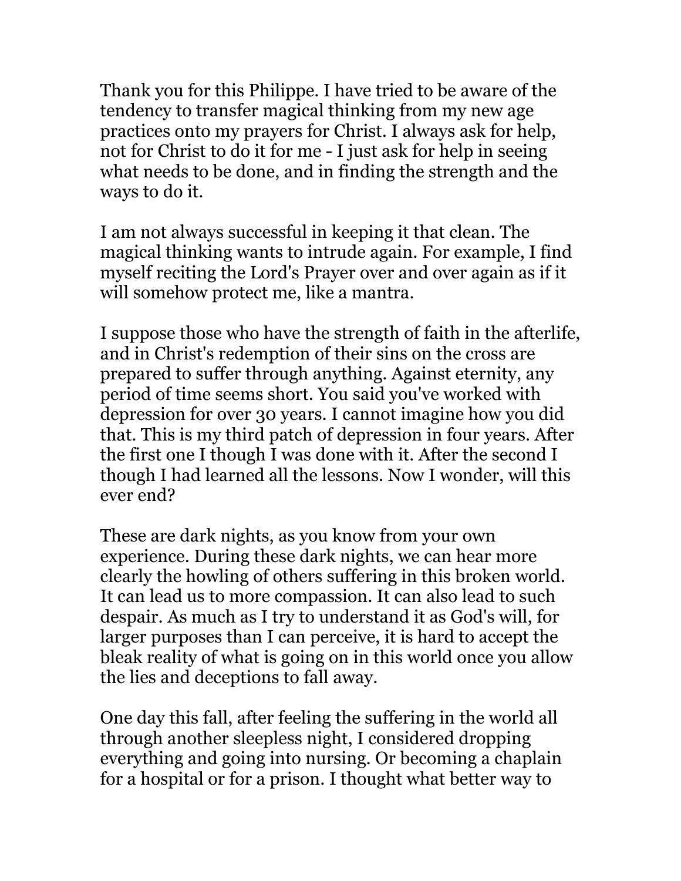Thank you for this Philippe. I have tried to be aware of the tendency to transfer magical thinking from my new age practices onto my prayers for Christ. I always ask for help, not for Christ to do it for me - I just ask for help in seeing what needs to be done, and in finding the strength and the ways to do it.

I am not always successful in keeping it that clean. The magical thinking wants to intrude again. For example, I find myself reciting the Lord's Prayer over and over again as if it will somehow protect me, like a mantra.

I suppose those who have the strength of faith in the afterlife, and in Christ's redemption of their sins on the cross are prepared to suffer through anything. Against eternity, any period of time seems short. You said you've worked with depression for over 30 years. I cannot imagine how you did that. This is my third patch of depression in four years. After the first one I though I was done with it. After the second I though I had learned all the lessons. Now I wonder, will this ever end?

These are dark nights, as you know from your own experience. During these dark nights, we can hear more clearly the howling of others suffering in this broken world. It can lead us to more compassion. It can also lead to such despair. As much as I try to understand it as God's will, for larger purposes than I can perceive, it is hard to accept the bleak reality of what is going on in this world once you allow the lies and deceptions to fall away.

One day this fall, after feeling the suffering in the world all through another sleepless night, I considered dropping everything and going into nursing. Or becoming a chaplain for a hospital or for a prison. I thought what better way to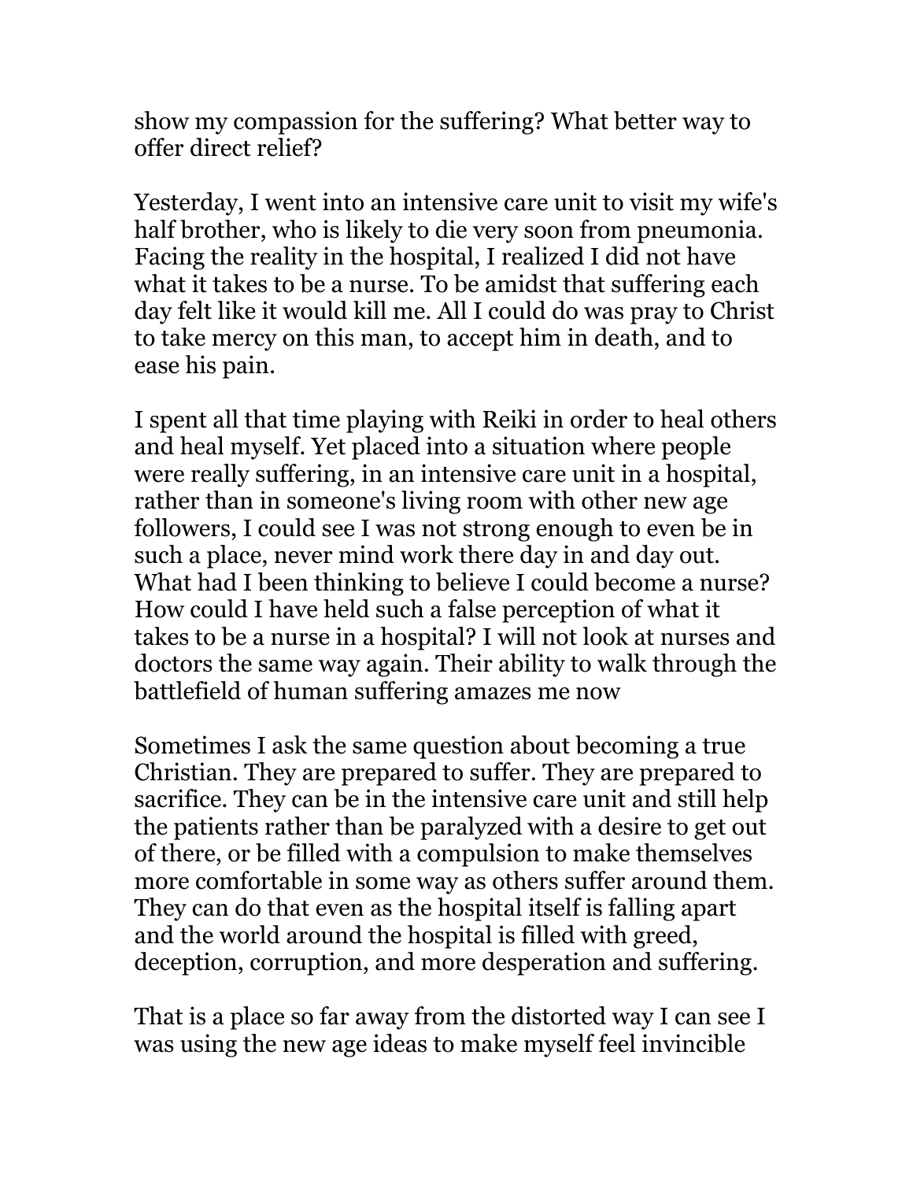show my compassion for the suffering? What better way to offer direct relief?

Yesterday, I went into an intensive care unit to visit my wife's half brother, who is likely to die very soon from pneumonia. Facing the reality in the hospital, I realized I did not have what it takes to be a nurse. To be amidst that suffering each day felt like it would kill me. All I could do was pray to Christ to take mercy on this man, to accept him in death, and to ease his pain.

I spent all that time playing with Reiki in order to heal others and heal myself. Yet placed into a situation where people were really suffering, in an intensive care unit in a hospital, rather than in someone's living room with other new age followers, I could see I was not strong enough to even be in such a place, never mind work there day in and day out. What had I been thinking to believe I could become a nurse? How could I have held such a false perception of what it takes to be a nurse in a hospital? I will not look at nurses and doctors the same way again. Their ability to walk through the battlefield of human suffering amazes me now

Sometimes I ask the same question about becoming a true Christian. They are prepared to suffer. They are prepared to sacrifice. They can be in the intensive care unit and still help the patients rather than be paralyzed with a desire to get out of there, or be filled with a compulsion to make themselves more comfortable in some way as others suffer around them. They can do that even as the hospital itself is falling apart and the world around the hospital is filled with greed, deception, corruption, and more desperation and suffering.

That is a place so far away from the distorted way I can see I was using the new age ideas to make myself feel invincible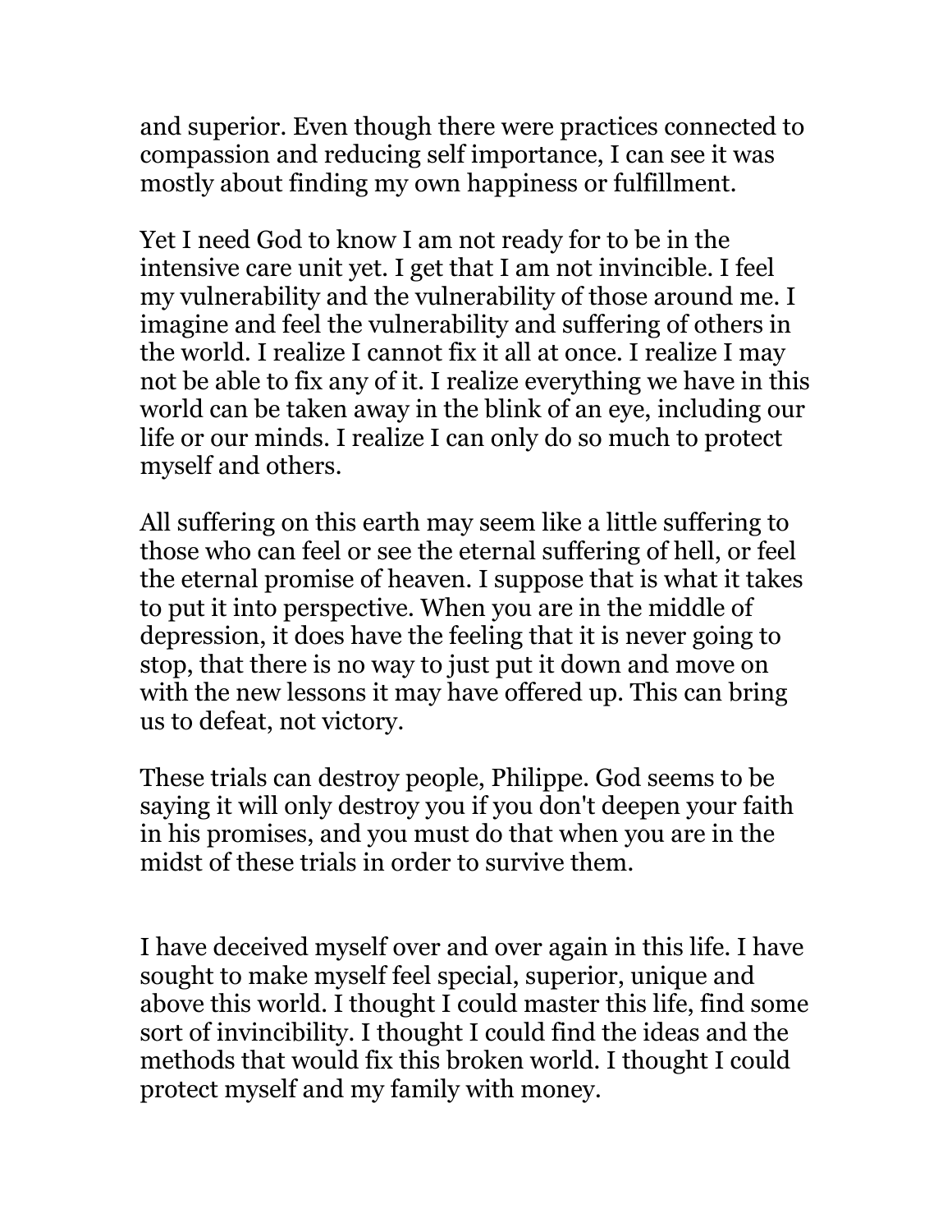and superior. Even though there were practices connected to compassion and reducing self importance, I can see it was mostly about finding my own happiness or fulfillment.

Yet I need God to know I am not ready for to be in the intensive care unit yet. I get that I am not invincible. I feel my vulnerability and the vulnerability of those around me. I imagine and feel the vulnerability and suffering of others in the world. I realize I cannot fix it all at once. I realize I may not be able to fix any of it. I realize everything we have in this world can be taken away in the blink of an eye, including our life or our minds. I realize I can only do so much to protect myself and others.

All suffering on this earth may seem like a little suffering to those who can feel or see the eternal suffering of hell, or feel the eternal promise of heaven. I suppose that is what it takes to put it into perspective. When you are in the middle of depression, it does have the feeling that it is never going to stop, that there is no way to just put it down and move on with the new lessons it may have offered up. This can bring us to defeat, not victory.

These trials can destroy people, Philippe. God seems to be saying it will only destroy you if you don't deepen your faith in his promises, and you must do that when you are in the midst of these trials in order to survive them.

I have deceived myself over and over again in this life. I have sought to make myself feel special, superior, unique and above this world. I thought I could master this life, find some sort of invincibility. I thought I could find the ideas and the methods that would fix this broken world. I thought I could protect myself and my family with money.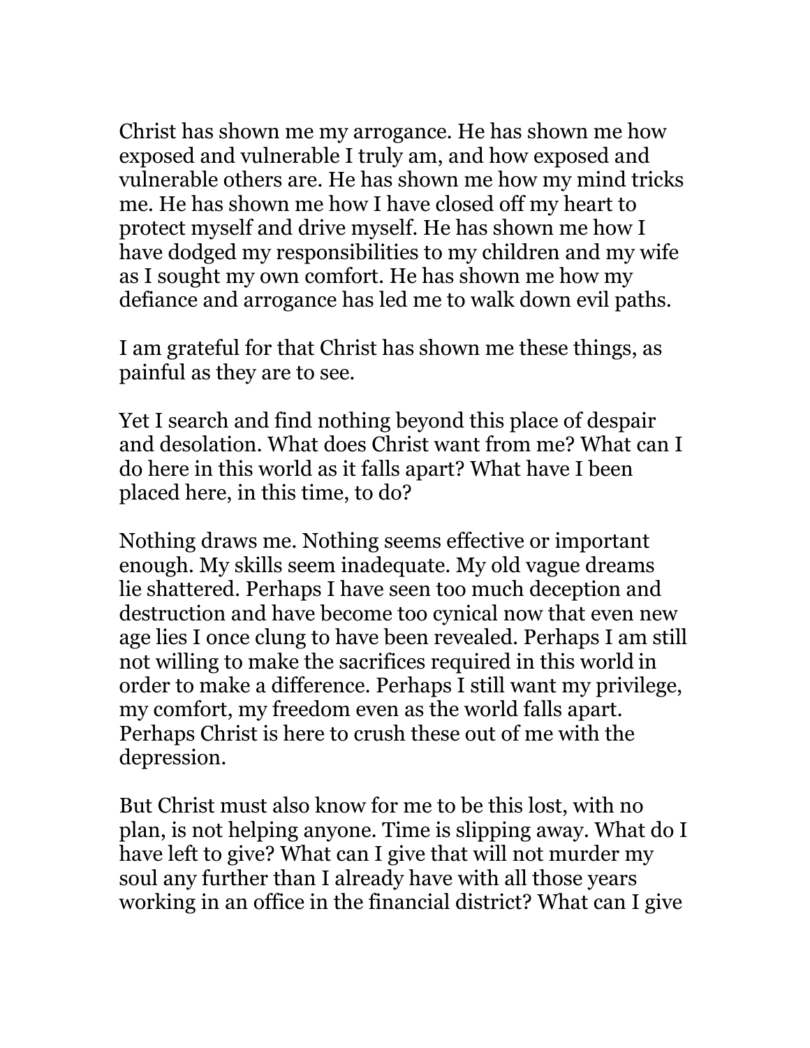Christ has shown me my arrogance. He has shown me how exposed and vulnerable I truly am, and how exposed and vulnerable others are. He has shown me how my mind tricks me. He has shown me how I have closed off my heart to protect myself and drive myself. He has shown me how I have dodged my responsibilities to my children and my wife as I sought my own comfort. He has shown me how my defiance and arrogance has led me to walk down evil paths.

I am grateful for that Christ has shown me these things, as painful as they are to see.

Yet I search and find nothing beyond this place of despair and desolation. What does Christ want from me? What can I do here in this world as it falls apart? What have I been placed here, in this time, to do?

Nothing draws me. Nothing seems effective or important enough. My skills seem inadequate. My old vague dreams lie shattered. Perhaps I have seen too much deception and destruction and have become too cynical now that even new age lies I once clung to have been revealed. Perhaps I am still not willing to make the sacrifices required in this world in order to make a difference. Perhaps I still want my privilege, my comfort, my freedom even as the world falls apart. Perhaps Christ is here to crush these out of me with the depression.

But Christ must also know for me to be this lost, with no plan, is not helping anyone. Time is slipping away. What do I have left to give? What can I give that will not murder my soul any further than I already have with all those years working in an office in the financial district? What can I give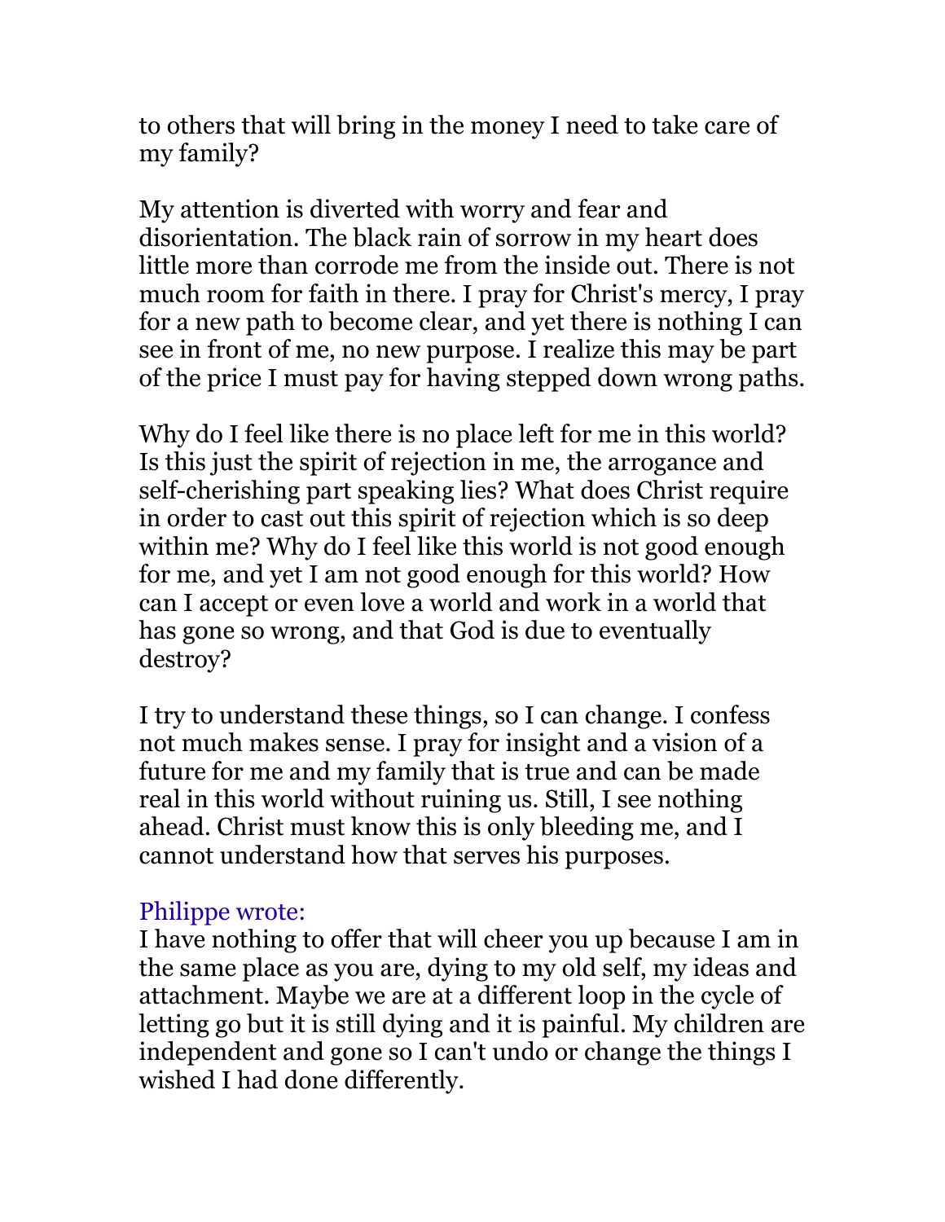to others that will bring in the money I need to take care of my family?

My attention is diverted with worry and fear and disorientation. The black rain of sorrow in my heart does little more than corrode me from the inside out. There is not much room for faith in there. I pray for Christ's mercy, I pray for a new path to become clear, and yet there is nothing I can see in front of me, no new purpose. I realize this may be part of the price I must pay for having stepped down wrong paths.

Why do I feel like there is no place left for me in this world? Is this just the spirit of rejection in me, the arrogance and self-cherishing part speaking lies? What does Christ require in order to cast out this spirit of rejection which is so deep within me? Why do I feel like this world is not good enough for me, and yet I am not good enough for this world? How can I accept or even love a world and work in a world that has gone so wrong, and that God is due to eventually destroy?

I try to understand these things, so I can change. I confess not much makes sense. I pray for insight and a vision of a future for me and my family that is true and can be made real in this world without ruining us. Still, I see nothing ahead. Christ must know this is only bleeding me, and I cannot understand how that serves his purposes.

Philippe wrote:
I have nothing to offer that will cheer you up because I am in the same place as you are, dying to my old self, my ideas and attachment. Maybe we are at a different loop in the cycle of letting go but it is still dying and it is painful. My children are independent and gone so I can't undo or change the things I wished I had done differently.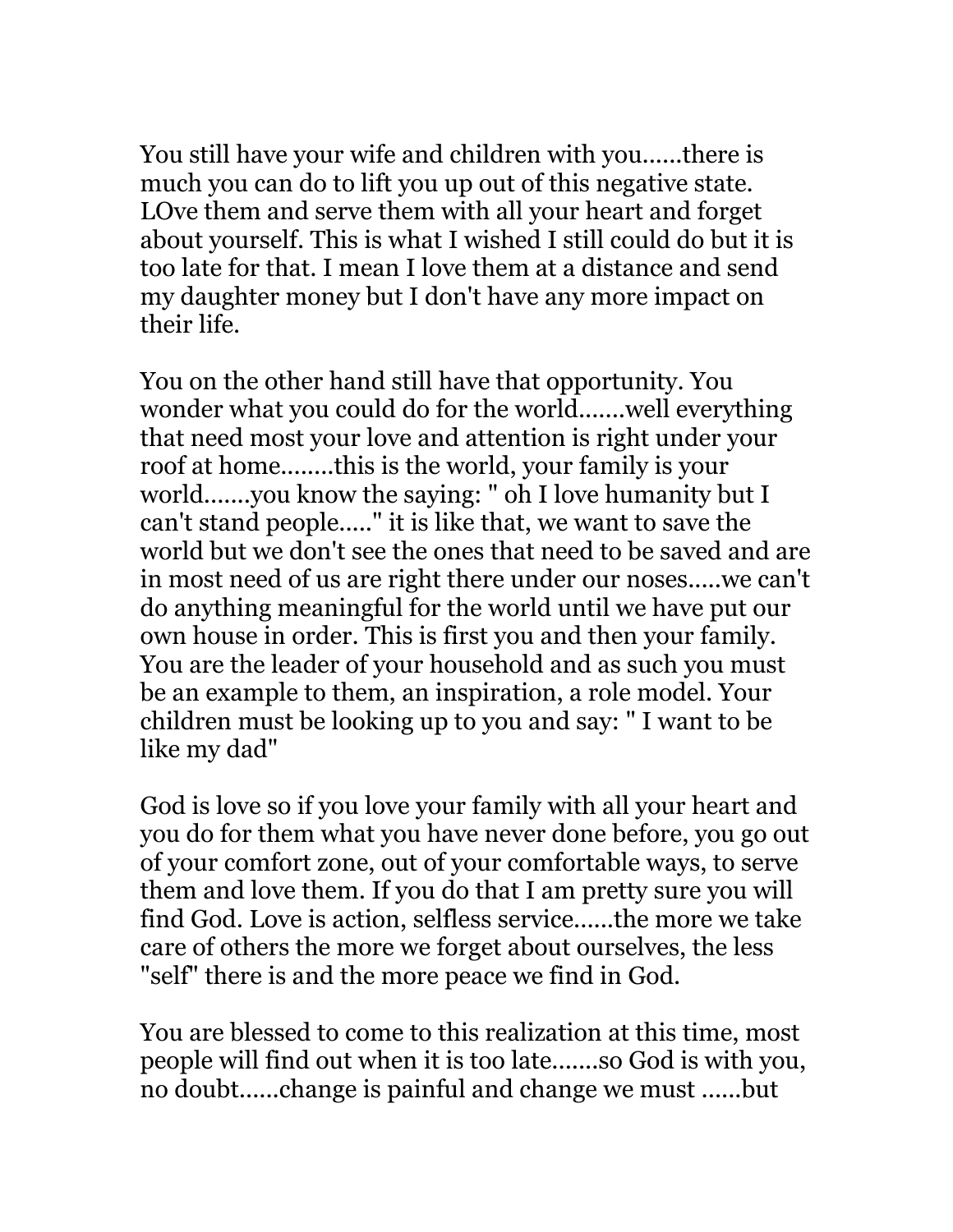You still have your wife and children with you......there is much you can do to lift you up out of this negative state. LOve them and serve them with all your heart and forget about yourself. This is what I wished I still could do but it is too late for that. I mean I love them at a distance and send my daughter money but I don't have any more impact on their life.

You on the other hand still have that opportunity. You wonder what you could do for the world.......well everything that need most your love and attention is right under your roof at home........this is the world, your family is your world.......you know the saying: " oh I love humanity but I can't stand people....." it is like that, we want to save the world but we don't see the ones that need to be saved and are in most need of us are right there under our noses.....we can't do anything meaningful for the world until we have put our own house in order. This is first you and then your family. You are the leader of your household and as such you must be an example to them, an inspiration, a role model. Your children must be looking up to you and say: " I want to be like my dad"

God is love so if you love your family with all your heart and you do for them what you have never done before, you go out of your comfort zone, out of your comfortable ways, to serve them and love them. If you do that I am pretty sure you will find God. Love is action, selfless service......the more we take care of others the more we forget about ourselves, the less "self" there is and the more peace we find in God.

You are blessed to come to this realization at this time, most people will find out when it is too late.......so God is with you, no doubt......change is painful and change we must ......but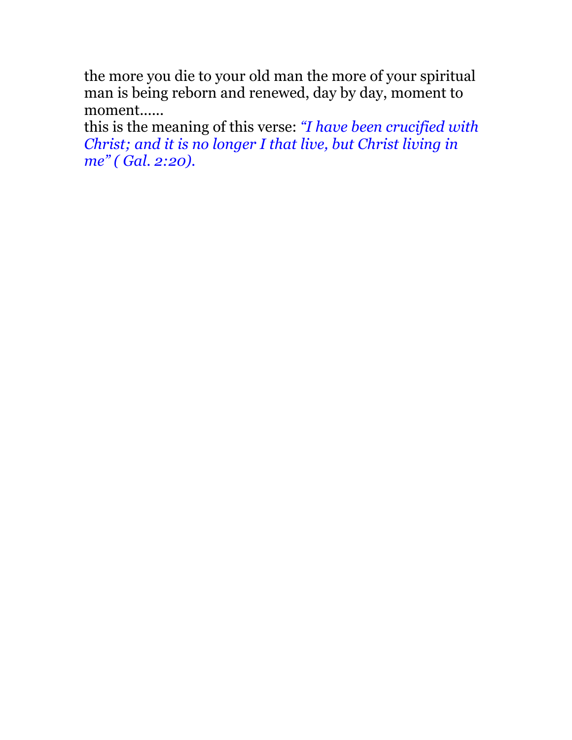the more you die to your old man the more of your spiritual man is being reborn and renewed, day by day, moment to moment......
this is the meaning of this verse: *"I have been crucified with Christ; and it is no longer I that live, but Christ living in me" ( Gal. 2:20).*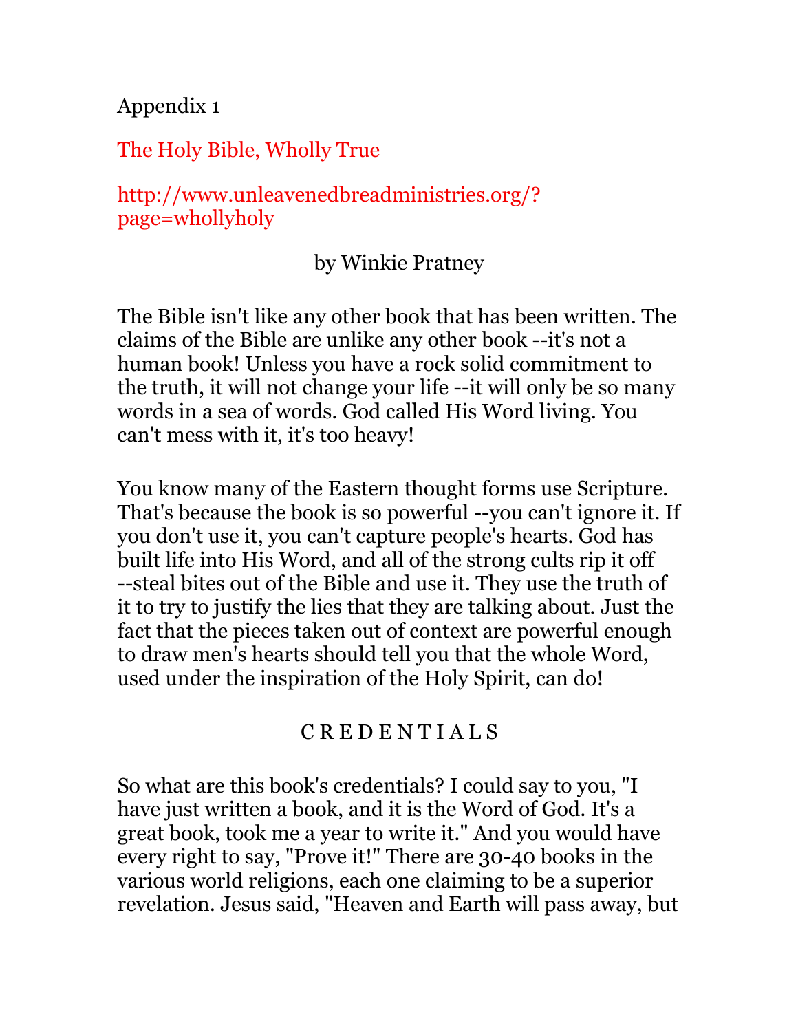Appendix 1

## The Holy Bible, Wholly True

http://www.unleavenedbreadministries.org/?page=whollyholy

by Winkie Pratney

The Bible isn't like any other book that has been written. The claims of the Bible are unlike any other book --it's not a human book! Unless you have a rock solid commitment to the truth, it will not change your life --it will only be so many words in a sea of words. God called His Word living. You can't mess with it, it's too heavy!

You know many of the Eastern thought forms use Scripture. That's because the book is so powerful --you can't ignore it. If you don't use it, you can't capture people's hearts. God has built life into His Word, and all of the strong cults rip it off --steal bites out of the Bible and use it. They use the truth of it to try to justify the lies that they are talking about. Just the fact that the pieces taken out of context are powerful enough to draw men's hearts should tell you that the whole Word, used under the inspiration of the Holy Spirit, can do!

### C R E D E N T I A L S

So what are this book's credentials? I could say to you, "I have just written a book, and it is the Word of God. It's a great book, took me a year to write it." And you would have every right to say, "Prove it!" There are 30-40 books in the various world religions, each one claiming to be a superior revelation. Jesus said, "Heaven and Earth will pass away, but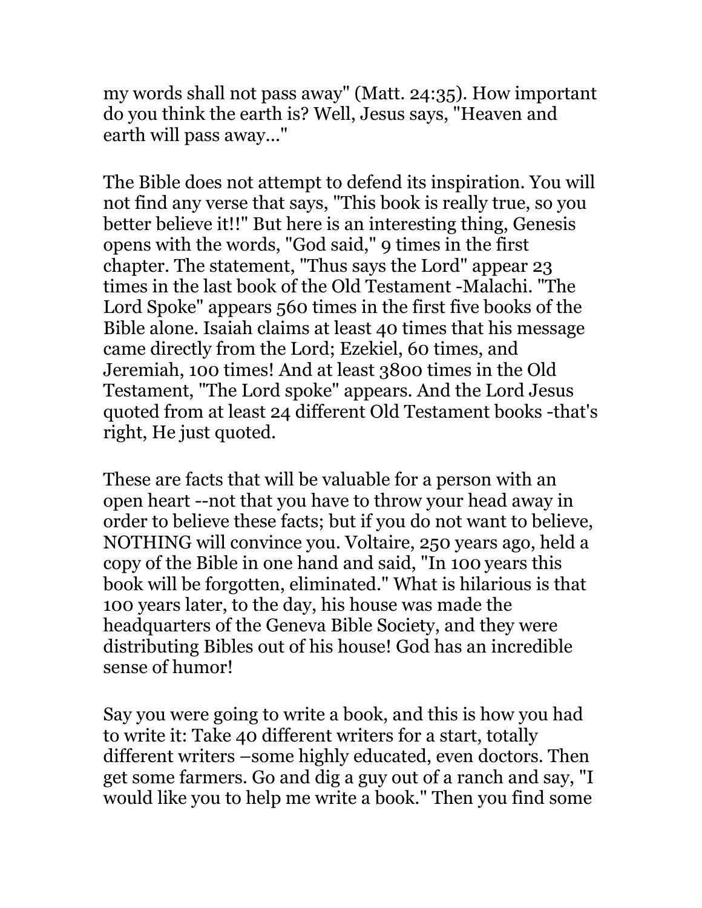my words shall not pass away" (Matt. 24:35). How important do you think the earth is? Well, Jesus says, "Heaven and earth will pass away..."

The Bible does not attempt to defend its inspiration. You will not find any verse that says, "This book is really true, so you better believe it!!" But here is an interesting thing, Genesis opens with the words, "God said," 9 times in the first chapter. The statement, "Thus says the Lord" appear 23 times in the last book of the Old Testament -Malachi. "The Lord Spoke" appears 560 times in the first five books of the Bible alone. Isaiah claims at least 40 times that his message came directly from the Lord; Ezekiel, 60 times, and Jeremiah, 100 times! And at least 3800 times in the Old Testament, "The Lord spoke" appears. And the Lord Jesus quoted from at least 24 different Old Testament books -that's right, He just quoted.

These are facts that will be valuable for a person with an open heart --not that you have to throw your head away in order to believe these facts; but if you do not want to believe, NOTHING will convince you. Voltaire, 250 years ago, held a copy of the Bible in one hand and said, "In 100 years this book will be forgotten, eliminated." What is hilarious is that 100 years later, to the day, his house was made the headquarters of the Geneva Bible Society, and they were distributing Bibles out of his house! God has an incredible sense of humor!

Say you were going to write a book, and this is how you had to write it: Take 40 different writers for a start, totally different writers –some highly educated, even doctors. Then get some farmers. Go and dig a guy out of a ranch and say, "I would like you to help me write a book." Then you find some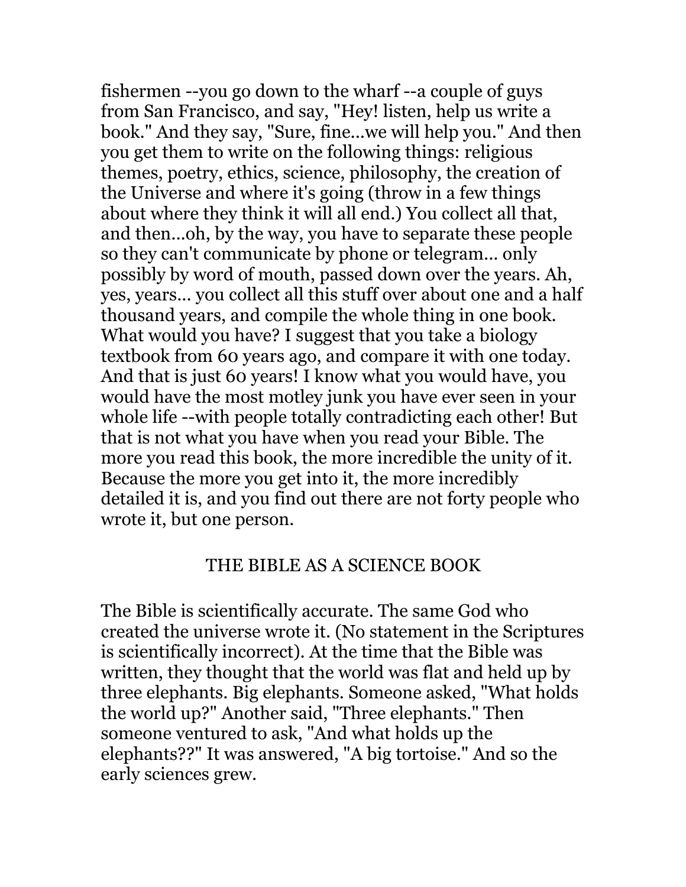fishermen --you go down to the wharf --a couple of guys from San Francisco, and say, "Hey! listen, help us write a book." And they say, "Sure, fine...we will help you." And then you get them to write on the following things: religious themes, poetry, ethics, science, philosophy, the creation of the Universe and where it's going (throw in a few things about where they think it will all end.) You collect all that, and then...oh, by the way, you have to separate these people so they can't communicate by phone or telegram... only possibly by word of mouth, passed down over the years. Ah, yes, years... you collect all this stuff over about one and a half thousand years, and compile the whole thing in one book. What would you have? I suggest that you take a biology textbook from 60 years ago, and compare it with one today. And that is just 60 years! I know what you would have, you would have the most motley junk you have ever seen in your whole life --with people totally contradicting each other! But that is not what you have when you read your Bible. The more you read this book, the more incredible the unity of it. Because the more you get into it, the more incredibly detailed it is, and you find out there are not forty people who wrote it, but one person.

## THE BIBLE AS A SCIENCE BOOK

The Bible is scientifically accurate. The same God who created the universe wrote it. (No statement in the Scriptures is scientifically incorrect). At the time that the Bible was written, they thought that the world was flat and held up by three elephants. Big elephants. Someone asked, "What holds the world up?" Another said, "Three elephants." Then someone ventured to ask, "And what holds up the elephants??" It was answered, "A big tortoise." And so the early sciences grew.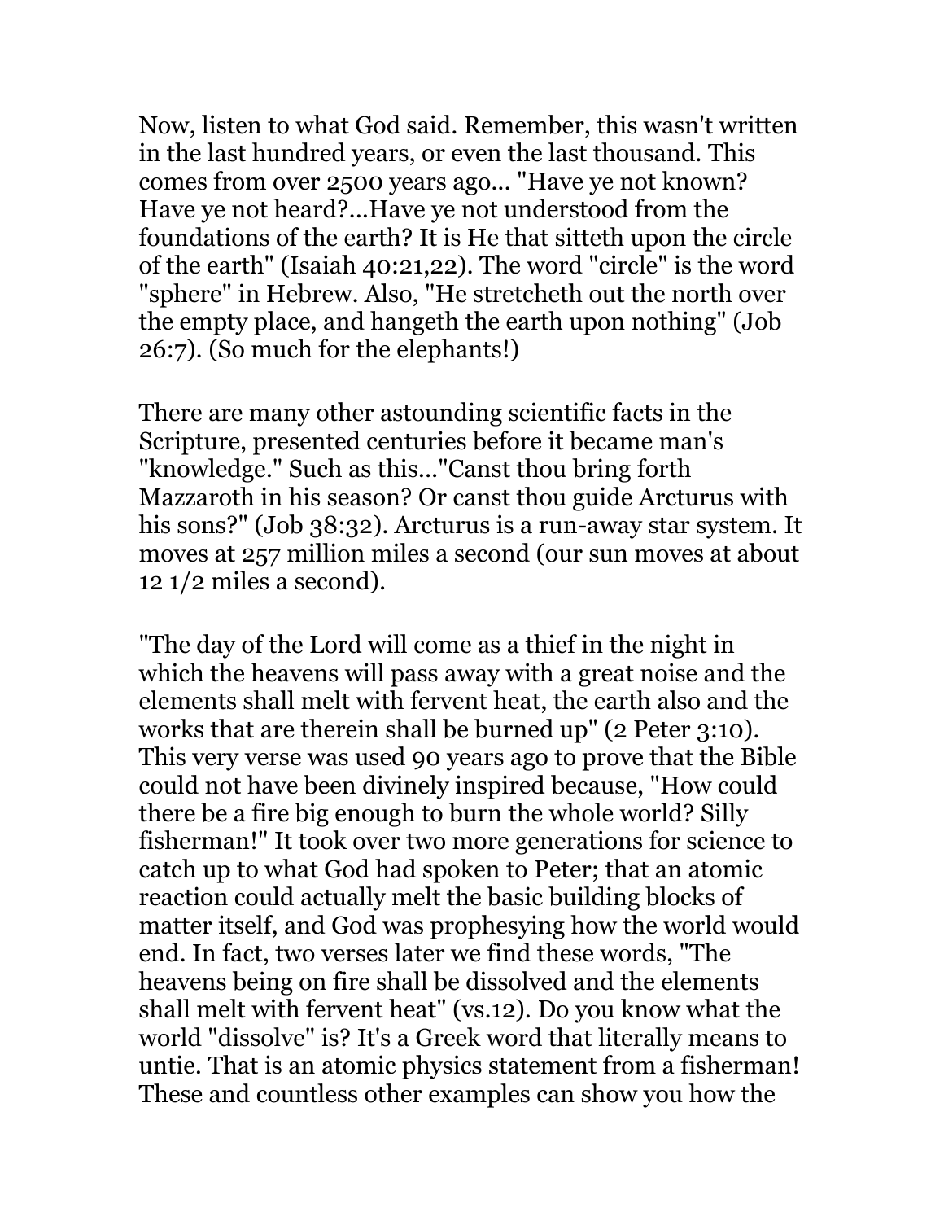Now, listen to what God said. Remember, this wasn't written in the last hundred years, or even the last thousand. This comes from over 2500 years ago... "Have ye not known? Have ye not heard?...Have ye not understood from the foundations of the earth? It is He that sitteth upon the circle of the earth" (Isaiah 40:21,22). The word "circle" is the word "sphere" in Hebrew. Also, "He stretcheth out the north over the empty place, and hangeth the earth upon nothing" (Job 26:7). (So much for the elephants!)

There are many other astounding scientific facts in the Scripture, presented centuries before it became man's "knowledge." Such as this..."Canst thou bring forth Mazzaroth in his season? Or canst thou guide Arcturus with his sons?" (Job 38:32). Arcturus is a run-away star system. It moves at 257 million miles a second (our sun moves at about 12 1/2 miles a second).

"The day of the Lord will come as a thief in the night in which the heavens will pass away with a great noise and the elements shall melt with fervent heat, the earth also and the works that are therein shall be burned up" (2 Peter 3:10). This very verse was used 90 years ago to prove that the Bible could not have been divinely inspired because, "How could there be a fire big enough to burn the whole world? Silly fisherman!" It took over two more generations for science to catch up to what God had spoken to Peter; that an atomic reaction could actually melt the basic building blocks of matter itself, and God was prophesying how the world would end. In fact, two verses later we find these words, "The heavens being on fire shall be dissolved and the elements shall melt with fervent heat" (vs.12). Do you know what the world "dissolve" is? It's a Greek word that literally means to untie. That is an atomic physics statement from a fisherman! These and countless other examples can show you how the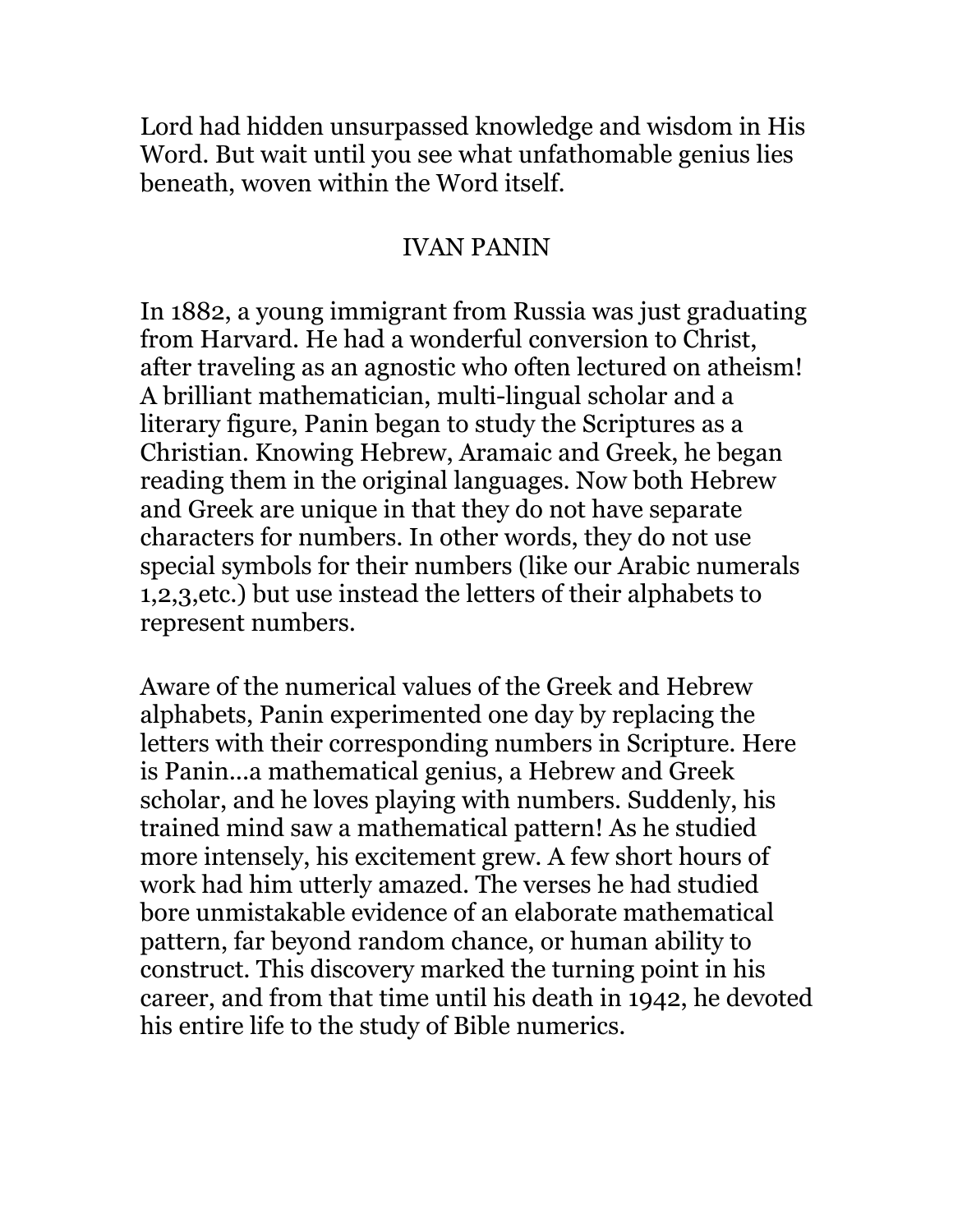Lord had hidden unsurpassed knowledge and wisdom in His Word. But wait until you see what unfathomable genius lies beneath, woven within the Word itself.

## IVAN PANIN

In 1882, a young immigrant from Russia was just graduating from Harvard. He had a wonderful conversion to Christ, after traveling as an agnostic who often lectured on atheism! A brilliant mathematician, multi-lingual scholar and a literary figure, Panin began to study the Scriptures as a Christian. Knowing Hebrew, Aramaic and Greek, he began reading them in the original languages. Now both Hebrew and Greek are unique in that they do not have separate characters for numbers. In other words, they do not use special symbols for their numbers (like our Arabic numerals 1,2,3,etc.) but use instead the letters of their alphabets to represent numbers.

Aware of the numerical values of the Greek and Hebrew alphabets, Panin experimented one day by replacing the letters with their corresponding numbers in Scripture. Here is Panin...a mathematical genius, a Hebrew and Greek scholar, and he loves playing with numbers. Suddenly, his trained mind saw a mathematical pattern! As he studied more intensely, his excitement grew. A few short hours of work had him utterly amazed. The verses he had studied bore unmistakable evidence of an elaborate mathematical pattern, far beyond random chance, or human ability to construct. This discovery marked the turning point in his career, and from that time until his death in 1942, he devoted his entire life to the study of Bible numerics.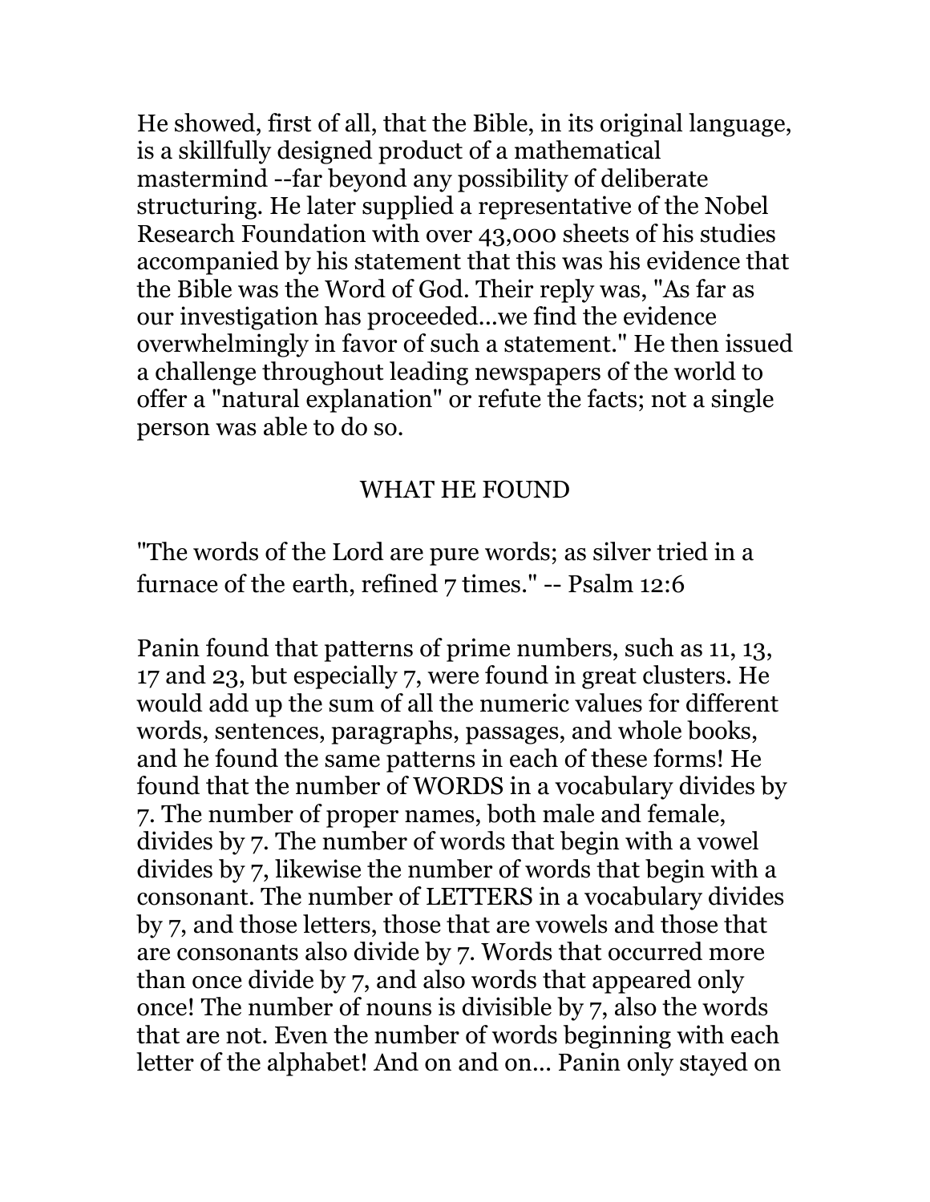He showed, first of all, that the Bible, in its original language, is a skillfully designed product of a mathematical mastermind --far beyond any possibility of deliberate structuring. He later supplied a representative of the Nobel Research Foundation with over 43,000 sheets of his studies accompanied by his statement that this was his evidence that the Bible was the Word of God. Their reply was, "As far as our investigation has proceeded...we find the evidence overwhelmingly in favor of such a statement." He then issued a challenge throughout leading newspapers of the world to offer a "natural explanation" or refute the facts; not a single person was able to do so.

## WHAT HE FOUND

"The words of the Lord are pure words; as silver tried in a furnace of the earth, refined 7 times." -- Psalm 12:6

Panin found that patterns of prime numbers, such as 11, 13, 17 and 23, but especially 7, were found in great clusters. He would add up the sum of all the numeric values for different words, sentences, paragraphs, passages, and whole books, and he found the same patterns in each of these forms! He found that the number of WORDS in a vocabulary divides by 7. The number of proper names, both male and female, divides by 7. The number of words that begin with a vowel divides by 7, likewise the number of words that begin with a consonant. The number of LETTERS in a vocabulary divides by 7, and those letters, those that are vowels and those that are consonants also divide by 7. Words that occurred more than once divide by 7, and also words that appeared only once! The number of nouns is divisible by 7, also the words that are not. Even the number of words beginning with each letter of the alphabet! And on and on... Panin only stayed on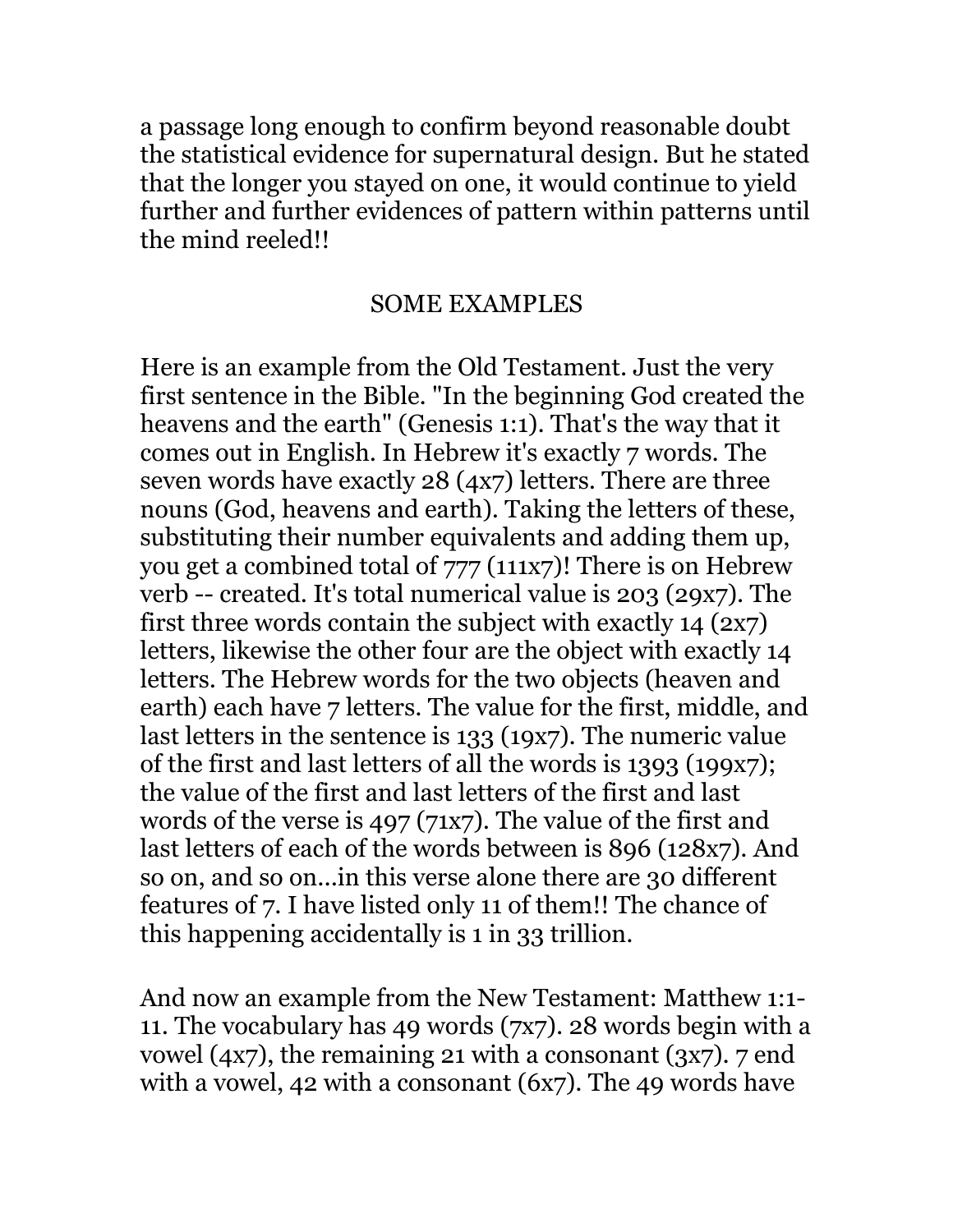a passage long enough to confirm beyond reasonable doubt the statistical evidence for supernatural design. But he stated that the longer you stayed on one, it would continue to yield further and further evidences of pattern within patterns until the mind reeled!!

## SOME EXAMPLES

Here is an example from the Old Testament. Just the very first sentence in the Bible. "In the beginning God created the heavens and the earth" (Genesis 1:1). That's the way that it comes out in English. In Hebrew it's exactly 7 words. The seven words have exactly 28 (4x7) letters. There are three nouns (God, heavens and earth). Taking the letters of these, substituting their number equivalents and adding them up, you get a combined total of 777 (111x7)! There is on Hebrew verb -- created. It's total numerical value is 203 (29x7). The first three words contain the subject with exactly 14 (2x7) letters, likewise the other four are the object with exactly 14 letters. The Hebrew words for the two objects (heaven and earth) each have 7 letters. The value for the first, middle, and last letters in the sentence is 133 (19x7). The numeric value of the first and last letters of all the words is 1393 (199x7); the value of the first and last letters of the first and last words of the verse is 497 (71x7). The value of the first and last letters of each of the words between is 896 (128x7). And so on, and so on...in this verse alone there are 30 different features of 7. I have listed only 11 of them!! The chance of this happening accidentally is 1 in 33 trillion.

And now an example from the New Testament: Matthew 1:1-11. The vocabulary has 49 words (7x7). 28 words begin with a vowel (4x7), the remaining 21 with a consonant (3x7). 7 end with a vowel, 42 with a consonant (6x7). The 49 words have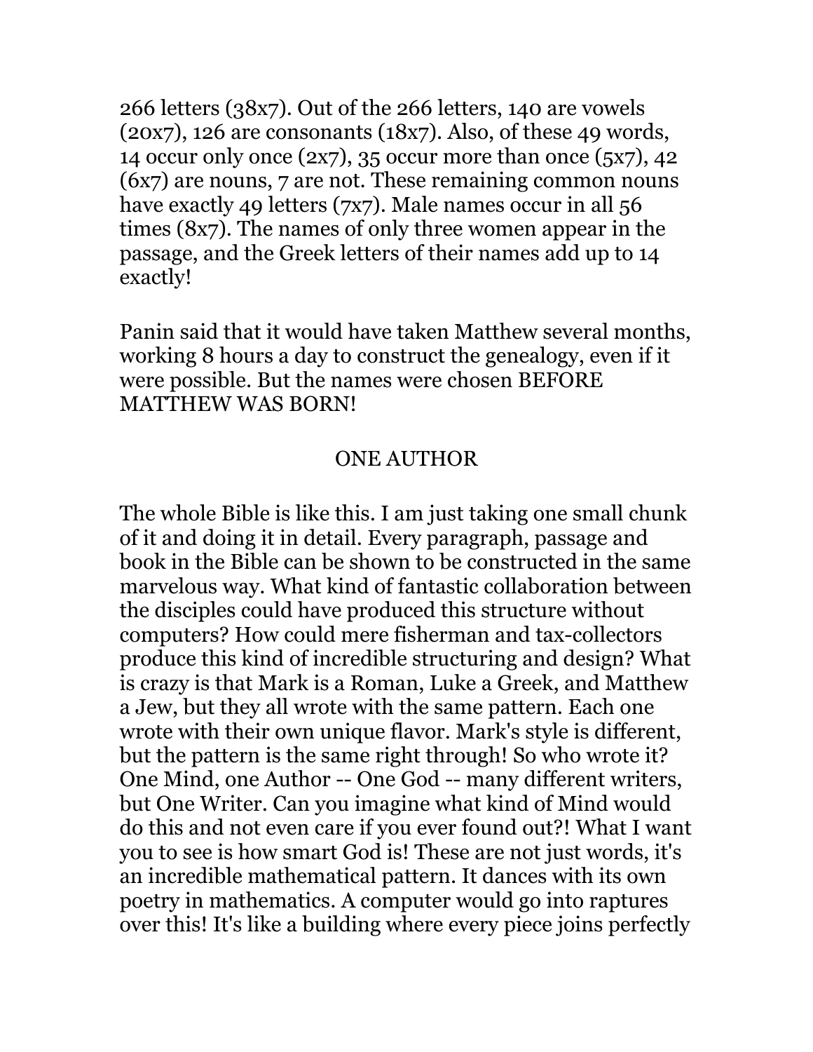266 letters (38x7). Out of the 266 letters, 140 are vowels (20x7), 126 are consonants (18x7). Also, of these 49 words, 14 occur only once (2x7), 35 occur more than once (5x7), 42 (6x7) are nouns, 7 are not. These remaining common nouns have exactly 49 letters (7x7). Male names occur in all 56 times (8x7). The names of only three women appear in the passage, and the Greek letters of their names add up to 14 exactly!

Panin said that it would have taken Matthew several months, working 8 hours a day to construct the genealogy, even if it were possible. But the names were chosen BEFORE MATTHEW WAS BORN!

## ONE AUTHOR

The whole Bible is like this. I am just taking one small chunk of it and doing it in detail. Every paragraph, passage and book in the Bible can be shown to be constructed in the same marvelous way. What kind of fantastic collaboration between the disciples could have produced this structure without computers? How could mere fisherman and tax-collectors produce this kind of incredible structuring and design? What is crazy is that Mark is a Roman, Luke a Greek, and Matthew a Jew, but they all wrote with the same pattern. Each one wrote with their own unique flavor. Mark's style is different, but the pattern is the same right through! So who wrote it? One Mind, one Author -- One God -- many different writers, but One Writer. Can you imagine what kind of Mind would do this and not even care if you ever found out?! What I want you to see is how smart God is! These are not just words, it's an incredible mathematical pattern. It dances with its own poetry in mathematics. A computer would go into raptures over this! It's like a building where every piece joins perfectly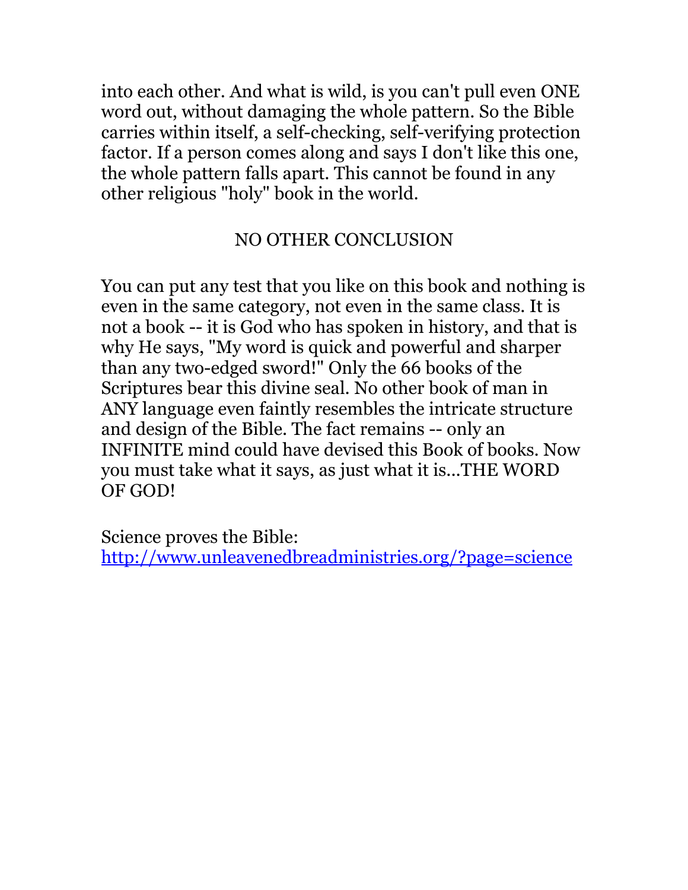into each other. And what is wild, is you can't pull even ONE word out, without damaging the whole pattern. So the Bible carries within itself, a self-checking, self-verifying protection factor. If a person comes along and says I don't like this one, the whole pattern falls apart. This cannot be found in any other religious "holy" book in the world.

## NO OTHER CONCLUSION

You can put any test that you like on this book and nothing is even in the same category, not even in the same class. It is not a book -- it is God who has spoken in history, and that is why He says, "My word is quick and powerful and sharper than any two-edged sword!" Only the 66 books of the Scriptures bear this divine seal. No other book of man in ANY language even faintly resembles the intricate structure and design of the Bible. The fact remains -- only an INFINITE mind could have devised this Book of books. Now you must take what it says, as just what it is...THE WORD OF GOD!

Science proves the Bible:
[http://www.unleavenedbreadministries.org/?page=science](http://www.unleavenedbreadministries.org/?page=science)